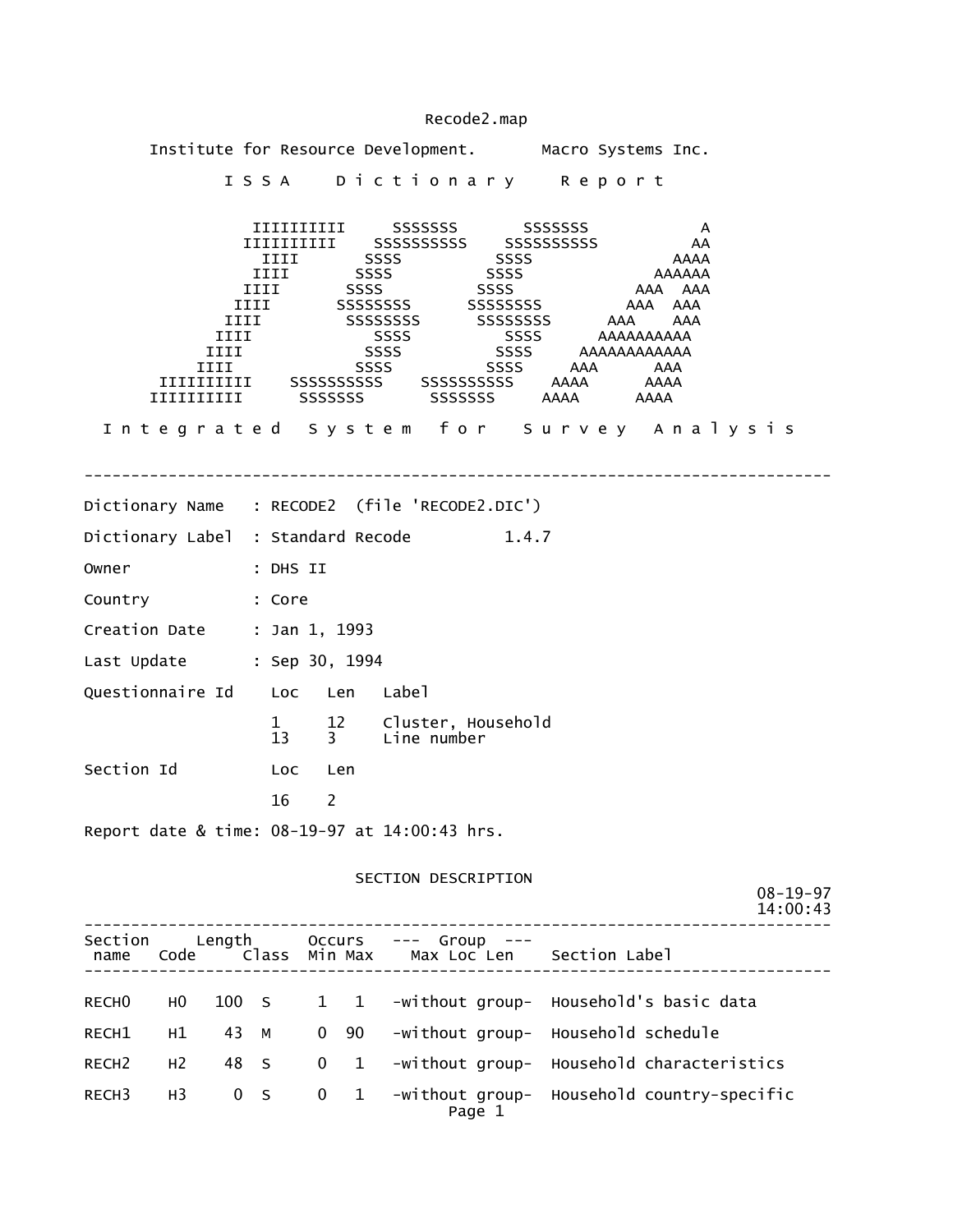Recode2.map

Institute for Resource Development.       Macro Systems Inc.

I S S A    D i c t i o n a r y    R e p o r t

```
               IIIIIIIIII     SSSSSSS       SSSSSSS           A
              IIIIIIIIII    SSSSSSSSSS    SSSSSSSSSS         AA
               IIII       SSSS          SSSS              AAAA
              IIII       SSSS          SSSS             AAAAAA
             IIII       SSSS          SSSS            AAA  AAA
            IIII       SSSSSSSS      SSSSSSSS        AAA  AAA
           IIII         SSSSSSSS      SSSSSSSS      AAA    AAA
          IIII             SSSS          SSSS      AAAAAAAAAA
         IIII             SSSS          SSSS     AAAAAAAAAAAA
        IIII             SSSS          SSSS     AAA      AAA
    IIIIIIIIII    SSSSSSSSSS    SSSSSSSSSS    AAAA      AAAA
   IIIIIIIIII      SSSSSSS       SSSSSSS     AAAA      AAAA
```

I n t e g r a t e d   S y s t e m   f o r   S u r v e y   A n a l y s i s

---

Dictionary Name   : RECODE2  (file 'RECODE2.DIC')

Dictionary Label  : Standard Recode          1.4.7

Owner             : DHS II

Country           : Core

Creation Date     : Jan 1, 1993

Last Update       : Sep 30, 1994

| Questionnaire Id | Loc | Len | Label |
|---|---|---|---|
| | 1 | 12 | Cluster, Household |
| | 13 | 3 | Line number |

| Section Id | Loc | Len |
|---|---|---|
| | 16 | 2 |

Report date & time: 08-19-97 at 14:00:43 hrs.

## SECTION DESCRIPTION

08-19-97
14:00:43

| Section name | Code | Length | Class | Occurs Min | Occurs Max | --- Group --- Max Loc Len | Section Label |
|---|---|---|---|---|---|---|---|
| RECH0 | H0 | 100 | S | 1 | 1 | -without group- | Household's basic data |
| RECH1 | H1 | 43 | M | 0 | 90 | -without group- | Household schedule |
| RECH2 | H2 | 48 | S | 0 | 1 | -without group- | Household characteristics |
| RECH3 | H3 | 0 | S | 0 | 1 | -without group- | Household country-specific |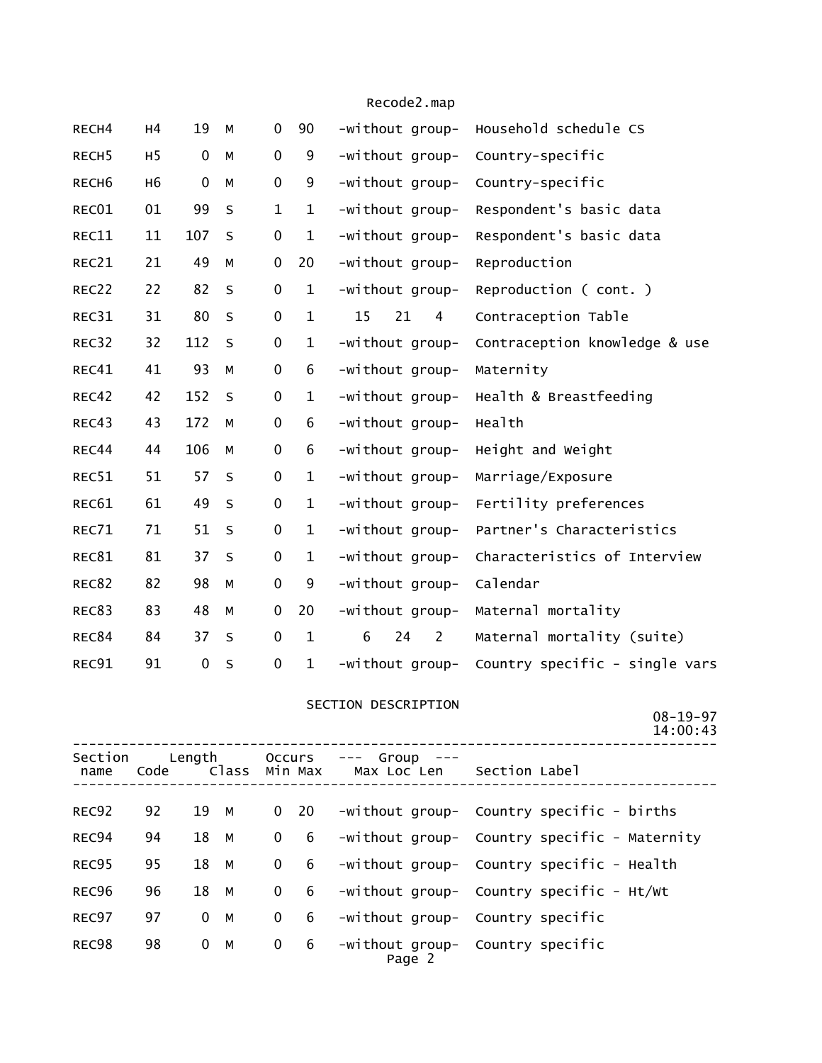| Section name | Code | Length | Class | Occurs Min | Occurs Max | Group Max | Group Loc | Group Len | Section Label |
|---|---|---|---|---|---|---|---|---|---|
| RECH4 | H4 | 19 | M | 0 | 90 | -without group- | | | Household schedule CS |
| RECH5 | H5 | 0 | M | 0 | 9 | -without group- | | | Country-specific |
| RECH6 | H6 | 0 | M | 0 | 9 | -without group- | | | Country-specific |
| REC01 | 01 | 99 | S | 1 | 1 | -without group- | | | Respondent's basic data |
| REC11 | 11 | 107 | S | 0 | 1 | -without group- | | | Respondent's basic data |
| REC21 | 21 | 49 | M | 0 | 20 | -without group- | | | Reproduction |
| REC22 | 22 | 82 | S | 0 | 1 | -without group- | | | Reproduction ( cont. ) |
| REC31 | 31 | 80 | S | 0 | 1 | 15 | 21 | 4 | Contraception Table |
| REC32 | 32 | 112 | S | 0 | 1 | -without group- | | | Contraception knowledge & use |
| REC41 | 41 | 93 | M | 0 | 6 | -without group- | | | Maternity |
| REC42 | 42 | 152 | S | 0 | 1 | -without group- | | | Health & Breastfeeding |
| REC43 | 43 | 172 | M | 0 | 6 | -without group- | | | Health |
| REC44 | 44 | 106 | M | 0 | 6 | -without group- | | | Height and Weight |
| REC51 | 51 | 57 | S | 0 | 1 | -without group- | | | Marriage/Exposure |
| REC61 | 61 | 49 | S | 0 | 1 | -without group- | | | Fertility preferences |
| REC71 | 71 | 51 | S | 0 | 1 | -without group- | | | Partner's Characteristics |
| REC81 | 81 | 37 | S | 0 | 1 | -without group- | | | Characteristics of Interview |
| REC82 | 82 | 98 | M | 0 | 9 | -without group- | | | Calendar |
| REC83 | 83 | 48 | M | 0 | 20 | -without group- | | | Maternal mortality |
| REC84 | 84 | 37 | S | 0 | 1 | 6 | 24 | 2 | Maternal mortality (suite) |
| REC91 | 91 | 0 | S | 0 | 1 | -without group- | | | Country specific - single vars |

SECTION DESCRIPTION

08-19-97
14:00:43

| Section name | Code | Length | Class | Occurs Min | Occurs Max | Group Max | Group Loc | Group Len | Section Label |
|---|---|---|---|---|---|---|---|---|---|
| REC92 | 92 | 19 | M | 0 | 20 | -without group- | | | Country specific - births |
| REC94 | 94 | 18 | M | 0 | 6 | -without group- | | | Country specific - Maternity |
| REC95 | 95 | 18 | M | 0 | 6 | -without group- | | | Country specific - Health |
| REC96 | 96 | 18 | M | 0 | 6 | -without group- | | | Country specific - Ht/Wt |
| REC97 | 97 | 0 | M | 0 | 6 | -without group- | | | Country specific |
| REC98 | 98 | 0 | M | 0 | 6 | -without group- | | | Country specific |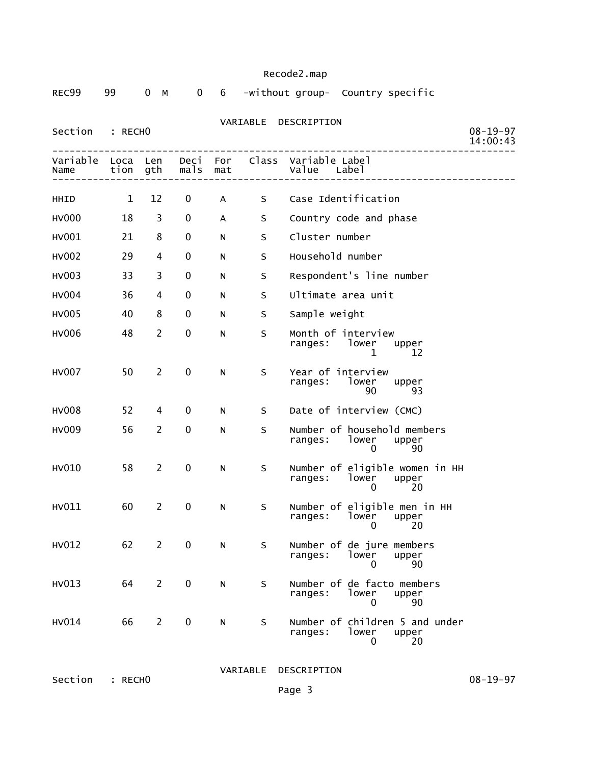Recode2.map

REC99 99 0 M 0 6 -without group- Country specific

VARIABLE DESCRIPTION

Section : RECH0 08-19-97 14:00:43

| Variable Name | Location | Length | Decimals | Format | Class | Variable Label / Value Label |
|---|---|---|---|---|---|---|
| HHID | 1 | 12 | 0 | A | S | Case Identification |
| HV000 | 18 | 3 | 0 | A | S | Country code and phase |
| HV001 | 21 | 8 | 0 | N | S | Cluster number |
| HV002 | 29 | 4 | 0 | N | S | Household number |
| HV003 | 33 | 3 | 0 | N | S | Respondent's line number |
| HV004 | 36 | 4 | 0 | N | S | Ultimate area unit |
| HV005 | 40 | 8 | 0 | N | S | Sample weight |
| HV006 | 48 | 2 | 0 | N | S | Month of interview<br>ranges: lower 1 upper 12 |
| HV007 | 50 | 2 | 0 | N | S | Year of interview<br>ranges: lower 90 upper 93 |
| HV008 | 52 | 4 | 0 | N | S | Date of interview (CMC) |
| HV009 | 56 | 2 | 0 | N | S | Number of household members<br>ranges: lower 0 upper 90 |
| HV010 | 58 | 2 | 0 | N | S | Number of eligible women in HH<br>ranges: lower 0 upper 20 |
| HV011 | 60 | 2 | 0 | N | S | Number of eligible men in HH<br>ranges: lower 0 upper 20 |
| HV012 | 62 | 2 | 0 | N | S | Number of de jure members<br>ranges: lower 0 upper 90 |
| HV013 | 64 | 2 | 0 | N | S | Number of de facto members<br>ranges: lower 0 upper 90 |
| HV014 | 66 | 2 | 0 | N | S | Number of children 5 and under<br>ranges: lower 0 upper 20 |

VARIABLE DESCRIPTION

Section : RECH0 08-19-97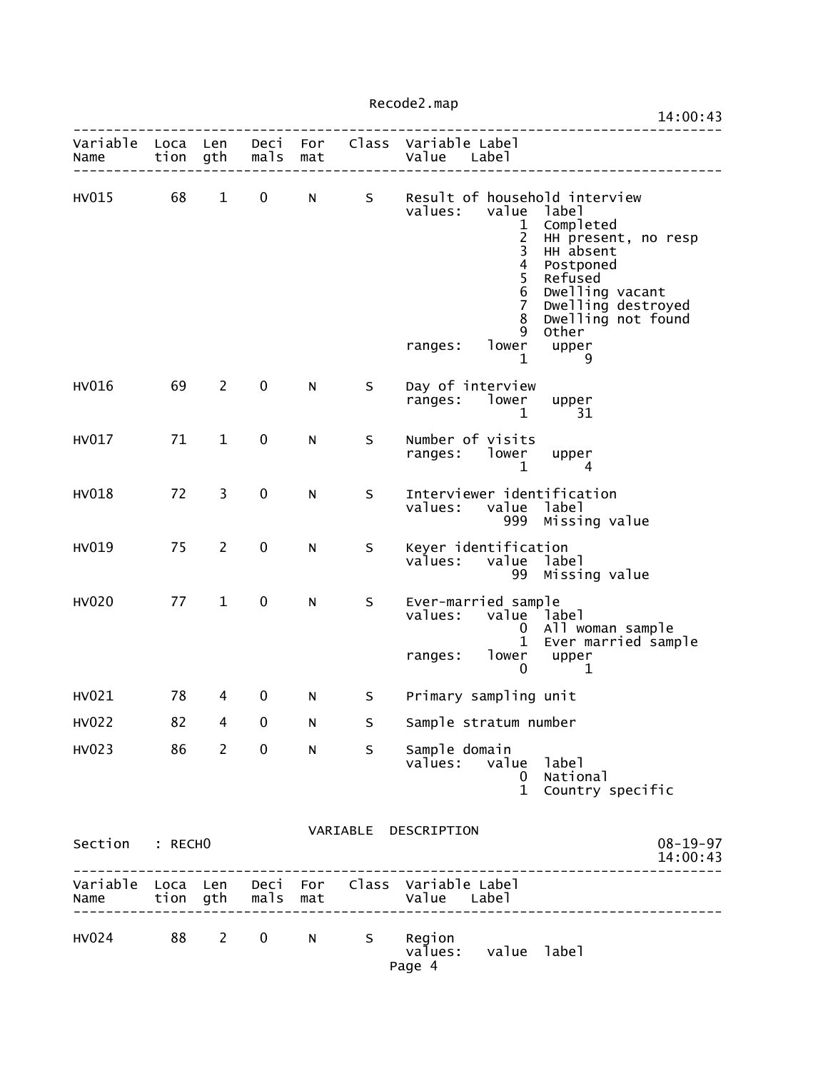| Variable Name | Location | Length | Decimals | Format | Class | Variable Label / Value Label |
|---|---|---|---|---|---|---|
| HV015 | 68 | 1 | 0 | N | S | Result of household interview |
| | | | | | | values: value label |
| | | | | | | 1 Completed |
| | | | | | | 2 HH present, no resp |
| | | | | | | 3 HH absent |
| | | | | | | 4 Postponed |
| | | | | | | 5 Refused |
| | | | | | | 6 Dwelling vacant |
| | | | | | | 7 Dwelling destroyed |
| | | | | | | 8 Dwelling not found |
| | | | | | | 9 Other |
| | | | | | | ranges: lower upper |
| | | | | | | 1 9 |
| HV016 | 69 | 2 | 0 | N | S | Day of interview |
| | | | | | | ranges: lower upper |
| | | | | | | 1 31 |
| HV017 | 71 | 1 | 0 | N | S | Number of visits |
| | | | | | | ranges: lower upper |
| | | | | | | 1 4 |
| HV018 | 72 | 3 | 0 | N | S | Interviewer identification |
| | | | | | | values: value label |
| | | | | | | 999 Missing value |
| HV019 | 75 | 2 | 0 | N | S | Keyer identification |
| | | | | | | values: value label |
| | | | | | | 99 Missing value |
| HV020 | 77 | 1 | 0 | N | S | Ever-married sample |
| | | | | | | values: value label |
| | | | | | | 0 All woman sample |
| | | | | | | 1 Ever married sample |
| | | | | | | ranges: lower upper |
| | | | | | | 0 1 |
| HV021 | 78 | 4 | 0 | N | S | Primary sampling unit |
| HV022 | 82 | 4 | 0 | N | S | Sample stratum number |
| HV023 | 86 | 2 | 0 | N | S | Sample domain |
| | | | | | | values: value label |
| | | | | | | 0 National |
| | | | | | | 1 Country specific |

VARIABLE DESCRIPTION

Section : RECH0

08-19-97
14:00:43

| Variable Name | Location | Length | Decimals | Format | Class | Variable Label / Value Label |
|---|---|---|---|---|---|---|
| HV024 | 88 | 2 | 0 | N | S | Region |
| | | | | | | values: value label |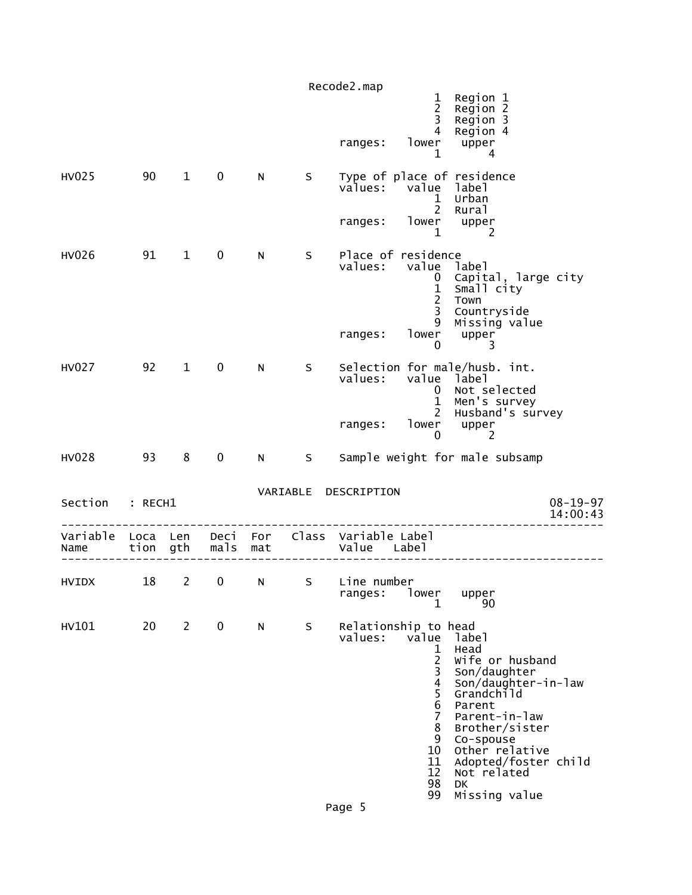```
                                                          1  Region 1
                                                          2  Region 2
                                                          3  Region 3
                                                          4  Region 4
                                       ranges:   lower   upper
                                                          1      4

HV025        90    1    0     N      S    Type of place of residence
                                       values:   value  label
                                                          1  Urban
                                                          2  Rural
                                       ranges:   lower   upper
                                                          1      2

HV026        91    1    0     N      S    Place of residence
                                       values:   value  label
                                                          0  Capital, large city
                                                          1  Small city
                                                          2  Town
                                                          3  Countryside
                                                          9  Missing value
                                       ranges:   lower   upper
                                                          0      3

HV027        92    1    0     N      S    Selection for male/husb. int.
                                       values:   value  label
                                                          0  Not selected
                                                          1  Men's survey
                                                          2  Husband's survey
                                       ranges:   lower   upper
                                                          0      2

HV028        93    8    0     N      S    Sample weight for male subsamp


                                VARIABLE  DESCRIPTION
Section   : RECH1                                                           08-19-97
                                                                            14:00:43
--------------------------------------------------------------------------------
Variable  Loca  Len   Deci  For   Class  Variable Label
Name      tion  gth   mals  mat          Value   Label
--------------------------------------------------------------------------------

HVIDX        18    2    0     N      S    Line number
                                       ranges:   lower   upper
                                                          1     90

HV101        20    2    0     N      S    Relationship to head
                                       values:   value  label
                                                          1  Head
                                                          2  Wife or husband
                                                          3  Son/daughter
                                                          4  Son/daughter-in-law
                                                          5  Grandchild
                                                          6  Parent
                                                          7  Parent-in-law
                                                          8  Brother/sister
                                                          9  Co-spouse
                                                         10  Other relative
                                                         11  Adopted/foster child
                                                         12  Not related
                                                         98  DK
                                                         99  Missing value
```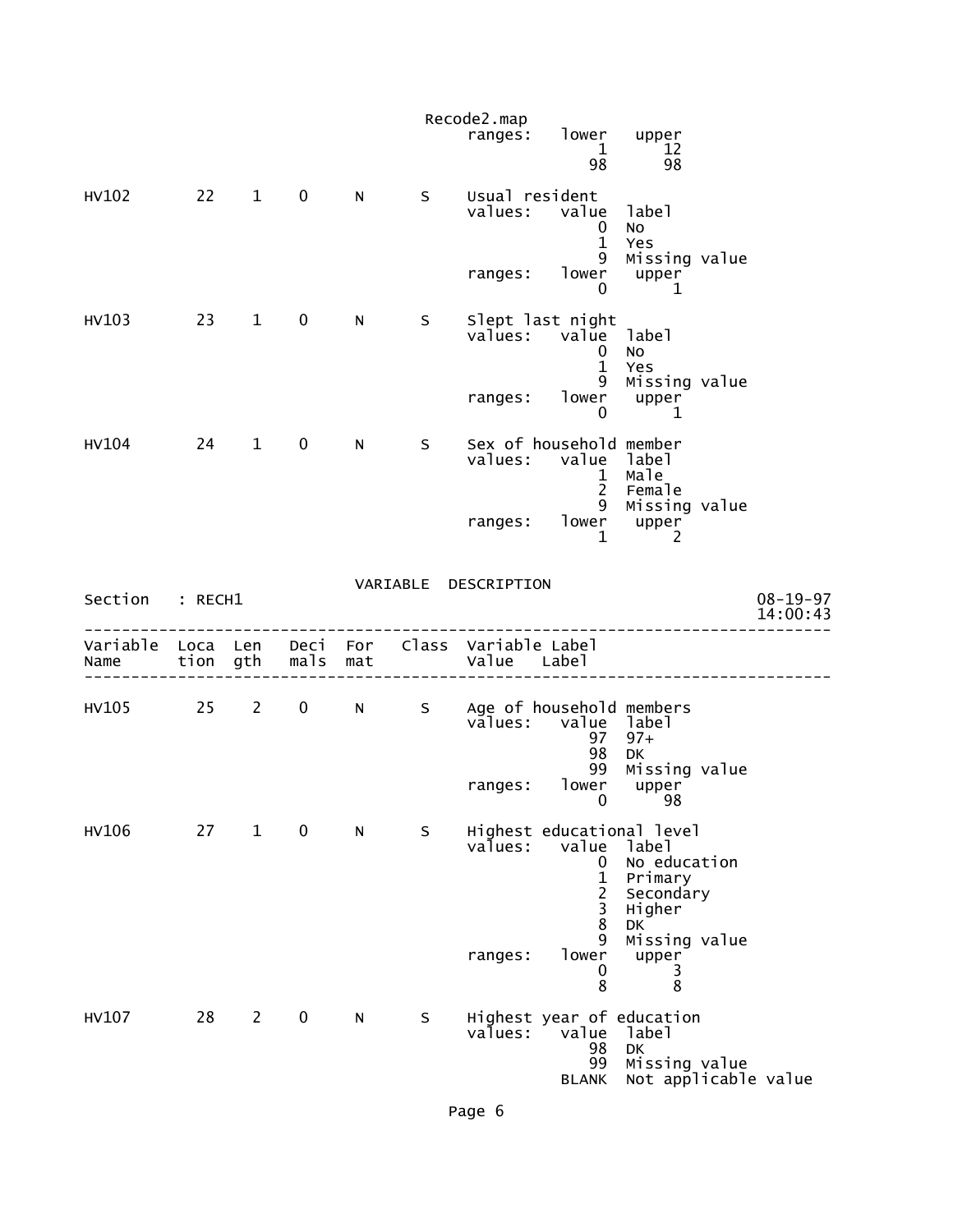```
                                             Recode2.map
                                                 ranges:   lower   upper
                                                               1      12
                                                              98      98

HV102        22    1    0     N      S    Usual resident
                                          values:   value  label
                                                        0  No
                                                        1  Yes
                                                        9  Missing value
                                          ranges:   lower   upper
                                                        0       1

HV103        23    1    0     N      S    Slept last night
                                          values:   value  label
                                                        0  No
                                                        1  Yes
                                                        9  Missing value
                                          ranges:   lower   upper
                                                        0       1

HV104        24    1    0     N      S    Sex of household member
                                          values:   value  label
                                                        1  Male
                                                        2  Female
                                                        9  Missing value
                                          ranges:   lower   upper
                                                        1       2
```

VARIABLE DESCRIPTION

```
Section   : RECH1                                                          08-19-97
                                                                           14:00:43
-------------------------------------------------------------------------------------
Variable  Loca  Len   Deci  For   Class  Variable Label
Name      tion  gth   mals  mat          Value   Label
-------------------------------------------------------------------------------------

HV105        25    2    0     N      S    Age of household members
                                          values:   value  label
                                                       97  97+
                                                       98  DK
                                                       99  Missing value
                                          ranges:   lower   upper
                                                        0      98

HV106        27    1    0     N      S    Highest educational level
                                          values:   value  label
                                                        0  No education
                                                        1  Primary
                                                        2  Secondary
                                                        3  Higher
                                                        8  DK
                                                        9  Missing value
                                          ranges:   lower   upper
                                                        0       3
                                                        8       8

HV107        28    2    0     N      S    Highest year of education
                                          values:   value  label
                                                       98  DK
                                                       99  Missing value
                                                    BLANK  Not applicable value
```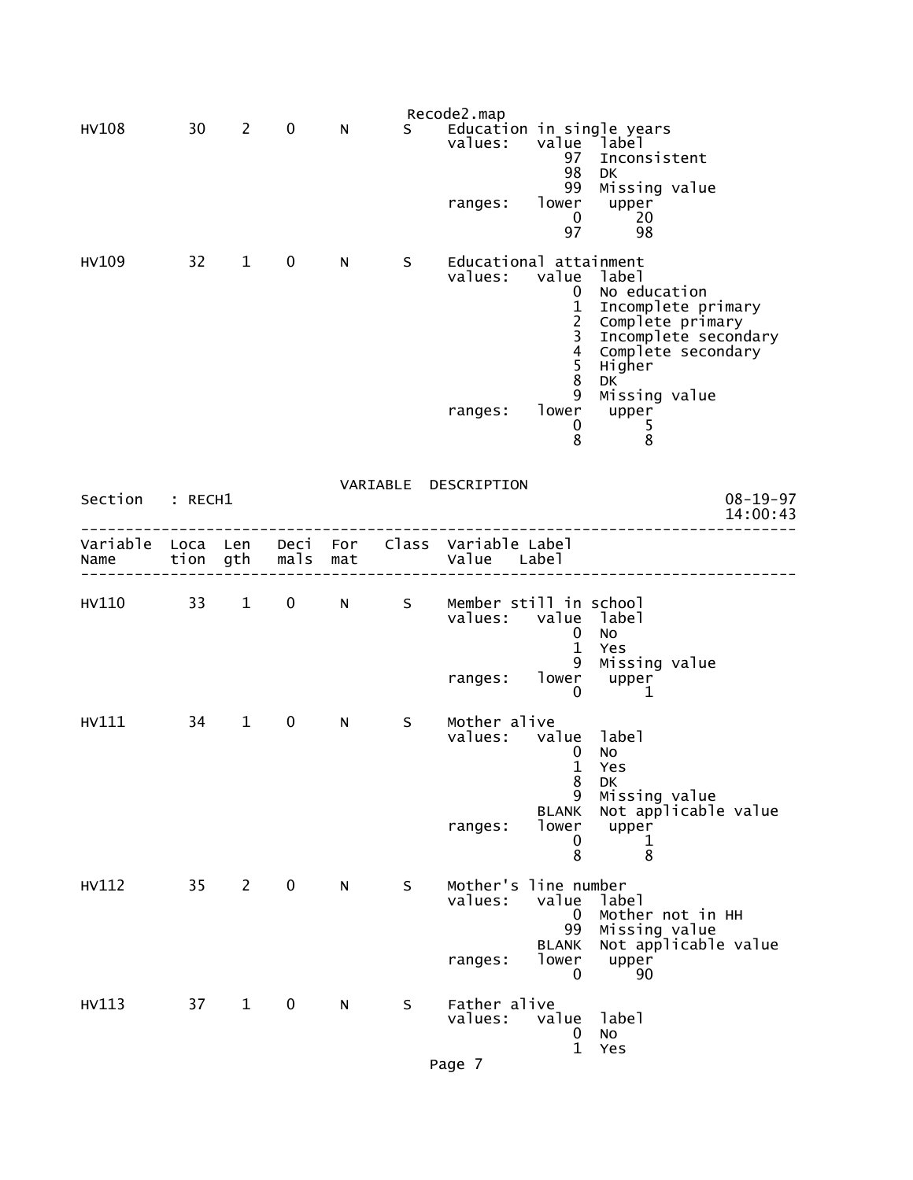Recode2.map

```
HV108        30    2    0     N      S    Education in single years
                                          values:   value  label
                                                       97  Inconsistent
                                                       98  DK
                                                       99  Missing value
                                          ranges:   lower   upper
                                                        0      20
                                                       97      98

HV109        32    1    0     N      S    Educational attainment
                                          values:   value  label
                                                        0  No education
                                                        1  Incomplete primary
                                                        2  Complete primary
                                                        3  Incomplete secondary
                                                        4  Complete secondary
                                                        5  Higher
                                                        8  DK
                                                        9  Missing value
                                          ranges:   lower   upper
                                                        0       5
                                                        8       8
```

VARIABLE DESCRIPTION

```
Section   : RECH1                                                     08-19-97
                                                                      14:00:43
-------------------------------------------------------------------------------
Variable  Loca  Len   Deci  For   Class  Variable Label
Name      tion  gth   mals  mat          Value   Label
-------------------------------------------------------------------------------

HV110        33    1    0     N      S    Member still in school
                                          values:   value  label
                                                        0  No
                                                        1  Yes
                                                        9  Missing value
                                          ranges:   lower   upper
                                                        0       1

HV111        34    1    0     N      S    Mother alive
                                          values:   value  label
                                                        0  No
                                                        1  Yes
                                                        8  DK
                                                        9  Missing value
                                                    BLANK  Not applicable value
                                          ranges:   lower   upper
                                                        0       1
                                                        8       8

HV112        35    2    0     N      S    Mother's line number
                                          values:   value  label
                                                        0  Mother not in HH
                                                       99  Missing value
                                                    BLANK  Not applicable value
                                          ranges:   lower   upper
                                                        0      90

HV113        37    1    0     N      S    Father alive
                                          values:   value  label
                                                        0  No
                                                        1  Yes
```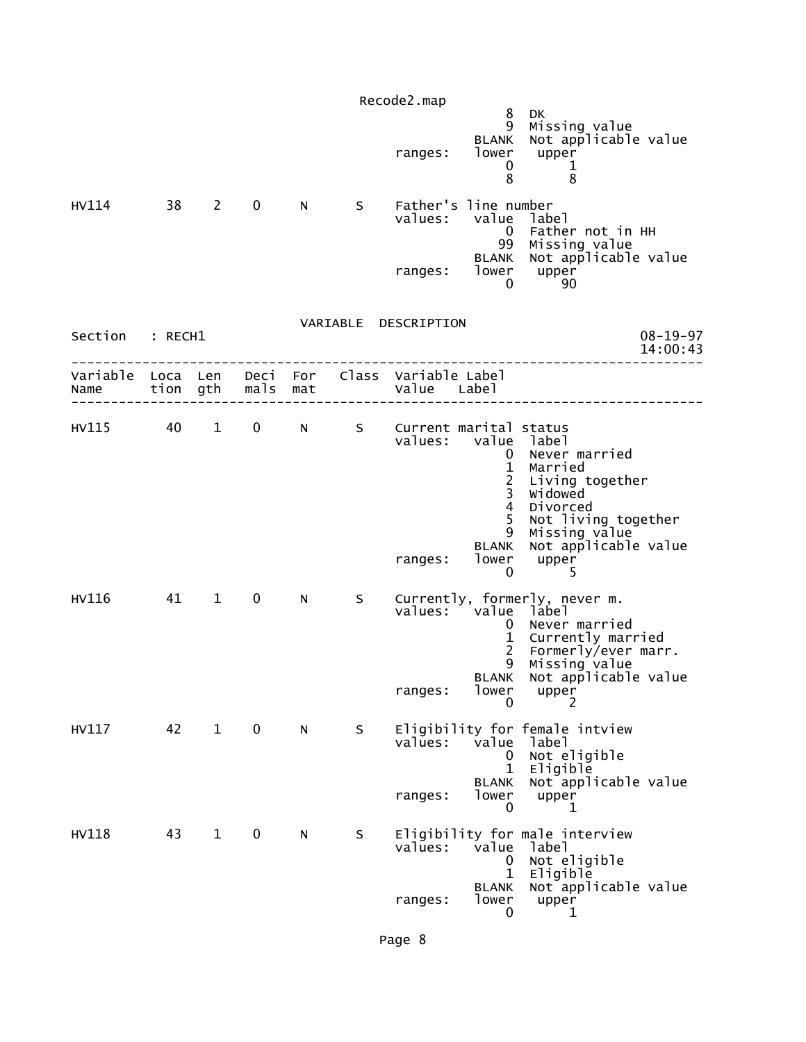```
                                                        8  DK
                                                        9  Missing value
                                                    BLANK  Not applicable value
                                       ranges:      lower   upper
                                                        0       1
                                                        8       8

HV114        38    2    0    N      S    Father's line number
                                       values:      value  label
                                                        0  Father not in HH
                                                       99  Missing value
                                                    BLANK  Not applicable value
                                       ranges:      lower   upper
                                                        0      90
```

VARIABLE DESCRIPTION

Section : RECH1 08-19-97 14:00:43

```
-------------------------------------------------------------------------------
Variable  Loca  Len   Deci  For   Class  Variable Label
Name      tion  gth   mals  mat          Value   Label
-------------------------------------------------------------------------------

HV115        40    1    0    N      S    Current marital status
                                       values:      value  label
                                                        0  Never married
                                                        1  Married
                                                        2  Living together
                                                        3  Widowed
                                                        4  Divorced
                                                        5  Not living together
                                                        9  Missing value
                                                    BLANK  Not applicable value
                                       ranges:      lower   upper
                                                        0       5

HV116        41    1    0    N      S    Currently, formerly, never m.
                                       values:      value  label
                                                        0  Never married
                                                        1  Currently married
                                                        2  Formerly/ever marr.
                                                        9  Missing value
                                                    BLANK  Not applicable value
                                       ranges:      lower   upper
                                                        0       2

HV117        42    1    0    N      S    Eligibility for female intview
                                       values:      value  label
                                                        0  Not eligible
                                                        1  Eligible
                                                    BLANK  Not applicable value
                                       ranges:      lower   upper
                                                        0       1

HV118        43    1    0    N      S    Eligibility for male interview
                                       values:      value  label
                                                        0  Not eligible
                                                        1  Eligible
                                                    BLANK  Not applicable value
                                       ranges:      lower   upper
                                                        0       1
```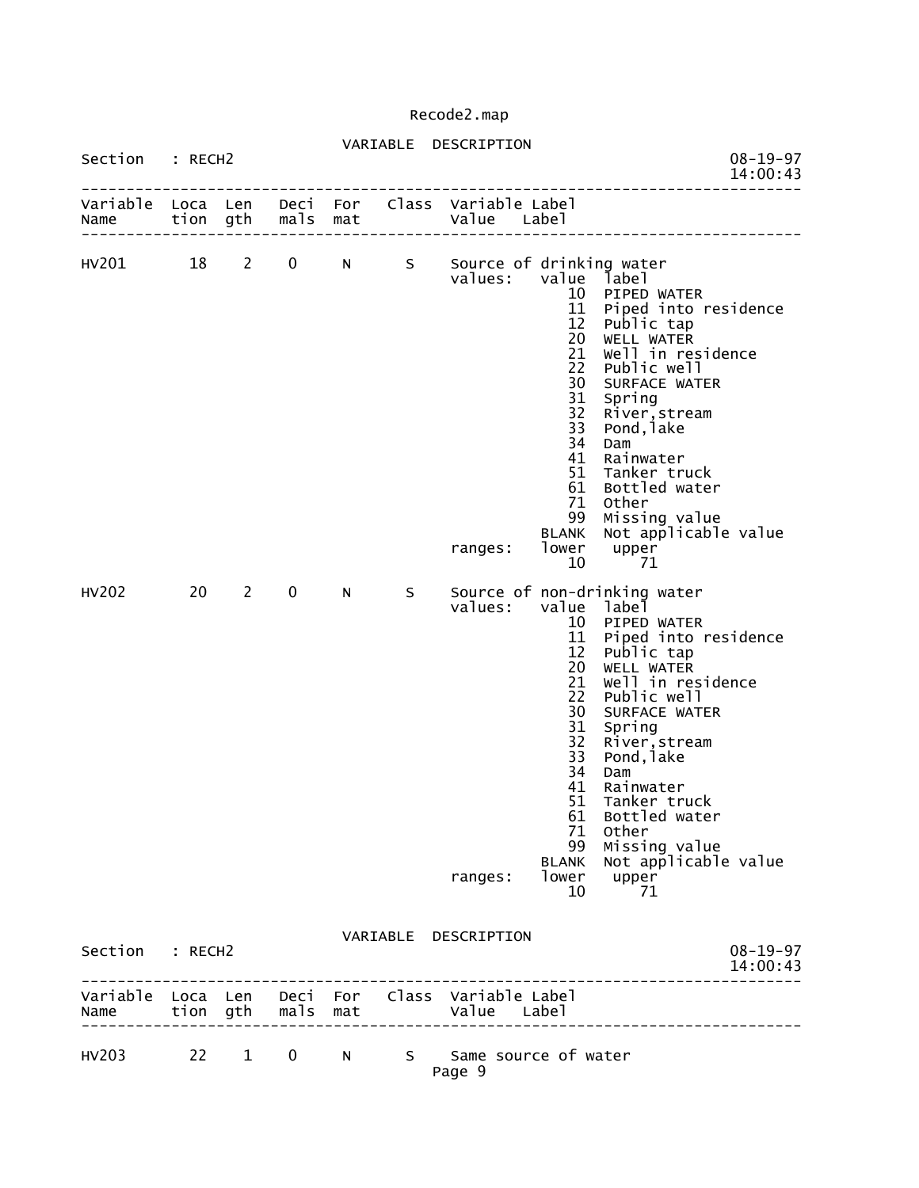Recode2.map

VARIABLE DESCRIPTION

Section : RECH2 08-19-97 14:00:43

```
--------------------------------------------------------------------------------
Variable  Loca  Len   Deci  For    Class  Variable Label
Name      tion  gth   mals  mat           Value    Label
--------------------------------------------------------------------------------

HV201       18    2    0     N       S    Source of drinking water
                                          values:   value  label
                                                      10   PIPED WATER
                                                      11   Piped into residence
                                                      12   Public tap
                                                      20   WELL WATER
                                                      21   Well in residence
                                                      22   Public well
                                                      30   SURFACE WATER
                                                      31   Spring
                                                      32   River,stream
                                                      33   Pond,lake
                                                      34   Dam
                                                      41   Rainwater
                                                      51   Tanker truck
                                                      61   Bottled water
                                                      71   Other
                                                      99   Missing value
                                                   BLANK   Not applicable value
                                          ranges:   lower   upper
                                                      10      71

HV202       20    2    0     N       S    Source of non-drinking water
                                          values:   value  label
                                                      10   PIPED WATER
                                                      11   Piped into residence
                                                      12   Public tap
                                                      20   WELL WATER
                                                      21   Well in residence
                                                      22   Public well
                                                      30   SURFACE WATER
                                                      31   Spring
                                                      32   River,stream
                                                      33   Pond,lake
                                                      34   Dam
                                                      41   Rainwater
                                                      51   Tanker truck
                                                      61   Bottled water
                                                      71   Other
                                                      99   Missing value
                                                   BLANK   Not applicable value
                                          ranges:   lower   upper
                                                      10      71
```

VARIABLE DESCRIPTION

Section : RECH2 08-19-97 14:00:43

```
--------------------------------------------------------------------------------
Variable  Loca  Len   Deci  For    Class  Variable Label
Name      tion  gth   mals  mat           Value    Label
--------------------------------------------------------------------------------

HV203       22    1    0     N       S    Same source of water
```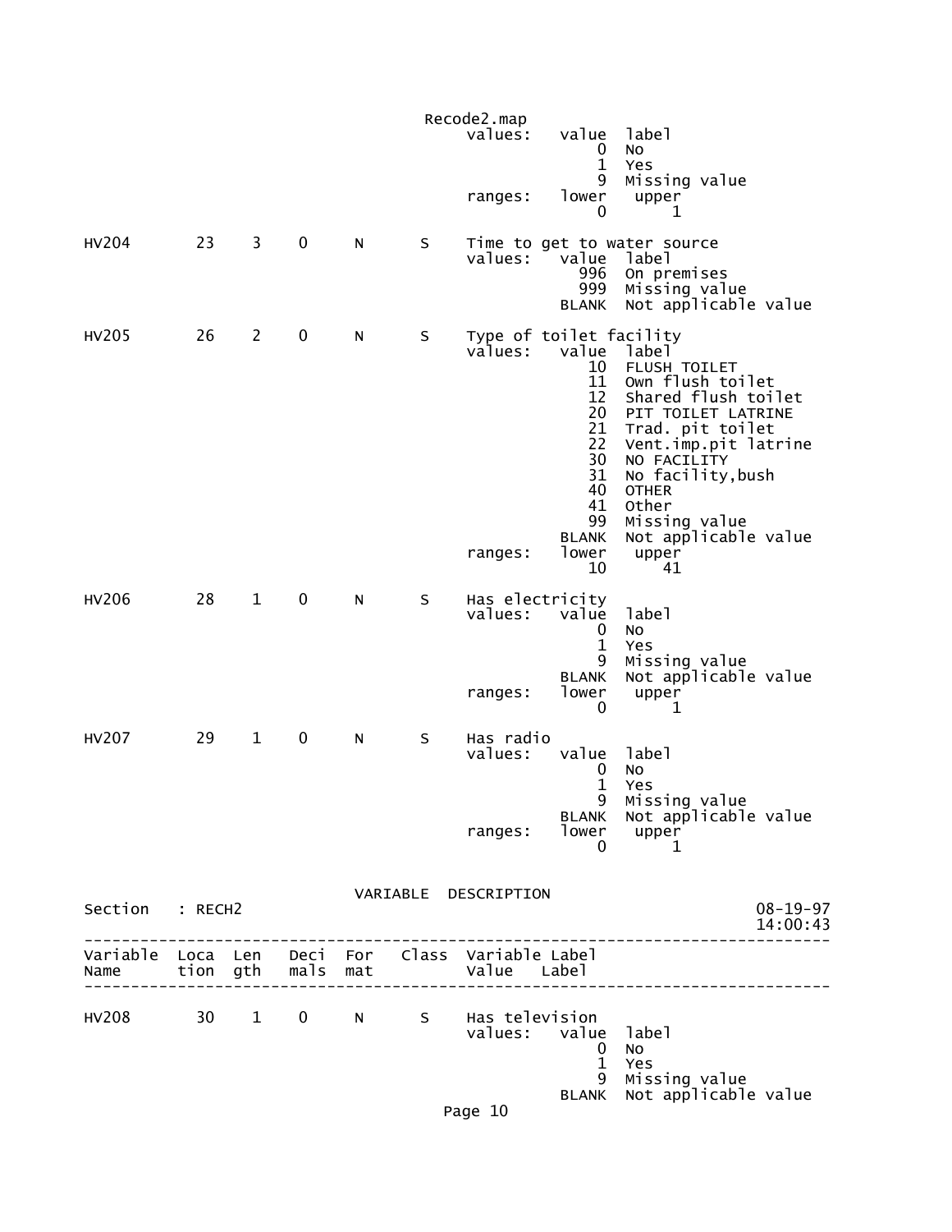```
                                          Recode2.map
                                              values:   value  label
                                                            0  No
                                                            1  Yes
                                                            9  Missing value
                                              ranges:   lower   upper
                                                            0       1

HV204        23    3    0     N       S    Time to get to water source
                                              values:   value  label
                                                          996  On premises
                                                          999  Missing value
                                                        BLANK  Not applicable value

HV205        26    2    0     N       S    Type of toilet facility
                                              values:   value  label
                                                           10  FLUSH TOILET
                                                           11  Own flush toilet
                                                           12  Shared flush toilet
                                                           20  PIT TOILET LATRINE
                                                           21  Trad. pit toilet
                                                           22  Vent.imp.pit latrine
                                                           30  NO FACILITY
                                                           31  No facility,bush
                                                           40  OTHER
                                                           41  Other
                                                           99  Missing value
                                                        BLANK  Not applicable value
                                              ranges:   lower   upper
                                                           10      41

HV206        28    1    0     N       S    Has electricity
                                              values:   value  label
                                                            0  No
                                                            1  Yes
                                                            9  Missing value
                                                        BLANK  Not applicable value
                                              ranges:   lower   upper
                                                            0       1

HV207        29    1    0     N       S    Has radio
                                              values:   value  label
                                                            0  No
                                                            1  Yes
                                                            9  Missing value
                                                        BLANK  Not applicable value
                                              ranges:   lower   upper
                                                            0       1


                                   VARIABLE  DESCRIPTION
Section   : RECH2                                                        08-19-97
                                                                         14:00:43
---------------------------------------------------------------------------------
Variable  Loca  Len   Deci  For   Class  Variable Label
Name      tion  gth   mals  mat          Value   Label
---------------------------------------------------------------------------------

HV208        30    1    0     N       S    Has television
                                              values:   value  label
                                                            0  No
                                                            1  Yes
                                                            9  Missing value
                                                        BLANK  Not applicable value
```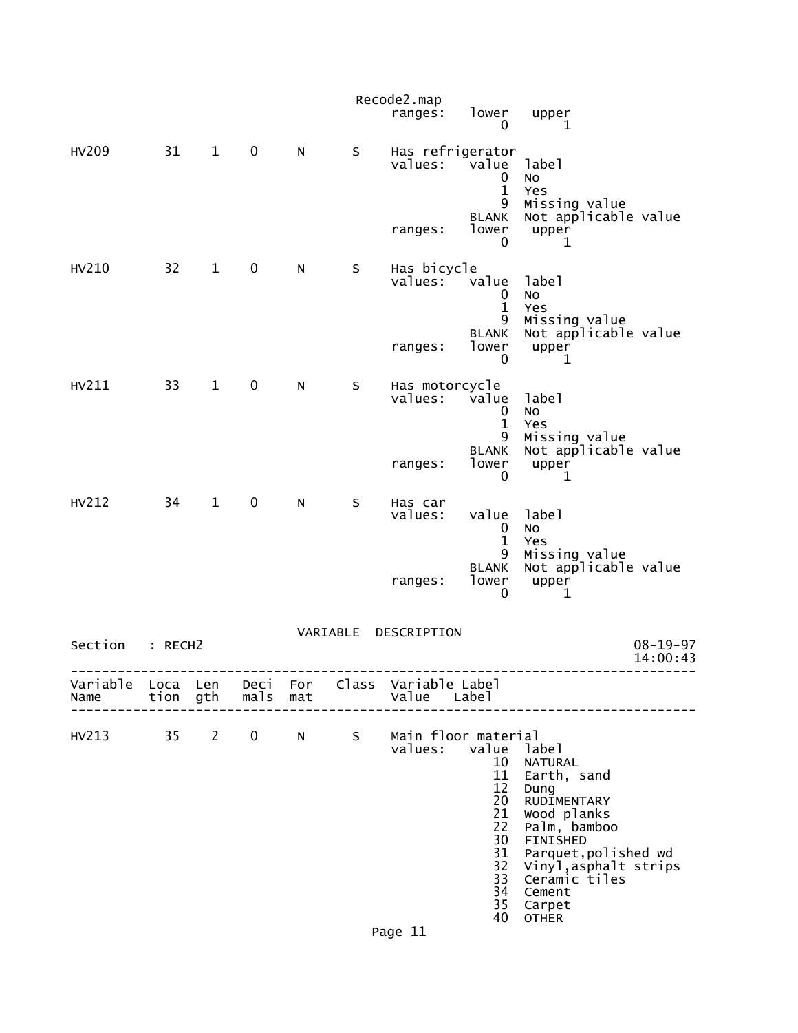```
                                            Recode2.map
                                                 ranges:   lower   upper
                                                               0       1

HV209         31    1    0      N      S     Has refrigerator
                                             values:   value  label
                                                           0  No
                                                           1  Yes
                                                           9  Missing value
                                                       BLANK  Not applicable value
                                             ranges:   lower   upper
                                                           0       1

HV210         32    1    0      N      S     Has bicycle
                                             values:   value  label
                                                           0  No
                                                           1  Yes
                                                           9  Missing value
                                                       BLANK  Not applicable value
                                             ranges:   lower   upper
                                                           0       1

HV211         33    1    0      N      S     Has motorcycle
                                             values:   value  label
                                                           0  No
                                                           1  Yes
                                                           9  Missing value
                                                       BLANK  Not applicable value
                                             ranges:   lower   upper
                                                           0       1

HV212         34    1    0      N      S     Has car
                                             values:   value  label
                                                           0  No
                                                           1  Yes
                                                           9  Missing value
                                                       BLANK  Not applicable value
                                             ranges:   lower   upper
                                                           0       1

                                   VARIABLE  DESCRIPTION
Section   : RECH2                                                          08-19-97
                                                                           14:00:43
-----------------------------------------------------------------------------------
Variable  Loca  Len   Deci  For   Class  Variable Label
Name      tion  gth   mals  mat          Value    Label
-----------------------------------------------------------------------------------

HV213         35    2    0      N      S     Main floor material
                                             values:   value  label
                                                          10  NATURAL
                                                          11  Earth, sand
                                                          12  Dung
                                                          20  RUDIMENTARY
                                                          21  Wood planks
                                                          22  Palm, bamboo
                                                          30  FINISHED
                                                          31  Parquet,polished wd
                                                          32  Vinyl,asphalt strips
                                                          33  Ceramic tiles
                                                          34  Cement
                                                          35  Carpet
                                                          40  OTHER
```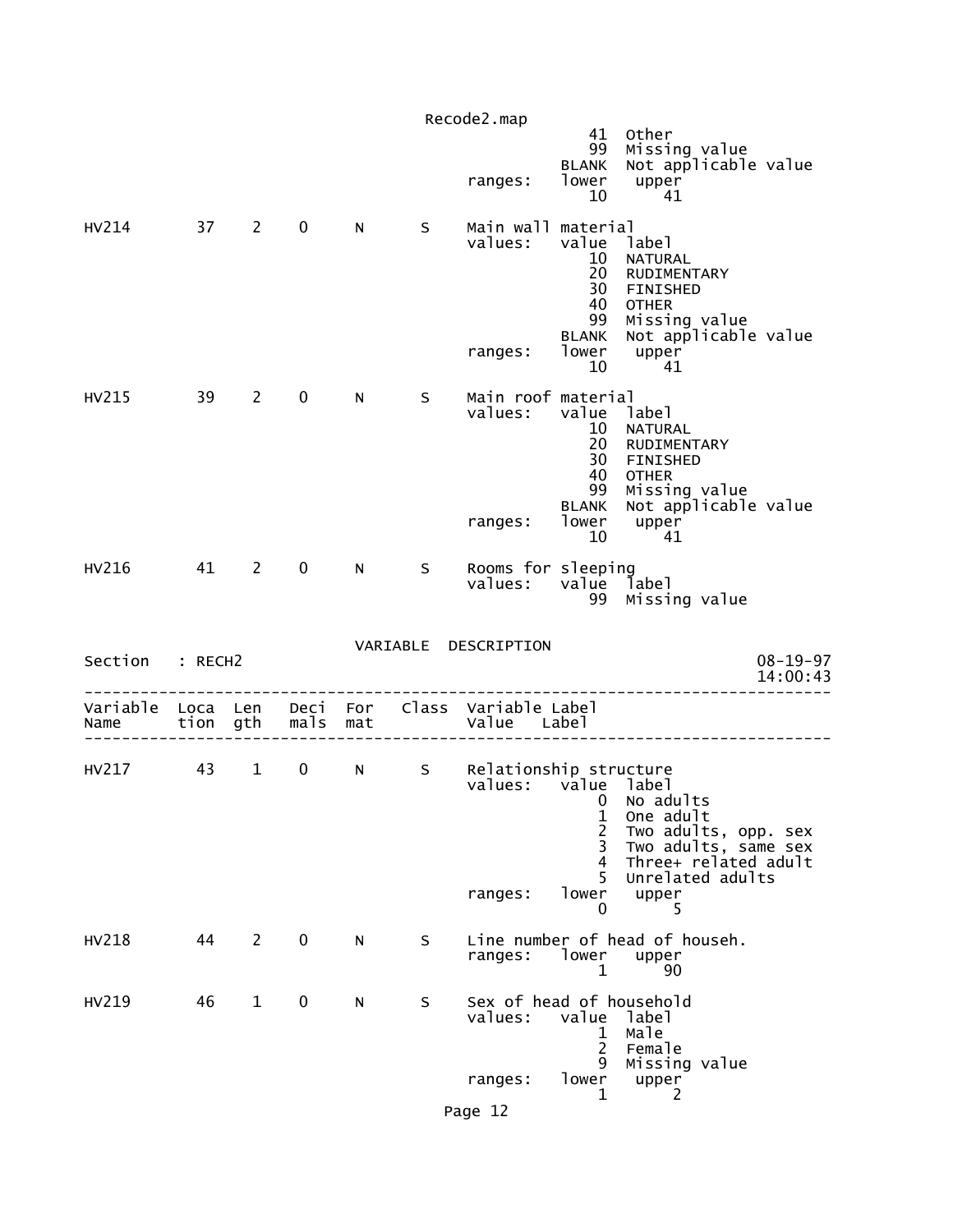```
                                        41  Other
                                        99  Missing value
                                     BLANK  Not applicable value
                            ranges:  lower   upper
                                        10      41

HV214      37   2    0     N     S    Main wall material
                            values:  value  label
                                        10  NATURAL
                                        20  RUDIMENTARY
                                        30  FINISHED
                                        40  OTHER
                                        99  Missing value
                                     BLANK  Not applicable value
                            ranges:  lower   upper
                                        10      41

HV215      39   2    0     N     S    Main roof material
                            values:  value  label
                                        10  NATURAL
                                        20  RUDIMENTARY
                                        30  FINISHED
                                        40  OTHER
                                        99  Missing value
                                     BLANK  Not applicable value
                            ranges:  lower   upper
                                        10      41

HV216      41   2    0     N     S    Rooms for sleeping
                            values:  value  label
                                        99  Missing value
```

VARIABLE DESCRIPTION

Section : RECH2

```
--------------------------------------------------------------------------------
Variable  Loca  Len   Deci  For   Class  Variable Label
Name      tion  gth   mals  mat          Value   Label
--------------------------------------------------------------------------------

HV217      43   1    0     N     S    Relationship structure
                            values:  value  label
                                         0  No adults
                                         1  One adult
                                         2  Two adults, opp. sex
                                         3  Two adults, same sex
                                         4  Three+ related adult
                                         5  Unrelated adults
                            ranges:  lower   upper
                                         0       5

HV218      44   2    0     N     S    Line number of head of househ.
                            ranges:  lower   upper
                                         1      90

HV219      46   1    0     N     S    Sex of head of household
                            values:  value  label
                                         1  Male
                                         2  Female
                                         9  Missing value
                            ranges:  lower   upper
                                         1       2
```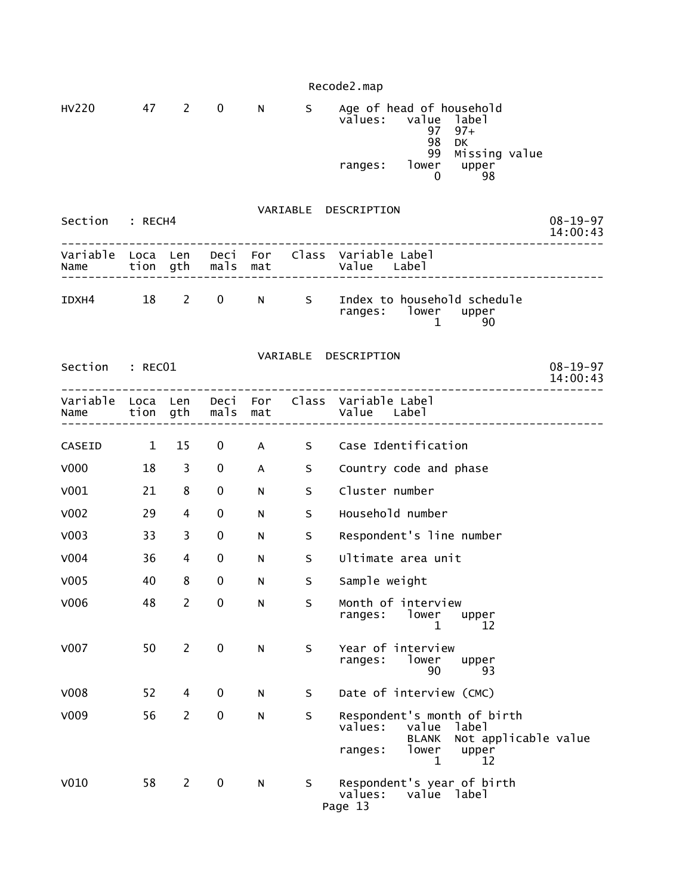| Variable Name | Location | Length | Decimals | Format | Class | Variable Label / Value Label |
|---|---|---|---|---|---|---|
| HV220 | 47 | 2 | 0 | N | S | Age of head of household<br>values: value label<br>97 97+<br>98 DK<br>99 Missing value<br>ranges: lower upper<br>0 98 |

VARIABLE DESCRIPTION

Section : RECH4 08-19-97 14:00:43

| Variable Name | Location | Length | Decimals | Format | Class | Variable Label / Value Label |
|---|---|---|---|---|---|---|
| IDXH4 | 18 | 2 | 0 | N | S | Index to household schedule<br>ranges: lower upper<br>1 90 |

VARIABLE DESCRIPTION

Section : REC01 08-19-97 14:00:43

| Variable Name | Location | Length | Decimals | Format | Class | Variable Label / Value Label |
|---|---|---|---|---|---|---|
| CASEID | 1 | 15 | 0 | A | S | Case Identification |
| V000 | 18 | 3 | 0 | A | S | Country code and phase |
| V001 | 21 | 8 | 0 | N | S | Cluster number |
| V002 | 29 | 4 | 0 | N | S | Household number |
| V003 | 33 | 3 | 0 | N | S | Respondent's line number |
| V004 | 36 | 4 | 0 | N | S | Ultimate area unit |
| V005 | 40 | 8 | 0 | N | S | Sample weight |
| V006 | 48 | 2 | 0 | N | S | Month of interview<br>ranges: lower upper<br>1 12 |
| V007 | 50 | 2 | 0 | N | S | Year of interview<br>ranges: lower upper<br>90 93 |
| V008 | 52 | 4 | 0 | N | S | Date of interview (CMC) |
| V009 | 56 | 2 | 0 | N | S | Respondent's month of birth<br>values: value label<br>BLANK Not applicable value<br>ranges: lower upper<br>1 12 |
| V010 | 58 | 2 | 0 | N | S | Respondent's year of birth<br>values: value label |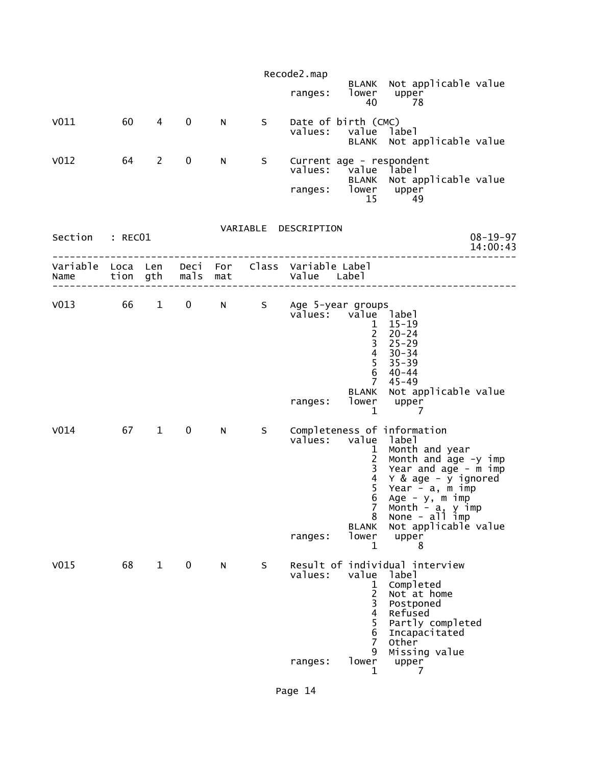```
                                     BLANK  Not applicable value
                           ranges:   lower   upper
                                        40      78

V011        60    4    0    N     S    Date of birth (CMC)
                                       values:   value  label
                                                 BLANK  Not applicable value

V012        64    2    0    N     S    Current age - respondent
                                       values:   value  label
                                                 BLANK  Not applicable value
                                       ranges:   lower   upper
                                                    15      49
```

VARIABLE DESCRIPTION

```
Section   : REC01                                                    08-19-97
                                                                     14:00:43
--------------------------------------------------------------------------------
Variable  Loca  Len   Deci  For   Class  Variable Label
Name      tion  gth   mals  mat          Value   Label
--------------------------------------------------------------------------------

V013        66    1    0    N     S    Age 5-year groups
                                       values:   value  label
                                                     1  15-19
                                                     2  20-24
                                                     3  25-29
                                                     4  30-34
                                                     5  35-39
                                                     6  40-44
                                                     7  45-49
                                                 BLANK  Not applicable value
                                       ranges:   lower   upper
                                                     1       7

V014        67    1    0    N     S    Completeness of information
                                       values:   value  label
                                                     1  Month and year
                                                     2  Month and age -y imp
                                                     3  Year and age - m imp
                                                     4  Y & age - y ignored
                                                     5  Year - a, m imp
                                                     6  Age - y, m imp
                                                     7  Month - a, y imp
                                                     8  None - all imp
                                                 BLANK  Not applicable value
                                       ranges:   lower   upper
                                                     1       8

V015        68    1    0    N     S    Result of individual interview
                                       values:   value  label
                                                     1  Completed
                                                     2  Not at home
                                                     3  Postponed
                                                     4  Refused
                                                     5  Partly completed
                                                     6  Incapacitated
                                                     7  Other
                                                     9  Missing value
                                       ranges:   lower   upper
                                                     1       7
```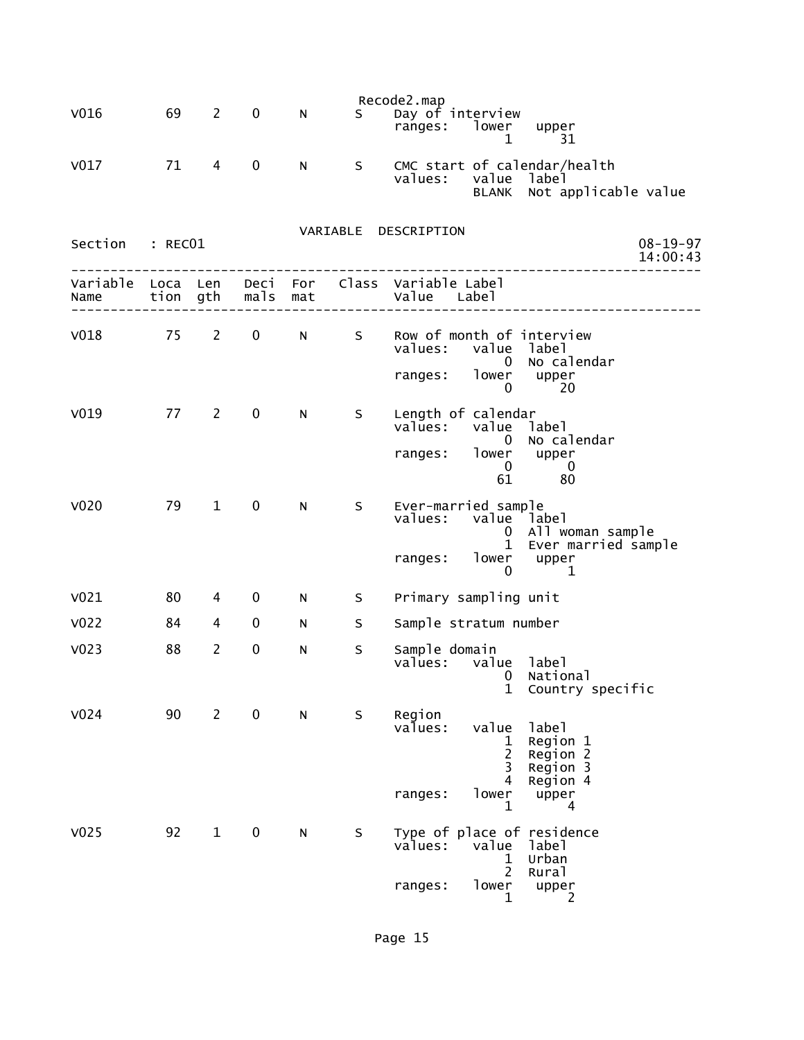Recode2.map

| Variable Name | Location | Length | Decimals | Format | Class | Variable Label / Value Label |
|---|---|---|---|---|---|---|
| V016 | 69 | 2 | 0 | N | S | Day of interview<br>ranges: lower upper<br>1 31 |
| V017 | 71 | 4 | 0 | N | S | CMC start of calendar/health<br>values: value label<br>BLANK Not applicable value |

VARIABLE DESCRIPTION

Section : REC01 08-19-97 14:00:43

| Variable Name | Location | Length | Decimals | Format | Class | Variable Label / Value Label |
|---|---|---|---|---|---|---|
| V018 | 75 | 2 | 0 | N | S | Row of month of interview<br>values: value label<br>0 No calendar<br>ranges: lower upper<br>0 20 |
| V019 | 77 | 2 | 0 | N | S | Length of calendar<br>values: value label<br>0 No calendar<br>ranges: lower upper<br>0 0<br>61 80 |
| V020 | 79 | 1 | 0 | N | S | Ever-married sample<br>values: value label<br>0 All woman sample<br>1 Ever married sample<br>ranges: lower upper<br>0 1 |
| V021 | 80 | 4 | 0 | N | S | Primary sampling unit |
| V022 | 84 | 4 | 0 | N | S | Sample stratum number |
| V023 | 88 | 2 | 0 | N | S | Sample domain<br>values: value label<br>0 National<br>1 Country specific |
| V024 | 90 | 2 | 0 | N | S | Region<br>values: value label<br>1 Region 1<br>2 Region 2<br>3 Region 3<br>4 Region 4<br>ranges: lower upper<br>1 4 |
| V025 | 92 | 1 | 0 | N | S | Type of place of residence<br>values: value label<br>1 Urban<br>2 Rural<br>ranges: lower upper<br>1 2 |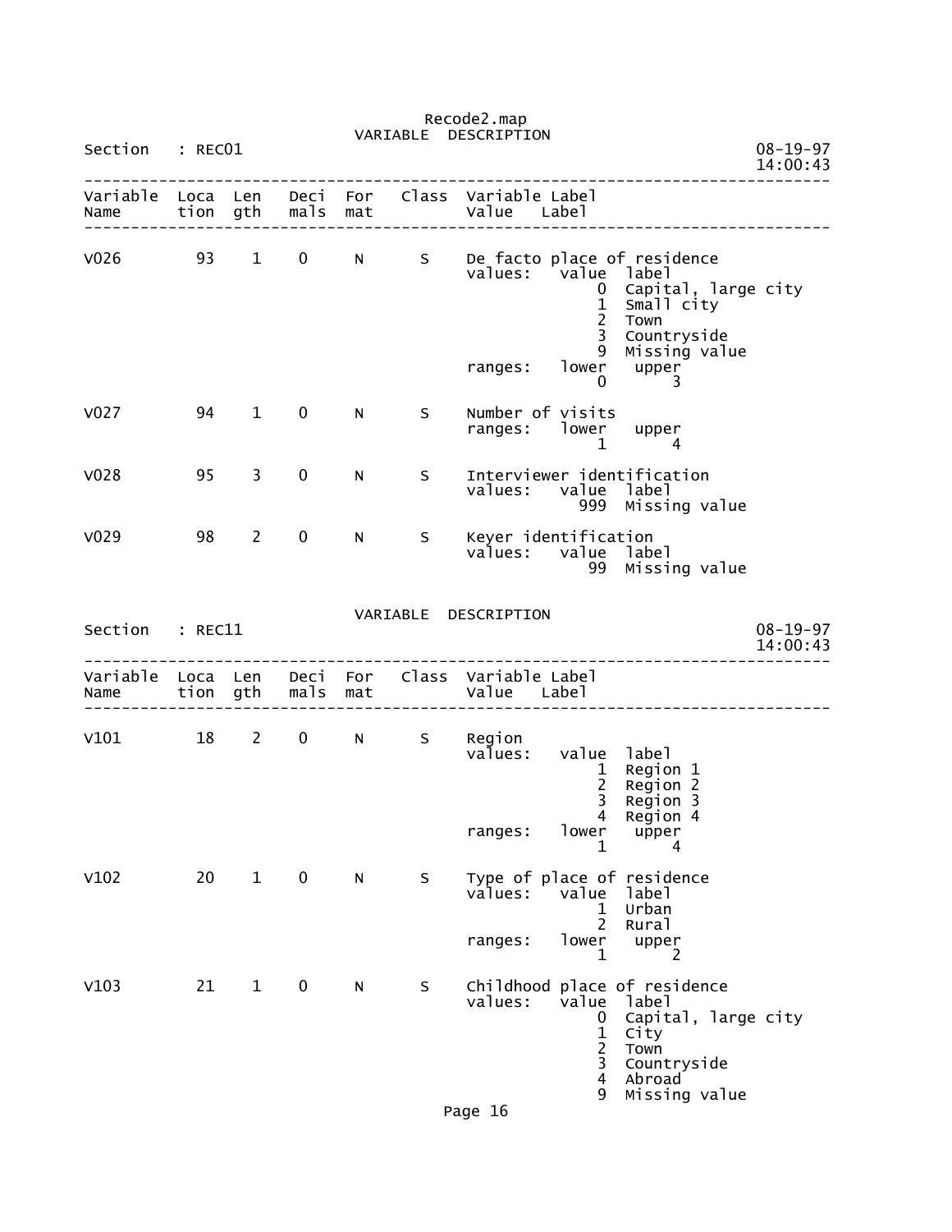Recode2.map

VARIABLE DESCRIPTION

Section : REC01 08-19-97 14:00:43

```
------------------------------------------------------------------------------
Variable  Loca  Len   Deci  For   Class  Variable Label
Name      tion  gth   mals  mat          Value   Label
------------------------------------------------------------------------------

V026        93    1    0     N      S    De facto place of residence
                                         values:   value  label
                                                       0  Capital, large city
                                                       1  Small city
                                                       2  Town
                                                       3  Countryside
                                                       9  Missing value
                                         ranges:   lower   upper
                                                       0       3

V027        94    1    0     N      S    Number of visits
                                         ranges:   lower   upper
                                                       1       4

V028        95    3    0     N      S    Interviewer identification
                                         values:   value  label
                                                     999  Missing value

V029        98    2    0     N      S    Keyer identification
                                         values:   value  label
                                                      99  Missing value
```

VARIABLE DESCRIPTION

Section : REC11 08-19-97 14:00:43

```
------------------------------------------------------------------------------
Variable  Loca  Len   Deci  For   Class  Variable Label
Name      tion  gth   mals  mat          Value   Label
------------------------------------------------------------------------------

V101        18    2    0     N      S    Region
                                         values:   value  label
                                                       1  Region 1
                                                       2  Region 2
                                                       3  Region 3
                                                       4  Region 4
                                         ranges:   lower   upper
                                                       1       4

V102        20    1    0     N      S    Type of place of residence
                                         values:   value  label
                                                       1  Urban
                                                       2  Rural
                                         ranges:   lower   upper
                                                       1       2

V103        21    1    0     N      S    Childhood place of residence
                                         values:   value  label
                                                       0  Capital, large city
                                                       1  City
                                                       2  Town
                                                       3  Countryside
                                                       4  Abroad
                                                       9  Missing value
```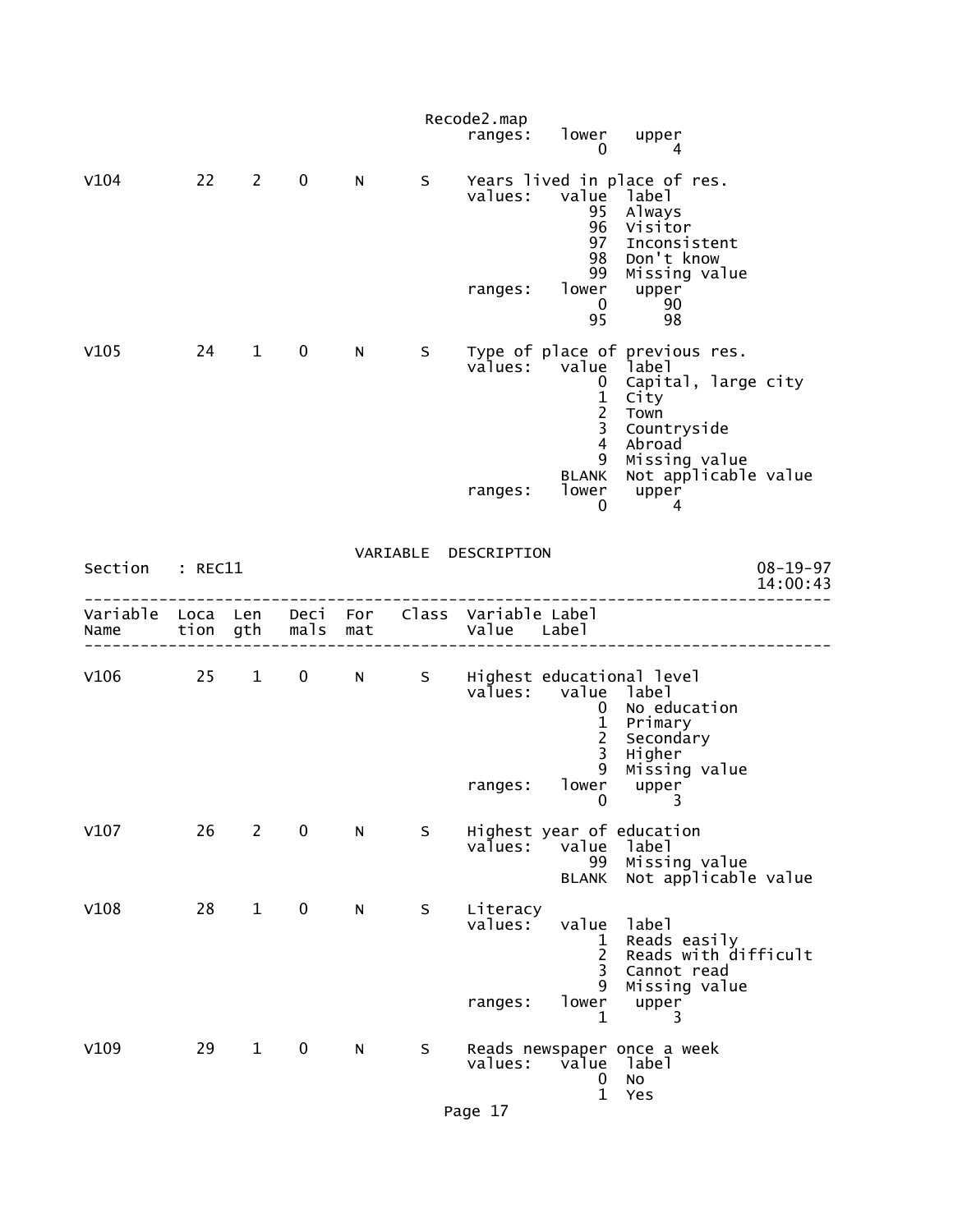```
                                     Recode2.map
                                         ranges:   lower   upper
                                                       0       4

V104        22    2    0    N     S     Years lived in place of res.
                                         values:   value  label
                                                      95  Always
                                                      96  Visitor
                                                      97  Inconsistent
                                                      98  Don't know
                                                      99  Missing value
                                         ranges:   lower   upper
                                                       0      90
                                                      95      98

V105        24    1    0    N     S     Type of place of previous res.
                                         values:   value  label
                                                       0  Capital, large city
                                                       1  City
                                                       2  Town
                                                       3  Countryside
                                                       4  Abroad
                                                       9  Missing value
                                                   BLANK  Not applicable value
                                         ranges:   lower   upper
                                                       0       4
```

VARIABLE DESCRIPTION

```
Section   : REC11                                                        08-19-97
                                                                         14:00:43
---------------------------------------------------------------------------------
Variable  Loca  Len   Deci  For   Class  Variable Label
Name      tion  gth   mals  mat          Value    Label
---------------------------------------------------------------------------------

V106        25    1    0    N     S     Highest educational level
                                         values:   value  label
                                                       0  No education
                                                       1  Primary
                                                       2  Secondary
                                                       3  Higher
                                                       9  Missing value
                                         ranges:   lower   upper
                                                       0       3

V107        26    2    0    N     S     Highest year of education
                                         values:   value  label
                                                      99  Missing value
                                                   BLANK  Not applicable value

V108        28    1    0    N     S     Literacy
                                         values:   value  label
                                                       1  Reads easily
                                                       2  Reads with difficult
                                                       3  Cannot read
                                                       9  Missing value
                                         ranges:   lower   upper
                                                       1       3

V109        29    1    0    N     S     Reads newspaper once a week
                                         values:   value  label
                                                       0  No
                                                       1  Yes
```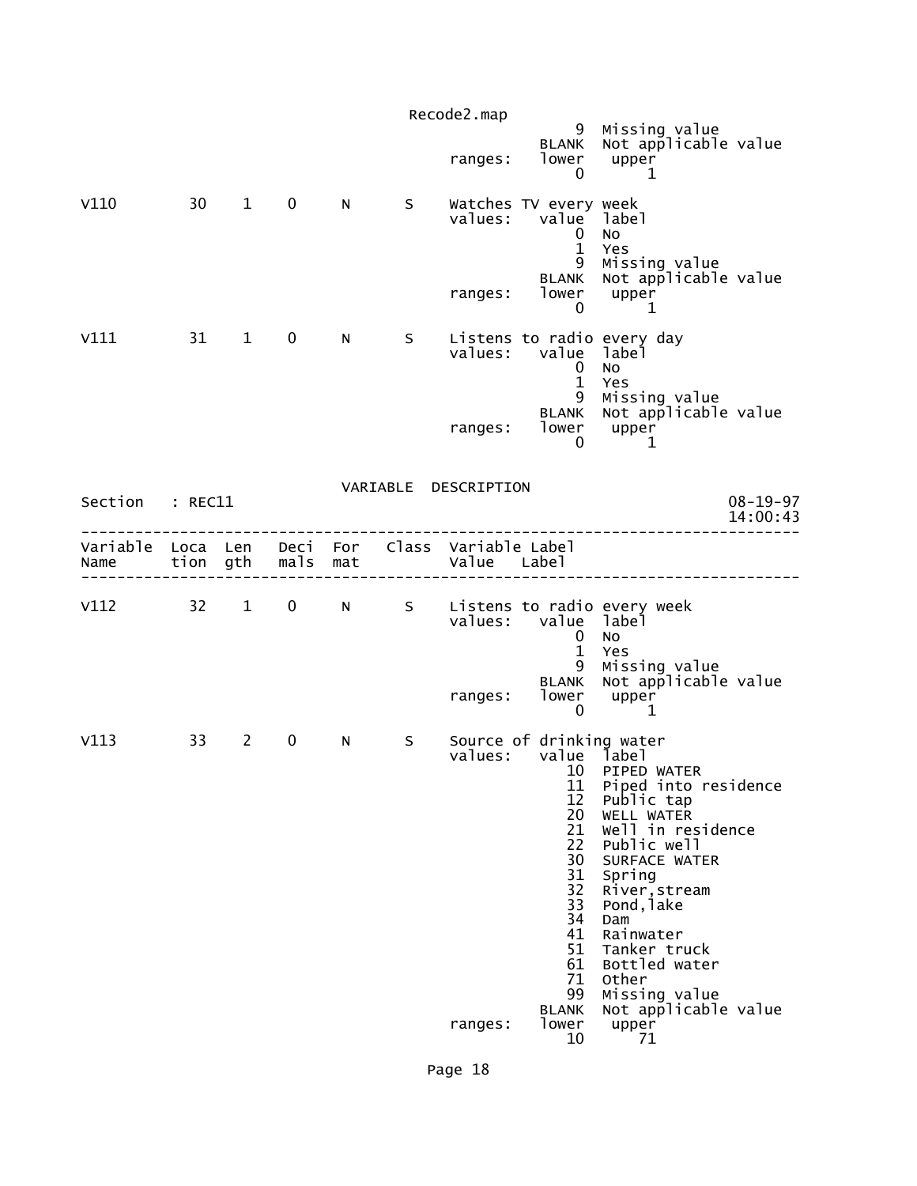```
                                                9  Missing value
                                            BLANK  Not applicable value
                                 ranges:    lower   upper
                                                0       1

V110         30    1    0     N      S    Watches TV every week
                                 values:    value  label
                                                0  No
                                                1  Yes
                                                9  Missing value
                                            BLANK  Not applicable value
                                 ranges:    lower   upper
                                                0       1

V111         31    1    0     N      S    Listens to radio every day
                                 values:    value  label
                                                0  No
                                                1  Yes
                                                9  Missing value
                                            BLANK  Not applicable value
                                 ranges:    lower   upper
                                                0       1
```

VARIABLE DESCRIPTION

```
Section   : REC11                                                    08-19-97
                                                                     14:00:43
------------------------------------------------------------------------------
Variable  Loca  Len   Deci  For   Class  Variable Label
Name      tion  gth   mals  mat          Value   Label
------------------------------------------------------------------------------

V112         32    1    0     N      S    Listens to radio every week
                                 values:    value  label
                                                0  No
                                                1  Yes
                                                9  Missing value
                                            BLANK  Not applicable value
                                 ranges:    lower   upper
                                                0       1

V113         33    2    0     N      S    Source of drinking water
                                 values:    value  label
                                               10  PIPED WATER
                                               11  Piped into residence
                                               12  Public tap
                                               20  WELL WATER
                                               21  Well in residence
                                               22  Public well
                                               30  SURFACE WATER
                                               31  Spring
                                               32  River,stream
                                               33  Pond,lake
                                               34  Dam
                                               41  Rainwater
                                               51  Tanker truck
                                               61  Bottled water
                                               71  Other
                                               99  Missing value
                                            BLANK  Not applicable value
                                 ranges:    lower   upper
                                               10      71
```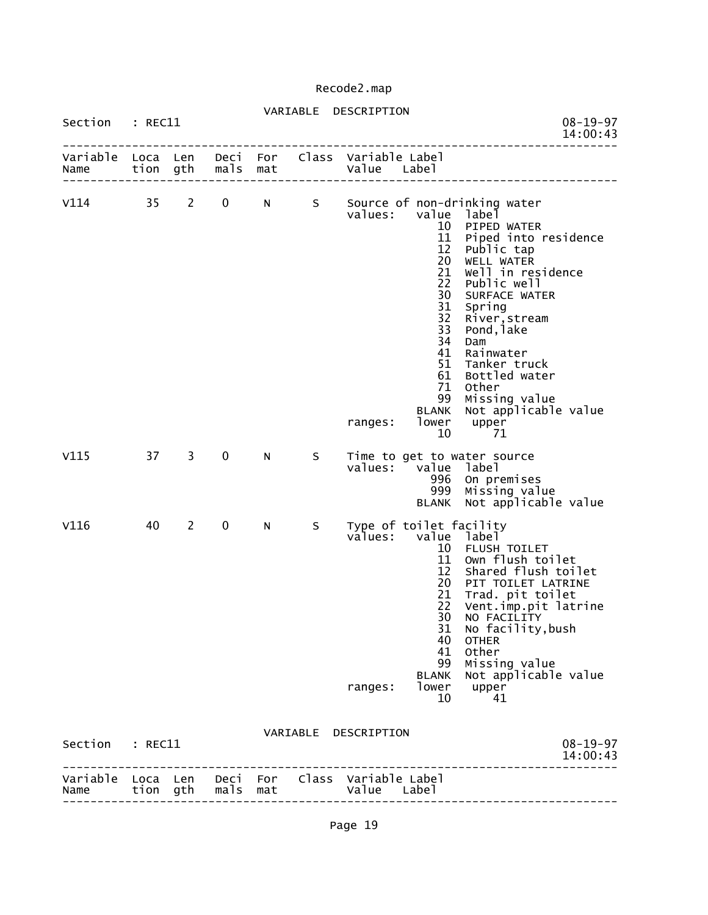VARIABLE DESCRIPTION

Section : REC11

```
----------------------------------------------------------------------------------
Variable  Loca  Len   Deci  For   Class  Variable Label
Name      tion  gth   mals  mat          Value    Label
----------------------------------------------------------------------------------

V114        35    2    0     N      S    Source of non-drinking water
                                         values:   value  label
                                                      10  PIPED WATER
                                                      11  Piped into residence
                                                      12  Public tap
                                                      20  WELL WATER
                                                      21  Well in residence
                                                      22  Public well
                                                      30  SURFACE WATER
                                                      31  Spring
                                                      32  River,stream
                                                      33  Pond,lake
                                                      34  Dam
                                                      41  Rainwater
                                                      51  Tanker truck
                                                      61  Bottled water
                                                      71  Other
                                                      99  Missing value
                                                   BLANK  Not applicable value
                                         ranges:   lower   upper
                                                      10      71

V115        37    3    0     N      S    Time to get to water source
                                         values:   value  label
                                                     996  On premises
                                                     999  Missing value
                                                   BLANK  Not applicable value

V116        40    2    0     N      S    Type of toilet facility
                                         values:   value  label
                                                      10  FLUSH TOILET
                                                      11  Own flush toilet
                                                      12  Shared flush toilet
                                                      20  PIT TOILET LATRINE
                                                      21  Trad. pit toilet
                                                      22  Vent.imp.pit latrine
                                                      30  NO FACILITY
                                                      31  No facility,bush
                                                      40  OTHER
                                                      41  Other
                                                      99  Missing value
                                                   BLANK  Not applicable value
                                         ranges:   lower   upper
                                                      10      41
```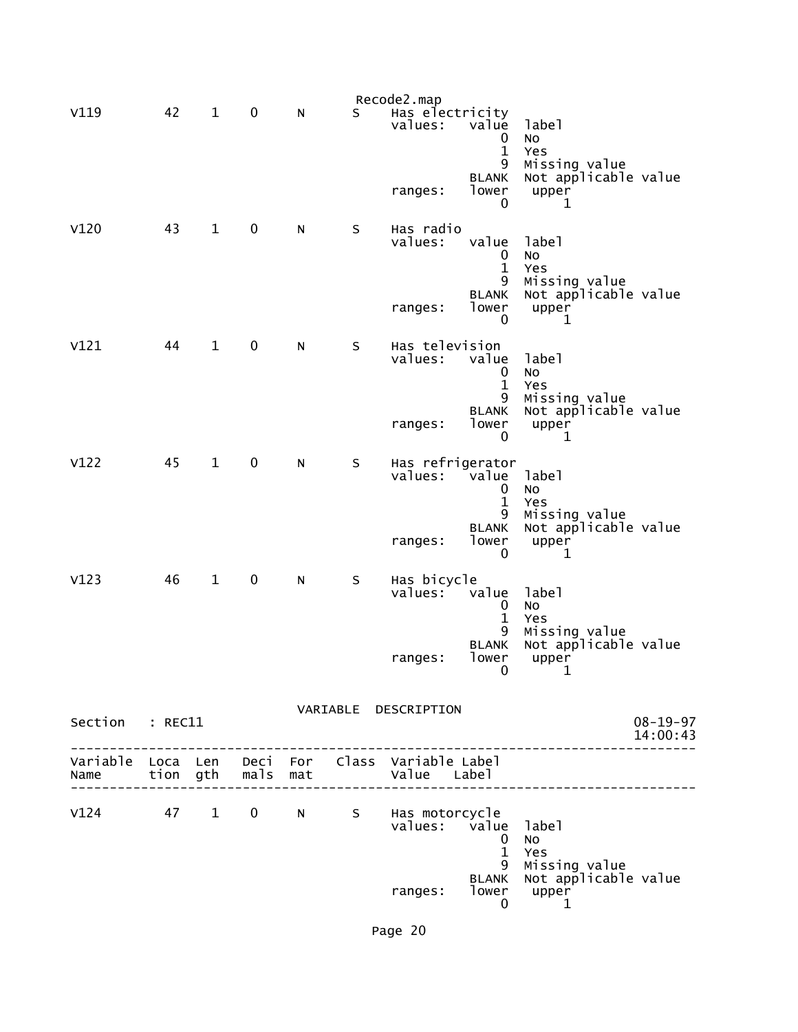Recode2.map

```
V119         42    1    0     N       S    Has electricity
                                           values:    value  label
                                                          0  No
                                                          1  Yes
                                                          9  Missing value
                                                      BLANK  Not applicable value
                                           ranges:    lower   upper
                                                          0       1

V120         43    1    0     N       S    Has radio
                                           values:    value  label
                                                          0  No
                                                          1  Yes
                                                          9  Missing value
                                                      BLANK  Not applicable value
                                           ranges:    lower   upper
                                                          0       1

V121         44    1    0     N       S    Has television
                                           values:    value  label
                                                          0  No
                                                          1  Yes
                                                          9  Missing value
                                                      BLANK  Not applicable value
                                           ranges:    lower   upper
                                                          0       1

V122         45    1    0     N       S    Has refrigerator
                                           values:    value  label
                                                          0  No
                                                          1  Yes
                                                          9  Missing value
                                                      BLANK  Not applicable value
                                           ranges:    lower   upper
                                                          0       1

V123         46    1    0     N       S    Has bicycle
                                           values:    value  label
                                                          0  No
                                                          1  Yes
                                                          9  Missing value
                                                      BLANK  Not applicable value
                                           ranges:    lower   upper
                                                          0       1
```

VARIABLE DESCRIPTION

```
Section   : REC11                                                          08-19-97
                                                                           14:00:43
-----------------------------------------------------------------------------------
Variable  Loca  Len   Deci  For   Class  Variable Label
Name      tion  gth   mals  mat          Value    Label
-----------------------------------------------------------------------------------

V124         47    1    0     N       S    Has motorcycle
                                           values:    value  label
                                                          0  No
                                                          1  Yes
                                                          9  Missing value
                                                      BLANK  Not applicable value
                                           ranges:    lower   upper
                                                          0       1
```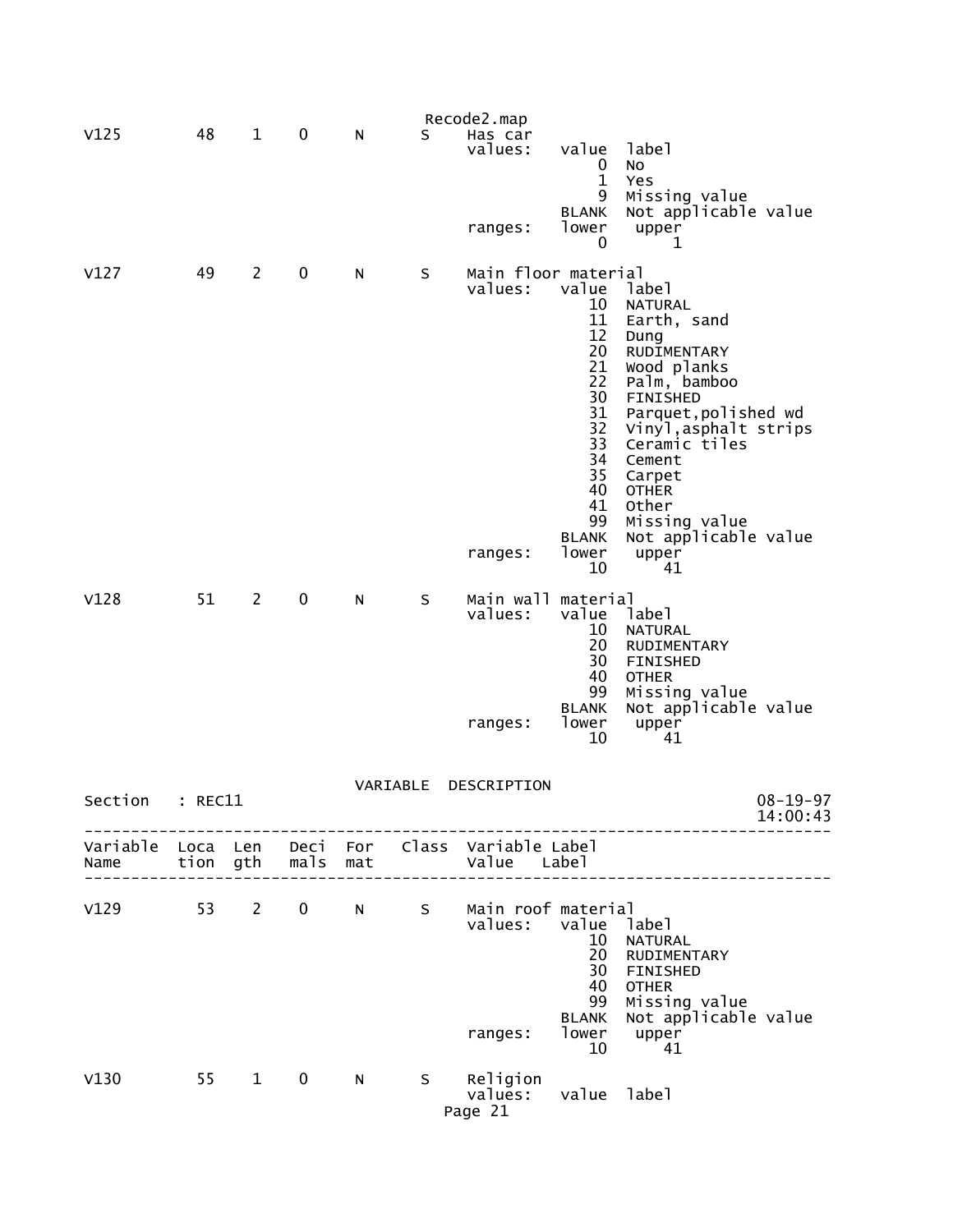Recode2.map

```
V125         48    1    0     N       S    Has car
                                           values:    value  label
                                                          0  No
                                                          1  Yes
                                                          9  Missing value
                                                      BLANK  Not applicable value
                                           ranges:    lower   upper
                                                          0       1

V127         49    2    0     N       S    Main floor material
                                           values:    value  label
                                                         10  NATURAL
                                                         11  Earth, sand
                                                         12  Dung
                                                         20  RUDIMENTARY
                                                         21  Wood planks
                                                         22  Palm, bamboo
                                                         30  FINISHED
                                                         31  Parquet,polished wd
                                                         32  Vinyl,asphalt strips
                                                         33  Ceramic tiles
                                                         34  Cement
                                                         35  Carpet
                                                         40  OTHER
                                                         41  Other
                                                         99  Missing value
                                                      BLANK  Not applicable value
                                           ranges:    lower   upper
                                                         10      41

V128         51    2    0     N       S    Main wall material
                                           values:    value  label
                                                         10  NATURAL
                                                         20  RUDIMENTARY
                                                         30  FINISHED
                                                         40  OTHER
                                                         99  Missing value
                                                      BLANK  Not applicable value
                                           ranges:    lower   upper
                                                         10      41
```

VARIABLE DESCRIPTION

```
Section   : REC11                                                          08-19-97
                                                                           14:00:43
-----------------------------------------------------------------------------------
Variable  Loca  Len   Deci  For    Class  Variable Label
Name      tion  gth   mals  mat           Value    Label
-----------------------------------------------------------------------------------

V129         53    2    0     N       S    Main roof material
                                           values:    value  label
                                                         10  NATURAL
                                                         20  RUDIMENTARY
                                                         30  FINISHED
                                                         40  OTHER
                                                         99  Missing value
                                                      BLANK  Not applicable value
                                           ranges:    lower   upper
                                                         10      41

V130         55    1    0     N       S    Religion
                                           values:    value  label
```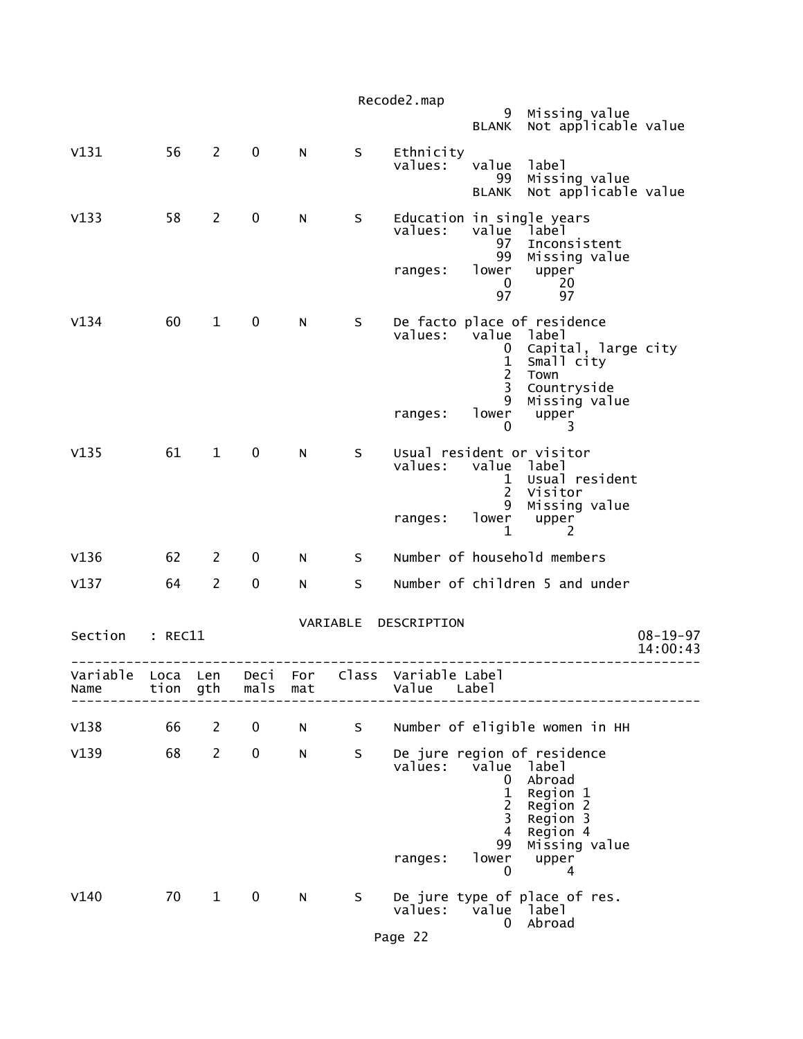```
                                                        9  Missing value
                                                    BLANK  Not applicable value

V131         56    2    0      N      S     Ethnicity
                                            values:   value  label
                                                         99  Missing value
                                                      BLANK  Not applicable value

V133         58    2    0      N      S     Education in single years
                                            values:   value  label
                                                         97  Inconsistent
                                                         99  Missing value
                                            ranges:   lower   upper
                                                          0      20
                                                         97      97

V134         60    1    0      N      S     De facto place of residence
                                            values:   value  label
                                                          0  Capital, large city
                                                          1  Small city
                                                          2  Town
                                                          3  Countryside
                                                          9  Missing value
                                            ranges:   lower   upper
                                                          0       3

V135         61    1    0      N      S     Usual resident or visitor
                                            values:   value  label
                                                          1  Usual resident
                                                          2  Visitor
                                                          9  Missing value
                                            ranges:   lower   upper
                                                          1       2

V136         62    2    0      N      S     Number of household members

V137         64    2    0      N      S     Number of children 5 and under
```

VARIABLE DESCRIPTION

Section : REC11 08-19-97 14:00:43

```
--------------------------------------------------------------------------------
Variable  Loca  Len   Deci  For   Class  Variable Label
Name      tion  gth   mals  mat          Value   Label
--------------------------------------------------------------------------------

V138         66    2    0      N      S     Number of eligible women in HH

V139         68    2    0      N      S     De jure region of residence
                                            values:   value  label
                                                          0  Abroad
                                                          1  Region 1
                                                          2  Region 2
                                                          3  Region 3
                                                          4  Region 4
                                                         99  Missing value
                                            ranges:   lower   upper
                                                          0       4

V140         70    1    0      N      S     De jure type of place of res.
                                            values:   value  label
                                                          0  Abroad
```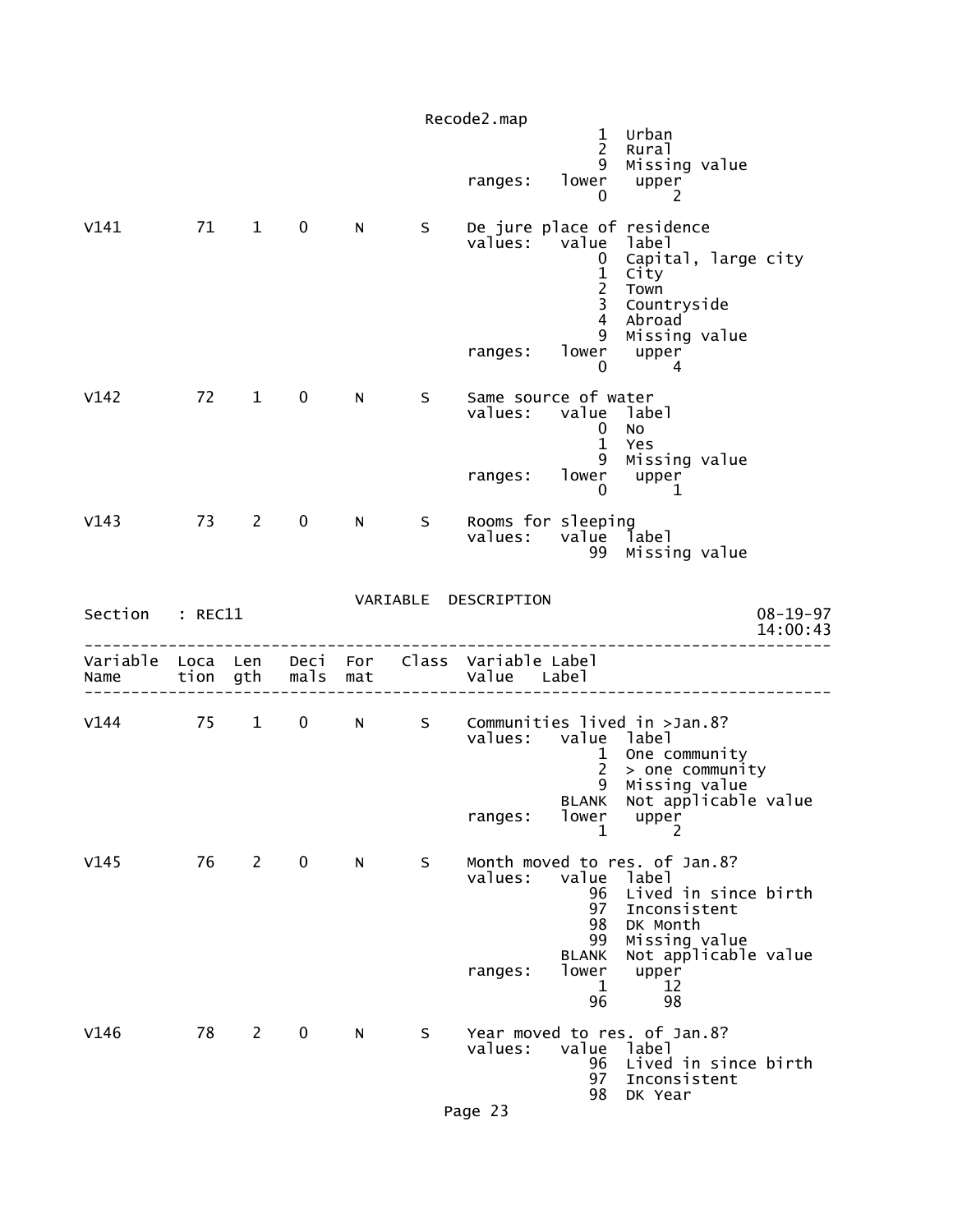```
                              1  Urban
                              2  Rural
                              9  Missing value
                  ranges:   lower   upper
                              0       2

V141      71   1   0   N   S  De jure place of residence
                  values:   value  label
                              0  Capital, large city
                              1  City
                              2  Town
                              3  Countryside
                              4  Abroad
                              9  Missing value
                  ranges:   lower   upper
                              0       4

V142      72   1   0   N   S  Same source of water
                  values:   value  label
                              0  No
                              1  Yes
                              9  Missing value
                  ranges:   lower   upper
                              0       1

V143      73   2   0   N   S  Rooms for sleeping
                  values:   value  label
                             99  Missing value
```

VARIABLE DESCRIPTION

Section : REC11 08-19-97 14:00:43

```
-------------------------------------------------------------------------------
Variable  Loca  Len   Deci  For   Class  Variable Label
Name      tion  gth   mals  mat          Value   Label
-------------------------------------------------------------------------------

V144      75   1   0   N   S  Communities lived in >Jan.8?
                  values:   value  label
                              1  One community
                              2  > one community
                              9  Missing value
                          BLANK  Not applicable value
                  ranges:   lower   upper
                              1       2

V145      76   2   0   N   S  Month moved to res. of Jan.8?
                  values:   value  label
                             96  Lived in since birth
                             97  Inconsistent
                             98  DK Month
                             99  Missing value
                          BLANK  Not applicable value
                  ranges:   lower   upper
                              1      12
                             96      98

V146      78   2   0   N   S  Year moved to res. of Jan.8?
                  values:   value  label
                             96  Lived in since birth
                             97  Inconsistent
                             98  DK Year
```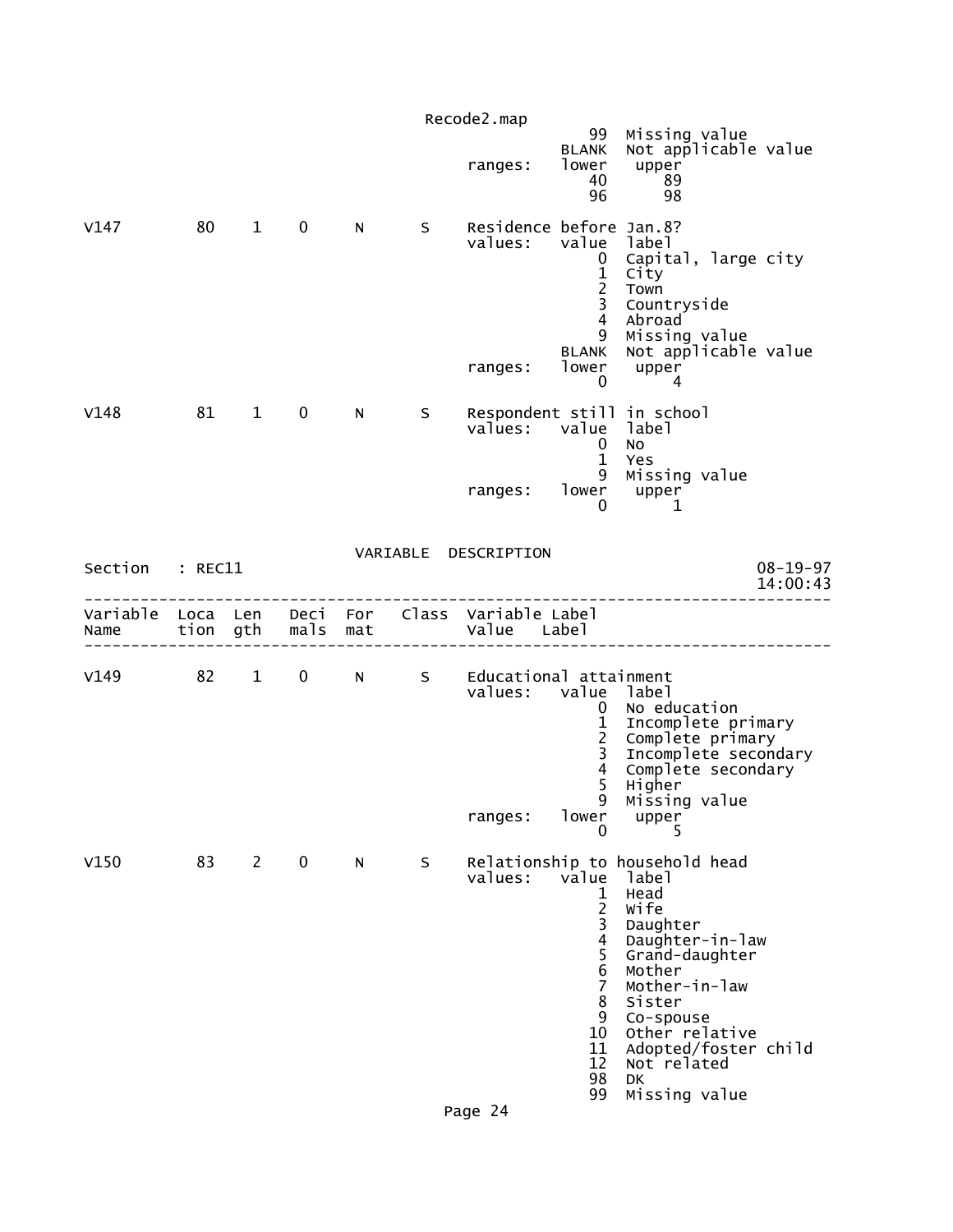```
                                                  99  Missing value
                                               BLANK  Not applicable value
                                     ranges:   lower   upper
                                                  40      89
                                                  96      98

V147         80    1    0     N      S    Residence before Jan.8?
                                     values:   value  label
                                                   0  Capital, large city
                                                   1  City
                                                   2  Town
                                                   3  Countryside
                                                   4  Abroad
                                                   9  Missing value
                                               BLANK  Not applicable value
                                     ranges:   lower   upper
                                                   0       4

V148         81    1    0     N      S    Respondent still in school
                                     values:   value  label
                                                   0  No
                                                   1  Yes
                                                   9  Missing value
                                     ranges:   lower   upper
                                                   0       1


                              VARIABLE  DESCRIPTION
Section   : REC11                                                        08-19-97
                                                                         14:00:43
---------------------------------------------------------------------------------
Variable  Loca  Len   Deci  For   Class  Variable Label
Name      tion  gth   mals  mat          Value    Label
---------------------------------------------------------------------------------

V149         82    1    0     N      S    Educational attainment
                                     values:   value  label
                                                   0  No education
                                                   1  Incomplete primary
                                                   2  Complete primary
                                                   3  Incomplete secondary
                                                   4  Complete secondary
                                                   5  Higher
                                                   9  Missing value
                                     ranges:   lower   upper
                                                   0       5

V150         83    2    0     N      S    Relationship to household head
                                     values:   value  label
                                                   1  Head
                                                   2  Wife
                                                   3  Daughter
                                                   4  Daughter-in-law
                                                   5  Grand-daughter
                                                   6  Mother
                                                   7  Mother-in-law
                                                   8  Sister
                                                   9  Co-spouse
                                                  10  Other relative
                                                  11  Adopted/foster child
                                                  12  Not related
                                                  98  DK
                                                  99  Missing value
```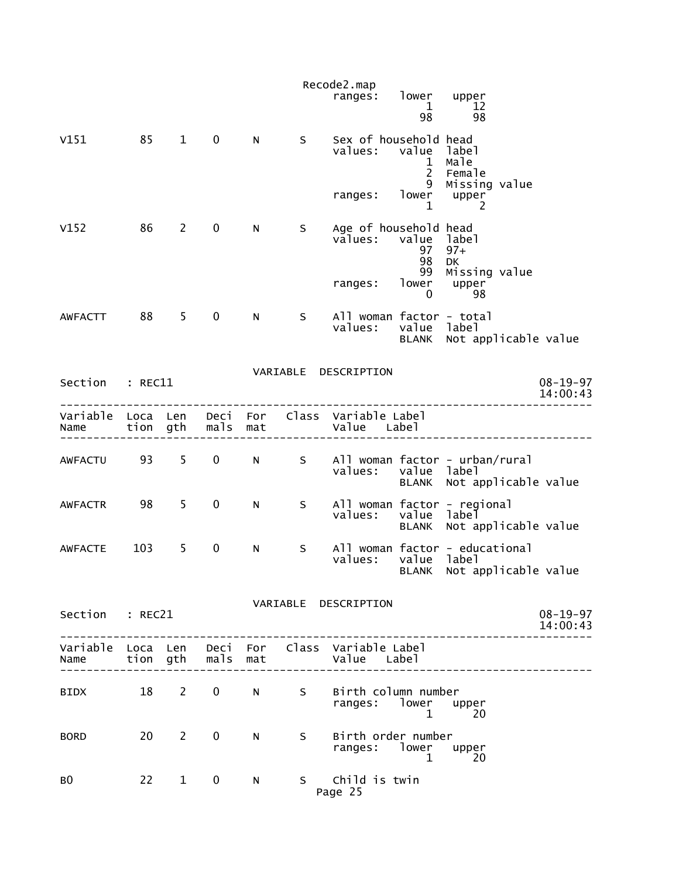```
                                             ranges:   lower   upper
                                                           1      12
                                                          98      98

V151         85    1    0     N      S     Sex of household head
                                             values:   value  label
                                                           1  Male
                                                           2  Female
                                                           9  Missing value
                                             ranges:   lower   upper
                                                           1       2

V152         86    2    0     N      S     Age of household head
                                             values:   value  label
                                                          97  97+
                                                          98  DK
                                                          99  Missing value
                                             ranges:   lower   upper
                                                           0      98

AWFACTT      88    5    0     N      S     All woman factor - total
                                             values:   value  label
                                                       BLANK  Not applicable value
```

VARIABLE DESCRIPTION

Section : REC11 — 08-19-97 14:00:43

```
Variable  Loca  Len   Deci  For   Class  Variable Label
Name      tion  gth   mals  mat          Value   Label
-------------------------------------------------------------------------------

AWFACTU      93    5    0     N      S     All woman factor - urban/rural
                                             values:   value  label
                                                       BLANK  Not applicable value

AWFACTR      98    5    0     N      S     All woman factor - regional
                                             values:   value  label
                                                       BLANK  Not applicable value

AWFACTE     103    5    0     N      S     All woman factor - educational
                                             values:   value  label
                                                       BLANK  Not applicable value
```

VARIABLE DESCRIPTION

Section : REC21 — 08-19-97 14:00:43

```
Variable  Loca  Len   Deci  For   Class  Variable Label
Name      tion  gth   mals  mat          Value   Label
-------------------------------------------------------------------------------

BIDX         18    2    0     N      S     Birth column number
                                             ranges:   lower   upper
                                                           1      20

BORD         20    2    0     N      S     Birth order number
                                             ranges:   lower   upper
                                                           1      20

B0           22    1    0     N      S     Child is twin
```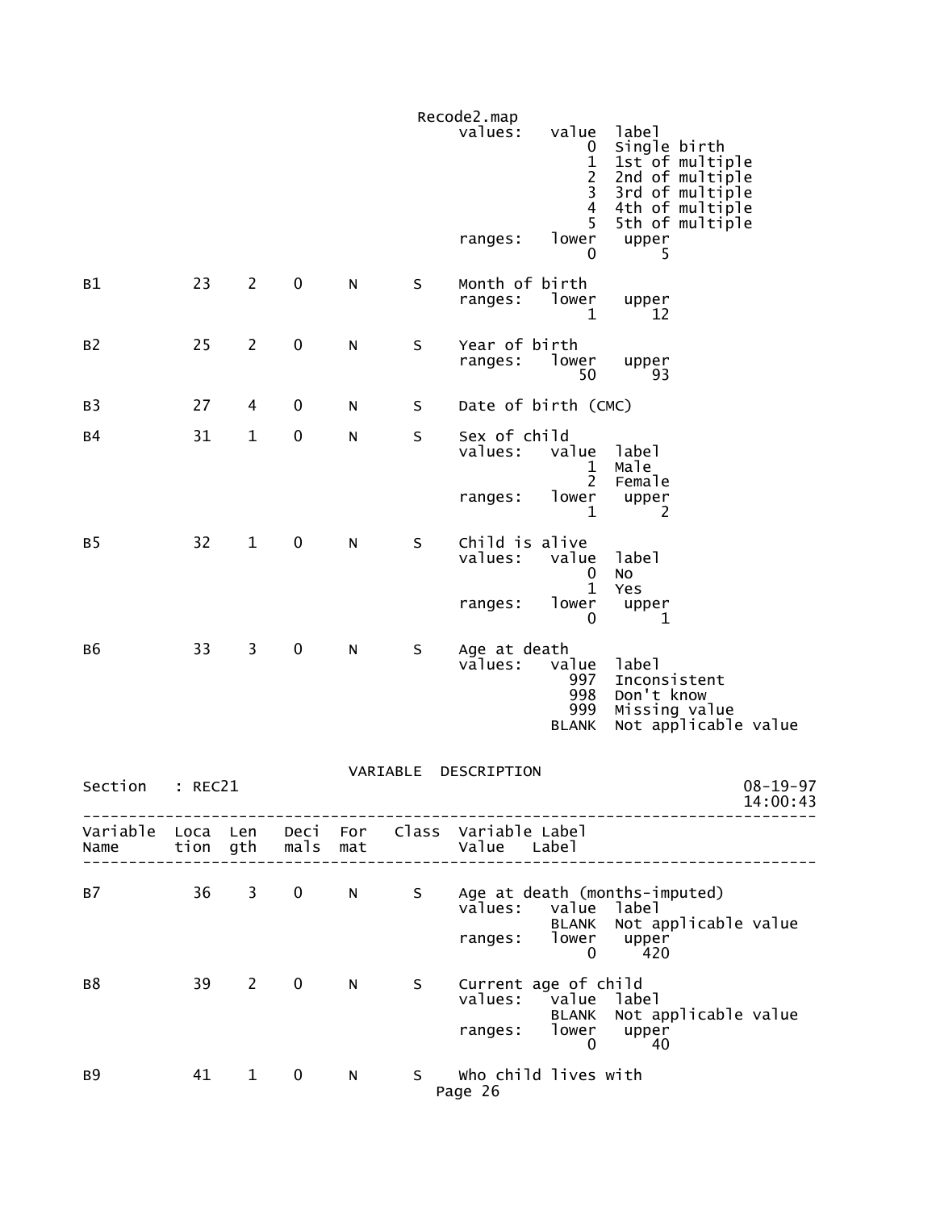```
                                        Recode2.map
                                            values:   value  label
                                                          0  Single birth
                                                          1  1st of multiple
                                                          2  2nd of multiple
                                                          3  3rd of multiple
                                                          4  4th of multiple
                                                          5  5th of multiple
                                            ranges:   lower   upper
                                                          0       5

B1          23   2    0     N     S     Month of birth
                                            ranges:   lower   upper
                                                          1      12

B2          25   2    0     N     S     Year of birth
                                            ranges:   lower   upper
                                                         50      93

B3          27   4    0     N     S     Date of birth (CMC)

B4          31   1    0     N     S     Sex of child
                                            values:   value  label
                                                          1  Male
                                                          2  Female
                                            ranges:   lower   upper
                                                          1       2

B5          32   1    0     N     S     Child is alive
                                            values:   value  label
                                                          0  No
                                                          1  Yes
                                            ranges:   lower   upper
                                                          0       1

B6          33   3    0     N     S     Age at death
                                            values:   value  label
                                                        997  Inconsistent
                                                        998  Don't know
                                                        999  Missing value
                                                      BLANK  Not applicable value
```

VARIABLE DESCRIPTION

Section : REC21 — 08-19-97 14:00:43

```
-------------------------------------------------------------------------------------
Variable  Loca  Len   Deci  For   Class  Variable Label
Name      tion  gth   mals  mat          Value   Label
-------------------------------------------------------------------------------------

B7          36   3    0     N     S     Age at death (months-imputed)
                                            values:   value  label
                                                      BLANK  Not applicable value
                                            ranges:   lower   upper
                                                          0     420

B8          39   2    0     N     S     Current age of child
                                            values:   value  label
                                                      BLANK  Not applicable value
                                            ranges:   lower   upper
                                                          0      40

B9          41   1    0     N     S     Who child lives with
```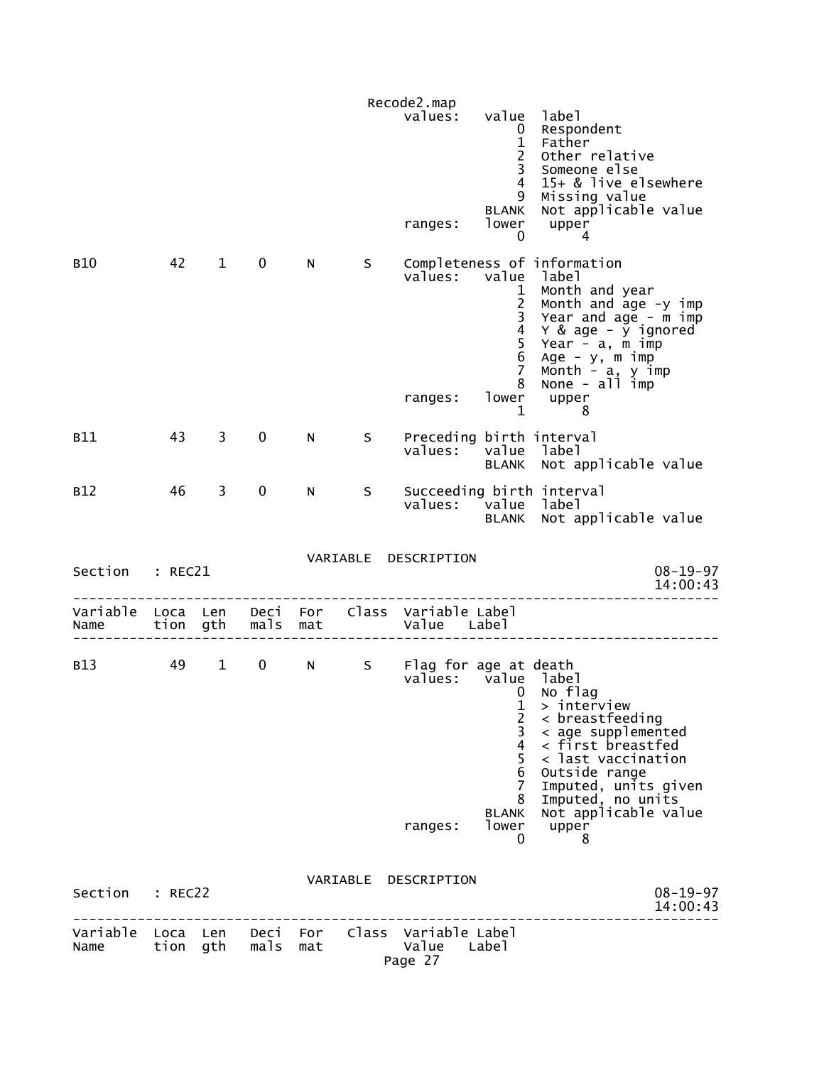```
                                             Recode2.map
                                                 values:   value  label
                                                               0  Respondent
                                                               1  Father
                                                               2  Other relative
                                                               3  Someone else
                                                               4  15+ & live elsewhere
                                                               9  Missing value
                                                           BLANK  Not applicable value
                                                 ranges:   lower   upper
                                                               0       4

B10         42    1    0     N      S    Completeness of information
                                         values:   value  label
                                                       1  Month and year
                                                       2  Month and age -y imp
                                                       3  Year and age - m imp
                                                       4  Y & age - y ignored
                                                       5  Year - a, m imp
                                                       6  Age - y, m imp
                                                       7  Month - a, y imp
                                                       8  None - all imp
                                         ranges:   lower   upper
                                                       1       8

B11         43    3    0     N      S    Preceding birth interval
                                         values:   value  label
                                                   BLANK  Not applicable value

B12         46    3    0     N      S    Succeeding birth interval
                                         values:   value  label
                                                   BLANK  Not applicable value
```

```
                                    VARIABLE  DESCRIPTION
Section   : REC21                                                              08-19-97
                                                                               14:00:43
---------------------------------------------------------------------------------------
Variable  Loca  Len   Deci  For   Class  Variable Label
Name      tion  gth   mals  mat          Value    Label
---------------------------------------------------------------------------------------

B13         49    1    0     N      S    Flag for age at death
                                         values:   value  label
                                                       0  No flag
                                                       1  > interview
                                                       2  < breastfeeding
                                                       3  < age supplemented
                                                       4  < first breastfed
                                                       5  < last vaccination
                                                       6  Outside range
                                                       7  Imputed, units given
                                                       8  Imputed, no units
                                                   BLANK  Not applicable value
                                         ranges:   lower   upper
                                                       0       8
```

```
                                    VARIABLE  DESCRIPTION
Section   : REC22                                                              08-19-97
                                                                               14:00:43
---------------------------------------------------------------------------------------
Variable  Loca  Len   Deci  For   Class  Variable Label
Name      tion  gth   mals  mat          Value    Label
```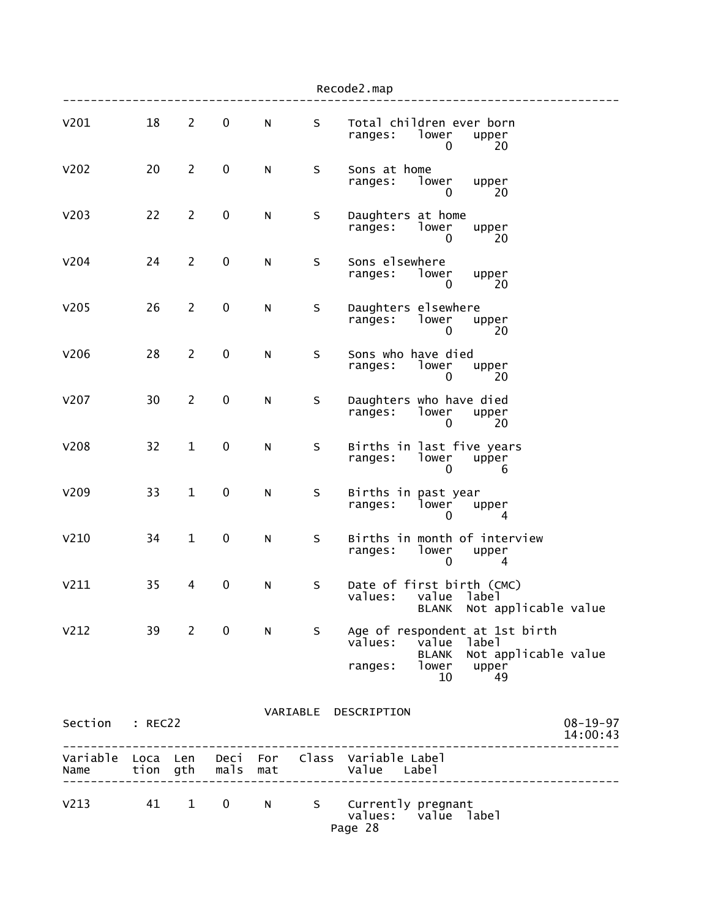| V201 | 18 | 2 | 0 | N | S | Total children ever born |
|---|---|---|---|---|---|---|
| | | | | | | ranges: lower upper |
| | | | | | | 0 20 |
| V202 | 20 | 2 | 0 | N | S | Sons at home |
| | | | | | | ranges: lower upper |
| | | | | | | 0 20 |
| V203 | 22 | 2 | 0 | N | S | Daughters at home |
| | | | | | | ranges: lower upper |
| | | | | | | 0 20 |
| V204 | 24 | 2 | 0 | N | S | Sons elsewhere |
| | | | | | | ranges: lower upper |
| | | | | | | 0 20 |
| V205 | 26 | 2 | 0 | N | S | Daughters elsewhere |
| | | | | | | ranges: lower upper |
| | | | | | | 0 20 |
| V206 | 28 | 2 | 0 | N | S | Sons who have died |
| | | | | | | ranges: lower upper |
| | | | | | | 0 20 |
| V207 | 30 | 2 | 0 | N | S | Daughters who have died |
| | | | | | | ranges: lower upper |
| | | | | | | 0 20 |
| V208 | 32 | 1 | 0 | N | S | Births in last five years |
| | | | | | | ranges: lower upper |
| | | | | | | 0 6 |
| V209 | 33 | 1 | 0 | N | S | Births in past year |
| | | | | | | ranges: lower upper |
| | | | | | | 0 4 |
| V210 | 34 | 1 | 0 | N | S | Births in month of interview |
| | | | | | | ranges: lower upper |
| | | | | | | 0 4 |
| V211 | 35 | 4 | 0 | N | S | Date of first birth (CMC) |
| | | | | | | values: value label |
| | | | | | | BLANK Not applicable value |
| V212 | 39 | 2 | 0 | N | S | Age of respondent at 1st birth |
| | | | | | | values: value label |
| | | | | | | BLANK Not applicable value |
| | | | | | | ranges: lower upper |
| | | | | | | 10 49 |

VARIABLE DESCRIPTION

Section : REC22 08-19-97 14:00:43

| Variable Name | Location | Length | Decimals | Format | Class | Variable Label / Value Label |
|---|---|---|---|---|---|---|
| V213 | 41 | 1 | 0 | N | S | Currently pregnant |
| | | | | | | values: value label |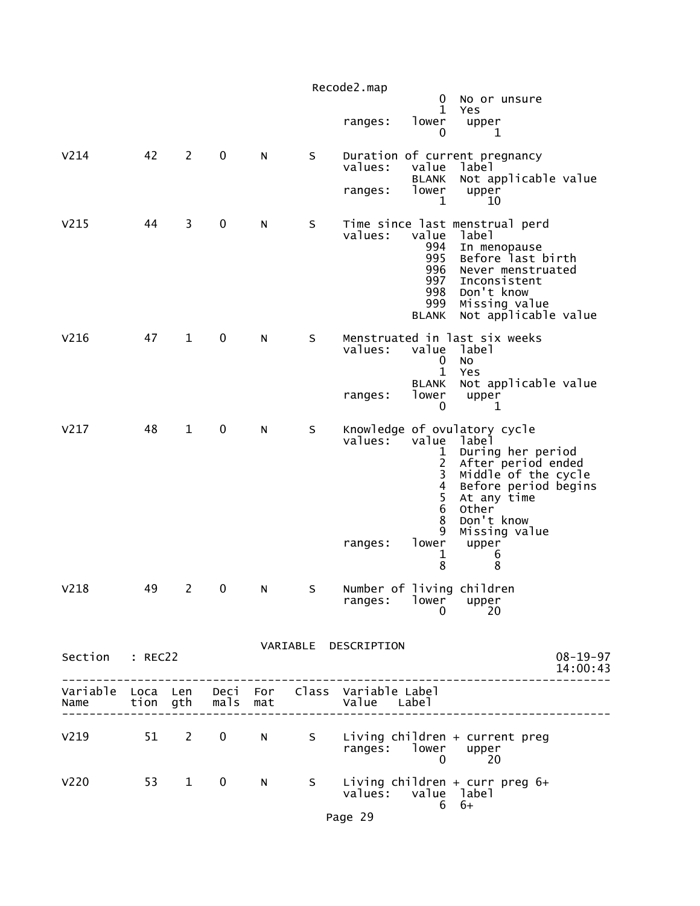```
                                                           0  No or unsure
                                                           1  Yes
                                          ranges:   lower   upper
                                                           0       1

V214          42    2    0     N      S    Duration of current pregnancy
                                          values:   value  label
                                                    BLANK  Not applicable value
                                          ranges:   lower   upper
                                                           1      10

V215          44    3    0     N      S    Time since last menstrual perd
                                          values:   value  label
                                                      994  In menopause
                                                      995  Before last birth
                                                      996  Never menstruated
                                                      997  Inconsistent
                                                      998  Don't know
                                                      999  Missing value
                                                    BLANK  Not applicable value

V216          47    1    0     N      S    Menstruated in last six weeks
                                          values:   value  label
                                                           0  No
                                                           1  Yes
                                                    BLANK  Not applicable value
                                          ranges:   lower   upper
                                                           0       1

V217          48    1    0     N      S    Knowledge of ovulatory cycle
                                          values:   value  label
                                                           1  During her period
                                                           2  After period ended
                                                           3  Middle of the cycle
                                                           4  Before period begins
                                                           5  At any time
                                                           6  Other
                                                           8  Don't know
                                                           9  Missing value
                                          ranges:   lower   upper
                                                           1       6
                                                           8       8

V218          49    2    0     N      S    Number of living children
                                          ranges:   lower   upper
                                                           0      20
```

VARIABLE DESCRIPTION

Section : REC22 08-19-97 14:00:43

```
--------------------------------------------------------------------------------
Variable  Loca  Len   Deci  For   Class  Variable Label
Name      tion  gth   mals  mat          Value   Label
--------------------------------------------------------------------------------

V219          51    2    0     N      S    Living children + current preg
                                          ranges:   lower   upper
                                                           0      20

V220          53    1    0     N      S    Living children + curr preg 6+
                                          values:   value  label
                                                           6  6+
```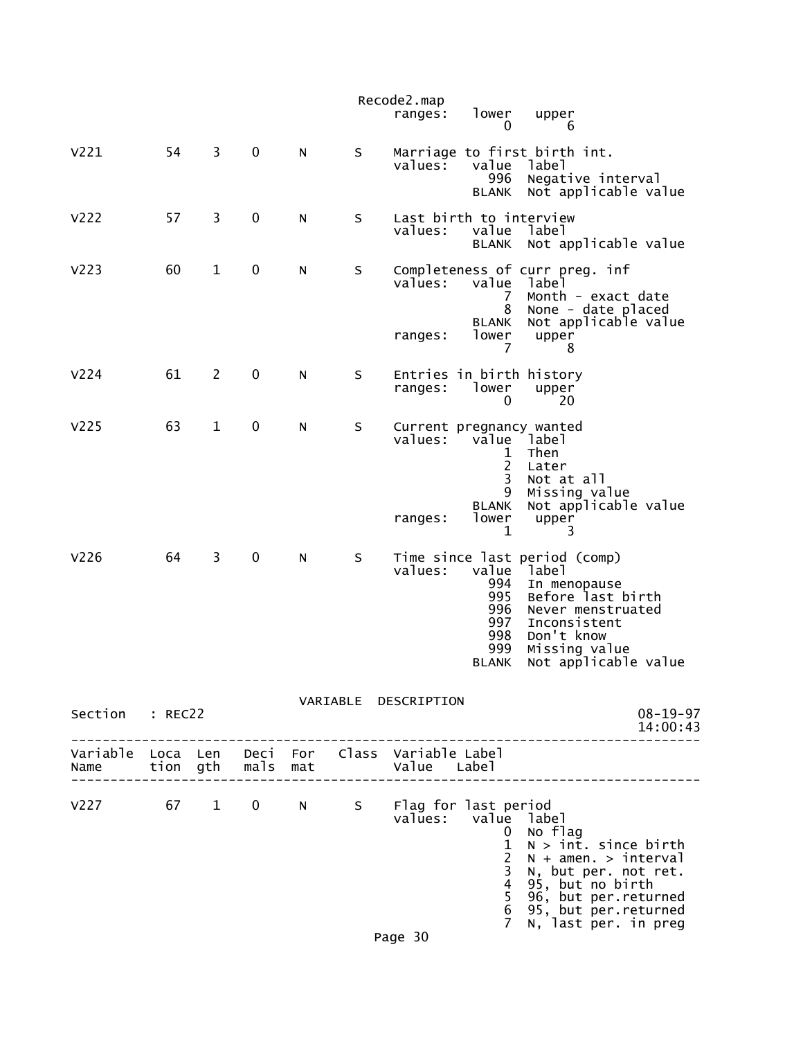ranges: lower upper
0 6

```
V221         54    3    0     N      S    Marriage to first birth int.
                                          values:   value  label
                                                      996  Negative interval
                                                    BLANK  Not applicable value

V222         57    3    0     N      S    Last birth to interview
                                          values:   value  label
                                                    BLANK  Not applicable value

V223         60    1    0     N      S    Completeness of curr preg. inf
                                          values:   value  label
                                                        7  Month - exact date
                                                        8  None - date placed
                                                    BLANK  Not applicable value
                                          ranges:   lower   upper
                                                        7       8

V224         61    2    0     N      S    Entries in birth history
                                          ranges:   lower   upper
                                                        0      20

V225         63    1    0     N      S    Current pregnancy wanted
                                          values:   value  label
                                                        1  Then
                                                        2  Later
                                                        3  Not at all
                                                        9  Missing value
                                                    BLANK  Not applicable value
                                          ranges:   lower   upper
                                                        1       3

V226         64    3    0     N      S    Time since last period (comp)
                                          values:   value  label
                                                      994  In menopause
                                                      995  Before last birth
                                                      996  Never menstruated
                                                      997  Inconsistent
                                                      998  Don't know
                                                      999  Missing value
                                                    BLANK  Not applicable value
```

VARIABLE DESCRIPTION

Section : REC22 08-19-97 14:00:43

```
--------------------------------------------------------------------------------
Variable  Loca  Len   Deci  For   Class  Variable Label
Name      tion  gth   mals  mat          Value    Label
--------------------------------------------------------------------------------

V227         67    1    0     N      S    Flag for last period
                                          values:   value  label
                                                        0  No flag
                                                        1  N > int. since birth
                                                        2  N + amen. > interval
                                                        3  N, but per. not ret.
                                                        4  95, but no birth
                                                        5  96, but per.returned
                                                        6  95, but per.returned
                                                        7  N, last per. in preg
```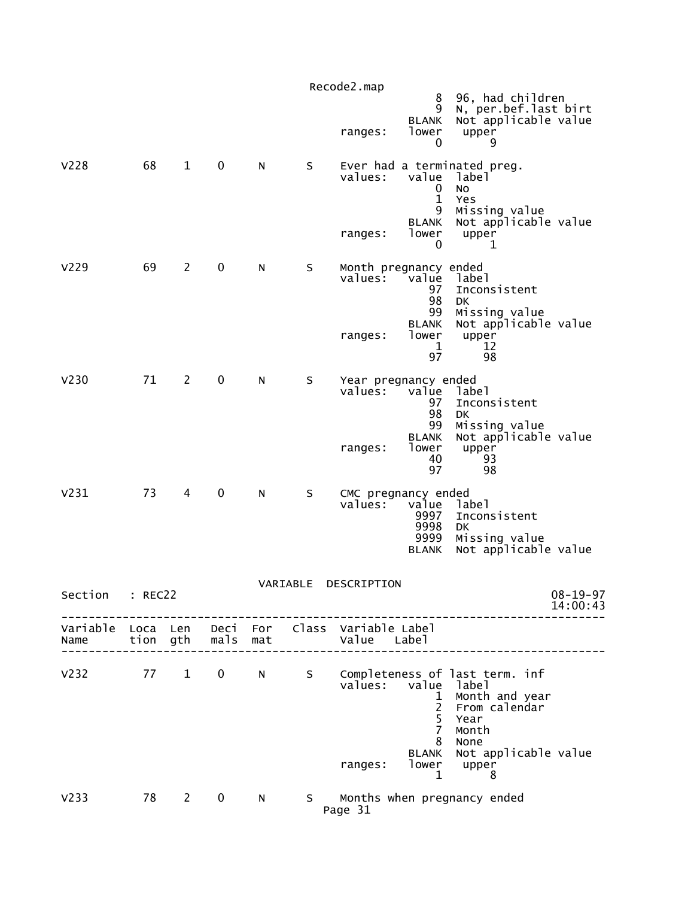```
                                           8  96, had children
                                           9  N, per.bef.last birt
                                       BLANK  Not applicable value
                            ranges:    lower   upper
                                           0       9

V228         68    1    0    N     S    Ever had a terminated preg.
                            values:    value  label
                                           0  No
                                           1  Yes
                                           9  Missing value
                                       BLANK  Not applicable value
                            ranges:    lower   upper
                                           0       1

V229         69    2    0    N     S    Month pregnancy ended
                            values:    value  label
                                          97  Inconsistent
                                          98  DK
                                          99  Missing value
                                       BLANK  Not applicable value
                            ranges:    lower   upper
                                           1      12
                                          97      98

V230         71    2    0    N     S    Year pregnancy ended
                            values:    value  label
                                          97  Inconsistent
                                          98  DK
                                          99  Missing value
                                       BLANK  Not applicable value
                            ranges:    lower   upper
                                          40      93
                                          97      98

V231         73    4    0    N     S    CMC pregnancy ended
                            values:    value  label
                                        9997  Inconsistent
                                        9998  DK
                                        9999  Missing value
                                       BLANK  Not applicable value

                              VARIABLE  DESCRIPTION
Section   : REC22                                                     08-19-97
                                                                      14:00:43
------------------------------------------------------------------------------
Variable  Loca  Len   Deci  For   Class  Variable Label
Name      tion  gth   mals  mat          Value    Label
------------------------------------------------------------------------------

V232         77    1    0    N     S    Completeness of last term. inf
                            values:    value  label
                                           1  Month and year
                                           2  From calendar
                                           5  Year
                                           7  Month
                                           8  None
                                       BLANK  Not applicable value
                            ranges:    lower   upper
                                           1       8

V233         78    2    0    N     S    Months when pregnancy ended
```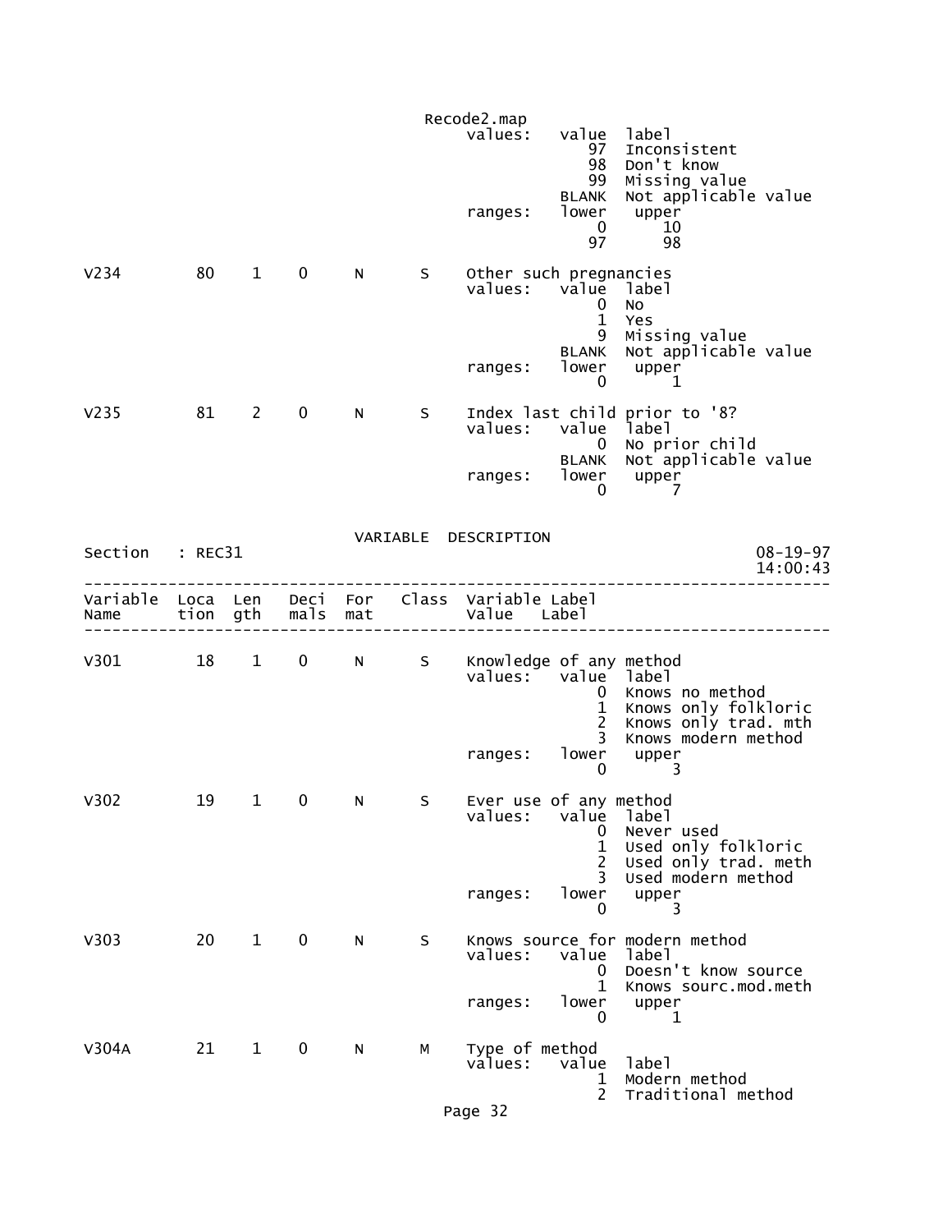(continued from previous page)

```
                                      values:   value  label
                                                   97  Inconsistent
                                                   98  Don't know
                                                   99  Missing value
                                                BLANK  Not applicable value
                                      ranges:   lower   upper
                                                    0      10
                                                   97      98

V234          80    1    0     N      S    Other such pregnancies
                                      values:   value  label
                                                    0  No
                                                    1  Yes
                                                    9  Missing value
                                                BLANK  Not applicable value
                                      ranges:   lower   upper
                                                    0       1

V235          81    2    0     N      S    Index last child prior to '8?
                                      values:   value  label
                                                    0  No prior child
                                                BLANK  Not applicable value
                                      ranges:   lower   upper
                                                    0       7
```

VARIABLE DESCRIPTION

Section : REC31 — 08-19-97 14:00:43

```
--------------------------------------------------------------------------------
Variable  Loca  Len   Deci  For    Class  Variable Label
Name      tion  gth   mals  mat           Value   Label
--------------------------------------------------------------------------------

V301          18    1    0     N      S    Knowledge of any method
                                      values:   value  label
                                                    0  Knows no method
                                                    1  Knows only folkloric
                                                    2  Knows only trad. mth
                                                    3  Knows modern method
                                      ranges:   lower   upper
                                                    0       3

V302          19    1    0     N      S    Ever use of any method
                                      values:   value  label
                                                    0  Never used
                                                    1  Used only folkloric
                                                    2  Used only trad. meth
                                                    3  Used modern method
                                      ranges:   lower   upper
                                                    0       3

V303          20    1    0     N      S    Knows source for modern method
                                      values:   value  label
                                                    0  Doesn't know source
                                                    1  Knows sourc.mod.meth
                                      ranges:   lower   upper
                                                    0       1

V304A         21    1    0     N      M    Type of method
                                      values:   value  label
                                                    1  Modern method
                                                    2  Traditional method
```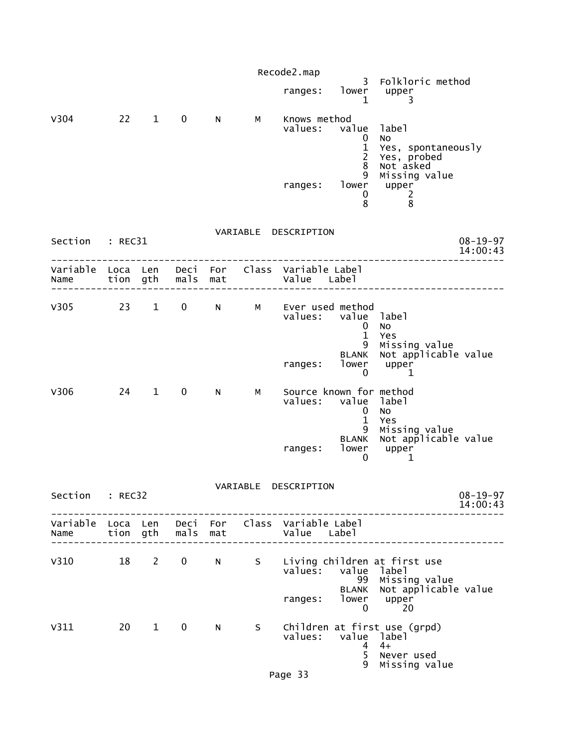```
                                                  3  Folkloric method
                                   ranges:   lower   upper
                                                 1       3

V304        22    1    0     N      M    Knows method
                                   values:   value  label
                                                 0  No
                                                 1  Yes, spontaneously
                                                 2  Yes, probed
                                                 8  Not asked
                                                 9  Missing value
                                   ranges:   lower   upper
                                                 0       2
                                                 8       8
```

VARIABLE DESCRIPTION

```
Section   : REC31                                                        08-19-97
                                                                         14:00:43
---------------------------------------------------------------------------------
Variable  Loca  Len   Deci  For   Class  Variable Label
Name      tion  gth   mals  mat          Value    Label
---------------------------------------------------------------------------------

V305        23    1    0     N      M    Ever used method
                                   values:   value  label
                                                 0  No
                                                 1  Yes
                                                 9  Missing value
                                             BLANK  Not applicable value
                                   ranges:   lower   upper
                                                 0       1

V306        24    1    0     N      M    Source known for method
                                   values:   value  label
                                                 0  No
                                                 1  Yes
                                                 9  Missing value
                                             BLANK  Not applicable value
                                   ranges:   lower   upper
                                                 0       1
```

VARIABLE DESCRIPTION

```
Section   : REC32                                                        08-19-97
                                                                         14:00:43
---------------------------------------------------------------------------------
Variable  Loca  Len   Deci  For   Class  Variable Label
Name      tion  gth   mals  mat          Value    Label
---------------------------------------------------------------------------------

V310        18    2    0     N      S    Living children at first use
                                   values:   value  label
                                                99  Missing value
                                             BLANK  Not applicable value
                                   ranges:   lower   upper
                                                 0      20

V311        20    1    0     N      S    Children at first use (grpd)
                                   values:   value  label
                                                 4  4+
                                                 5  Never used
                                                 9  Missing value
```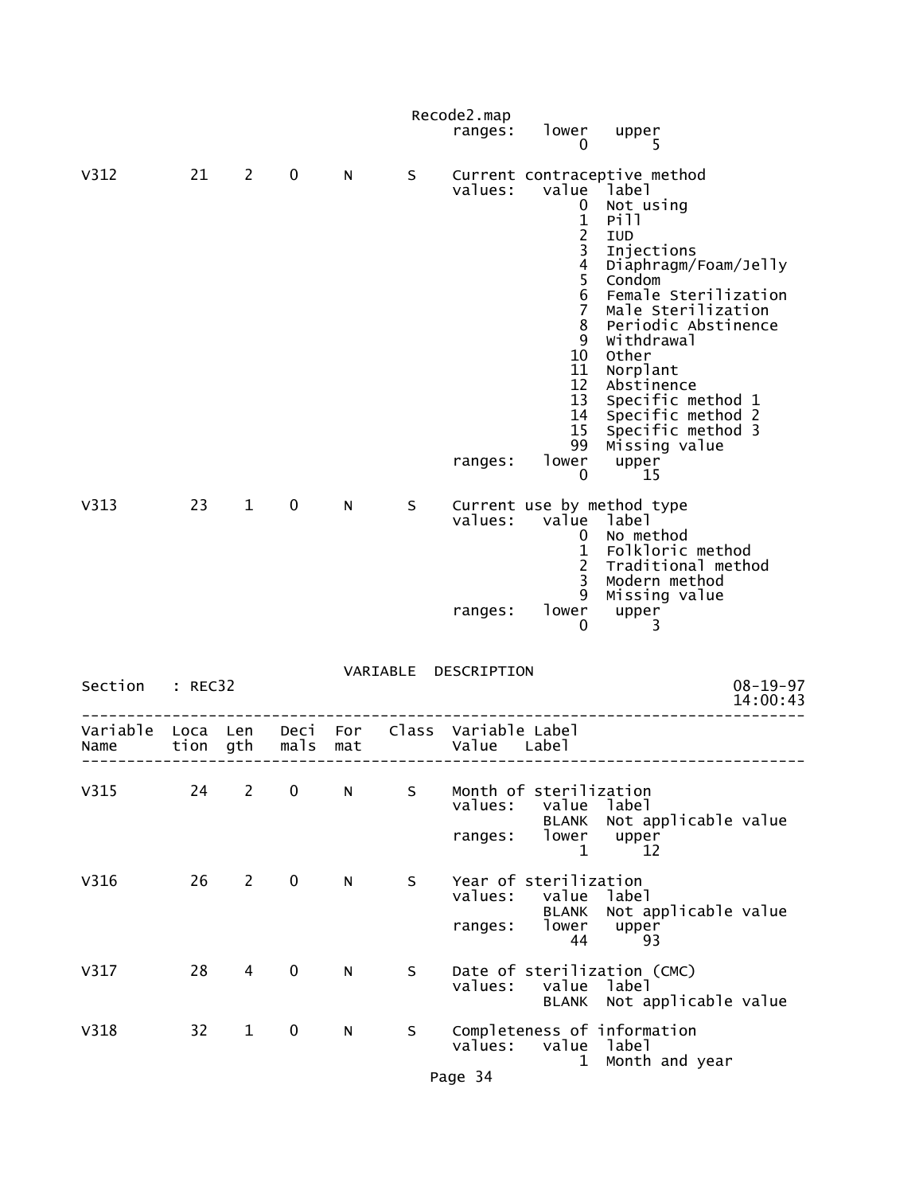```
                                             ranges:   lower   upper
                                                           0       5

V312        21    2    0     N      S    Current contraceptive method
                                             values:   value  label
                                                           0  Not using
                                                           1  Pill
                                                           2  IUD
                                                           3  Injections
                                                           4  Diaphragm/Foam/Jelly
                                                           5  Condom
                                                           6  Female Sterilization
                                                           7  Male Sterilization
                                                           8  Periodic Abstinence
                                                           9  Withdrawal
                                                          10  Other
                                                          11  Norplant
                                                          12  Abstinence
                                                          13  Specific method 1
                                                          14  Specific method 2
                                                          15  Specific method 3
                                                          99  Missing value
                                             ranges:   lower   upper
                                                           0      15

V313        23    1    0     N      S    Current use by method type
                                             values:   value  label
                                                           0  No method
                                                           1  Folkloric method
                                                           2  Traditional method
                                                           3  Modern method
                                                           9  Missing value
                                             ranges:   lower   upper
                                                           0       3

                                  VARIABLE  DESCRIPTION
Section   : REC32                                                          08-19-97
                                                                           14:00:43
-----------------------------------------------------------------------------------
Variable  Loca  Len   Deci  For   Class  Variable Label
Name      tion  gth   mals  mat          Value   Label
-----------------------------------------------------------------------------------

V315        24    2    0     N      S    Month of sterilization
                                             values:   value  label
                                                       BLANK  Not applicable value
                                             ranges:   lower   upper
                                                           1      12

V316        26    2    0     N      S    Year of sterilization
                                             values:   value  label
                                                       BLANK  Not applicable value
                                             ranges:   lower   upper
                                                          44      93

V317        28    4    0     N      S    Date of sterilization (CMC)
                                             values:   value  label
                                                       BLANK  Not applicable value

V318        32    1    0     N      S    Completeness of information
                                             values:   value  label
                                                           1  Month and year
```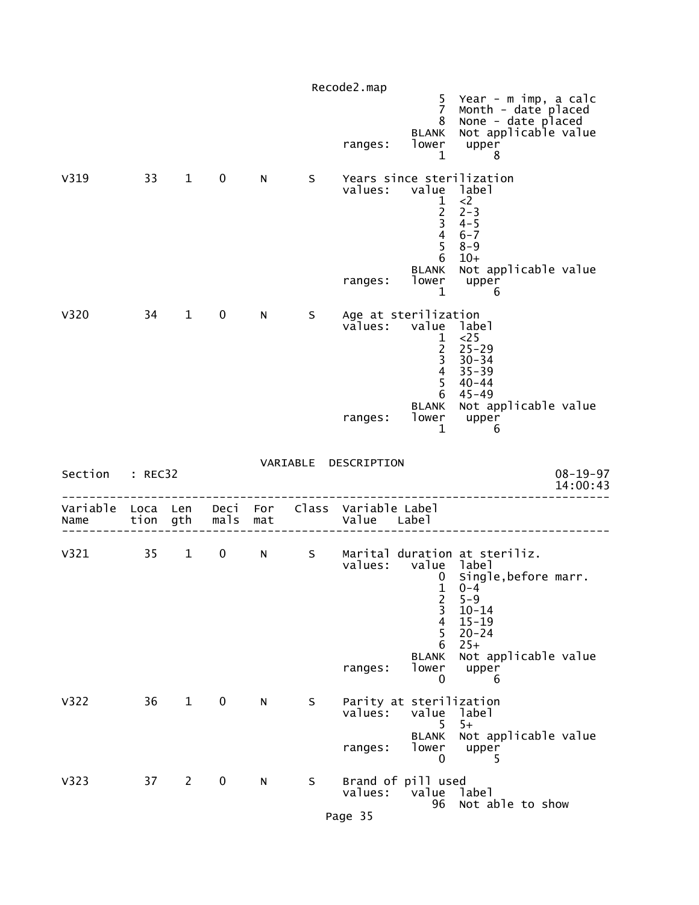```
                                                  5  Year - m imp, a calc
                                                  7  Month - date placed
                                                  8  None - date placed
                                              BLANK  Not applicable value
                                   ranges:    lower   upper
                                                  1       8

V319        33   1    0    N     S    Years since sterilization
                                   values:   value  label
                                                  1  <2
                                                  2  2-3
                                                  3  4-5
                                                  4  6-7
                                                  5  8-9
                                                  6  10+
                                              BLANK  Not applicable value
                                   ranges:    lower   upper
                                                  1       6

V320        34   1    0    N     S    Age at sterilization
                                   values:   value  label
                                                  1  <25
                                                  2  25-29
                                                  3  30-34
                                                  4  35-39
                                                  5  40-44
                                                  6  45-49
                                              BLANK  Not applicable value
                                   ranges:    lower   upper
                                                  1       6
```

VARIABLE DESCRIPTION

Section : REC32 08-19-97 14:00:43

```
--------------------------------------------------------------------------------
Variable  Loca  Len   Deci  For   Class  Variable Label
Name      tion  gth   mals  mat          Value   Label
--------------------------------------------------------------------------------

V321        35   1    0    N     S    Marital duration at steriliz.
                                   values:   value  label
                                                  0  Single,before marr.
                                                  1  0-4
                                                  2  5-9
                                                  3  10-14
                                                  4  15-19
                                                  5  20-24
                                                  6  25+
                                              BLANK  Not applicable value
                                   ranges:    lower   upper
                                                  0       6

V322        36   1    0    N     S    Parity at sterilization
                                   values:   value  label
                                                  5  5+
                                              BLANK  Not applicable value
                                   ranges:    lower   upper
                                                  0       5

V323        37   2    0    N     S    Brand of pill used
                                   values:   value  label
                                                 96  Not able to show
```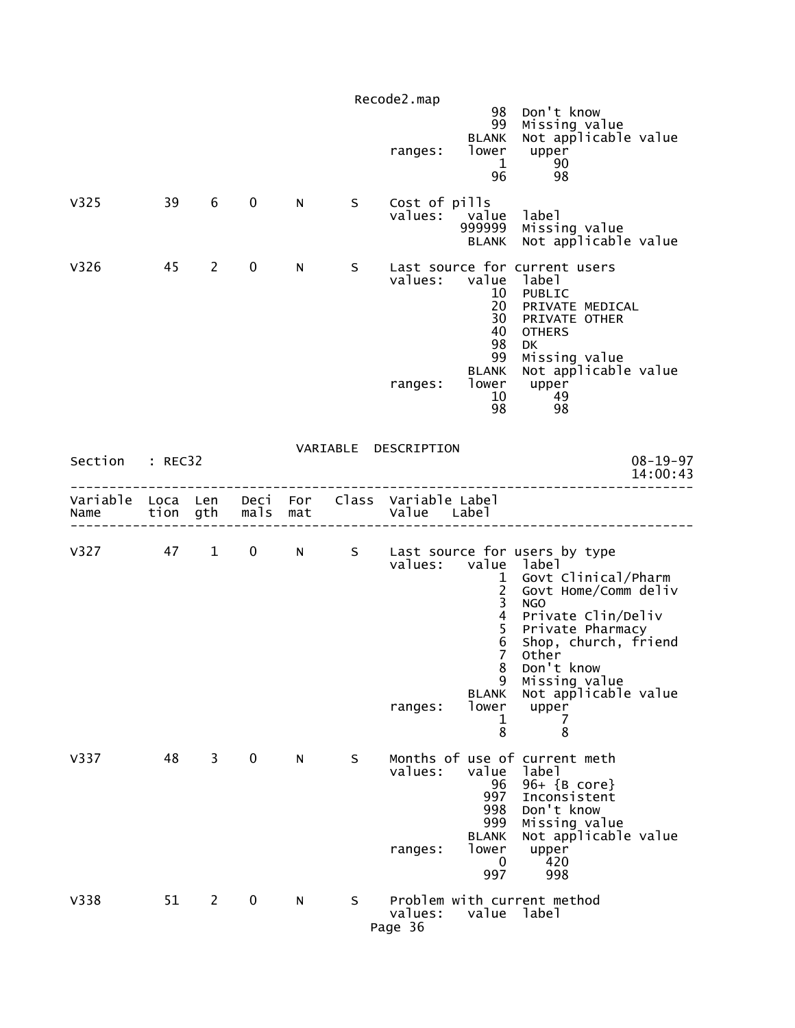```
                                                     98  Don't know
                                                     99  Missing value
                                                  BLANK  Not applicable value
                                        ranges:   lower   upper
                                                      1      90
                                                     96      98

V325        39    6    0     N      S    Cost of pills
                                         values:   value  label
                                                 999999  Missing value
                                                  BLANK  Not applicable value

V326        45    2    0     N      S    Last source for current users
                                         values:   value  label
                                                     10  PUBLIC
                                                     20  PRIVATE MEDICAL
                                                     30  PRIVATE OTHER
                                                     40  OTHERS
                                                     98  DK
                                                     99  Missing value
                                                  BLANK  Not applicable value
                                         ranges:   lower   upper
                                                     10      49
                                                     98      98
```

VARIABLE DESCRIPTION

```
Section    : REC32                                                   08-19-97
                                                                     14:00:43
------------------------------------------------------------------------------
Variable  Loca  Len   Deci  For   Class  Variable Label
Name      tion  gth   mals  mat          Value    Label
------------------------------------------------------------------------------

V327        47    1    0     N      S    Last source for users by type
                                         values:   value  label
                                                      1  Govt Clinical/Pharm
                                                      2  Govt Home/Comm deliv
                                                      3  NGO
                                                      4  Private Clin/Deliv
                                                      5  Private Pharmacy
                                                      6  Shop, church, friend
                                                      7  Other
                                                      8  Don't know
                                                      9  Missing value
                                                  BLANK  Not applicable value
                                         ranges:   lower   upper
                                                      1       7
                                                      8       8

V337        48    3    0     N      S    Months of use of current meth
                                         values:   value  label
                                                     96  96+ {B core}
                                                    997  Inconsistent
                                                    998  Don't know
                                                    999  Missing value
                                                  BLANK  Not applicable value
                                         ranges:   lower   upper
                                                      0     420
                                                    997     998

V338        51    2    0     N      S    Problem with current method
                                         values:   value  label
```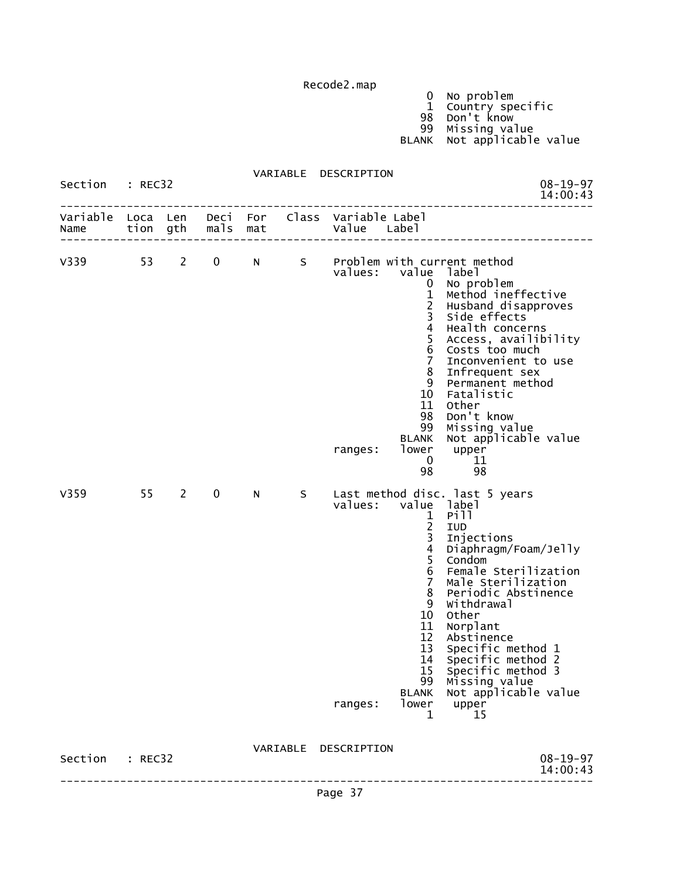```
                                              0  No problem
                                              1  Country specific
                                             98  Don't know
                                             99  Missing value
                                          BLANK  Not applicable value
```

VARIABLE DESCRIPTION

Section : REC32

```
--------------------------------------------------------------------------------
Variable  Loca  Len   Deci  For    Class  Variable Label
Name      tion  gth   mals  mat           Value   Label
--------------------------------------------------------------------------------

V339        53    2    0     N      S     Problem with current method
                                          values:   value  label
                                                        0  No problem
                                                        1  Method ineffective
                                                        2  Husband disapproves
                                                        3  Side effects
                                                        4  Health concerns
                                                        5  Access, availibility
                                                        6  Costs too much
                                                        7  Inconvenient to use
                                                        8  Infrequent sex
                                                        9  Permanent method
                                                       10  Fatalistic
                                                       11  Other
                                                       98  Don't know
                                                       99  Missing value
                                                    BLANK  Not applicable value
                                          ranges:   lower   upper
                                                        0      11
                                                       98      98

V359        55    2    0     N      S     Last method disc. last 5 years
                                          values:   value  label
                                                        1  Pill
                                                        2  IUD
                                                        3  Injections
                                                        4  Diaphragm/Foam/Jelly
                                                        5  Condom
                                                        6  Female Sterilization
                                                        7  Male Sterilization
                                                        8  Periodic Abstinence
                                                        9  Withdrawal
                                                       10  Other
                                                       11  Norplant
                                                       12  Abstinence
                                                       13  Specific method 1
                                                       14  Specific method 2
                                                       15  Specific method 3
                                                       99  Missing value
                                                    BLANK  Not applicable value
                                          ranges:   lower   upper
                                                        1      15
```

VARIABLE DESCRIPTION

Section : REC32

```
--------------------------------------------------------------------------------
```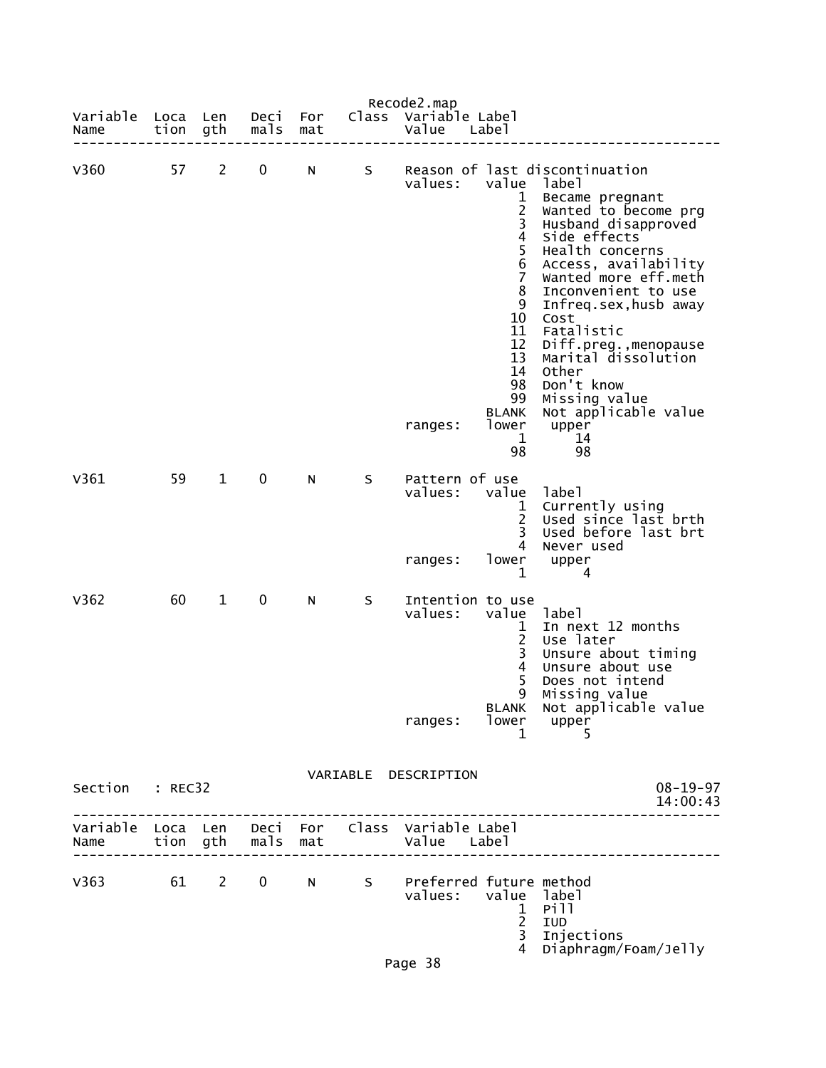Recode2.map

| Variable Name | Location | Length | Decimals | Format | Class | Variable Label / Value Label |
|---|---|---|---|---|---|---|
| V360 | 57 | 2 | 0 | N | S | Reason of last discontinuation |

values:

| value | label |
|---|---|
| 1 | Became pregnant |
| 2 | Wanted to become prg |
| 3 | Husband disapproved |
| 4 | Side effects |
| 5 | Health concerns |
| 6 | Access, availability |
| 7 | Wanted more eff.meth |
| 8 | Inconvenient to use |
| 9 | Infreq.sex,husb away |
| 10 | Cost |
| 11 | Fatalistic |
| 12 | Diff.preg.,menopause |
| 13 | Marital dissolution |
| 14 | Other |
| 98 | Don't know |
| 99 | Missing value |
| BLANK | Not applicable value |

ranges:

| lower | upper |
|---|---|
| 1 | 14 |
| 98 | 98 |

| Variable Name | Location | Length | Decimals | Format | Class | Variable Label / Value Label |
|---|---|---|---|---|---|---|
| V361 | 59 | 1 | 0 | N | S | Pattern of use |

values:

| value | label |
|---|---|
| 1 | Currently using |
| 2 | Used since last brth |
| 3 | Used before last brt |
| 4 | Never used |

ranges:

| lower | upper |
|---|---|
| 1 | 4 |

| Variable Name | Location | Length | Decimals | Format | Class | Variable Label / Value Label |
|---|---|---|---|---|---|---|
| V362 | 60 | 1 | 0 | N | S | Intention to use |

values:

| value | label |
|---|---|
| 1 | In next 12 months |
| 2 | Use later |
| 3 | Unsure about timing |
| 4 | Unsure about use |
| 5 | Does not intend |
| 9 | Missing value |
| BLANK | Not applicable value |

ranges:

| lower | upper |
|---|---|
| 1 | 5 |

VARIABLE DESCRIPTION

Section : REC32 08-19-97 14:00:43

| Variable Name | Location | Length | Decimals | Format | Class | Variable Label / Value Label |
|---|---|---|---|---|---|---|
| V363 | 61 | 2 | 0 | N | S | Preferred future method |

values:

| value | label |
|---|---|
| 1 | Pill |
| 2 | IUD |
| 3 | Injections |
| 4 | Diaphragm/Foam/Jelly |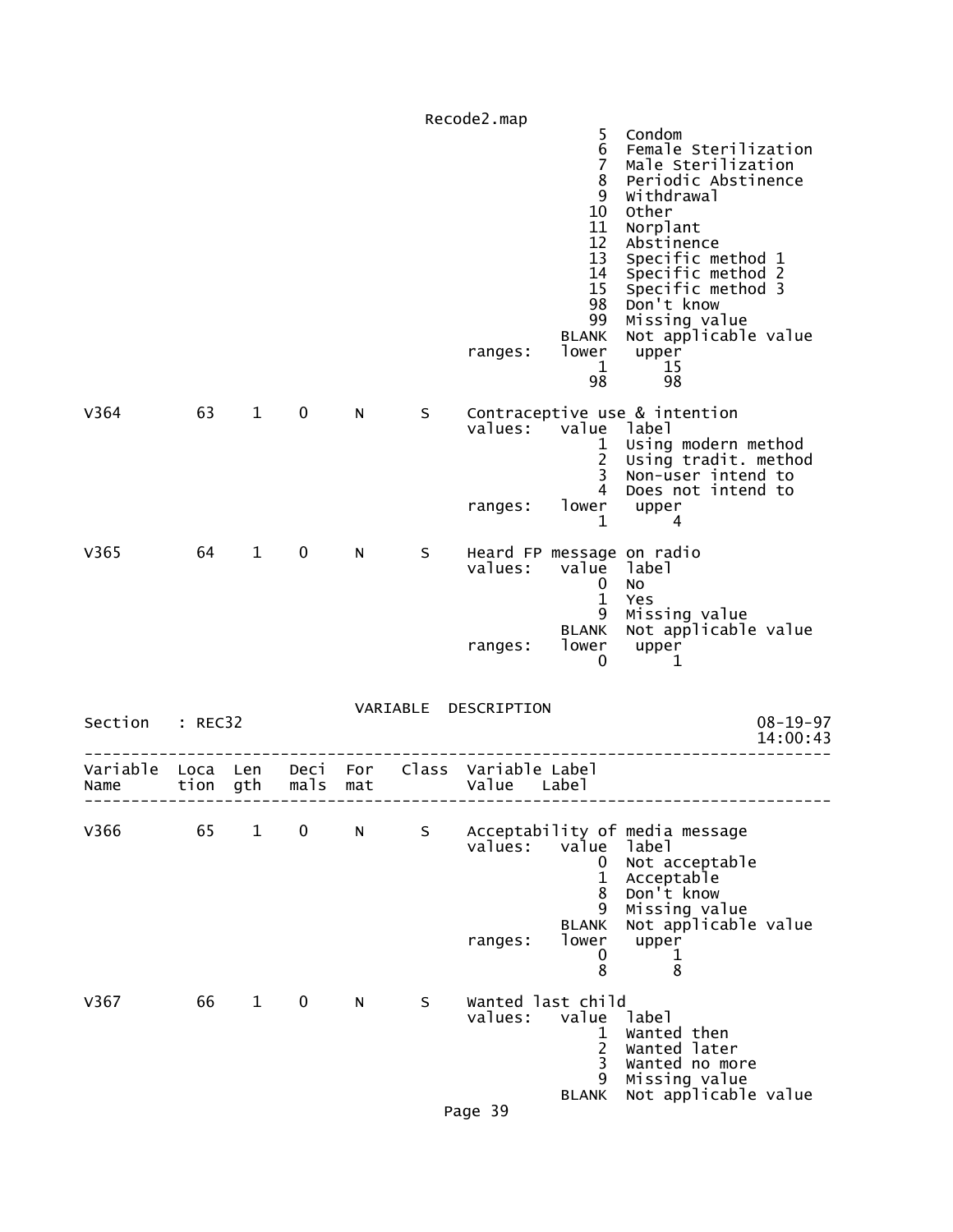```
                                                     5  Condom
                                                     6  Female Sterilization
                                                     7  Male Sterilization
                                                     8  Periodic Abstinence
                                                     9  Withdrawal
                                                    10  Other
                                                    11  Norplant
                                                    12  Abstinence
                                                    13  Specific method 1
                                                    14  Specific method 2
                                                    15  Specific method 3
                                                    98  Don't know
                                                    99  Missing value
                                                 BLANK  Not applicable value
                                       ranges:   lower   upper
                                                     1      15
                                                    98      98

V364        63    1    0    N      S    Contraceptive use & intention
                                        values:   value  label
                                                     1  Using modern method
                                                     2  Using tradit. method
                                                     3  Non-user intend to
                                                     4  Does not intend to
                                       ranges:   lower   upper
                                                     1       4

V365        64    1    0    N      S    Heard FP message on radio
                                        values:   value  label
                                                     0  No
                                                     1  Yes
                                                     9  Missing value
                                                 BLANK  Not applicable value
                                       ranges:   lower   upper
                                                     0       1
```

VARIABLE DESCRIPTION

Section : REC32 — 08-19-97 14:00:43

```
-------------------------------------------------------------------------------
Variable  Loca  Len   Deci  For   Class  Variable Label
Name      tion  gth   mals  mat          Value   Label
-------------------------------------------------------------------------------

V366        65    1    0    N      S    Acceptability of media message
                                        values:   value  label
                                                     0  Not acceptable
                                                     1  Acceptable
                                                     8  Don't know
                                                     9  Missing value
                                                 BLANK  Not applicable value
                                       ranges:   lower   upper
                                                     0       1
                                                     8       8

V367        66    1    0    N      S    Wanted last child
                                        values:   value  label
                                                     1  Wanted then
                                                     2  Wanted later
                                                     3  Wanted no more
                                                     9  Missing value
                                                 BLANK  Not applicable value
```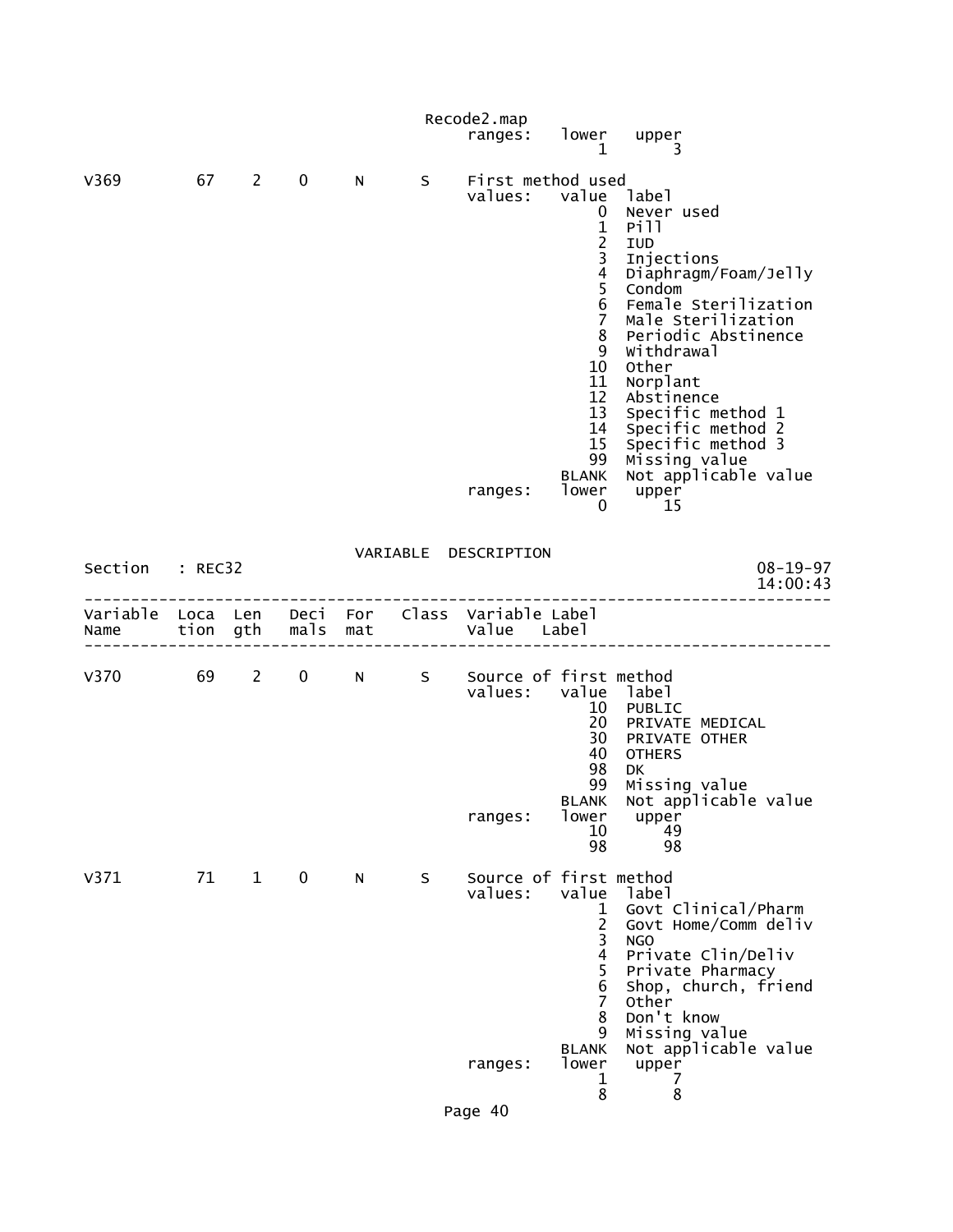```
                                          Recode2.map
                                              ranges:    lower    upper
                                                             1        3

V369         67    2    0     N      S    First method used
                                              values:    value  label
                                                             0  Never used
                                                             1  Pill
                                                             2  IUD
                                                             3  Injections
                                                             4  Diaphragm/Foam/Jelly
                                                             5  Condom
                                                             6  Female Sterilization
                                                             7  Male Sterilization
                                                             8  Periodic Abstinence
                                                             9  Withdrawal
                                                            10  Other
                                                            11  Norplant
                                                            12  Abstinence
                                                            13  Specific method 1
                                                            14  Specific method 2
                                                            15  Specific method 3
                                                            99  Missing value
                                                         BLANK  Not applicable value
                                              ranges:    lower    upper
                                                             0       15


                                    VARIABLE  DESCRIPTION
Section   : REC32                                                               08-19-97
                                                                                14:00:43
-----------------------------------------------------------------------------------------
Variable  Loca  Len   Deci  For   Class  Variable Label
Name      tion  gth   mals  mat          Value    Label
-----------------------------------------------------------------------------------------

V370         69    2    0     N      S    Source of first method
                                              values:    value  label
                                                            10  PUBLIC
                                                            20  PRIVATE MEDICAL
                                                            30  PRIVATE OTHER
                                                            40  OTHERS
                                                            98  DK
                                                            99  Missing value
                                                         BLANK  Not applicable value
                                              ranges:    lower    upper
                                                            10       49
                                                            98       98

V371         71    1    0     N      S    Source of first method
                                              values:    value  label
                                                             1  Govt Clinical/Pharm
                                                             2  Govt Home/Comm deliv
                                                             3  NGO
                                                             4  Private Clin/Deliv
                                                             5  Private Pharmacy
                                                             6  Shop, church, friend
                                                             7  Other
                                                             8  Don't know
                                                             9  Missing value
                                                         BLANK  Not applicable value
                                              ranges:    lower    upper
                                                             1        7
                                                             8        8
```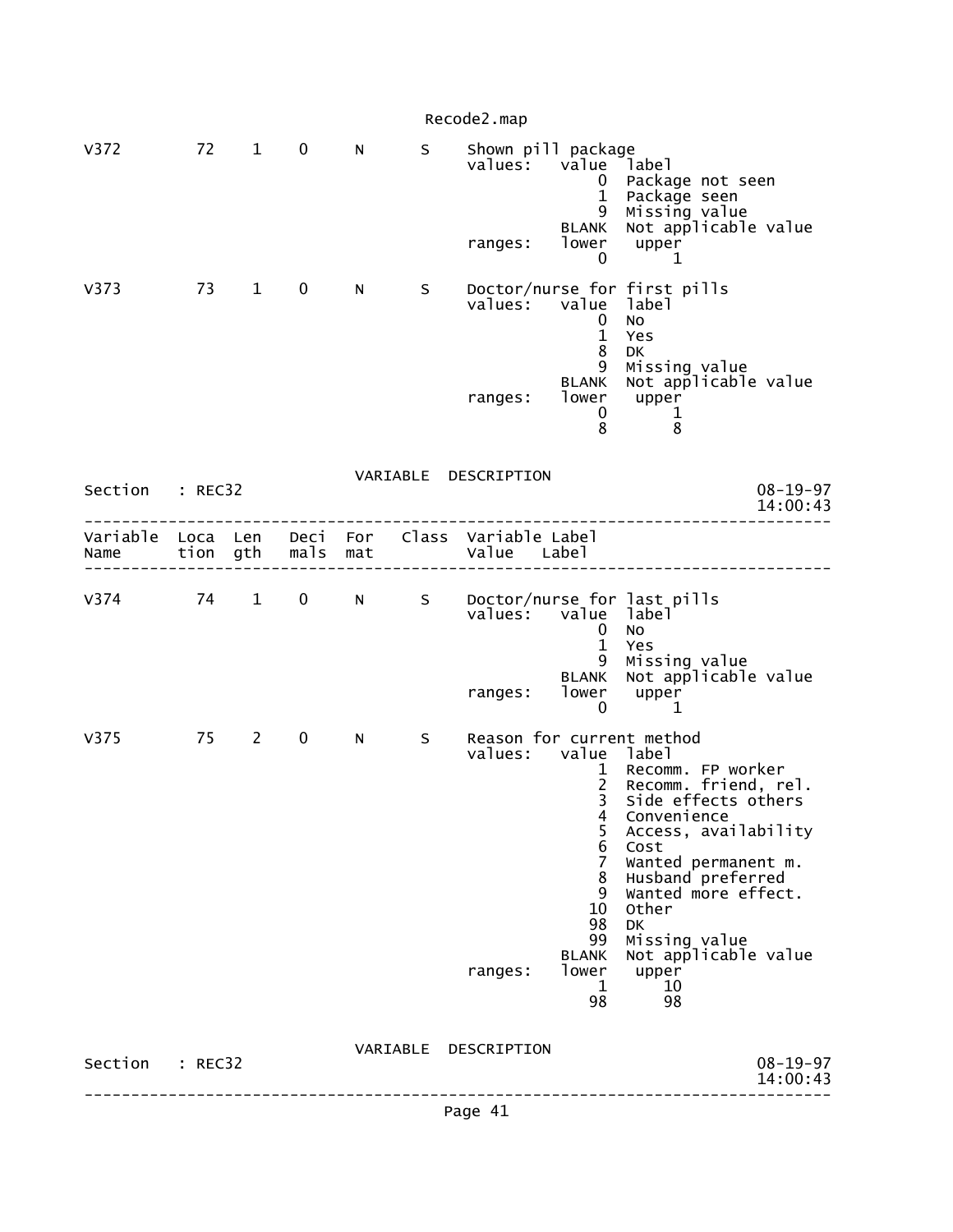```
V372         72    1    0     N      S    Shown pill package
                                          values:   value  label
                                                        0  Package not seen
                                                        1  Package seen
                                                        9  Missing value
                                                    BLANK  Not applicable value
                                          ranges:   lower   upper
                                                        0       1

V373         73    1    0     N      S    Doctor/nurse for first pills
                                          values:   value  label
                                                        0  No
                                                        1  Yes
                                                        8  DK
                                                        9  Missing value
                                                    BLANK  Not applicable value
                                          ranges:   lower   upper
                                                        0       1
                                                        8       8
```

VARIABLE DESCRIPTION

```
Section   : REC32                                                         08-19-97
                                                                          14:00:43
-------------------------------------------------------------------------------------
Variable  Loca  Len   Deci  For   Class  Variable Label
Name      tion  gth   mals  mat          Value    Label
-------------------------------------------------------------------------------------

V374         74    1    0     N      S    Doctor/nurse for last pills
                                          values:   value  label
                                                        0  No
                                                        1  Yes
                                                        9  Missing value
                                                    BLANK  Not applicable value
                                          ranges:   lower   upper
                                                        0       1

V375         75    2    0     N      S    Reason for current method
                                          values:   value  label
                                                        1  Recomm. FP worker
                                                        2  Recomm. friend, rel.
                                                        3  Side effects others
                                                        4  Convenience
                                                        5  Access, availability
                                                        6  Cost
                                                        7  Wanted permanent m.
                                                        8  Husband preferred
                                                        9  Wanted more effect.
                                                       10  Other
                                                       98  DK
                                                       99  Missing value
                                                    BLANK  Not applicable value
                                          ranges:   lower   upper
                                                        1      10
                                                       98      98
```

VARIABLE DESCRIPTION

```
Section   : REC32                                                         08-19-97
                                                                          14:00:43
-------------------------------------------------------------------------------------
```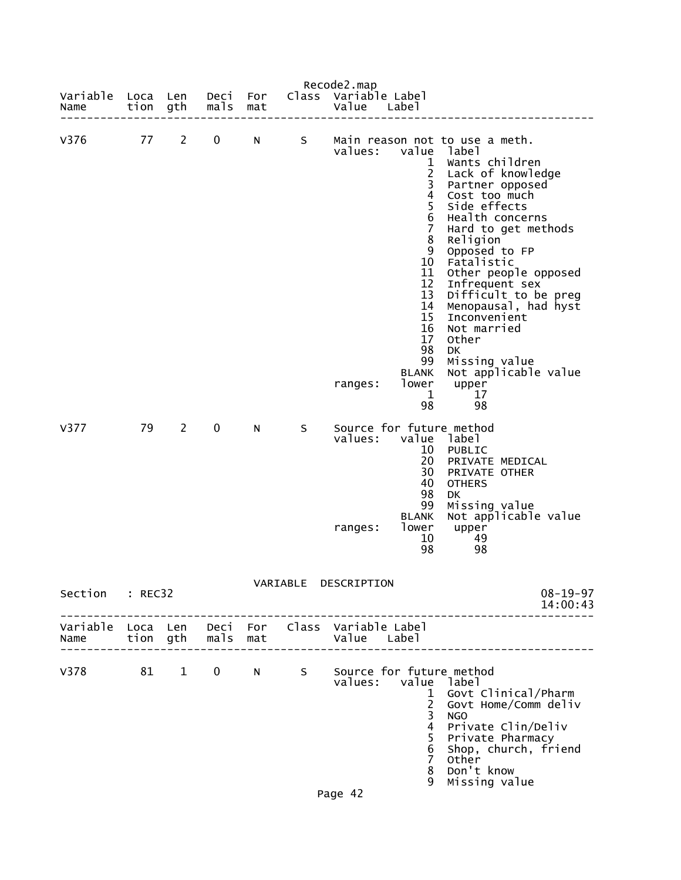Recode2.map

```
Variable  Loca  Len   Deci  For   Class  Variable Label
Name      tion  gth   mals  mat          Value    Label
-------------------------------------------------------------------------------

V376        77    2    0     N      S    Main reason not to use a meth.
                                         values:   value  label
                                                       1  Wants children
                                                       2  Lack of knowledge
                                                       3  Partner opposed
                                                       4  Cost too much
                                                       5  Side effects
                                                       6  Health concerns
                                                       7  Hard to get methods
                                                       8  Religion
                                                       9  Opposed to FP
                                                      10  Fatalistic
                                                      11  Other people opposed
                                                      12  Infrequent sex
                                                      13  Difficult to be preg
                                                      14  Menopausal, had hyst
                                                      15  Inconvenient
                                                      16  Not married
                                                      17  Other
                                                      98  DK
                                                      99  Missing value
                                                   BLANK  Not applicable value
                                         ranges:   lower   upper
                                                       1      17
                                                      98      98

V377        79    2    0     N      S    Source for future method
                                         values:   value  label
                                                      10  PUBLIC
                                                      20  PRIVATE MEDICAL
                                                      30  PRIVATE OTHER
                                                      40  OTHERS
                                                      98  DK
                                                      99  Missing value
                                                   BLANK  Not applicable value
                                         ranges:   lower   upper
                                                      10      49
                                                      98      98
```

```
                                VARIABLE  DESCRIPTION
Section   : REC32                                                        08-19-97
                                                                         14:00:43
-------------------------------------------------------------------------------
Variable  Loca  Len   Deci  For   Class  Variable Label
Name      tion  gth   mals  mat          Value    Label
-------------------------------------------------------------------------------

V378        81    1    0     N      S    Source for future method
                                         values:   value  label
                                                       1  Govt Clinical/Pharm
                                                       2  Govt Home/Comm deliv
                                                       3  NGO
                                                       4  Private Clin/Deliv
                                                       5  Private Pharmacy
                                                       6  Shop, church, friend
                                                       7  Other
                                                       8  Don't know
                                                       9  Missing value
```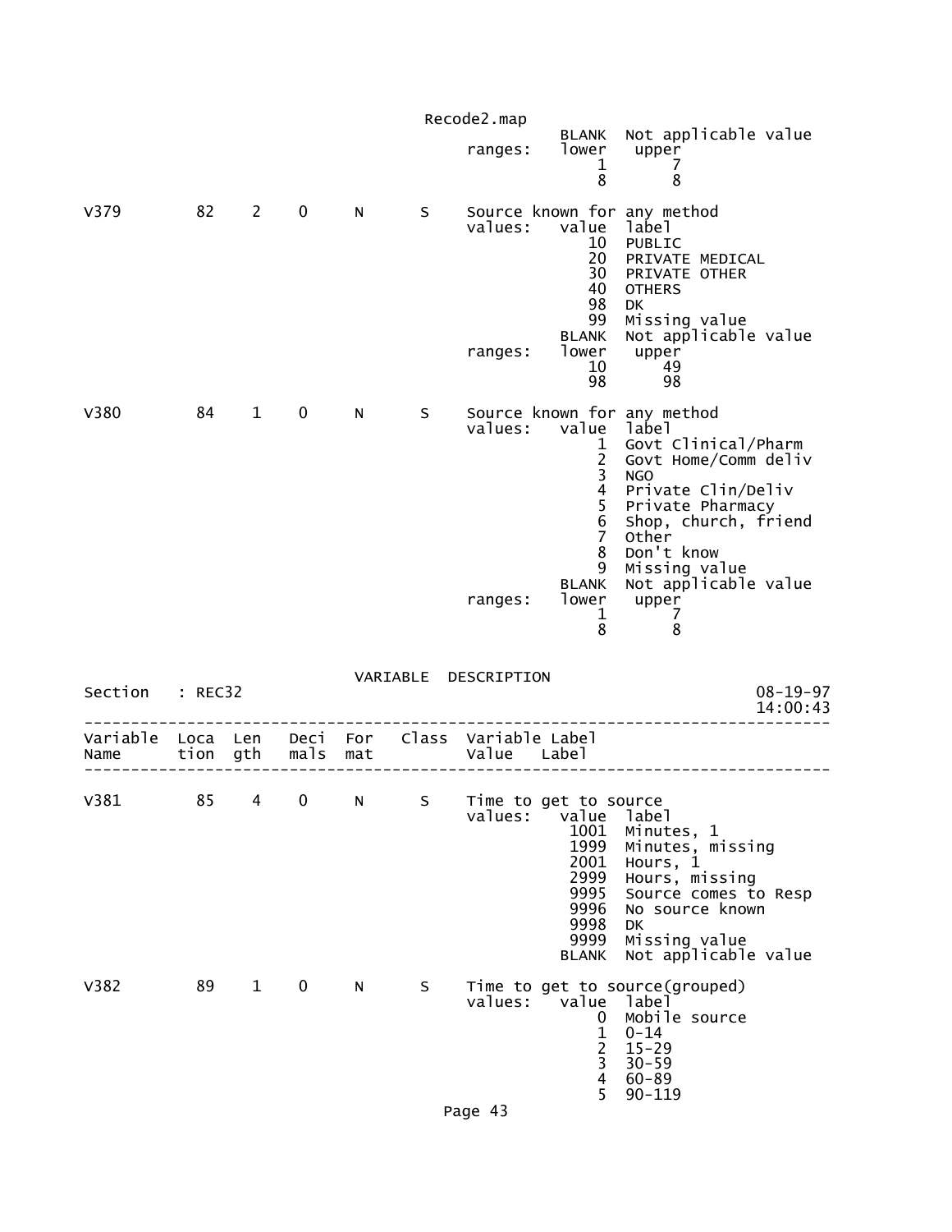```
                                          BLANK  Not applicable value
                               ranges:    lower   upper
                                              1       7
                                              8       8

V379        82   2   0    N      S    Source known for any method
                                      values:   value  label
                                                   10  PUBLIC
                                                   20  PRIVATE MEDICAL
                                                   30  PRIVATE OTHER
                                                   40  OTHERS
                                                   98  DK
                                                   99  Missing value
                                                BLANK  Not applicable value
                                      ranges:   lower   upper
                                                   10      49
                                                   98      98

V380        84   1   0    N      S    Source known for any method
                                      values:   value  label
                                                    1  Govt Clinical/Pharm
                                                    2  Govt Home/Comm deliv
                                                    3  NGO
                                                    4  Private Clin/Deliv
                                                    5  Private Pharmacy
                                                    6  Shop, church, friend
                                                    7  Other
                                                    8  Don't know
                                                    9  Missing value
                                                BLANK  Not applicable value
                                      ranges:   lower   upper
                                                    1       7
                                                    8       8


                              VARIABLE  DESCRIPTION
Section   : REC32                                                      08-19-97
                                                                       14:00:43
-------------------------------------------------------------------------------
Variable  Loca  Len   Deci  For    Class  Variable Label
Name      tion  gth   mals  mat           Value    Label
-------------------------------------------------------------------------------

V381        85   4   0    N      S    Time to get to source
                                      values:   value  label
                                                 1001  Minutes, 1
                                                 1999  Minutes, missing
                                                 2001  Hours, 1
                                                 2999  Hours, missing
                                                 9995  Source comes to Resp
                                                 9996  No source known
                                                 9998  DK
                                                 9999  Missing value
                                                BLANK  Not applicable value

V382        89   1   0    N      S    Time to get to source(grouped)
                                      values:   value  label
                                                    0  Mobile source
                                                    1  0-14
                                                    2  15-29
                                                    3  30-59
                                                    4  60-89
                                                    5  90-119
```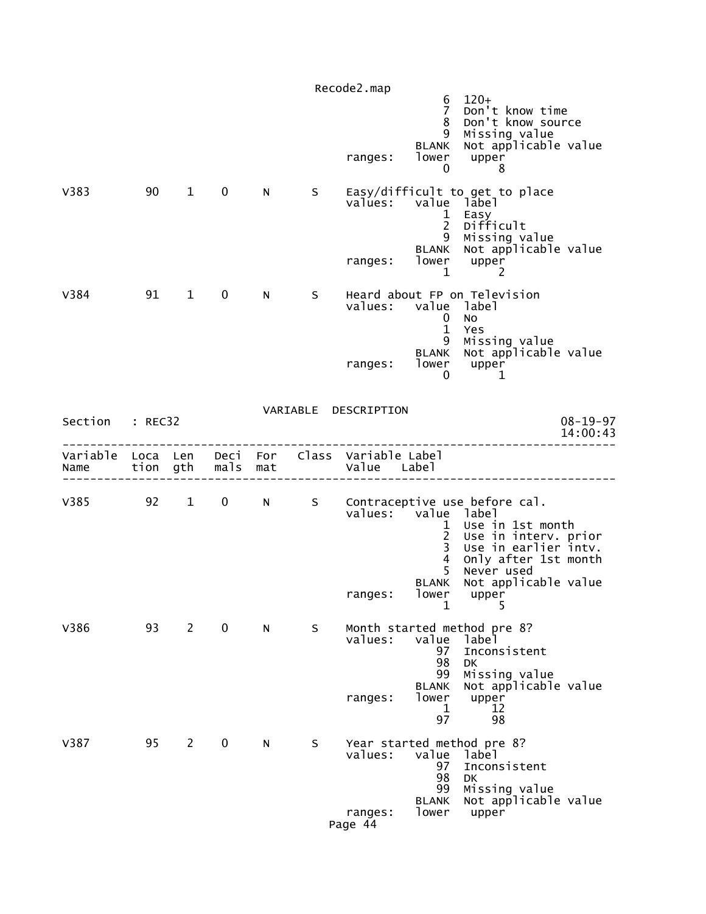```
                                                      6  120+
                                                      7  Don't know time
                                                      8  Don't know source
                                                      9  Missing value
                                                  BLANK  Not applicable value
                                       ranges:    lower   upper
                                                      0       8

V383        90    1    0     N      S    Easy/difficult to get to place
                                       values:    value  label
                                                      1  Easy
                                                      2  Difficult
                                                      9  Missing value
                                                  BLANK  Not applicable value
                                       ranges:    lower   upper
                                                      1       2

V384        91    1    0     N      S    Heard about FP on Television
                                       values:    value  label
                                                      0  No
                                                      1  Yes
                                                      9  Missing value
                                                  BLANK  Not applicable value
                                       ranges:    lower   upper
                                                      0       1
```

VARIABLE DESCRIPTION

```
Section   : REC32                                                        08-19-97
                                                                         14:00:43
---------------------------------------------------------------------------------
Variable  Loca  Len   Deci  For   Class  Variable Label
Name      tion  gth   mals  mat          Value    Label
---------------------------------------------------------------------------------

V385        92    1    0     N      S    Contraceptive use before cal.
                                       values:    value  label
                                                      1  Use in 1st month
                                                      2  Use in interv. prior
                                                      3  Use in earlier intv.
                                                      4  Only after 1st month
                                                      5  Never used
                                                  BLANK  Not applicable value
                                       ranges:    lower   upper
                                                      1       5

V386        93    2    0     N      S    Month started method pre 8?
                                       values:    value  label
                                                     97  Inconsistent
                                                     98  DK
                                                     99  Missing value
                                                  BLANK  Not applicable value
                                       ranges:    lower   upper
                                                      1      12
                                                     97      98

V387        95    2    0     N      S    Year started method pre 8?
                                       values:    value  label
                                                     97  Inconsistent
                                                     98  DK
                                                     99  Missing value
                                                  BLANK  Not applicable value
                                       ranges:    lower   upper
```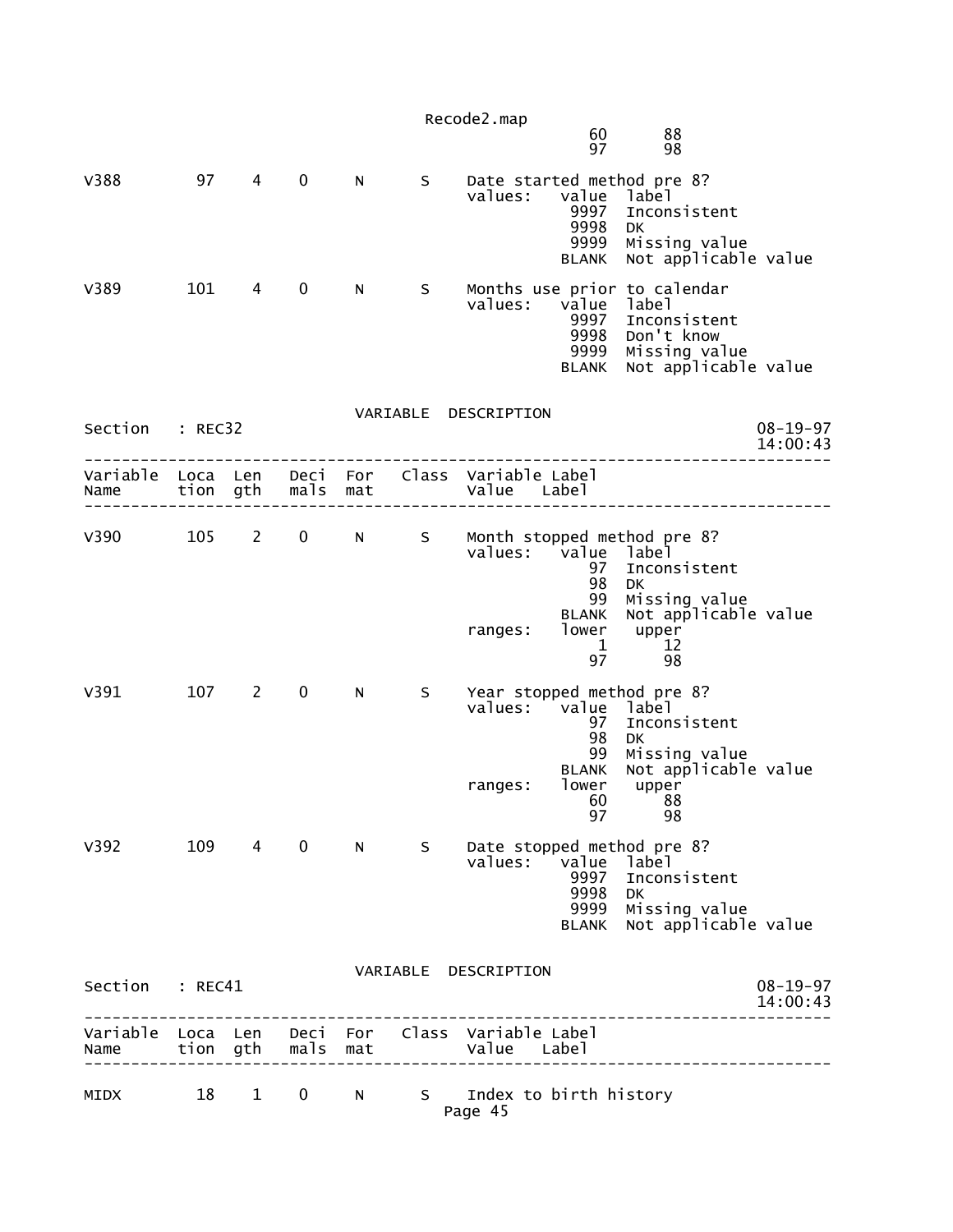```
                                                   60       88
                                                   97       98

V388        97    4    0     N      S    Date started method pre 8?
                                         values:   value  label
                                                    9997  Inconsistent
                                                    9998  DK
                                                    9999  Missing value
                                                   BLANK  Not applicable value

V389       101    4    0     N      S    Months use prior to calendar
                                         values:   value  label
                                                    9997  Inconsistent
                                                    9998  Don't know
                                                    9999  Missing value
                                                   BLANK  Not applicable value
```

VARIABLE DESCRIPTION

```
Section    : REC32                                                      08-19-97
                                                                        14:00:43
--------------------------------------------------------------------------------
Variable  Loca  Len   Deci  For   Class  Variable Label
Name      tion  gth   mals  mat          Value    Label
--------------------------------------------------------------------------------

V390       105    2    0     N      S    Month stopped method pre 8?
                                         values:   value  label
                                                      97  Inconsistent
                                                      98  DK
                                                      99  Missing value
                                                   BLANK  Not applicable value
                                         ranges:   lower   upper
                                                       1      12
                                                      97      98

V391       107    2    0     N      S    Year stopped method pre 8?
                                         values:   value  label
                                                      97  Inconsistent
                                                      98  DK
                                                      99  Missing value
                                                   BLANK  Not applicable value
                                         ranges:   lower   upper
                                                      60      88
                                                      97      98

V392       109    4    0     N      S    Date stopped method pre 8?
                                         values:   value  label
                                                    9997  Inconsistent
                                                    9998  DK
                                                    9999  Missing value
                                                   BLANK  Not applicable value
```

VARIABLE DESCRIPTION

```
Section    : REC41                                                      08-19-97
                                                                        14:00:43
--------------------------------------------------------------------------------
Variable  Loca  Len   Deci  For   Class  Variable Label
Name      tion  gth   mals  mat          Value    Label
--------------------------------------------------------------------------------

MIDX        18    1    0     N      S    Index to birth history
```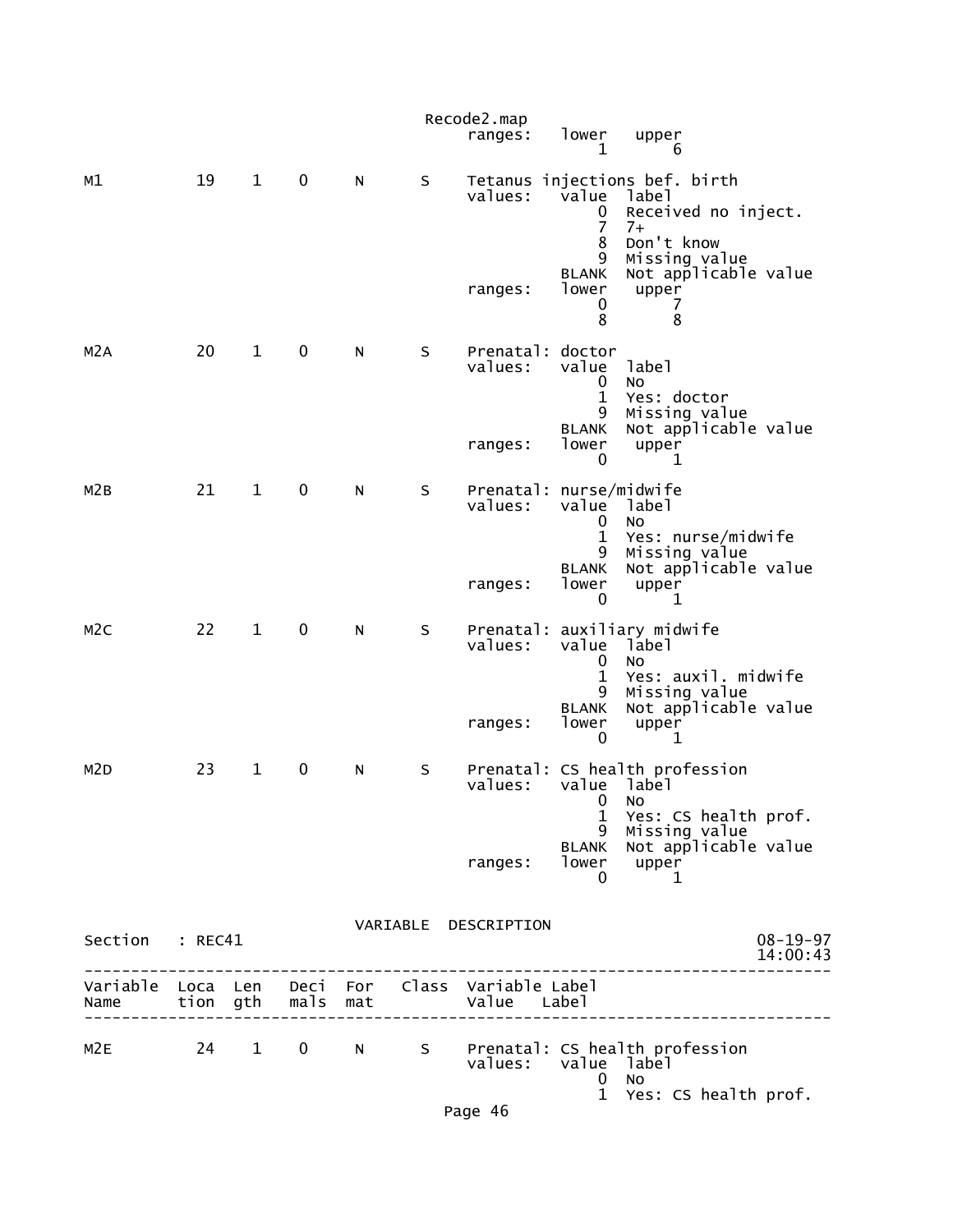```
                                   ranges:   lower   upper
                                                1       6

M1            19    1    0     N      S     Tetanus injections bef. birth
                                   values:   value  label
                                                0   Received no inject.
                                                7   7+
                                                8   Don't know
                                                9   Missing value
                                            BLANK   Not applicable value
                                   ranges:   lower   upper
                                                0       7
                                                8       8

M2A           20    1    0     N      S     Prenatal: doctor
                                   values:   value  label
                                                0   No
                                                1   Yes: doctor
                                                9   Missing value
                                            BLANK   Not applicable value
                                   ranges:   lower   upper
                                                0       1

M2B           21    1    0     N      S     Prenatal: nurse/midwife
                                   values:   value  label
                                                0   No
                                                1   Yes: nurse/midwife
                                                9   Missing value
                                            BLANK   Not applicable value
                                   ranges:   lower   upper
                                                0       1

M2C           22    1    0     N      S     Prenatal: auxiliary midwife
                                   values:   value  label
                                                0   No
                                                1   Yes: auxil. midwife
                                                9   Missing value
                                            BLANK   Not applicable value
                                   ranges:   lower   upper
                                                0       1

M2D           23    1    0     N      S     Prenatal: CS health profession
                                   values:   value  label
                                                0   No
                                                1   Yes: CS health prof.
                                                9   Missing value
                                            BLANK   Not applicable value
                                   ranges:   lower   upper
                                                0       1
```

VARIABLE DESCRIPTION

```
Section   : REC41                                                        08-19-97
                                                                         14:00:43
---------------------------------------------------------------------------------
Variable  Loca  Len   Deci  For   Class  Variable Label
Name      tion  gth   mals  mat          Value    Label
---------------------------------------------------------------------------------

M2E           24    1    0     N      S     Prenatal: CS health profession
                                   values:   value  label
                                                0   No
                                                1   Yes: CS health prof.
```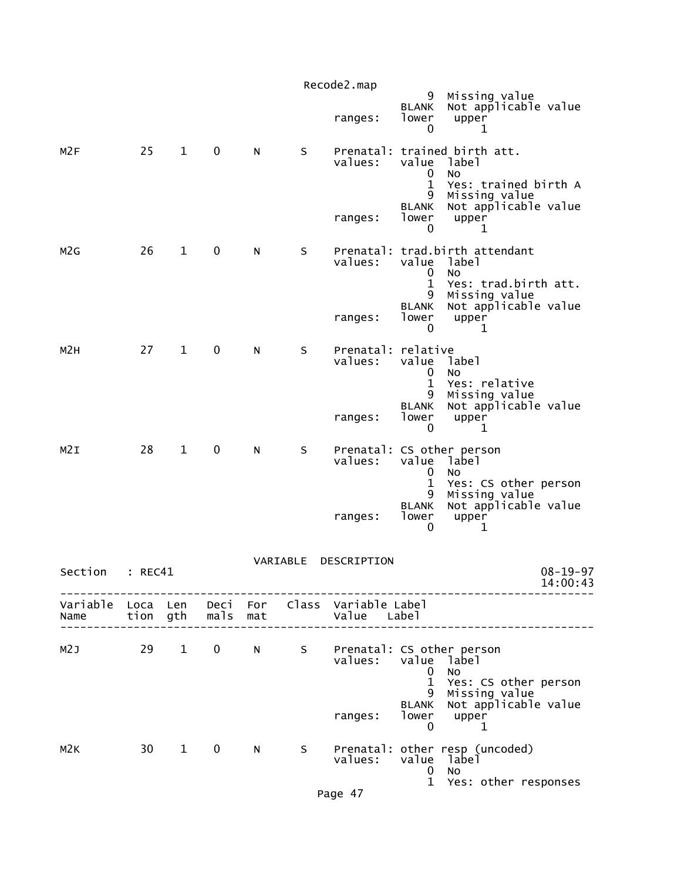```
                                                       9  Missing value
                                                   BLANK  Not applicable value
                                         ranges:   lower   upper
                                                       0       1

M2F          25    1    0    N     S    Prenatal: trained birth att.
                                         values:   value  label
                                                       0  No
                                                       1  Yes: trained birth A
                                                       9  Missing value
                                                   BLANK  Not applicable value
                                         ranges:   lower   upper
                                                       0       1

M2G          26    1    0    N     S    Prenatal: trad.birth attendant
                                         values:   value  label
                                                       0  No
                                                       1  Yes: trad.birth att.
                                                       9  Missing value
                                                   BLANK  Not applicable value
                                         ranges:   lower   upper
                                                       0       1

M2H          27    1    0    N     S    Prenatal: relative
                                         values:   value  label
                                                       0  No
                                                       1  Yes: relative
                                                       9  Missing value
                                                   BLANK  Not applicable value
                                         ranges:   lower   upper
                                                       0       1

M2I          28    1    0    N     S    Prenatal: CS other person
                                         values:   value  label
                                                       0  No
                                                       1  Yes: CS other person
                                                       9  Missing value
                                                   BLANK  Not applicable value
                                         ranges:   lower   upper
                                                       0       1


                                VARIABLE  DESCRIPTION
Section   : REC41                                                     08-19-97
                                                                      14:00:43
--------------------------------------------------------------------------------
Variable  Loca  Len   Deci  For   Class  Variable Label
Name      tion  gth   mals  mat          Value    Label
--------------------------------------------------------------------------------

M2J          29    1    0    N     S    Prenatal: CS other person
                                         values:   value  label
                                                       0  No
                                                       1  Yes: CS other person
                                                       9  Missing value
                                                   BLANK  Not applicable value
                                         ranges:   lower   upper
                                                       0       1

M2K          30    1    0    N     S    Prenatal: other resp (uncoded)
                                         values:   value  label
                                                       0  No
                                                       1  Yes: other responses
```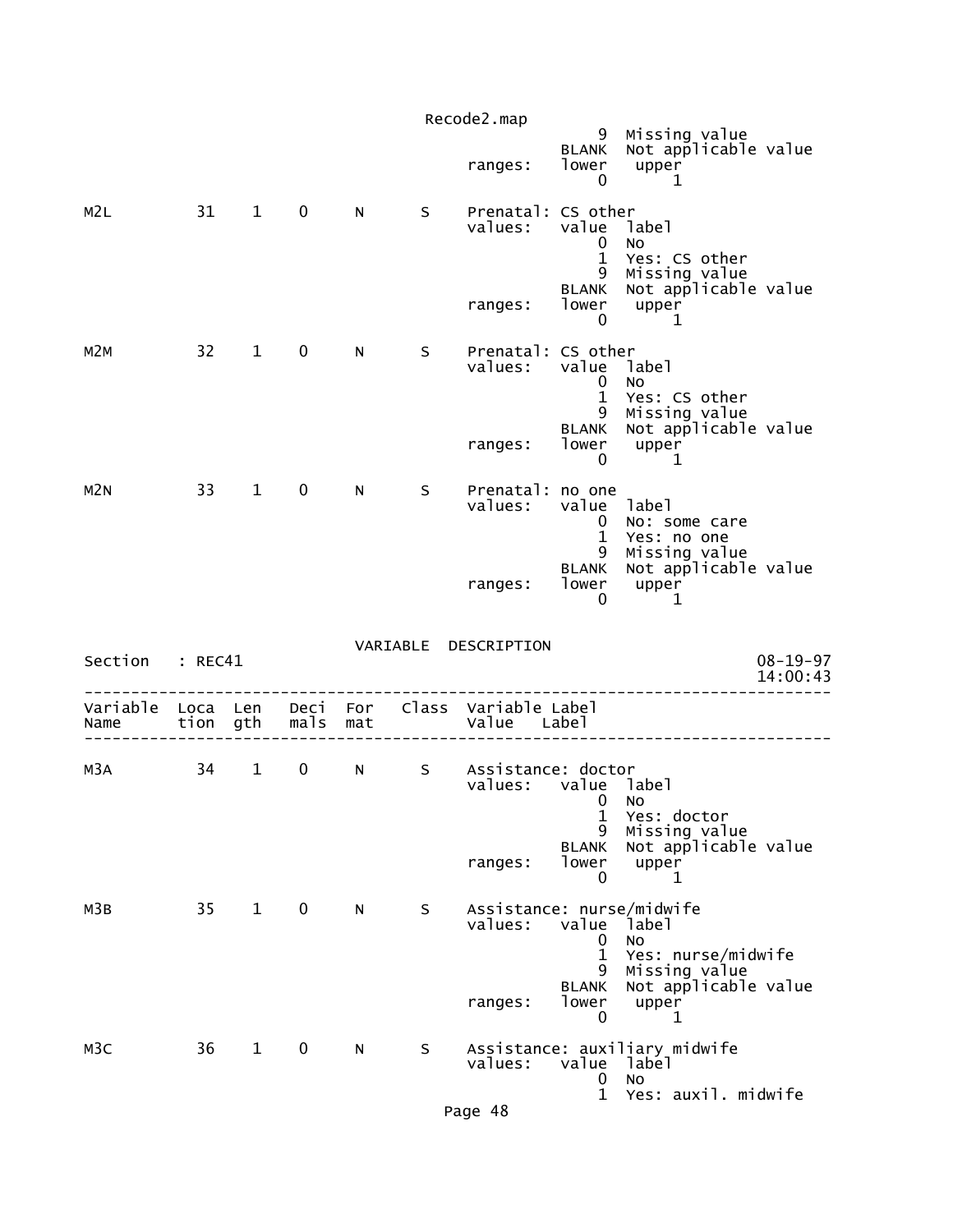```
                                                   9  Missing value
                                               BLANK  Not applicable value
                                    ranges:    lower   upper
                                                   0       1

M2L          31    1    0    N     S    Prenatal: CS other
                                        values:   value  label
                                                   0  No
                                                   1  Yes: CS other
                                                   9  Missing value
                                               BLANK  Not applicable value
                                        ranges:   lower   upper
                                                   0       1

M2M          32    1    0    N     S    Prenatal: CS other
                                        values:   value  label
                                                   0  No
                                                   1  Yes: CS other
                                                   9  Missing value
                                               BLANK  Not applicable value
                                        ranges:   lower   upper
                                                   0       1

M2N          33    1    0    N     S    Prenatal: no one
                                        values:   value  label
                                                   0  No: some care
                                                   1  Yes: no one
                                                   9  Missing value
                                               BLANK  Not applicable value
                                        ranges:   lower   upper
                                                   0       1


                                 VARIABLE  DESCRIPTION
Section   : REC41                                                          08-19-97
                                                                           14:00:43
-----------------------------------------------------------------------------------
Variable  Loca  Len   Deci  For   Class  Variable Label
Name      tion  gth   mals  mat          Value    Label
-----------------------------------------------------------------------------------

M3A          34    1    0    N     S    Assistance: doctor
                                        values:   value  label
                                                   0  No
                                                   1  Yes: doctor
                                                   9  Missing value
                                               BLANK  Not applicable value
                                        ranges:   lower   upper
                                                   0       1

M3B          35    1    0    N     S    Assistance: nurse/midwife
                                        values:   value  label
                                                   0  No
                                                   1  Yes: nurse/midwife
                                                   9  Missing value
                                               BLANK  Not applicable value
                                        ranges:   lower   upper
                                                   0       1

M3C          36    1    0    N     S    Assistance: auxiliary midwife
                                        values:   value  label
                                                   0  No
                                                   1  Yes: auxil. midwife
```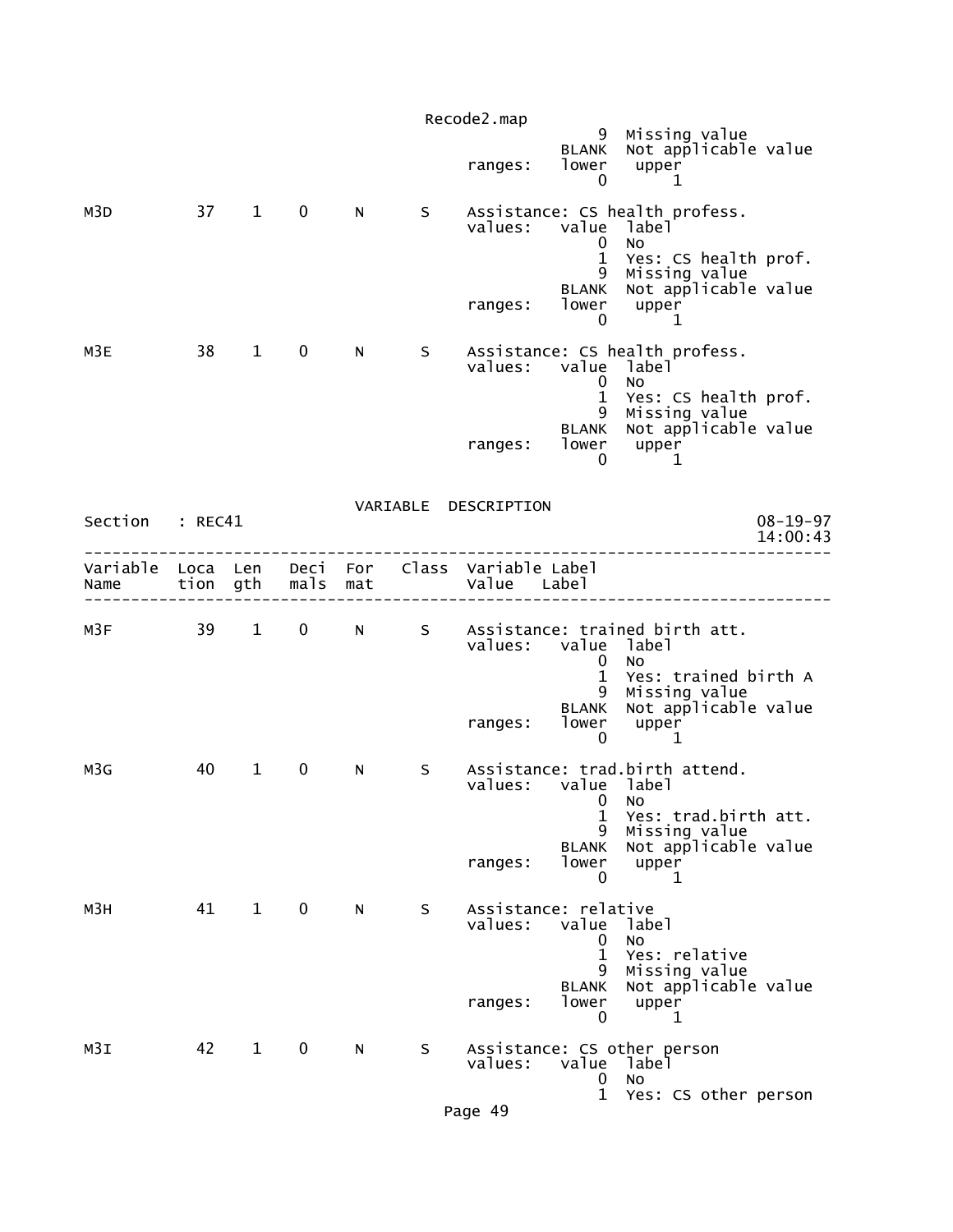```
                                                          9  Missing value
                                                      BLANK  Not applicable value
                                            ranges:   lower   upper
                                                          0       1

M3D          37    1    0     N      S    Assistance: CS health profess.
                                            values:   value  label
                                                          0  No
                                                          1  Yes: CS health prof.
                                                          9  Missing value
                                                      BLANK  Not applicable value
                                            ranges:   lower   upper
                                                          0       1

M3E          38    1    0     N      S    Assistance: CS health profess.
                                            values:   value  label
                                                          0  No
                                                          1  Yes: CS health prof.
                                                          9  Missing value
                                                      BLANK  Not applicable value
                                            ranges:   lower   upper
                                                          0       1
```

VARIABLE DESCRIPTION

```
Section   : REC41                                                          08-19-97
                                                                           14:00:43
--------------------------------------------------------------------------------
Variable  Loca  Len   Deci  For   Class  Variable Label
Name      tion  gth   mals  mat          Value   Label
--------------------------------------------------------------------------------

M3F          39    1    0     N      S    Assistance: trained birth att.
                                            values:   value  label
                                                          0  No
                                                          1  Yes: trained birth A
                                                          9  Missing value
                                                      BLANK  Not applicable value
                                            ranges:   lower   upper
                                                          0       1

M3G          40    1    0     N      S    Assistance: trad.birth attend.
                                            values:   value  label
                                                          0  No
                                                          1  Yes: trad.birth att.
                                                          9  Missing value
                                                      BLANK  Not applicable value
                                            ranges:   lower   upper
                                                          0       1

M3H          41    1    0     N      S    Assistance: relative
                                            values:   value  label
                                                          0  No
                                                          1  Yes: relative
                                                          9  Missing value
                                                      BLANK  Not applicable value
                                            ranges:   lower   upper
                                                          0       1

M3I          42    1    0     N      S    Assistance: CS other person
                                            values:   value  label
                                                          0  No
                                                          1  Yes: CS other person
```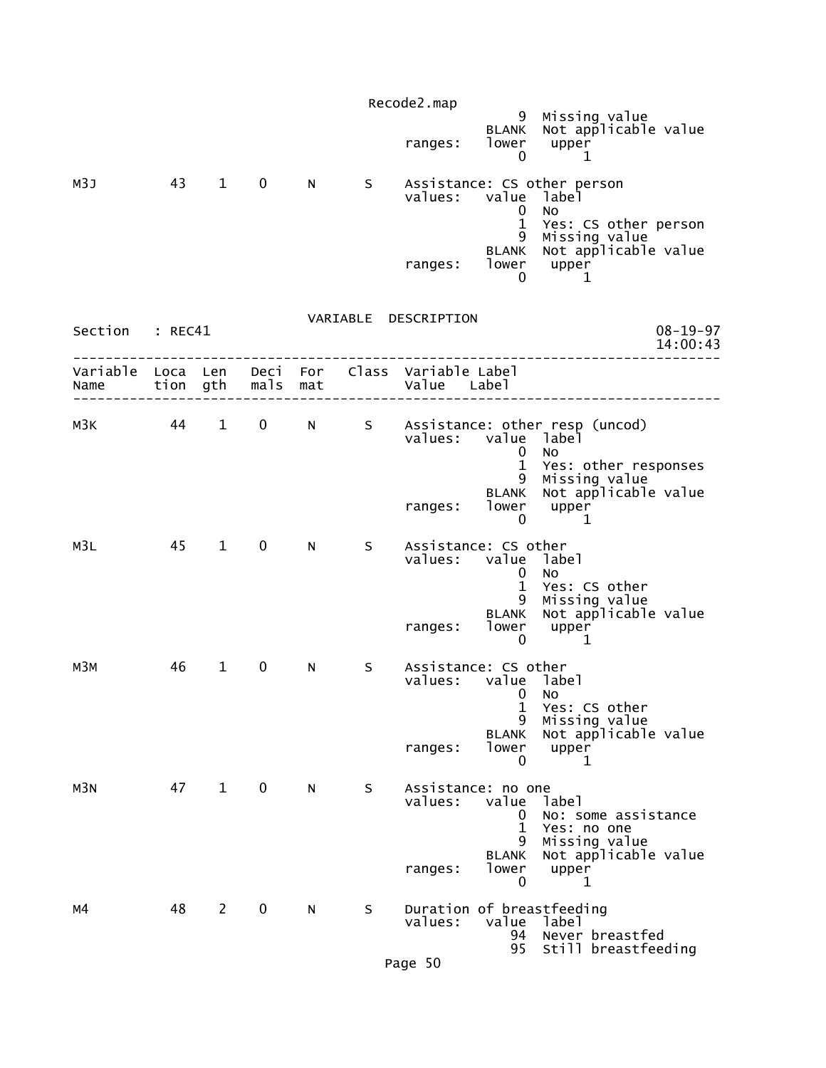```
                                                  9  Missing value
                                              BLANK  Not applicable value
                                   ranges:    lower   upper
                                                  0       1

M3J         43    1    0    N      S    Assistance: CS other person
                                   values:    value  label
                                                  0  No
                                                  1  Yes: CS other person
                                                  9  Missing value
                                              BLANK  Not applicable value
                                   ranges:    lower   upper
                                                  0       1
```

```
                              VARIABLE  DESCRIPTION
Section   : REC41                                                     08-19-97
                                                                      14:00:43
--------------------------------------------------------------------------------
Variable  Loca  Len   Deci  For   Class  Variable Label
Name      tion  gth   mals  mat          Value   Label
--------------------------------------------------------------------------------

M3K         44    1    0    N      S    Assistance: other resp (uncod)
                                   values:    value  label
                                                  0  No
                                                  1  Yes: other responses
                                                  9  Missing value
                                              BLANK  Not applicable value
                                   ranges:    lower   upper
                                                  0       1

M3L         45    1    0    N      S    Assistance: CS other
                                   values:    value  label
                                                  0  No
                                                  1  Yes: CS other
                                                  9  Missing value
                                              BLANK  Not applicable value
                                   ranges:    lower   upper
                                                  0       1

M3M         46    1    0    N      S    Assistance: CS other
                                   values:    value  label
                                                  0  No
                                                  1  Yes: CS other
                                                  9  Missing value
                                              BLANK  Not applicable value
                                   ranges:    lower   upper
                                                  0       1

M3N         47    1    0    N      S    Assistance: no one
                                   values:    value  label
                                                  0  No: some assistance
                                                  1  Yes: no one
                                                  9  Missing value
                                              BLANK  Not applicable value
                                   ranges:    lower   upper
                                                  0       1

M4          48    2    0    N      S    Duration of breastfeeding
                                   values:    value  label
                                                 94  Never breastfed
                                                 95  Still breastfeeding
```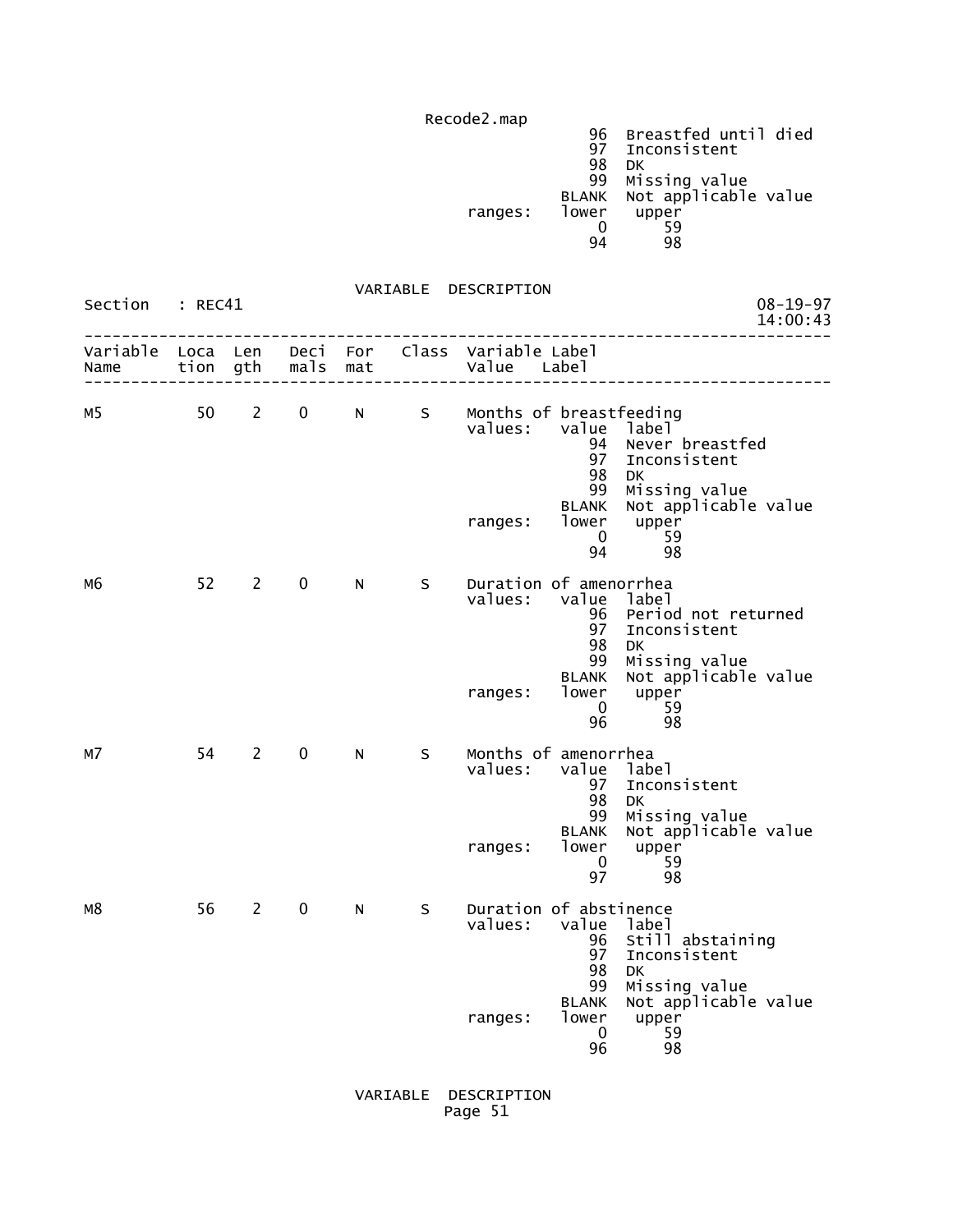```
                                            96  Breastfed until died
                                            97  Inconsistent
                                            98  DK
                                            99  Missing value
                                         BLANK  Not applicable value
                                 ranges:   lower   upper
                                             0      59
                                            94      98
```

VARIABLE DESCRIPTION

Section : REC41 08-19-97 14:00:43

```
--------------------------------------------------------------------------------
Variable  Loca  Len   Deci  For   Class  Variable Label
Name      tion  gth   mals  mat          Value    Label
--------------------------------------------------------------------------------

M5          50    2    0     N      S    Months of breastfeeding
                                         values:   value  label
                                                      94  Never breastfed
                                                      97  Inconsistent
                                                      98  DK
                                                      99  Missing value
                                                   BLANK  Not applicable value
                                         ranges:   lower   upper
                                                       0      59
                                                      94      98

M6          52    2    0     N      S    Duration of amenorrhea
                                         values:   value  label
                                                      96  Period not returned
                                                      97  Inconsistent
                                                      98  DK
                                                      99  Missing value
                                                   BLANK  Not applicable value
                                         ranges:   lower   upper
                                                       0      59
                                                      96      98

M7          54    2    0     N      S    Months of amenorrhea
                                         values:   value  label
                                                      97  Inconsistent
                                                      98  DK
                                                      99  Missing value
                                                   BLANK  Not applicable value
                                         ranges:   lower   upper
                                                       0      59
                                                      97      98

M8          56    2    0     N      S    Duration of abstinence
                                         values:   value  label
                                                      96  Still abstaining
                                                      97  Inconsistent
                                                      98  DK
                                                      99  Missing value
                                                   BLANK  Not applicable value
                                         ranges:   lower   upper
                                                       0      59
                                                      96      98
```

VARIABLE DESCRIPTION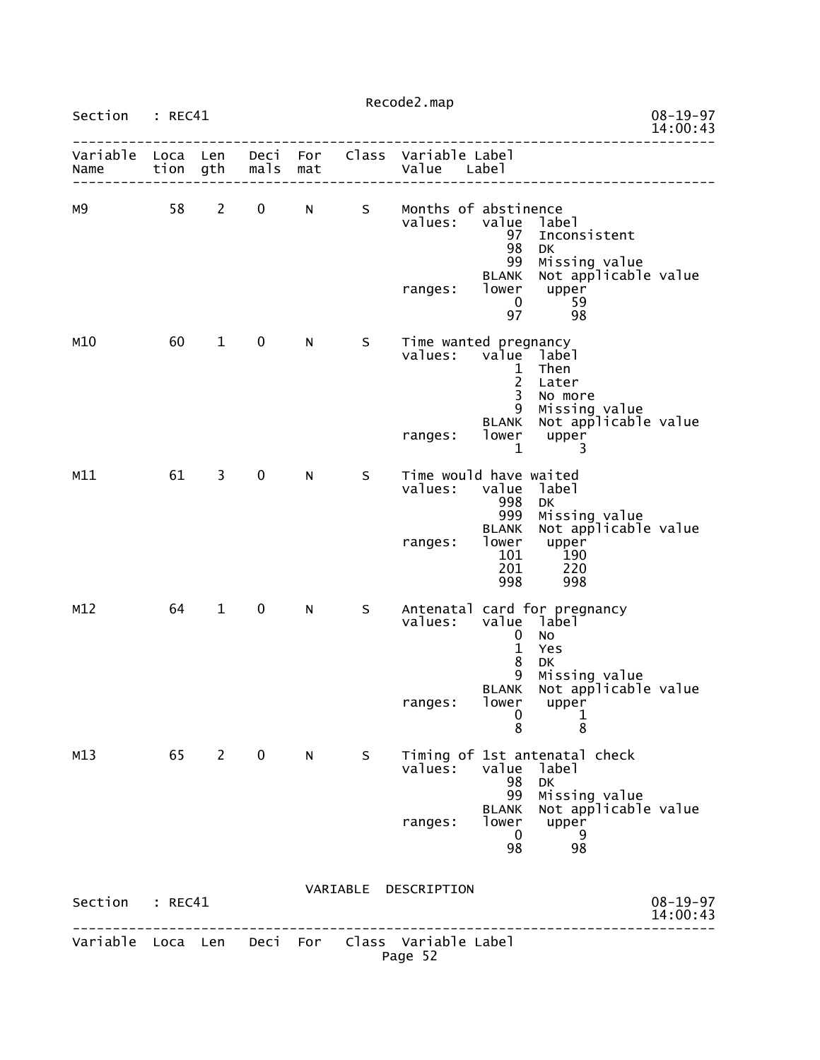Section : REC41

| Variable Name | Location | Length | Decimals | Format | Class | Variable Label / Value Label |
|---|---|---|---|---|---|---|
| M9 | 58 | 2 | 0 | N | S | Months of abstinence |
| M10 | 60 | 1 | 0 | N | S | Time wanted pregnancy |
| M11 | 61 | 3 | 0 | N | S | Time would have waited |
| M12 | 64 | 1 | 0 | N | S | Antenatal card for pregnancy |
| M13 | 65 | 2 | 0 | N | S | Timing of 1st antenatal check |

**M9** — Months of abstinence

values:

| value | label |
|---|---|
| 97 | Inconsistent |
| 98 | DK |
| 99 | Missing value |
| BLANK | Not applicable value |

ranges:

| lower | upper |
|---|---|
| 0 | 59 |
| 97 | 98 |

**M10** — Time wanted pregnancy

values:

| value | label |
|---|---|
| 1 | Then |
| 2 | Later |
| 3 | No more |
| 9 | Missing value |
| BLANK | Not applicable value |

ranges:

| lower | upper |
|---|---|
| 1 | 3 |

**M11** — Time would have waited

values:

| value | label |
|---|---|
| 998 | DK |
| 999 | Missing value |
| BLANK | Not applicable value |

ranges:

| lower | upper |
|---|---|
| 101 | 190 |
| 201 | 220 |
| 998 | 998 |

**M12** — Antenatal card for pregnancy

values:

| value | label |
|---|---|
| 0 | No |
| 1 | Yes |
| 8 | DK |
| 9 | Missing value |
| BLANK | Not applicable value |

ranges:

| lower | upper |
|---|---|
| 0 | 1 |
| 8 | 8 |

**M13** — Timing of 1st antenatal check

values:

| value | label |
|---|---|
| 98 | DK |
| 99 | Missing value |
| BLANK | Not applicable value |

ranges:

| lower | upper |
|---|---|
| 0 | 9 |
| 98 | 98 |

VARIABLE DESCRIPTION

Section : REC41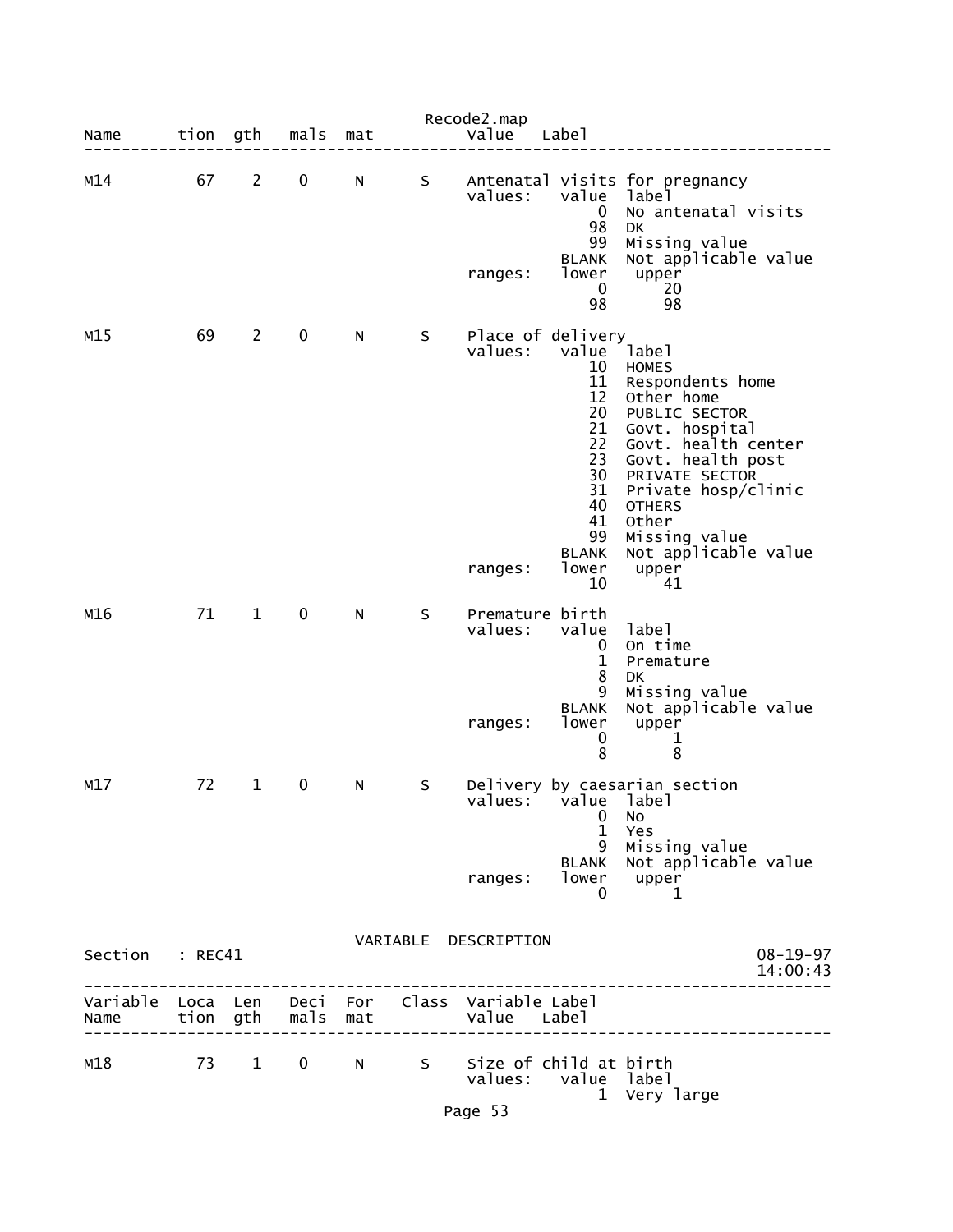Recode2.map

```
Name      tion  gth   mals  mat          Value   Label
--------------------------------------------------------------------------------

M14         67    2    0     N      S    Antenatal visits for pregnancy
                                         values:   value  label
                                                       0  No antenatal visits
                                                      98  DK
                                                      99  Missing value
                                                   BLANK  Not applicable value
                                         ranges:   lower   upper
                                                       0      20
                                                      98      98

M15         69    2    0     N      S    Place of delivery
                                         values:   value  label
                                                      10  HOMES
                                                      11  Respondents home
                                                      12  Other home
                                                      20  PUBLIC SECTOR
                                                      21  Govt. hospital
                                                      22  Govt. health center
                                                      23  Govt. health post
                                                      30  PRIVATE SECTOR
                                                      31  Private hosp/clinic
                                                      40  OTHERS
                                                      41  Other
                                                      99  Missing value
                                                   BLANK  Not applicable value
                                         ranges:   lower   upper
                                                      10      41

M16         71    1    0     N      S    Premature birth
                                         values:   value  label
                                                       0  On time
                                                       1  Premature
                                                       8  DK
                                                       9  Missing value
                                                   BLANK  Not applicable value
                                         ranges:   lower   upper
                                                       0       1
                                                       8       8

M17         72    1    0     N      S    Delivery by caesarian section
                                         values:   value  label
                                                       0  No
                                                       1  Yes
                                                       9  Missing value
                                                   BLANK  Not applicable value
                                         ranges:   lower   upper
                                                       0       1
```

```
                              VARIABLE  DESCRIPTION
Section   : REC41                                                        08-19-97
                                                                         14:00:43
--------------------------------------------------------------------------------
Variable  Loca  Len   Deci  For   Class  Variable Label
Name      tion  gth   mals  mat          Value   Label
--------------------------------------------------------------------------------

M18         73    1    0     N      S    Size of child at birth
                                         values:   value  label
                                                       1  Very large
```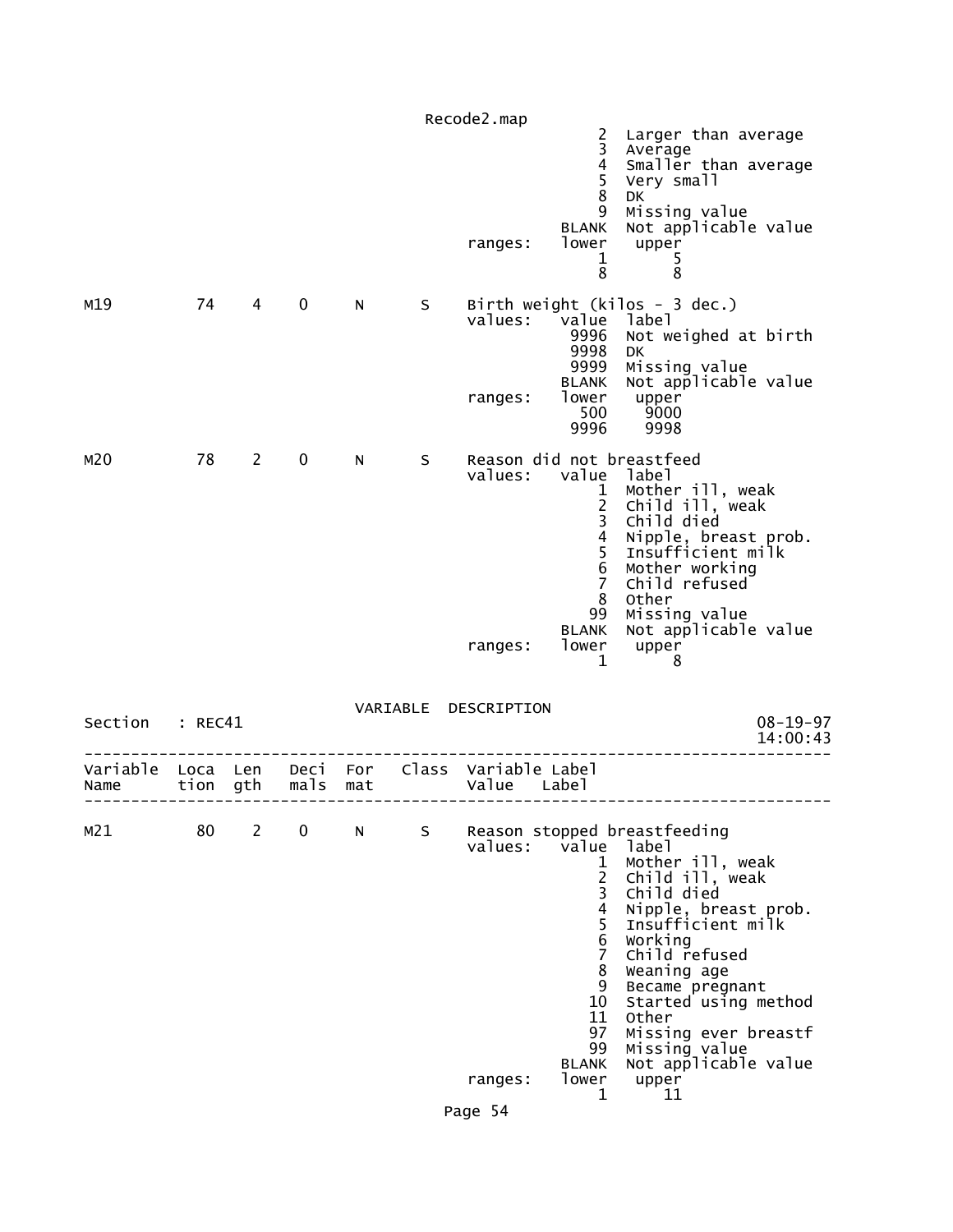```
                                                      2  Larger than average
                                                      3  Average
                                                      4  Smaller than average
                                                      5  Very small
                                                      8  DK
                                                      9  Missing value
                                                  BLANK  Not applicable value
                                         ranges:  lower   upper
                                                      1       5
                                                      8       8

M19          74    4    0    N     S     Birth weight (kilos - 3 dec.)
                                         values:  value  label
                                                   9996  Not weighed at birth
                                                   9998  DK
                                                   9999  Missing value
                                                  BLANK  Not applicable value
                                         ranges:  lower   upper
                                                    500    9000
                                                   9996    9998

M20          78    2    0    N     S     Reason did not breastfeed
                                         values:  value  label
                                                      1  Mother ill, weak
                                                      2  Child ill, weak
                                                      3  Child died
                                                      4  Nipple, breast prob.
                                                      5  Insufficient milk
                                                      6  Mother working
                                                      7  Child refused
                                                      8  Other
                                                     99  Missing value
                                                  BLANK  Not applicable value
                                         ranges:  lower   upper
                                                      1       8
```

VARIABLE DESCRIPTION

Section : REC41                                                              08-19-97 14:00:43

```
--------------------------------------------------------------------------------
Variable  Loca  Len   Deci  For   Class  Variable Label
Name      tion  gth   mals  mat          Value    Label
--------------------------------------------------------------------------------

M21          80    2    0    N     S     Reason stopped breastfeeding
                                         values:  value  label
                                                      1  Mother ill, weak
                                                      2  Child ill, weak
                                                      3  Child died
                                                      4  Nipple, breast prob.
                                                      5  Insufficient milk
                                                      6  Working
                                                      7  Child refused
                                                      8  Weaning age
                                                      9  Became pregnant
                                                     10  Started using method
                                                     11  Other
                                                     97  Missing ever breastf
                                                     99  Missing value
                                                  BLANK  Not applicable value
                                         ranges:  lower   upper
                                                      1      11
```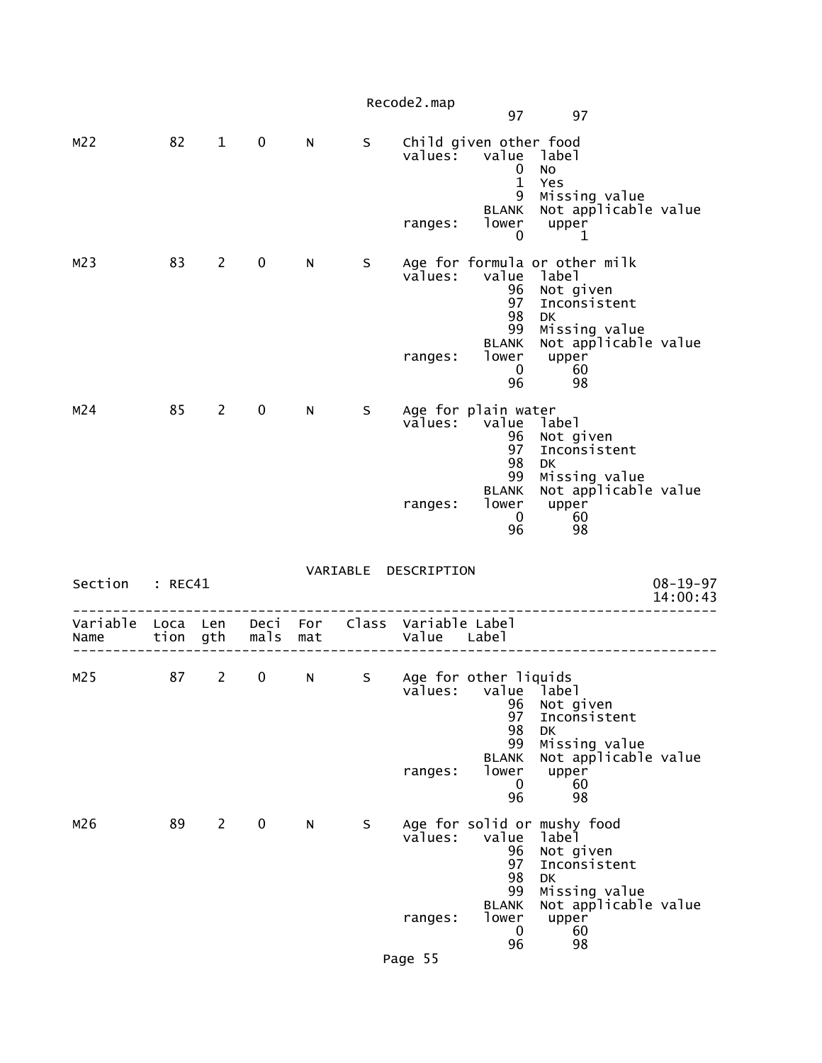```
                                                          97      97

M22          82    1    0     N      S    Child given other food
                                          values:   value  label
                                                        0  No
                                                        1  Yes
                                                        9  Missing value
                                                    BLANK  Not applicable value
                                          ranges:   lower   upper
                                                        0       1

M23          83    2    0     N      S    Age for formula or other milk
                                          values:   value  label
                                                       96  Not given
                                                       97  Inconsistent
                                                       98  DK
                                                       99  Missing value
                                                    BLANK  Not applicable value
                                          ranges:   lower   upper
                                                        0      60
                                                       96      98

M24          85    2    0     N      S    Age for plain water
                                          values:   value  label
                                                       96  Not given
                                                       97  Inconsistent
                                                       98  DK
                                                       99  Missing value
                                                    BLANK  Not applicable value
                                          ranges:   lower   upper
                                                        0      60
                                                       96      98


                                VARIABLE  DESCRIPTION
Section   : REC41                                                          08-19-97
                                                                           14:00:43
------------------------------------------------------------------------------------
Variable  Loca  Len   Deci  For   Class  Variable Label
Name      tion  gth   mals  mat          Value    Label
------------------------------------------------------------------------------------

M25          87    2    0     N      S    Age for other liquids
                                          values:   value  label
                                                       96  Not given
                                                       97  Inconsistent
                                                       98  DK
                                                       99  Missing value
                                                    BLANK  Not applicable value
                                          ranges:   lower   upper
                                                        0      60
                                                       96      98

M26          89    2    0     N      S    Age for solid or mushy food
                                          values:   value  label
                                                       96  Not given
                                                       97  Inconsistent
                                                       98  DK
                                                       99  Missing value
                                                    BLANK  Not applicable value
                                          ranges:   lower   upper
                                                        0      60
                                                       96      98
```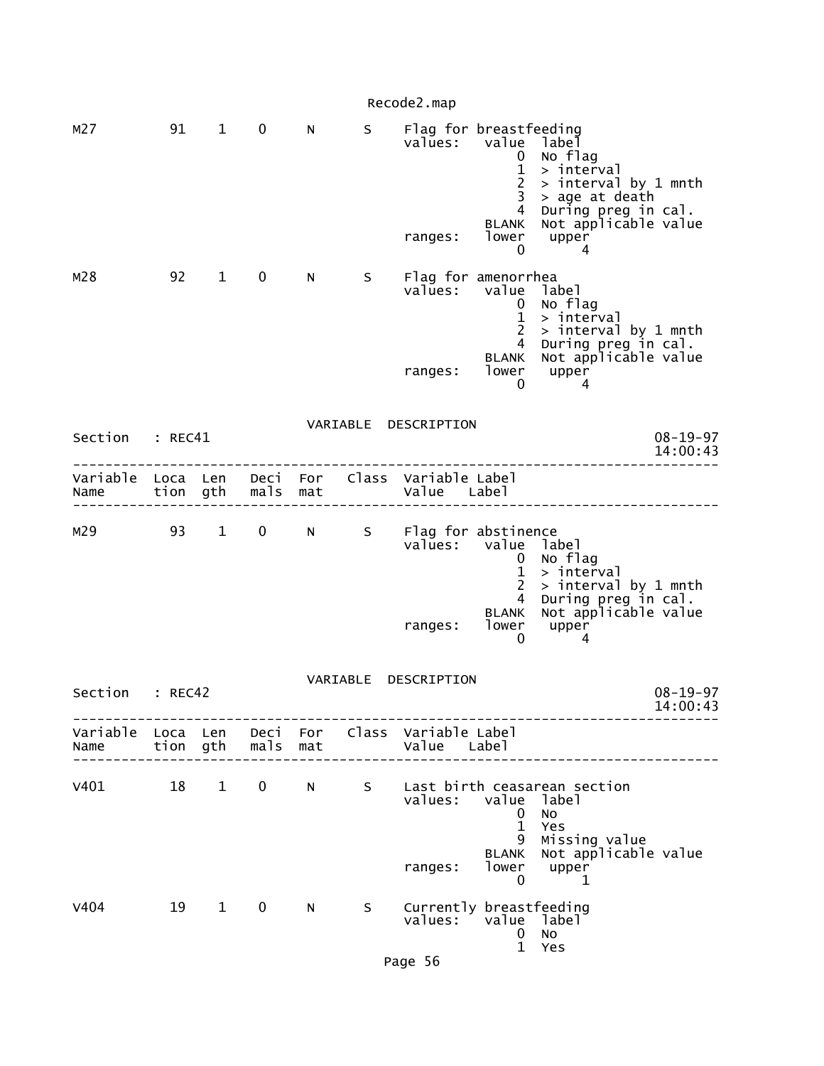```
M27          91    1    0     N       S    Flag for breastfeeding
                                           values:   value  label
                                                         0  No flag
                                                         1  > interval
                                                         2  > interval by 1 mnth
                                                         3  > age at death
                                                         4  During preg in cal.
                                                     BLANK  Not applicable value
                                           ranges:   lower   upper
                                                         0       4

M28          92    1    0     N       S    Flag for amenorrhea
                                           values:   value  label
                                                         0  No flag
                                                         1  > interval
                                                         2  > interval by 1 mnth
                                                         4  During preg in cal.
                                                     BLANK  Not applicable value
                                           ranges:   lower   upper
                                                         0       4
```

VARIABLE DESCRIPTION

```
Section    : REC41                                                           08-19-97
                                                                             14:00:43
------------------------------------------------------------------------------------
Variable  Loca  Len   Deci  For   Class  Variable Label
Name      tion  gth   mals  mat          Value    Label
------------------------------------------------------------------------------------

M29          93    1    0     N       S    Flag for abstinence
                                           values:   value  label
                                                         0  No flag
                                                         1  > interval
                                                         2  > interval by 1 mnth
                                                         4  During preg in cal.
                                                     BLANK  Not applicable value
                                           ranges:   lower   upper
                                                         0       4
```

VARIABLE DESCRIPTION

```
Section    : REC42                                                           08-19-97
                                                                             14:00:43
------------------------------------------------------------------------------------
Variable  Loca  Len   Deci  For   Class  Variable Label
Name      tion  gth   mals  mat          Value    Label
------------------------------------------------------------------------------------

V401         18    1    0     N       S    Last birth ceasarean section
                                           values:   value  label
                                                         0  No
                                                         1  Yes
                                                         9  Missing value
                                                     BLANK  Not applicable value
                                           ranges:   lower   upper
                                                         0       1

V404         19    1    0     N       S    Currently breastfeeding
                                           values:   value  label
                                                         0  No
                                                         1  Yes
```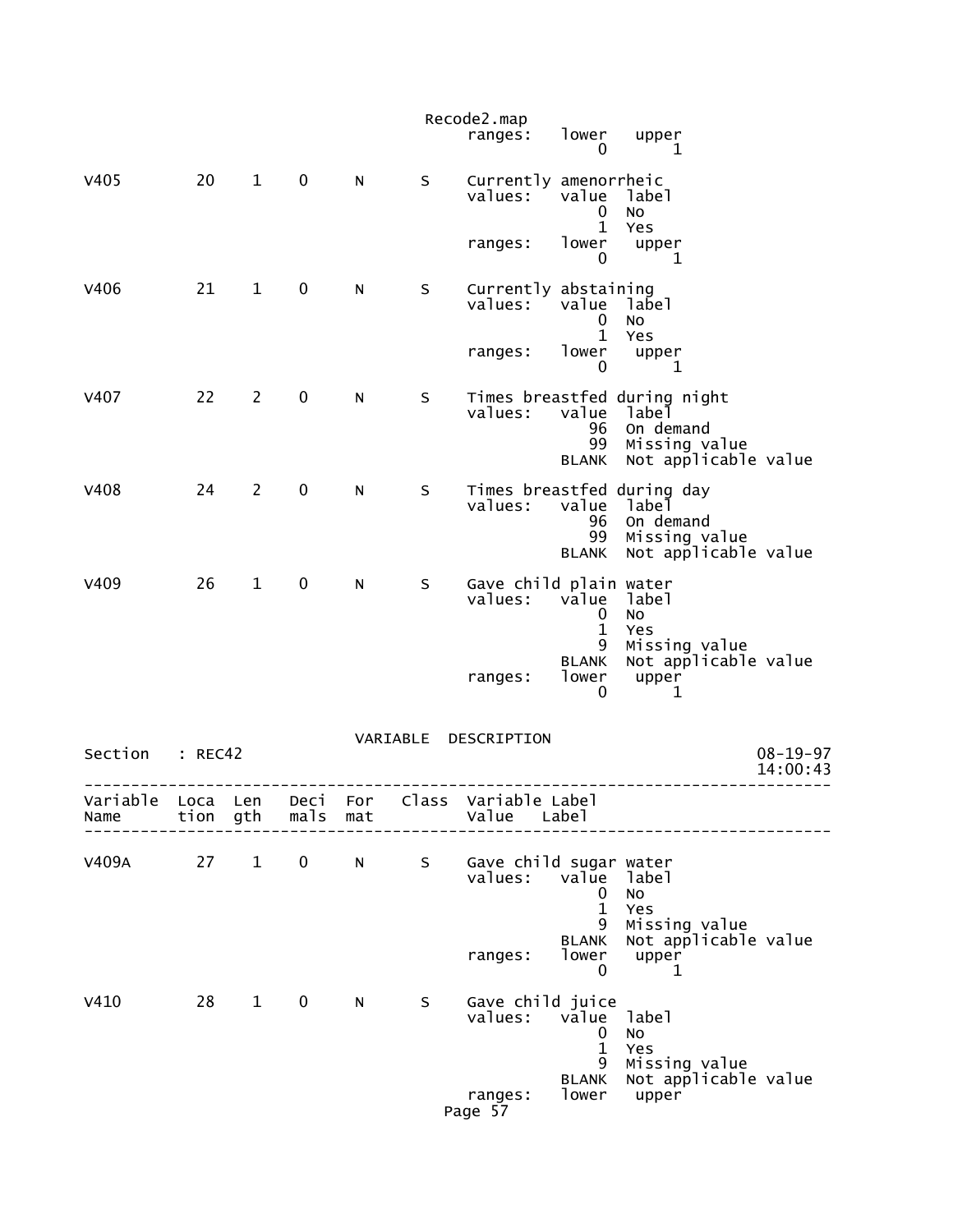```
                                              ranges:   lower   upper
                                                            0       1

V405          20    1    0     N       S    Currently amenorrheic
                                              values:   value  label
                                                            0  No
                                                            1  Yes
                                              ranges:   lower   upper
                                                            0       1

V406          21    1    0     N       S    Currently abstaining
                                              values:   value  label
                                                            0  No
                                                            1  Yes
                                              ranges:   lower   upper
                                                            0       1

V407          22    2    0     N       S    Times breastfed during night
                                              values:   value  label
                                                           96  On demand
                                                           99  Missing value
                                                        BLANK  Not applicable value

V408          24    2    0     N       S    Times breastfed during day
                                              values:   value  label
                                                           96  On demand
                                                           99  Missing value
                                                        BLANK  Not applicable value

V409          26    1    0     N       S    Gave child plain water
                                              values:   value  label
                                                            0  No
                                                            1  Yes
                                                            9  Missing value
                                                        BLANK  Not applicable value
                                              ranges:   lower   upper
                                                            0       1

                                   VARIABLE  DESCRIPTION
Section   : REC42                                                              08-19-97
                                                                               14:00:43
-----------------------------------------------------------------------------------------
Variable  Loca  Len   Deci  For   Class  Variable Label
Name      tion  gth   mals  mat          Value   Label
-----------------------------------------------------------------------------------------

V409A         27    1    0     N       S    Gave child sugar water
                                              values:   value  label
                                                            0  No
                                                            1  Yes
                                                            9  Missing value
                                                        BLANK  Not applicable value
                                              ranges:   lower   upper
                                                            0       1

V410          28    1    0     N       S    Gave child juice
                                              values:   value  label
                                                            0  No
                                                            1  Yes
                                                            9  Missing value
                                                        BLANK  Not applicable value
                                              ranges:   lower   upper
```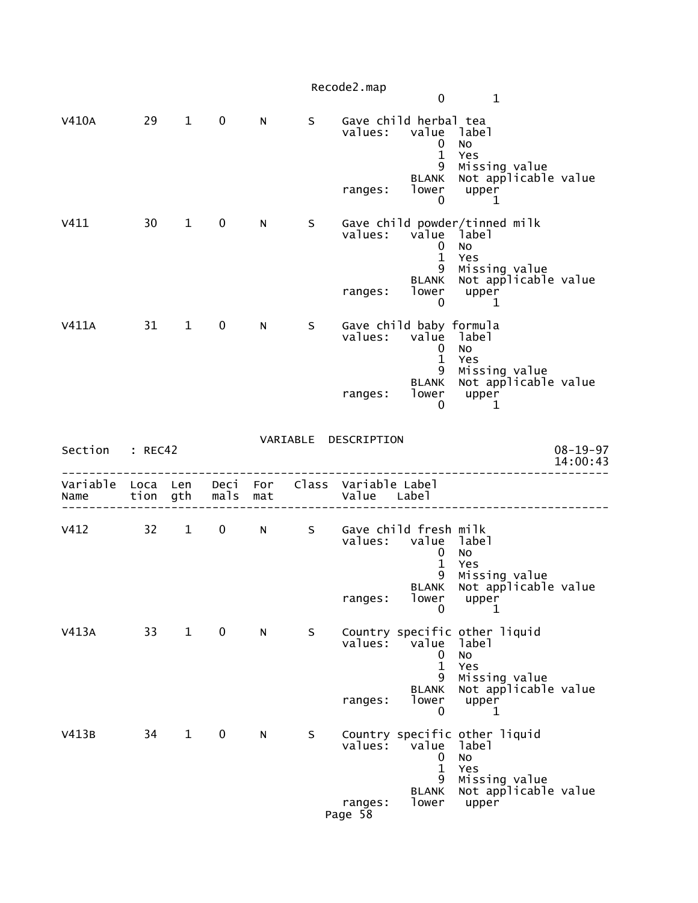```
                                                      0       1

V410A        29    1    0     N      S    Gave child herbal tea
                                          values:   value  label
                                                        0  No
                                                        1  Yes
                                                        9  Missing value
                                                    BLANK  Not applicable value
                                          ranges:   lower   upper
                                                        0       1

V411         30    1    0     N      S    Gave child powder/tinned milk
                                          values:   value  label
                                                        0  No
                                                        1  Yes
                                                        9  Missing value
                                                    BLANK  Not applicable value
                                          ranges:   lower   upper
                                                        0       1

V411A        31    1    0     N      S    Gave child baby formula
                                          values:   value  label
                                                        0  No
                                                        1  Yes
                                                        9  Missing value
                                                    BLANK  Not applicable value
                                          ranges:   lower   upper
                                                        0       1
```

VARIABLE DESCRIPTION

Section : REC42 — 08-19-97 14:00:43

```
--------------------------------------------------------------------------------
Variable  Loca  Len   Deci  For   Class  Variable Label
Name      tion  gth   mals  mat          Value    Label
--------------------------------------------------------------------------------

V412         32    1    0     N      S    Gave child fresh milk
                                          values:   value  label
                                                        0  No
                                                        1  Yes
                                                        9  Missing value
                                                    BLANK  Not applicable value
                                          ranges:   lower   upper
                                                        0       1

V413A        33    1    0     N      S    Country specific other liquid
                                          values:   value  label
                                                        0  No
                                                        1  Yes
                                                        9  Missing value
                                                    BLANK  Not applicable value
                                          ranges:   lower   upper
                                                        0       1

V413B        34    1    0     N      S    Country specific other liquid
                                          values:   value  label
                                                        0  No
                                                        1  Yes
                                                        9  Missing value
                                                    BLANK  Not applicable value
                                          ranges:   lower   upper
```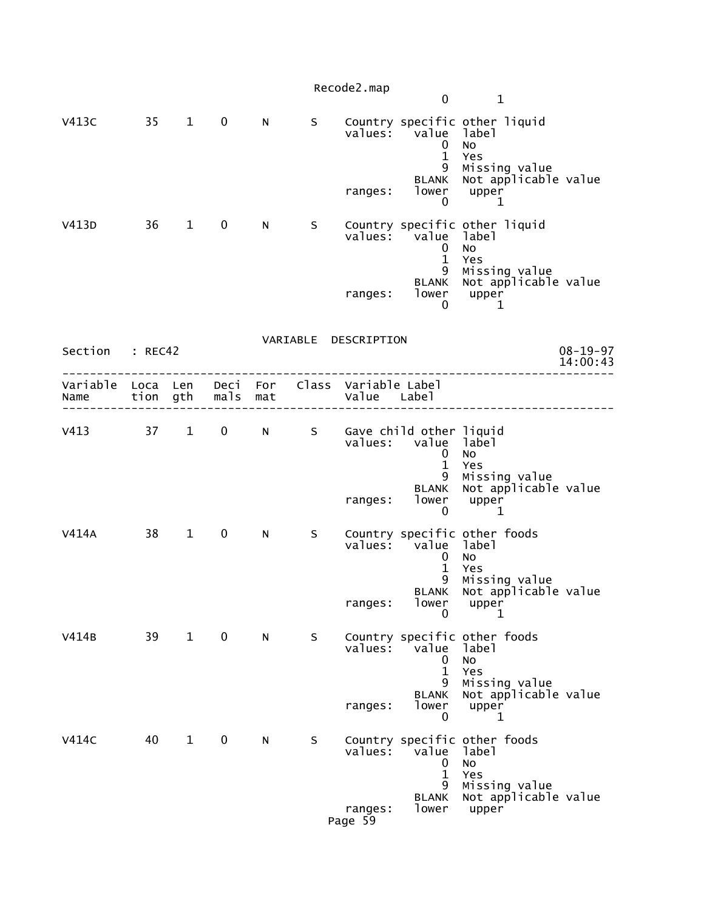```
                                                     0       1

V413C        35    1    0     N      S    Country specific other liquid
                                          values:   value  label
                                                        0  No
                                                        1  Yes
                                                        9  Missing value
                                                    BLANK  Not applicable value
                                          ranges:   lower   upper
                                                        0       1

V413D        36    1    0     N      S    Country specific other liquid
                                          values:   value  label
                                                        0  No
                                                        1  Yes
                                                        9  Missing value
                                                    BLANK  Not applicable value
                                          ranges:   lower   upper
                                                        0       1
```

VARIABLE DESCRIPTION

Section : REC42 08-19-97 14:00:43

```
--------------------------------------------------------------------------------
Variable  Loca  Len   Deci  For   Class  Variable Label
Name      tion  gth   mals  mat          Value   Label
--------------------------------------------------------------------------------

V413         37    1    0     N      S    Gave child other liquid
                                          values:   value  label
                                                        0  No
                                                        1  Yes
                                                        9  Missing value
                                                    BLANK  Not applicable value
                                          ranges:   lower   upper
                                                        0       1

V414A        38    1    0     N      S    Country specific other foods
                                          values:   value  label
                                                        0  No
                                                        1  Yes
                                                        9  Missing value
                                                    BLANK  Not applicable value
                                          ranges:   lower   upper
                                                        0       1

V414B        39    1    0     N      S    Country specific other foods
                                          values:   value  label
                                                        0  No
                                                        1  Yes
                                                        9  Missing value
                                                    BLANK  Not applicable value
                                          ranges:   lower   upper
                                                        0       1

V414C        40    1    0     N      S    Country specific other foods
                                          values:   value  label
                                                        0  No
                                                        1  Yes
                                                        9  Missing value
                                                    BLANK  Not applicable value
                                          ranges:   lower   upper
```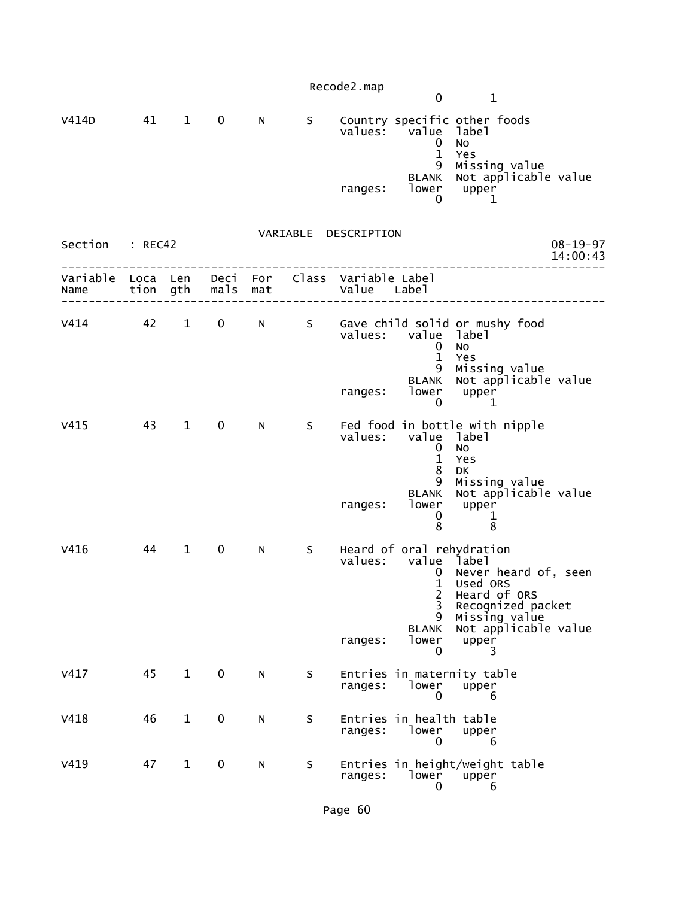```
                                           0        1

V414D        41    1    0     N      S    Country specific other foods
                                          values:   value  label
                                                        0  No
                                                        1  Yes
                                                        9  Missing value
                                                    BLANK  Not applicable value
                                          ranges:   lower   upper
                                                        0        1
```

VARIABLE DESCRIPTION

```
Section   : REC42                                                          08-19-97
                                                                           14:00:43
-----------------------------------------------------------------------------------
Variable  Loca  Len   Deci  For    Class  Variable Label
Name      tion  gth   mals  mat           Value    Label
-----------------------------------------------------------------------------------

V414         42    1    0     N      S    Gave child solid or mushy food
                                          values:   value  label
                                                        0  No
                                                        1  Yes
                                                        9  Missing value
                                                    BLANK  Not applicable value
                                          ranges:   lower   upper
                                                        0        1

V415         43    1    0     N      S    Fed food in bottle with nipple
                                          values:   value  label
                                                        0  No
                                                        1  Yes
                                                        8  DK
                                                        9  Missing value
                                                    BLANK  Not applicable value
                                          ranges:   lower   upper
                                                        0        1
                                                        8        8

V416         44    1    0     N      S    Heard of oral rehydration
                                          values:   value  label
                                                        0  Never heard of, seen
                                                        1  Used ORS
                                                        2  Heard of ORS
                                                        3  Recognized packet
                                                        9  Missing value
                                                    BLANK  Not applicable value
                                          ranges:   lower   upper
                                                        0        3

V417         45    1    0     N      S    Entries in maternity table
                                          ranges:   lower   upper
                                                        0        6

V418         46    1    0     N      S    Entries in health table
                                          ranges:   lower   upper
                                                        0        6

V419         47    1    0     N      S    Entries in height/weight table
                                          ranges:   lower   upper
                                                        0        6
```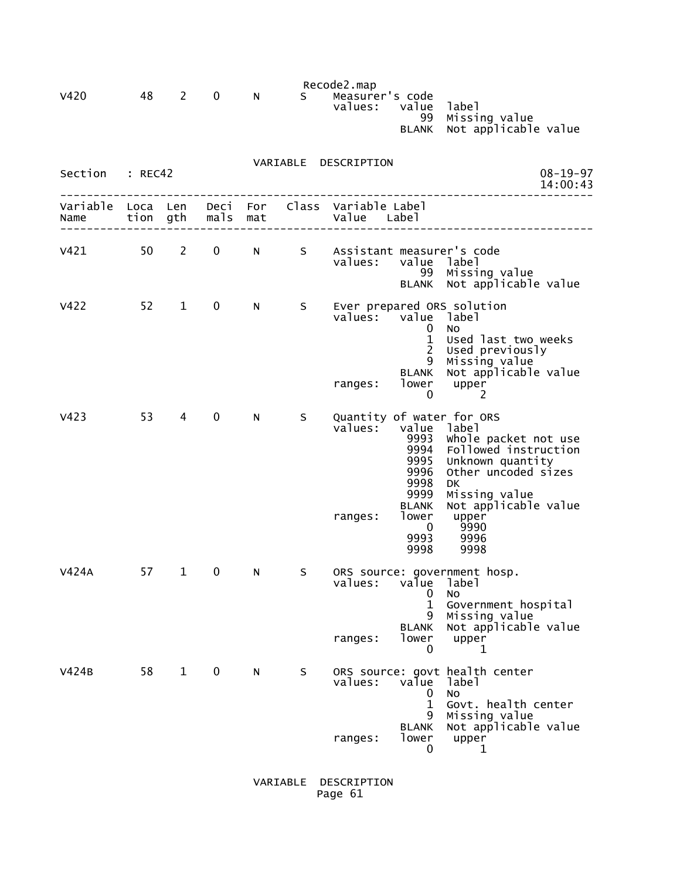```
V420        48    2    0     N      S    Measurer's code
                                          values:   value  label
                                                       99  Missing value
                                                    BLANK  Not applicable value
```

VARIABLE DESCRIPTION

```
Section   : REC42                                                          08-19-97
                                                                           14:00:43
-----------------------------------------------------------------------------------
Variable  Loca  Len   Deci  For   Class  Variable Label
Name      tion  gth   mals  mat          Value   Label
-----------------------------------------------------------------------------------

V421        50    2    0     N      S    Assistant measurer's code
                                          values:   value  label
                                                       99  Missing value
                                                    BLANK  Not applicable value

V422        52    1    0     N      S    Ever prepared ORS solution
                                          values:   value  label
                                                        0  No
                                                        1  Used last two weeks
                                                        2  Used previously
                                                        9  Missing value
                                                    BLANK  Not applicable value
                                          ranges:   lower   upper
                                                        0       2

V423        53    4    0     N      S    Quantity of water for ORS
                                          values:   value  label
                                                     9993  Whole packet not use
                                                     9994  Followed instruction
                                                     9995  Unknown quantity
                                                     9996  Other uncoded sizes
                                                     9998  DK
                                                     9999  Missing value
                                                    BLANK  Not applicable value
                                          ranges:   lower   upper
                                                        0    9990
                                                     9993    9996
                                                     9998    9998

V424A       57    1    0     N      S    ORS source: government hosp.
                                          values:   value  label
                                                        0  No
                                                        1  Government hospital
                                                        9  Missing value
                                                    BLANK  Not applicable value
                                          ranges:   lower   upper
                                                        0       1

V424B       58    1    0     N      S    ORS source: govt health center
                                          values:   value  label
                                                        0  No
                                                        1  Govt. health center
                                                        9  Missing value
                                                    BLANK  Not applicable value
                                          ranges:   lower   upper
                                                        0       1
```

VARIABLE DESCRIPTION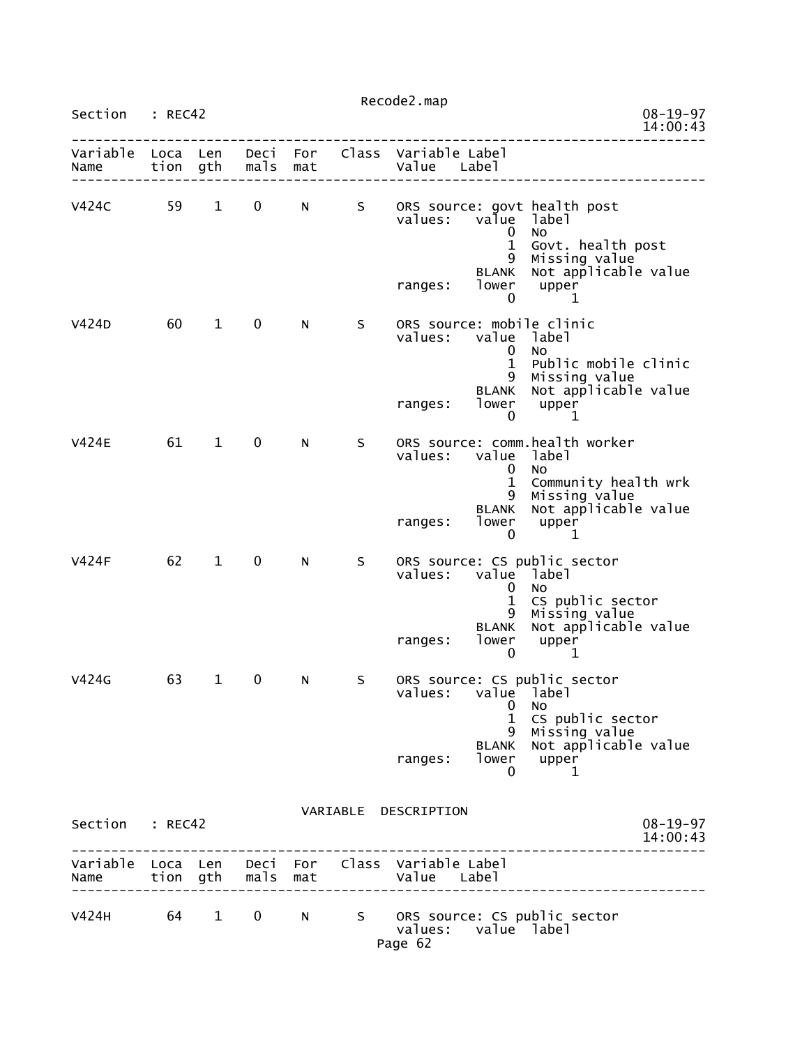Section : REC42

| Variable Name | Location | Length | Decimals | Format | Class | Variable Label / Value Label |
|---|---|---|---|---|---|---|
| V424C | 59 | 1 | 0 | N | S | ORS source: govt health post |

```
values:   value  label
              0  No
              1  Govt. health post
              9  Missing value
          BLANK  Not applicable value
ranges:   lower   upper
              0       1
```

| Variable Name | Location | Length | Decimals | Format | Class | Variable Label / Value Label |
|---|---|---|---|---|---|---|
| V424D | 60 | 1 | 0 | N | S | ORS source: mobile clinic |

```
values:   value  label
              0  No
              1  Public mobile clinic
              9  Missing value
          BLANK  Not applicable value
ranges:   lower   upper
              0       1
```

| Variable Name | Location | Length | Decimals | Format | Class | Variable Label / Value Label |
|---|---|---|---|---|---|---|
| V424E | 61 | 1 | 0 | N | S | ORS source: comm.health worker |

```
values:   value  label
              0  No
              1  Community health wrk
              9  Missing value
          BLANK  Not applicable value
ranges:   lower   upper
              0       1
```

| Variable Name | Location | Length | Decimals | Format | Class | Variable Label / Value Label |
|---|---|---|---|---|---|---|
| V424F | 62 | 1 | 0 | N | S | ORS source: CS public sector |

```
values:   value  label
              0  No
              1  CS public sector
              9  Missing value
          BLANK  Not applicable value
ranges:   lower   upper
              0       1
```

| Variable Name | Location | Length | Decimals | Format | Class | Variable Label / Value Label |
|---|---|---|---|---|---|---|
| V424G | 63 | 1 | 0 | N | S | ORS source: CS public sector |

```
values:   value  label
              0  No
              1  CS public sector
              9  Missing value
          BLANK  Not applicable value
ranges:   lower   upper
              0       1
```

VARIABLE DESCRIPTION

Section : REC42

| Variable Name | Location | Length | Decimals | Format | Class | Variable Label / Value Label |
|---|---|---|---|---|---|---|
| V424H | 64 | 1 | 0 | N | S | ORS source: CS public sector |

```
values:   value  label
```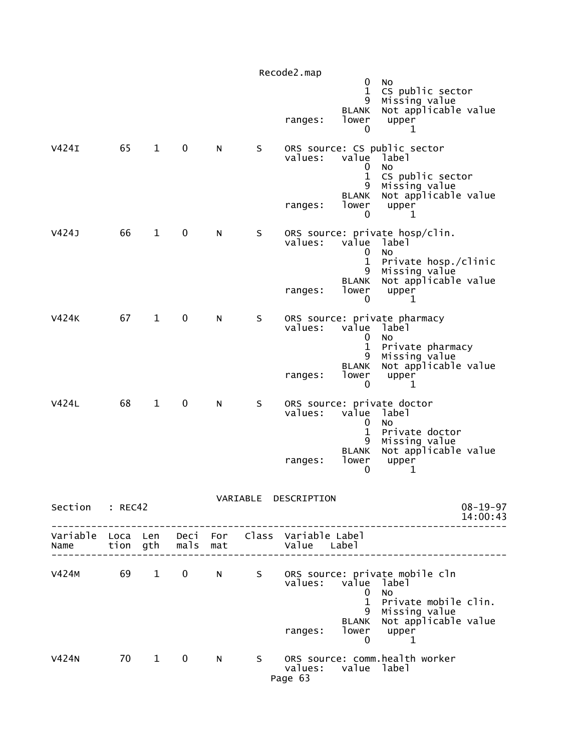```
                                                          0   No
                                                          1   CS public sector
                                                          9   Missing value
                                                      BLANK   Not applicable value
                                          ranges:     lower    upper
                                                          0        1

V424I       65    1    0     N      S    ORS source: CS public sector
                                          values:     value   label
                                                          0   No
                                                          1   CS public sector
                                                          9   Missing value
                                                      BLANK   Not applicable value
                                          ranges:     lower    upper
                                                          0        1

V424J       66    1    0     N      S    ORS source: private hosp/clin.
                                          values:     value   label
                                                          0   No
                                                          1   Private hosp./clinic
                                                          9   Missing value
                                                      BLANK   Not applicable value
                                          ranges:     lower    upper
                                                          0        1

V424K       67    1    0     N      S    ORS source: private pharmacy
                                          values:     value   label
                                                          0   No
                                                          1   Private pharmacy
                                                          9   Missing value
                                                      BLANK   Not applicable value
                                          ranges:     lower    upper
                                                          0        1

V424L       68    1    0     N      S    ORS source: private doctor
                                          values:     value   label
                                                          0   No
                                                          1   Private doctor
                                                          9   Missing value
                                                      BLANK   Not applicable value
                                          ranges:     lower    upper
                                                          0        1

                                VARIABLE  DESCRIPTION
Section    : REC42                                                          08-19-97
                                                                            14:00:43
-------------------------------------------------------------------------------------
Variable  Loca  Len   Deci  For   Class  Variable Label
Name      tion  gth   mals  mat          Value    Label
-------------------------------------------------------------------------------------

V424M       69    1    0     N      S    ORS source: private mobile cln
                                          values:     value   label
                                                          0   No
                                                          1   Private mobile clin.
                                                          9   Missing value
                                                      BLANK   Not applicable value
                                          ranges:     lower    upper
                                                          0        1

V424N       70    1    0     N      S    ORS source: comm.health worker
                                          values:     value   label
```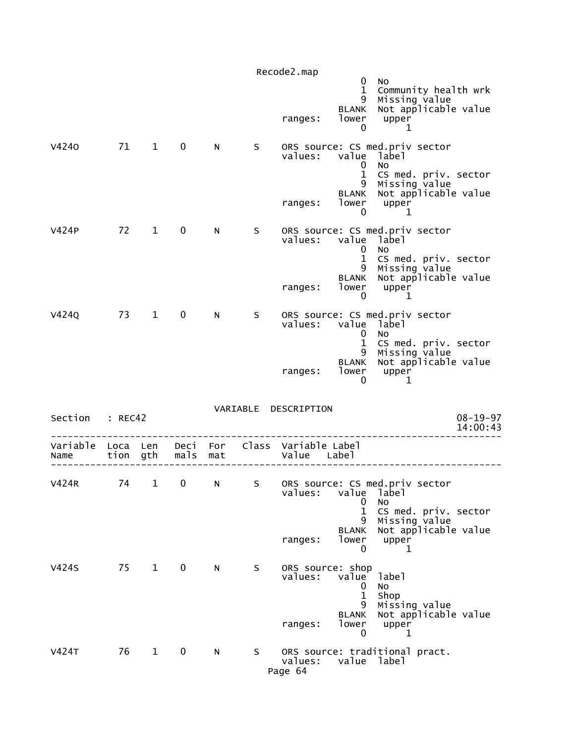```
                                                0  No
                                                1  Community health wrk
                                                9  Missing value
                                            BLANK  Not applicable value
                                   ranges:  lower   upper
                                                0       1

V424O        71    1    0     N      S    ORS source: CS med.priv sector
                                   values:  value  label
                                                0  No
                                                1  CS med. priv. sector
                                                9  Missing value
                                            BLANK  Not applicable value
                                   ranges:  lower   upper
                                                0       1

V424P        72    1    0     N      S    ORS source: CS med.priv sector
                                   values:  value  label
                                                0  No
                                                1  CS med. priv. sector
                                                9  Missing value
                                            BLANK  Not applicable value
                                   ranges:  lower   upper
                                                0       1

V424Q        73    1    0     N      S    ORS source: CS med.priv sector
                                   values:  value  label
                                                0  No
                                                1  CS med. priv. sector
                                                9  Missing value
                                            BLANK  Not applicable value
                                   ranges:  lower   upper
                                                0       1


                               VARIABLE  DESCRIPTION
Section    : REC42                                                     08-19-97
                                                                       14:00:43
--------------------------------------------------------------------------------
Variable  Loca  Len   Deci  For   Class  Variable Label
Name      tion  gth   mals  mat          Value   Label
--------------------------------------------------------------------------------

V424R        74    1    0     N      S    ORS source: CS med.priv sector
                                   values:  value  label
                                                0  No
                                                1  CS med. priv. sector
                                                9  Missing value
                                            BLANK  Not applicable value
                                   ranges:  lower   upper
                                                0       1

V424S        75    1    0     N      S    ORS source: shop
                                   values:  value  label
                                                0  No
                                                1  Shop
                                                9  Missing value
                                            BLANK  Not applicable value
                                   ranges:  lower   upper
                                                0       1

V424T        76    1    0     N      S    ORS source: traditional pract.
                                   values:  value  label
```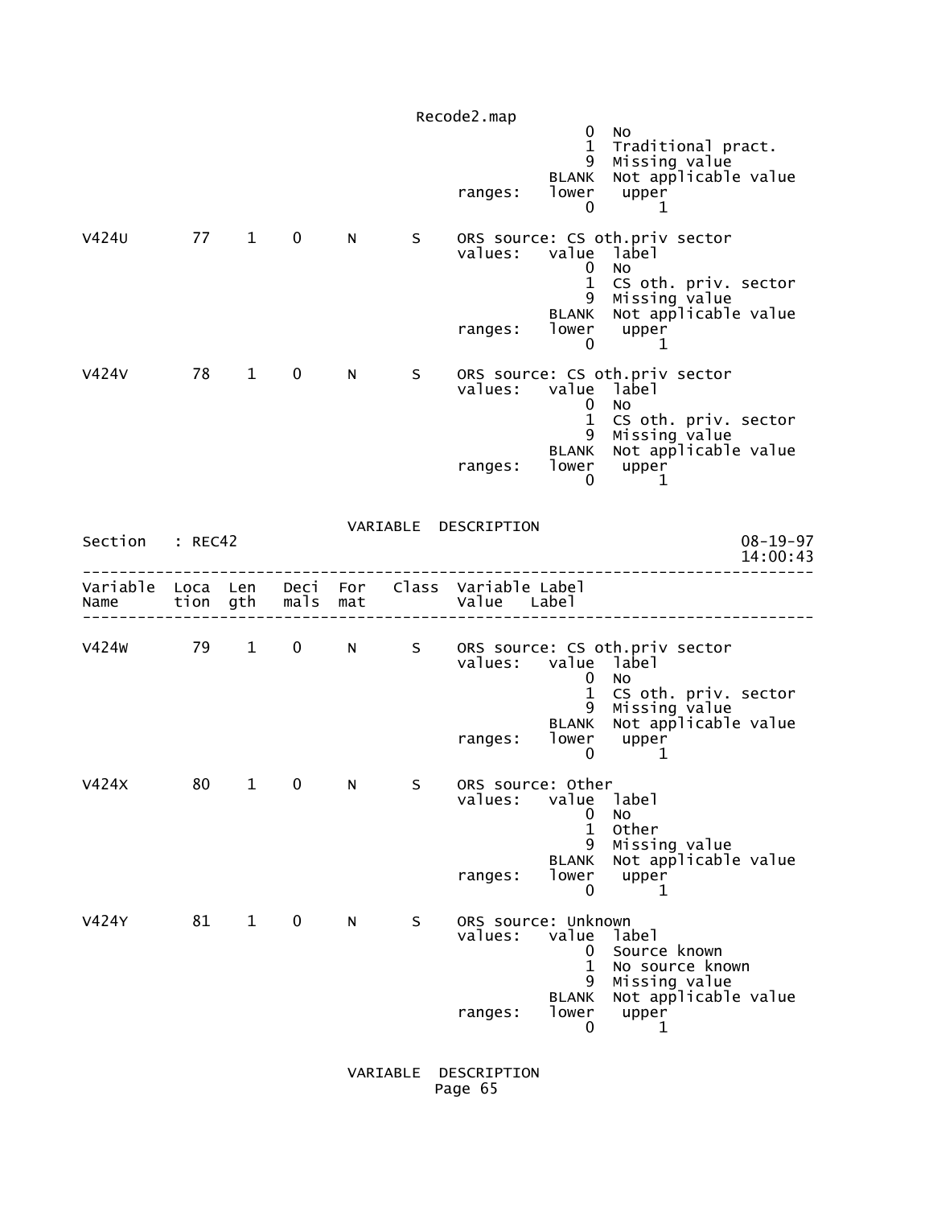```
                                                   0  No
                                                   1  Traditional pract.
                                                   9  Missing value
                                               BLANK  Not applicable value
                                     ranges:   lower   upper
                                                   0       1

V424U       77    1    0     N      S     ORS source: CS oth.priv sector
                                     values:   value  label
                                                   0  No
                                                   1  CS oth. priv. sector
                                                   9  Missing value
                                               BLANK  Not applicable value
                                     ranges:   lower   upper
                                                   0       1

V424V       78    1    0     N      S     ORS source: CS oth.priv sector
                                     values:   value  label
                                                   0  No
                                                   1  CS oth. priv. sector
                                                   9  Missing value
                                               BLANK  Not applicable value
                                     ranges:   lower   upper
                                                   0       1


                              VARIABLE  DESCRIPTION
Section   : REC42                                                        08-19-97
                                                                         14:00:43
---------------------------------------------------------------------------------
Variable  Loca  Len   Deci  For   Class  Variable Label
Name      tion  gth   mals  mat          Value   Label
---------------------------------------------------------------------------------

V424W       79    1    0     N      S     ORS source: CS oth.priv sector
                                     values:   value  label
                                                   0  No
                                                   1  CS oth. priv. sector
                                                   9  Missing value
                                               BLANK  Not applicable value
                                     ranges:   lower   upper
                                                   0       1

V424X       80    1    0     N      S     ORS source: Other
                                     values:   value  label
                                                   0  No
                                                   1  Other
                                                   9  Missing value
                                               BLANK  Not applicable value
                                     ranges:   lower   upper
                                                   0       1

V424Y       81    1    0     N      S     ORS source: Unknown
                                     values:   value  label
                                                   0  Source known
                                                   1  No source known
                                                   9  Missing value
                                               BLANK  Not applicable value
                                     ranges:   lower   upper
                                                   0       1


                              VARIABLE  DESCRIPTION
```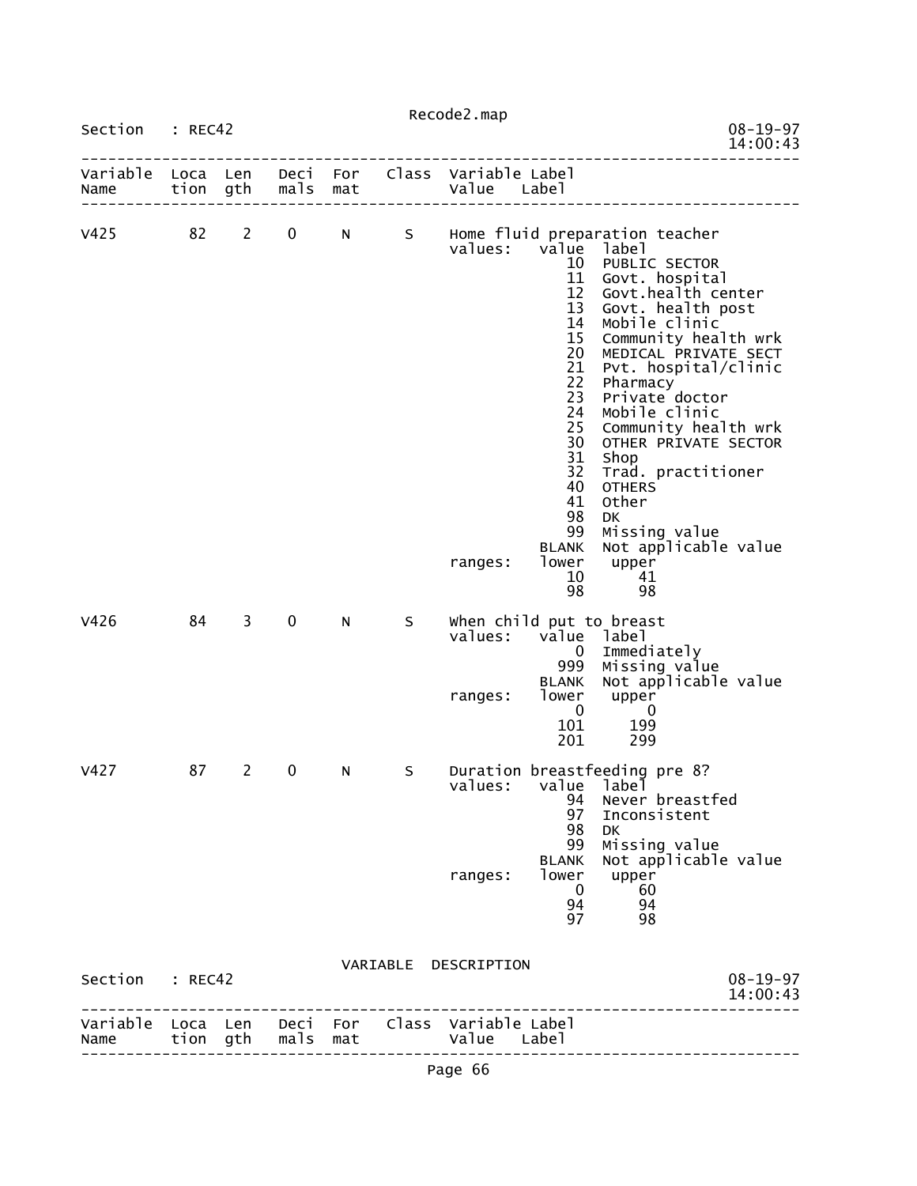Section : REC42

| Variable Name | Location | Length | Decimals | Format | Class | Variable Label / Value Label |
|---|---|---|---|---|---|---|
| V425 | 82 | 2 | 0 | N | S | Home fluid preparation teacher |

```
values:   value  label
             10  PUBLIC SECTOR
             11  Govt. hospital
             12  Govt.health center
             13  Govt. health post
             14  Mobile clinic
             15  Community health wrk
             20  MEDICAL PRIVATE SECT
             21  Pvt. hospital/clinic
             22  Pharmacy
             23  Private doctor
             24  Mobile clinic
             25  Community health wrk
             30  OTHER PRIVATE SECTOR
             31  Shop
             32  Trad. practitioner
             40  OTHERS
             41  Other
             98  DK
             99  Missing value
          BLANK  Not applicable value
ranges:   lower   upper
             10      41
             98      98
```

| Variable Name | Location | Length | Decimals | Format | Class | Variable Label / Value Label |
|---|---|---|---|---|---|---|
| V426 | 84 | 3 | 0 | N | S | When child put to breast |

```
values:   value  label
              0  Immediately
            999  Missing value
          BLANK  Not applicable value
ranges:   lower   upper
              0       0
            101     199
            201     299
```

| Variable Name | Location | Length | Decimals | Format | Class | Variable Label / Value Label |
|---|---|---|---|---|---|---|
| V427 | 87 | 2 | 0 | N | S | Duration breastfeeding pre 8? |

```
values:   value  label
             94  Never breastfed
             97  Inconsistent
             98  DK
             99  Missing value
          BLANK  Not applicable value
ranges:   lower   upper
              0      60
             94      94
             97      98
```

VARIABLE DESCRIPTION

Section : REC42

| Variable Name | Location | Length | Decimals | Format | Class | Variable Label / Value Label |
|---|---|---|---|---|---|---|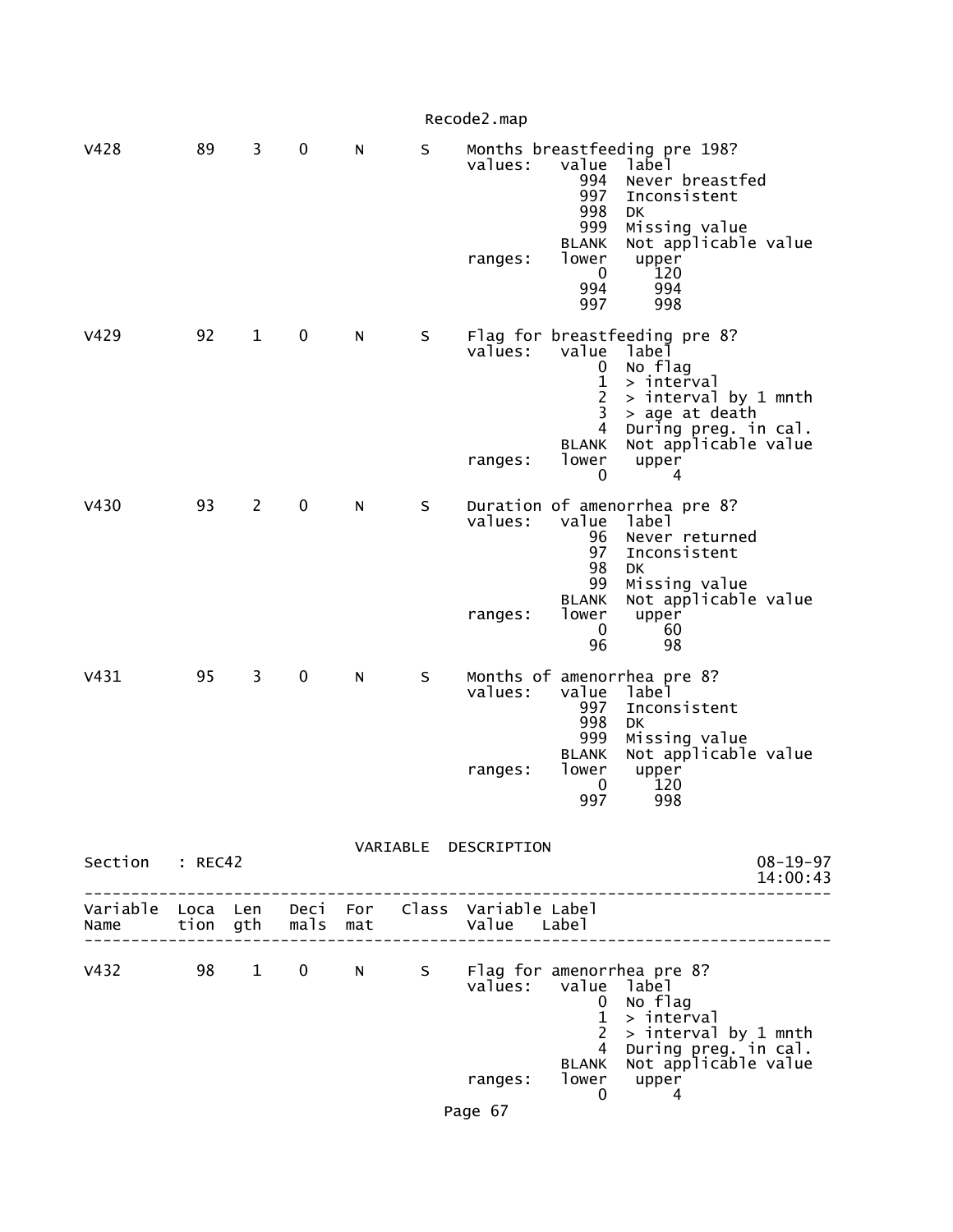| Variable Name | Location | Length | Decimals | Format | Class | Variable Label |
|---|---|---|---|---|---|---|
| V428 | 89 | 3 | 0 | N | S | Months breastfeeding pre 198? |

```
values:   value  label
            994  Never breastfed
            997  Inconsistent
            998  DK
            999  Missing value
          BLANK  Not applicable value
ranges:   lower   upper
              0     120
            994     994
            997     998
```

| Variable Name | Location | Length | Decimals | Format | Class | Variable Label |
|---|---|---|---|---|---|---|
| V429 | 92 | 1 | 0 | N | S | Flag for breastfeeding pre 8? |

```
values:   value  label
              0  No flag
              1  > interval
              2  > interval by 1 mnth
              3  > age at death
              4  During preg. in cal.
          BLANK  Not applicable value
ranges:   lower   upper
              0       4
```

| Variable Name | Location | Length | Decimals | Format | Class | Variable Label |
|---|---|---|---|---|---|---|
| V430 | 93 | 2 | 0 | N | S | Duration of amenorrhea pre 8? |

```
values:   value  label
             96  Never returned
             97  Inconsistent
             98  DK
             99  Missing value
          BLANK  Not applicable value
ranges:   lower   upper
              0      60
             96      98
```

| Variable Name | Location | Length | Decimals | Format | Class | Variable Label |
|---|---|---|---|---|---|---|
| V431 | 95 | 3 | 0 | N | S | Months of amenorrhea pre 8? |

```
values:   value  label
            997  Inconsistent
            998  DK
            999  Missing value
          BLANK  Not applicable value
ranges:   lower   upper
              0     120
            997     998
```

VARIABLE DESCRIPTION

Section : REC42 08-19-97 14:00:43

| Variable Name | Location | Length | Decimals | Format | Class | Variable Label / Value Label |
|---|---|---|---|---|---|---|
| V432 | 98 | 1 | 0 | N | S | Flag for amenorrhea pre 8? |

```
values:   value  label
              0  No flag
              1  > interval
              2  > interval by 1 mnth
              4  During preg. in cal.
          BLANK  Not applicable value
ranges:   lower   upper
              0       4
```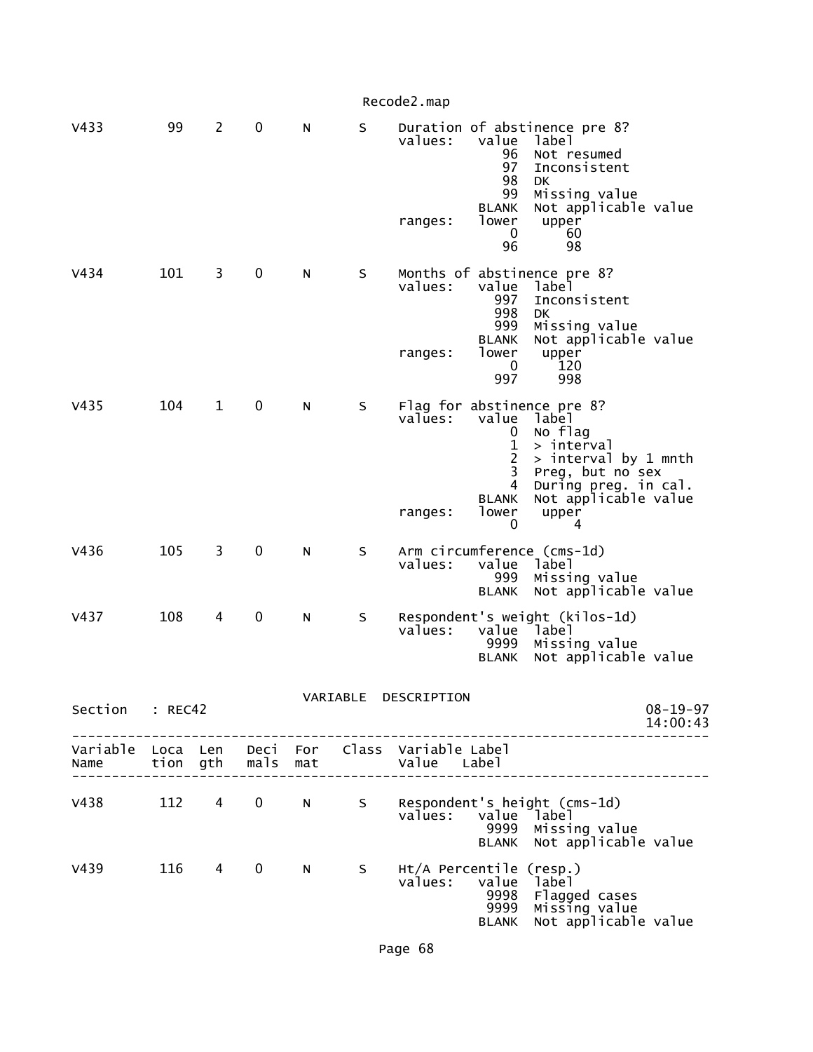```
V433        99    2    0     N      S     Duration of abstinence pre 8?
                                          values:   value  label
                                                       96  Not resumed
                                                       97  Inconsistent
                                                       98  DK
                                                       99  Missing value
                                                    BLANK  Not applicable value
                                          ranges:   lower   upper
                                                        0      60
                                                       96      98

V434       101    3    0     N      S     Months of abstinence pre 8?
                                          values:   value  label
                                                      997  Inconsistent
                                                      998  DK
                                                      999  Missing value
                                                    BLANK  Not applicable value
                                          ranges:   lower   upper
                                                        0     120
                                                      997     998

V435       104    1    0     N      S     Flag for abstinence pre 8?
                                          values:   value  label
                                                        0  No flag
                                                        1  > interval
                                                        2  > interval by 1 mnth
                                                        3  Preg, but no sex
                                                        4  During preg. in cal.
                                                    BLANK  Not applicable value
                                          ranges:   lower   upper
                                                        0       4

V436       105    3    0     N      S     Arm circumference (cms-1d)
                                          values:   value  label
                                                      999  Missing value
                                                    BLANK  Not applicable value

V437       108    4    0     N      S     Respondent's weight (kilos-1d)
                                          values:   value  label
                                                     9999  Missing value
                                                    BLANK  Not applicable value
```

VARIABLE DESCRIPTION

Section : REC42 08-19-97 14:00:43

```
---------------------------------------------------------------------------------
Variable  Loca  Len   Deci  For   Class  Variable Label
Name      tion  gth   mals  mat          Value   Label
---------------------------------------------------------------------------------

V438       112    4    0     N      S     Respondent's height (cms-1d)
                                          values:   value  label
                                                     9999  Missing value
                                                    BLANK  Not applicable value

V439       116    4    0     N      S     Ht/A Percentile (resp.)
                                          values:   value  label
                                                     9998  Flagged cases
                                                     9999  Missing value
                                                    BLANK  Not applicable value
```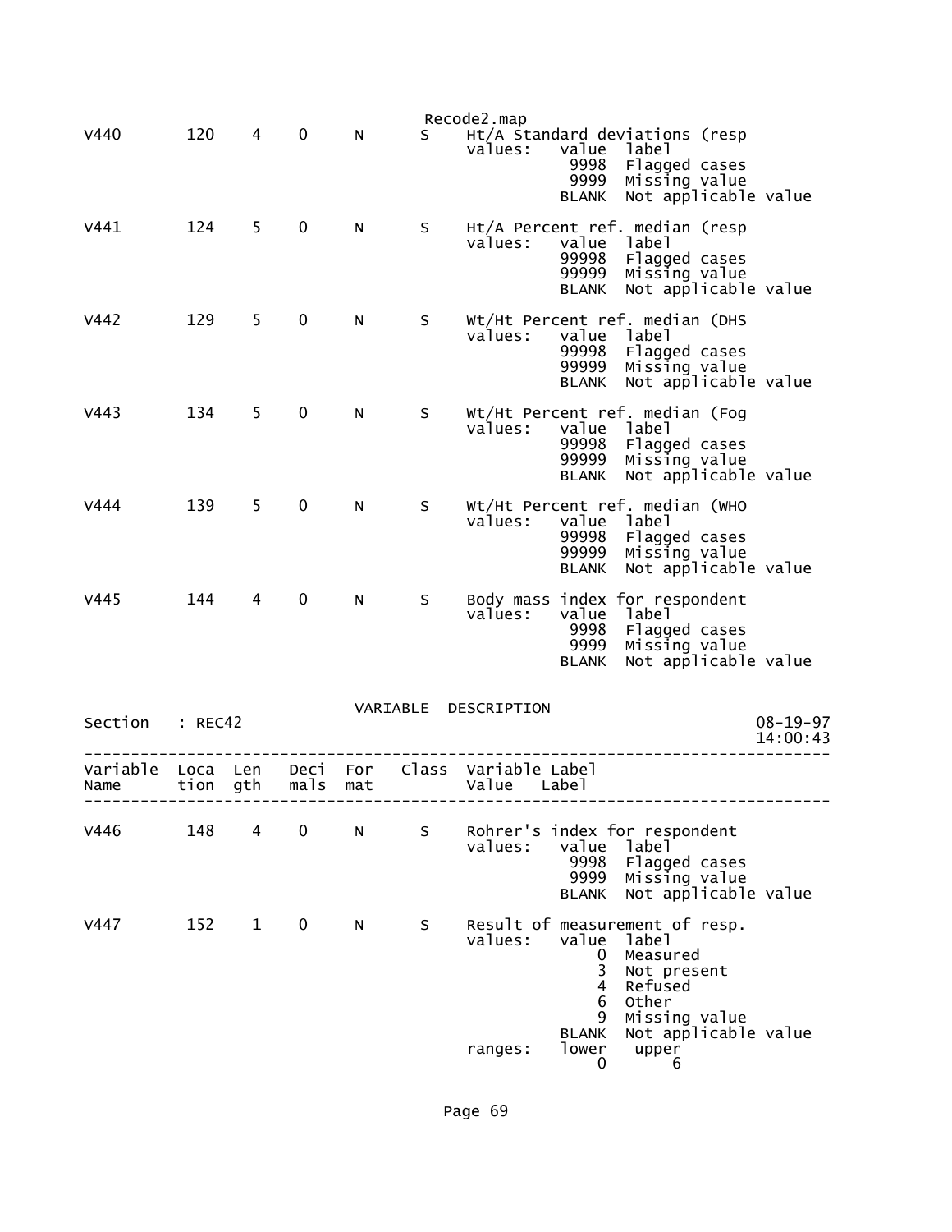Recode2.map

```
V440      120    4    0     N      S    Ht/A Standard deviations (resp
                                        values:    value  label
                                                    9998  Flagged cases
                                                    9999  Missing value
                                                   BLANK  Not applicable value

V441      124    5    0     N      S    Ht/A Percent ref. median (resp
                                        values:    value  label
                                                   99998  Flagged cases
                                                   99999  Missing value
                                                   BLANK  Not applicable value

V442      129    5    0     N      S    Wt/Ht Percent ref. median (DHS
                                        values:    value  label
                                                   99998  Flagged cases
                                                   99999  Missing value
                                                   BLANK  Not applicable value

V443      134    5    0     N      S    Wt/Ht Percent ref. median (Fog
                                        values:    value  label
                                                   99998  Flagged cases
                                                   99999  Missing value
                                                   BLANK  Not applicable value

V444      139    5    0     N      S    Wt/Ht Percent ref. median (WHO
                                        values:    value  label
                                                   99998  Flagged cases
                                                   99999  Missing value
                                                   BLANK  Not applicable value

V445      144    4    0     N      S    Body mass index for respondent
                                        values:    value  label
                                                    9998  Flagged cases
                                                    9999  Missing value
                                                   BLANK  Not applicable value
```

VARIABLE DESCRIPTION

Section : REC42 08-19-97 14:00:43

```
-------------------------------------------------------------------------------
Variable  Loca  Len   Deci  For   Class  Variable Label
Name      tion  gth   mals  mat          Value    Label
-------------------------------------------------------------------------------

V446      148    4    0     N      S    Rohrer's index for respondent
                                        values:    value  label
                                                    9998  Flagged cases
                                                    9999  Missing value
                                                   BLANK  Not applicable value

V447      152    1    0     N      S    Result of measurement of resp.
                                        values:    value  label
                                                       0  Measured
                                                       3  Not present
                                                       4  Refused
                                                       6  Other
                                                       9  Missing value
                                                   BLANK  Not applicable value
                                        ranges:    lower   upper
                                                       0       6
```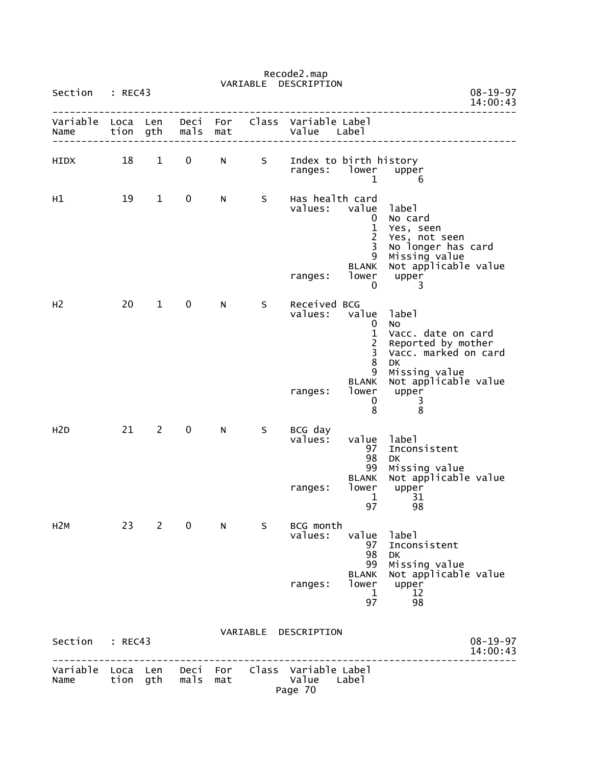Recode2.map

VARIABLE DESCRIPTION

Section : REC43

| Variable Name | Location | Length | Decimals | Format | Class | Variable Label / Value | Label |
|---|---|---|---|---|---|---|---|
| HIDX | 18 | 1 | 0 | N | S | Index to birth history | |
| | | | | | | ranges: lower | upper |
| | | | | | | 1 | 6 |
| H1 | 19 | 1 | 0 | N | S | Has health card | |
| | | | | | | values: value | label |
| | | | | | | 0 | No card |
| | | | | | | 1 | Yes, seen |
| | | | | | | 2 | Yes, not seen |
| | | | | | | 3 | No longer has card |
| | | | | | | 9 | Missing value |
| | | | | | | BLANK | Not applicable value |
| | | | | | | ranges: lower | upper |
| | | | | | | 0 | 3 |
| H2 | 20 | 1 | 0 | N | S | Received BCG | |
| | | | | | | values: value | label |
| | | | | | | 0 | No |
| | | | | | | 1 | Vacc. date on card |
| | | | | | | 2 | Reported by mother |
| | | | | | | 3 | Vacc. marked on card |
| | | | | | | 8 | DK |
| | | | | | | 9 | Missing value |
| | | | | | | BLANK | Not applicable value |
| | | | | | | ranges: lower | upper |
| | | | | | | 0 | 3 |
| | | | | | | 8 | 8 |
| H2D | 21 | 2 | 0 | N | S | BCG day | |
| | | | | | | values: value | label |
| | | | | | | 97 | Inconsistent |
| | | | | | | 98 | DK |
| | | | | | | 99 | Missing value |
| | | | | | | BLANK | Not applicable value |
| | | | | | | ranges: lower | upper |
| | | | | | | 1 | 31 |
| | | | | | | 97 | 98 |
| H2M | 23 | 2 | 0 | N | S | BCG month | |
| | | | | | | values: value | label |
| | | | | | | 97 | Inconsistent |
| | | | | | | 98 | DK |
| | | | | | | 99 | Missing value |
| | | | | | | BLANK | Not applicable value |
| | | | | | | ranges: lower | upper |
| | | | | | | 1 | 12 |
| | | | | | | 97 | 98 |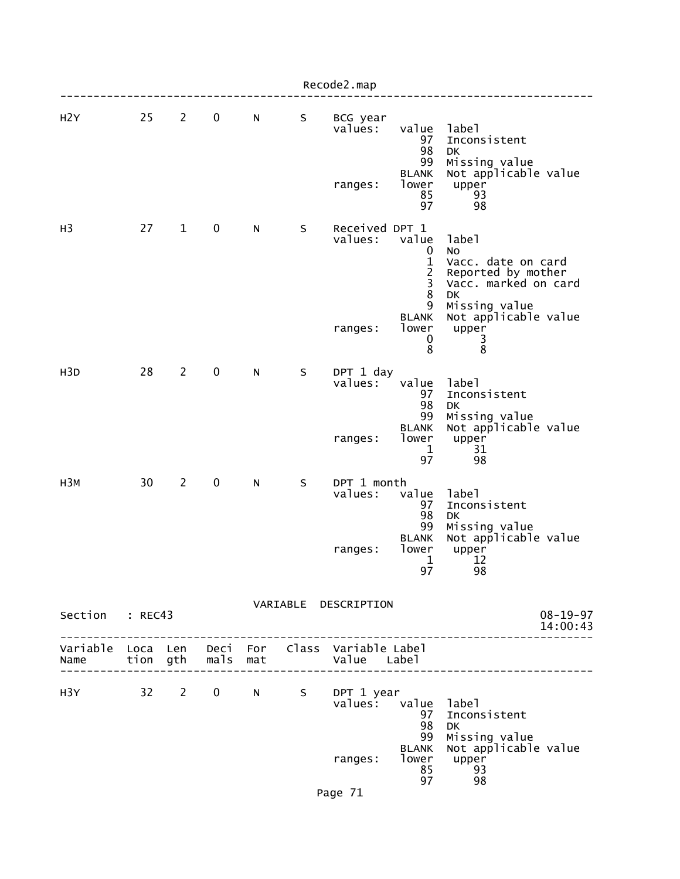| Variable Name | Location | Length | Decimals | Format | Class | Variable Label |
|---|---|---|---|---|---|---|
| H2Y | 25 | 2 | 0 | N | S | BCG year |

```
values:   value  label
             97  Inconsistent
             98  DK
             99  Missing value
          BLANK  Not applicable value
ranges:   lower   upper
             85      93
             97      98
```

| Variable Name | Location | Length | Decimals | Format | Class | Variable Label |
|---|---|---|---|---|---|---|
| H3 | 27 | 1 | 0 | N | S | Received DPT 1 |

```
values:   value  label
              0  No
              1  Vacc. date on card
              2  Reported by mother
              3  Vacc. marked on card
              8  DK
              9  Missing value
          BLANK  Not applicable value
ranges:   lower   upper
              0       3
              8       8
```

| Variable Name | Location | Length | Decimals | Format | Class | Variable Label |
|---|---|---|---|---|---|---|
| H3D | 28 | 2 | 0 | N | S | DPT 1 day |

```
values:   value  label
             97  Inconsistent
             98  DK
             99  Missing value
          BLANK  Not applicable value
ranges:   lower   upper
              1      31
             97      98
```

| Variable Name | Location | Length | Decimals | Format | Class | Variable Label |
|---|---|---|---|---|---|---|
| H3M | 30 | 2 | 0 | N | S | DPT 1 month |

```
values:   value  label
             97  Inconsistent
             98  DK
             99  Missing value
          BLANK  Not applicable value
ranges:   lower   upper
              1      12
             97      98
```

VARIABLE DESCRIPTION

Section : REC43 — 08-19-97 14:00:43

| Variable Name | Location | Length | Decimals | Format | Class | Variable Label / Value Label |
|---|---|---|---|---|---|---|
| H3Y | 32 | 2 | 0 | N | S | DPT 1 year |

```
values:   value  label
             97  Inconsistent
             98  DK
             99  Missing value
          BLANK  Not applicable value
ranges:   lower   upper
             85      93
             97      98
```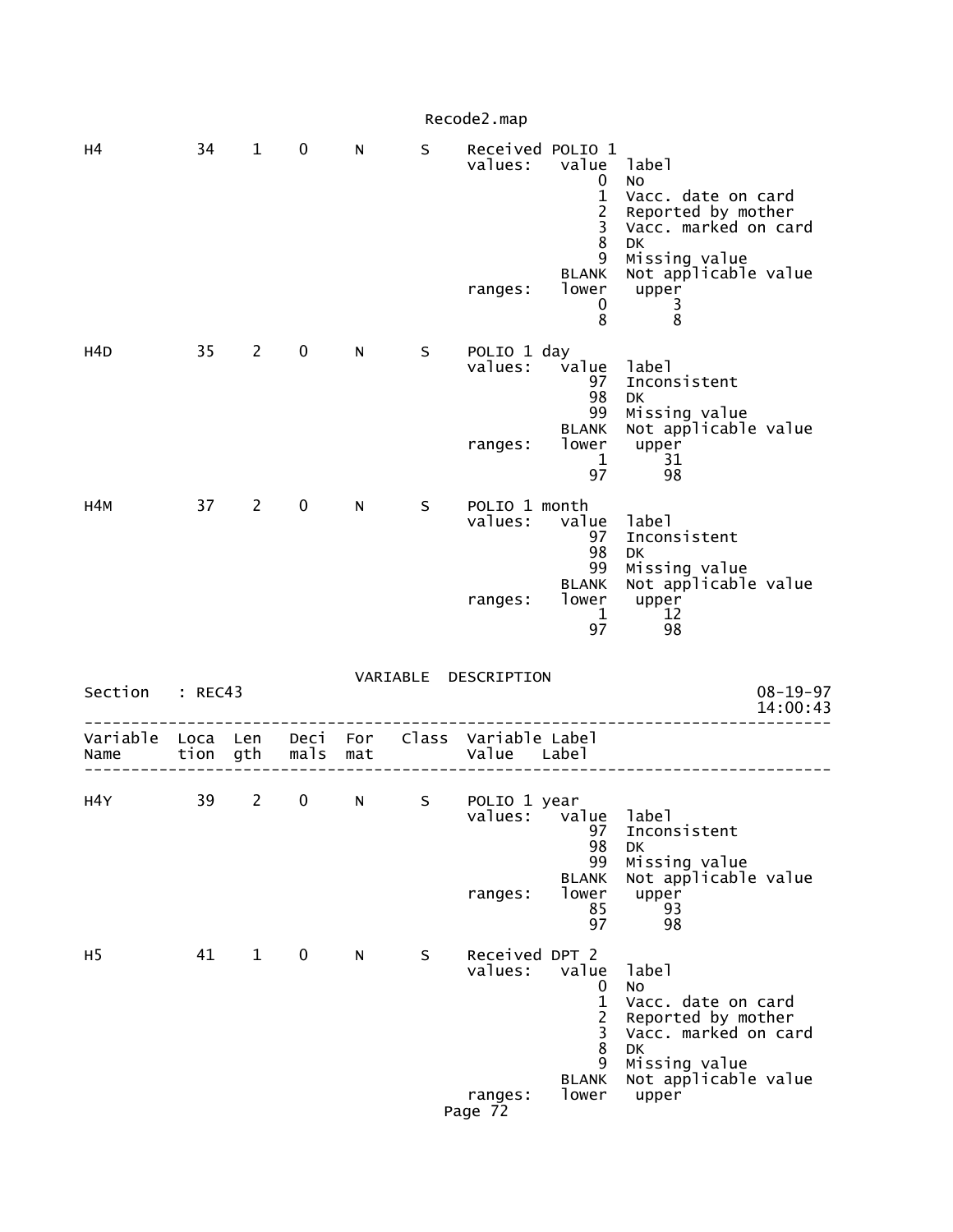```
H4          34    1    0     N       S     Received POLIO 1
                                           values:    value  label
                                                          0  No
                                                          1  Vacc. date on card
                                                          2  Reported by mother
                                                          3  Vacc. marked on card
                                                          8  DK
                                                          9  Missing value
                                                      BLANK  Not applicable value
                                           ranges:    lower   upper
                                                          0       3
                                                          8       8

H4D         35    2    0     N       S     POLIO 1 day
                                           values:    value  label
                                                         97  Inconsistent
                                                         98  DK
                                                         99  Missing value
                                                      BLANK  Not applicable value
                                           ranges:    lower   upper
                                                          1      31
                                                         97      98

H4M         37    2    0     N       S     POLIO 1 month
                                           values:    value  label
                                                         97  Inconsistent
                                                         98  DK
                                                         99  Missing value
                                                      BLANK  Not applicable value
                                           ranges:    lower   upper
                                                          1      12
                                                         97      98
```

VARIABLE DESCRIPTION

```
Section    : REC43                                                      08-19-97
                                                                        14:00:43
--------------------------------------------------------------------------------
Variable  Loca  Len   Deci  For    Class  Variable Label
Name      tion  gth   mals  mat           Value    Label
--------------------------------------------------------------------------------

H4Y         39    2    0     N       S     POLIO 1 year
                                           values:    value  label
                                                         97  Inconsistent
                                                         98  DK
                                                         99  Missing value
                                                      BLANK  Not applicable value
                                           ranges:    lower   upper
                                                         85      93
                                                         97      98

H5          41    1    0     N       S     Received DPT 2
                                           values:    value  label
                                                          0  No
                                                          1  Vacc. date on card
                                                          2  Reported by mother
                                                          3  Vacc. marked on card
                                                          8  DK
                                                          9  Missing value
                                                      BLANK  Not applicable value
                                           ranges:    lower   upper
```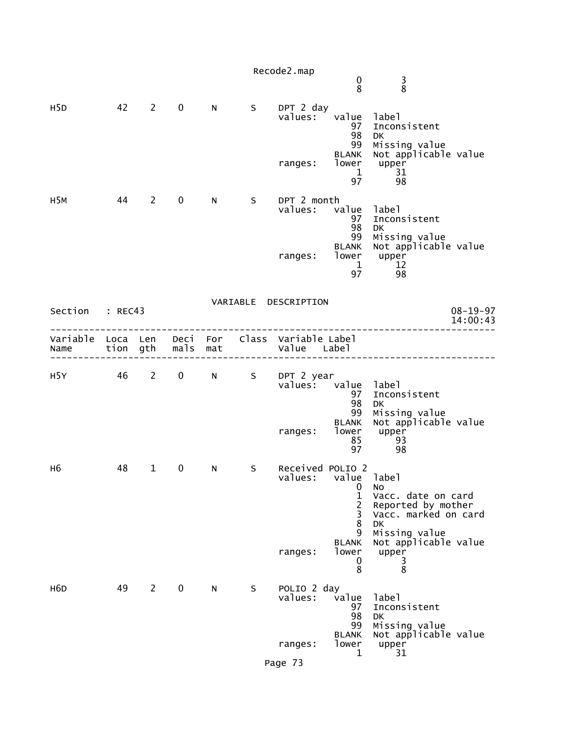```
                                                              0       3
                                                              8       8

H5D          42    2    0     N      S     DPT 2 day
                                           values:    value  label
                                                         97  Inconsistent
                                                         98  DK
                                                         99  Missing value
                                                      BLANK  Not applicable value
                                           ranges:    lower   upper
                                                          1      31
                                                         97      98

H5M          44    2    0     N      S     DPT 2 month
                                           values:    value  label
                                                         97  Inconsistent
                                                         98  DK
                                                         99  Missing value
                                                      BLANK  Not applicable value
                                           ranges:    lower   upper
                                                          1      12
                                                         97      98
```

VARIABLE DESCRIPTION

Section : REC43 — 08-19-97 14:00:43

```
--------------------------------------------------------------------------------
Variable  Loca  Len   Deci  For   Class  Variable Label
Name      tion  gth   mals  mat          Value    Label
--------------------------------------------------------------------------------

H5Y          46    2    0     N      S     DPT 2 year
                                           values:    value  label
                                                         97  Inconsistent
                                                         98  DK
                                                         99  Missing value
                                                      BLANK  Not applicable value
                                           ranges:    lower   upper
                                                         85      93
                                                         97      98

H6           48    1    0     N      S     Received POLIO 2
                                           values:    value  label
                                                          0  No
                                                          1  Vacc. date on card
                                                          2  Reported by mother
                                                          3  Vacc. marked on card
                                                          8  DK
                                                          9  Missing value
                                                      BLANK  Not applicable value
                                           ranges:    lower   upper
                                                          0       3
                                                          8       8

H6D          49    2    0     N      S     POLIO 2 day
                                           values:    value  label
                                                         97  Inconsistent
                                                         98  DK
                                                         99  Missing value
                                                      BLANK  Not applicable value
                                           ranges:    lower   upper
                                                          1      31
```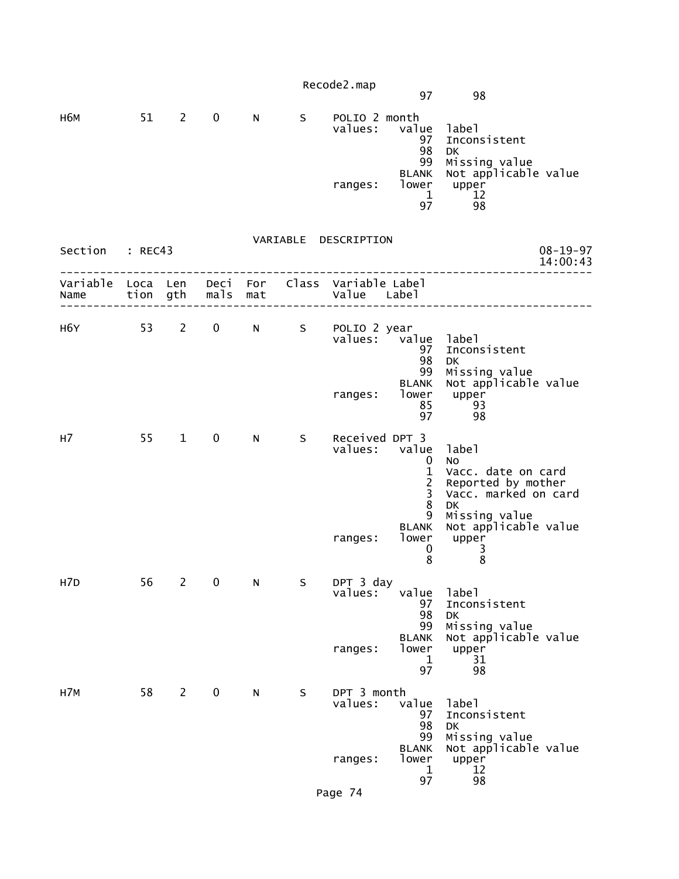```
                                                        97       98

H6M          51    2    0     N       S     POLIO 2 month
                                            values:    value  label
                                                          97  Inconsistent
                                                          98  DK
                                                          99  Missing value
                                                       BLANK  Not applicable value
                                            ranges:    lower   upper
                                                           1      12
                                                          97      98
```

VARIABLE DESCRIPTION

Section : REC43 — 08-19-97 14:00:43

```
--------------------------------------------------------------------------------
Variable  Loca  Len   Deci  For   Class  Variable Label
Name      tion  gth   mals  mat          Value    Label
--------------------------------------------------------------------------------

H6Y          53    2    0     N       S     POLIO 2 year
                                            values:    value  label
                                                          97  Inconsistent
                                                          98  DK
                                                          99  Missing value
                                                       BLANK  Not applicable value
                                            ranges:    lower   upper
                                                          85      93
                                                          97      98

H7           55    1    0     N       S     Received DPT 3
                                            values:    value  label
                                                           0  No
                                                           1  Vacc. date on card
                                                           2  Reported by mother
                                                           3  Vacc. marked on card
                                                           8  DK
                                                           9  Missing value
                                                       BLANK  Not applicable value
                                            ranges:    lower   upper
                                                           0       3
                                                           8       8

H7D          56    2    0     N       S     DPT 3 day
                                            values:    value  label
                                                          97  Inconsistent
                                                          98  DK
                                                          99  Missing value
                                                       BLANK  Not applicable value
                                            ranges:    lower   upper
                                                           1      31
                                                          97      98

H7M          58    2    0     N       S     DPT 3 month
                                            values:    value  label
                                                          97  Inconsistent
                                                          98  DK
                                                          99  Missing value
                                                       BLANK  Not applicable value
                                            ranges:    lower   upper
                                                           1      12
                                                          97      98
```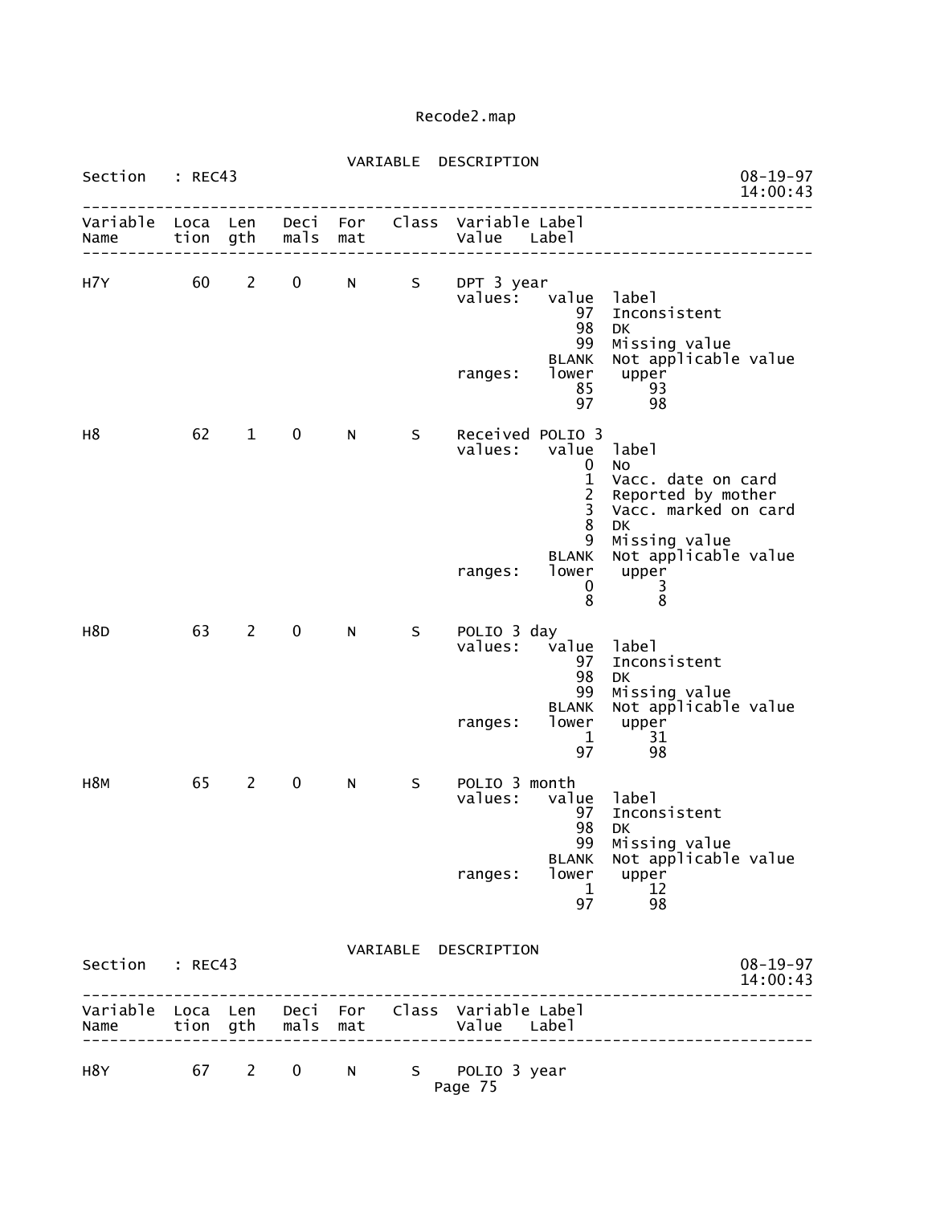Recode2.map

VARIABLE DESCRIPTION

Section : REC43 08-19-97 14:00:43

```
--------------------------------------------------------------------------------
Variable  Loca  Len   Deci  For    Class  Variable Label
Name      tion  gth   mals  mat           Value    Label
--------------------------------------------------------------------------------

H7Y         60    2    0     N       S    DPT 3 year
                                          values:   value  label
                                                       97  Inconsistent
                                                       98  DK
                                                       99  Missing value
                                                    BLANK  Not applicable value
                                          ranges:   lower   upper
                                                       85      93
                                                       97      98

H8          62    1    0     N       S    Received POLIO 3
                                          values:   value  label
                                                        0  No
                                                        1  Vacc. date on card
                                                        2  Reported by mother
                                                        3  Vacc. marked on card
                                                        8  DK
                                                        9  Missing value
                                                    BLANK  Not applicable value
                                          ranges:   lower   upper
                                                        0       3
                                                        8       8

H8D         63    2    0     N       S    POLIO 3 day
                                          values:   value  label
                                                       97  Inconsistent
                                                       98  DK
                                                       99  Missing value
                                                    BLANK  Not applicable value
                                          ranges:   lower   upper
                                                        1      31
                                                       97      98

H8M         65    2    0     N       S    POLIO 3 month
                                          values:   value  label
                                                       97  Inconsistent
                                                       98  DK
                                                       99  Missing value
                                                    BLANK  Not applicable value
                                          ranges:   lower   upper
                                                        1      12
                                                       97      98
```

VARIABLE DESCRIPTION

Section : REC43 08-19-97 14:00:43

```
--------------------------------------------------------------------------------
Variable  Loca  Len   Deci  For    Class  Variable Label
Name      tion  gth   mals  mat           Value    Label
--------------------------------------------------------------------------------

H8Y         67    2    0     N       S    POLIO 3 year
```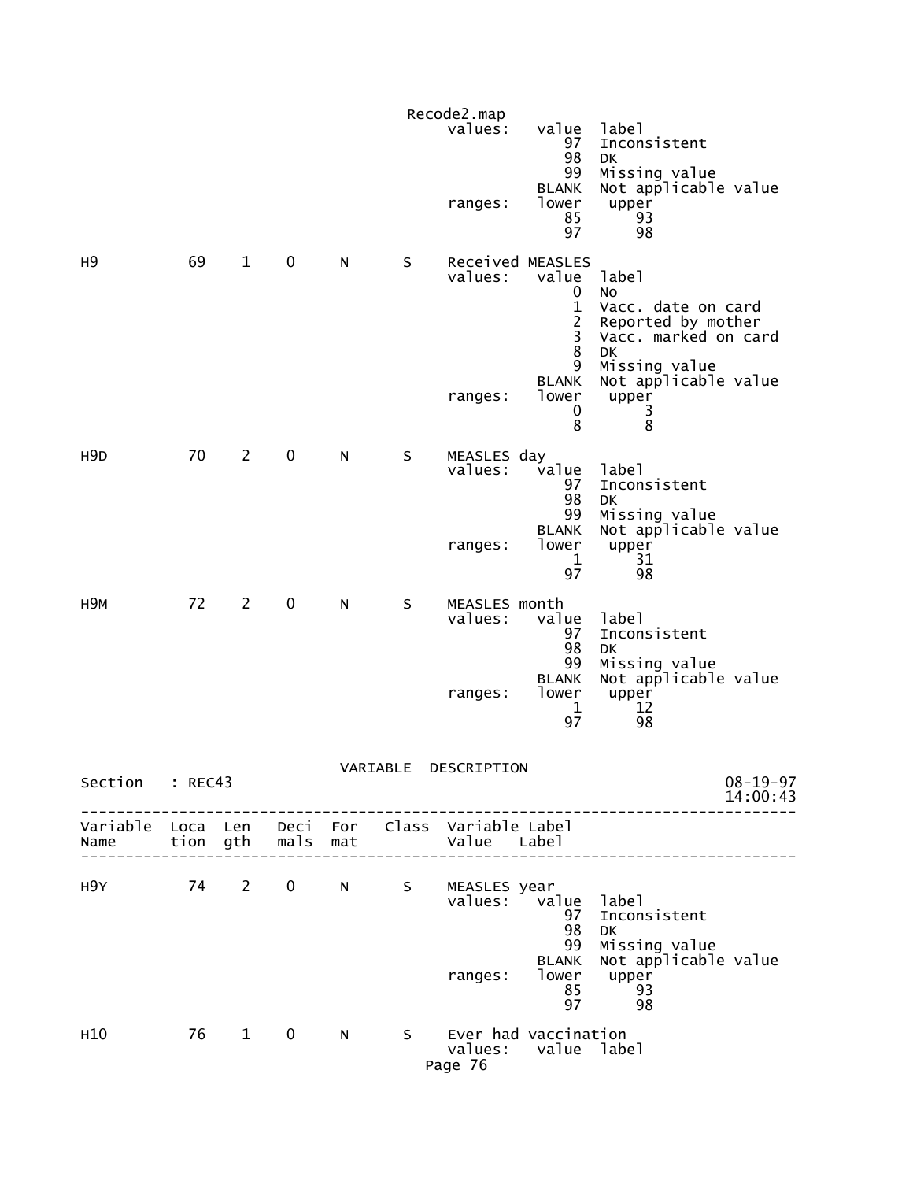Recode2.map

```
                                          values:   value  label
                                                       97  Inconsistent
                                                       98  DK
                                                       99  Missing value
                                                    BLANK  Not applicable value
                                          ranges:   lower   upper
                                                       85      93
                                                       97      98

H9           69    1    0     N     S     Received MEASLES
                                          values:   value  label
                                                        0  No
                                                        1  Vacc. date on card
                                                        2  Reported by mother
                                                        3  Vacc. marked on card
                                                        8  DK
                                                        9  Missing value
                                                    BLANK  Not applicable value
                                          ranges:   lower   upper
                                                        0       3
                                                        8       8

H9D          70    2    0     N     S     MEASLES day
                                          values:   value  label
                                                       97  Inconsistent
                                                       98  DK
                                                       99  Missing value
                                                    BLANK  Not applicable value
                                          ranges:   lower   upper
                                                        1      31
                                                       97      98

H9M          72    2    0     N     S     MEASLES month
                                          values:   value  label
                                                       97  Inconsistent
                                                       98  DK
                                                       99  Missing value
                                                    BLANK  Not applicable value
                                          ranges:   lower   upper
                                                        1      12
                                                       97      98
```

VARIABLE DESCRIPTION

Section : REC43 08-19-97 14:00:43

```
---------------------------------------------------------------------------------
Variable  Loca  Len   Deci  For   Class  Variable Label
Name      tion  gth   mals  mat          Value    Label
---------------------------------------------------------------------------------

H9Y          74    2    0     N     S     MEASLES year
                                          values:   value  label
                                                       97  Inconsistent
                                                       98  DK
                                                       99  Missing value
                                                    BLANK  Not applicable value
                                          ranges:   lower   upper
                                                       85      93
                                                       97      98

H10          76    1    0     N     S     Ever had vaccination
                                          values:   value  label
```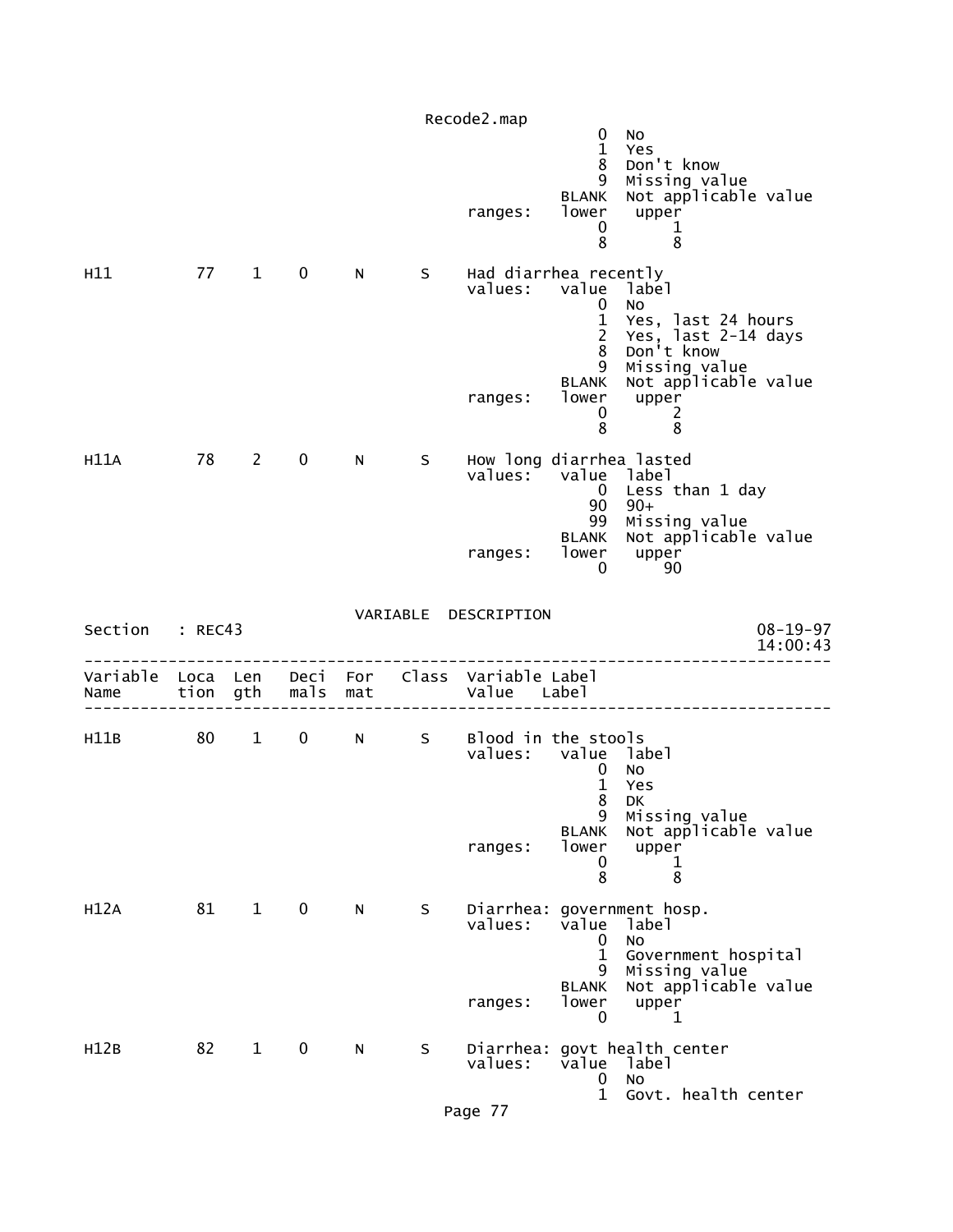```
                                                     0  No
                                                     1  Yes
                                                     8  Don't know
                                                     9  Missing value
                                                 BLANK  Not applicable value
                                       ranges:   lower   upper
                                                     0       1
                                                     8       8

H11          77    1    0     N      S     Had diarrhea recently
                                       values:   value  label
                                                     0  No
                                                     1  Yes, last 24 hours
                                                     2  Yes, last 2-14 days
                                                     8  Don't know
                                                     9  Missing value
                                                 BLANK  Not applicable value
                                       ranges:   lower   upper
                                                     0       2
                                                     8       8

H11A         78    2    0     N      S     How long diarrhea lasted
                                       values:   value  label
                                                     0  Less than 1 day
                                                    90  90+
                                                    99  Missing value
                                                 BLANK  Not applicable value
                                       ranges:   lower   upper
                                                     0      90
```

VARIABLE DESCRIPTION

```
Section   : REC43                                                        08-19-97
                                                                         14:00:43
---------------------------------------------------------------------------------
Variable  Loca  Len   Deci  For   Class  Variable Label
Name      tion  gth   mals  mat          Value    Label
---------------------------------------------------------------------------------

H11B         80    1    0     N      S     Blood in the stools
                                       values:   value  label
                                                     0  No
                                                     1  Yes
                                                     8  DK
                                                     9  Missing value
                                                 BLANK  Not applicable value
                                       ranges:   lower   upper
                                                     0       1
                                                     8       8

H12A         81    1    0     N      S     Diarrhea: government hosp.
                                       values:   value  label
                                                     0  No
                                                     1  Government hospital
                                                     9  Missing value
                                                 BLANK  Not applicable value
                                       ranges:   lower   upper
                                                     0       1

H12B         82    1    0     N      S     Diarrhea: govt health center
                                       values:   value  label
                                                     0  No
                                                     1  Govt. health center
```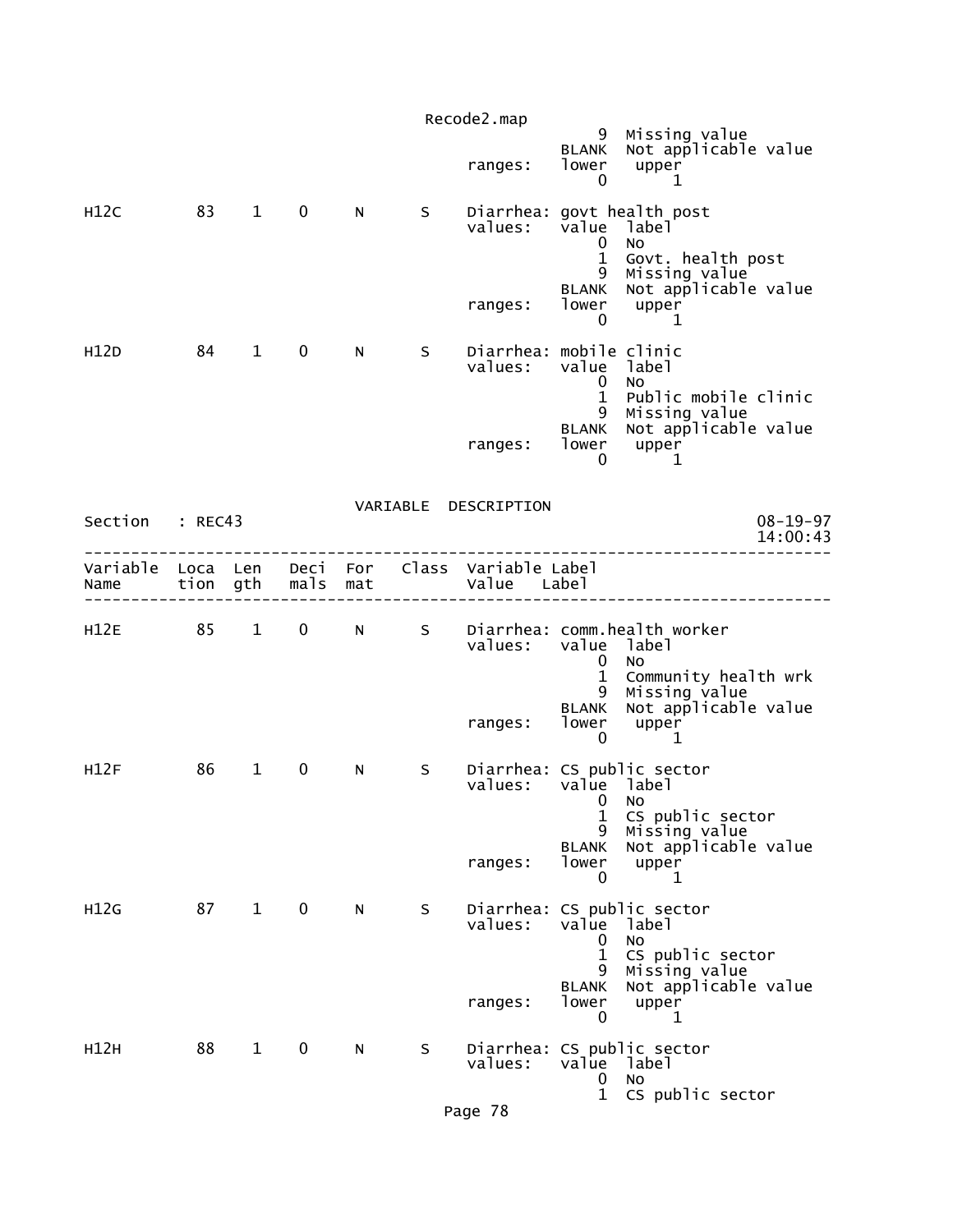```
                                                          9  Missing value
                                                      BLANK  Not applicable value
                                             ranges:  lower   upper
                                                          0       1

H12C         83    1    0     N      S    Diarrhea: govt health post
                                          values:   value  label
                                                        0  No
                                                        1  Govt. health post
                                                        9  Missing value
                                                    BLANK  Not applicable value
                                          ranges:   lower   upper
                                                        0       1

H12D         84    1    0     N      S    Diarrhea: mobile clinic
                                          values:   value  label
                                                        0  No
                                                        1  Public mobile clinic
                                                        9  Missing value
                                                    BLANK  Not applicable value
                                          ranges:   lower   upper
                                                        0       1
```

VARIABLE DESCRIPTION

```
Section   : REC43                                                          08-19-97
                                                                           14:00:43
-----------------------------------------------------------------------------------
Variable  Loca  Len   Deci  For   Class  Variable Label
Name      tion  gth   mals  mat          Value   Label
-----------------------------------------------------------------------------------

H12E         85    1    0     N      S    Diarrhea: comm.health worker
                                          values:   value  label
                                                        0  No
                                                        1  Community health wrk
                                                        9  Missing value
                                                    BLANK  Not applicable value
                                          ranges:   lower   upper
                                                        0       1

H12F         86    1    0     N      S    Diarrhea: CS public sector
                                          values:   value  label
                                                        0  No
                                                        1  CS public sector
                                                        9  Missing value
                                                    BLANK  Not applicable value
                                          ranges:   lower   upper
                                                        0       1

H12G         87    1    0     N      S    Diarrhea: CS public sector
                                          values:   value  label
                                                        0  No
                                                        1  CS public sector
                                                        9  Missing value
                                                    BLANK  Not applicable value
                                          ranges:   lower   upper
                                                        0       1

H12H         88    1    0     N      S    Diarrhea: CS public sector
                                          values:   value  label
                                                        0  No
                                                        1  CS public sector
```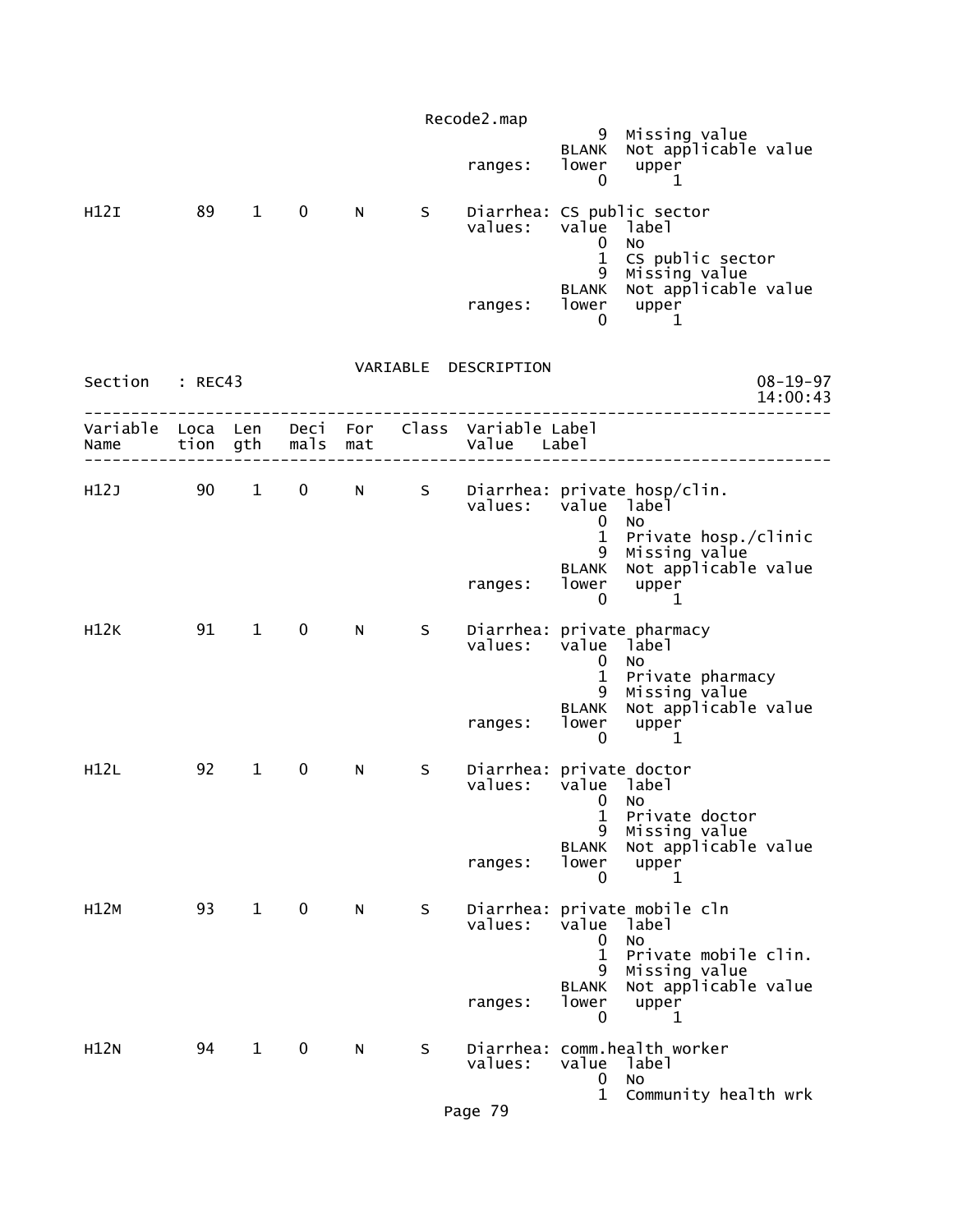```
                                                       9  Missing value
                                                   BLANK  Not applicable value
                                          ranges:  lower   upper
                                                       0       1

H12I        89    1    0     N      S     Diarrhea: CS public sector
                                          values:  value  label
                                                       0  No
                                                       1  CS public sector
                                                       9  Missing value
                                                   BLANK  Not applicable value
                                          ranges:  lower   upper
                                                       0       1
```

VARIABLE DESCRIPTION

```
Section   : REC43                                                     08-19-97
                                                                      14:00:43
-------------------------------------------------------------------------------
Variable  Loca  Len   Deci  For   Class  Variable Label
Name      tion  gth   mals  mat          Value   Label
-------------------------------------------------------------------------------

H12J        90    1    0     N      S     Diarrhea: private hosp/clin.
                                          values:  value  label
                                                       0  No
                                                       1  Private hosp./clinic
                                                       9  Missing value
                                                   BLANK  Not applicable value
                                          ranges:  lower   upper
                                                       0       1

H12K        91    1    0     N      S     Diarrhea: private pharmacy
                                          values:  value  label
                                                       0  No
                                                       1  Private pharmacy
                                                       9  Missing value
                                                   BLANK  Not applicable value
                                          ranges:  lower   upper
                                                       0       1

H12L        92    1    0     N      S     Diarrhea: private doctor
                                          values:  value  label
                                                       0  No
                                                       1  Private doctor
                                                       9  Missing value
                                                   BLANK  Not applicable value
                                          ranges:  lower   upper
                                                       0       1

H12M        93    1    0     N      S     Diarrhea: private mobile cln
                                          values:  value  label
                                                       0  No
                                                       1  Private mobile clin.
                                                       9  Missing value
                                                   BLANK  Not applicable value
                                          ranges:  lower   upper
                                                       0       1

H12N        94    1    0     N      S     Diarrhea: comm.health worker
                                          values:  value  label
                                                       0  No
                                                       1  Community health wrk
```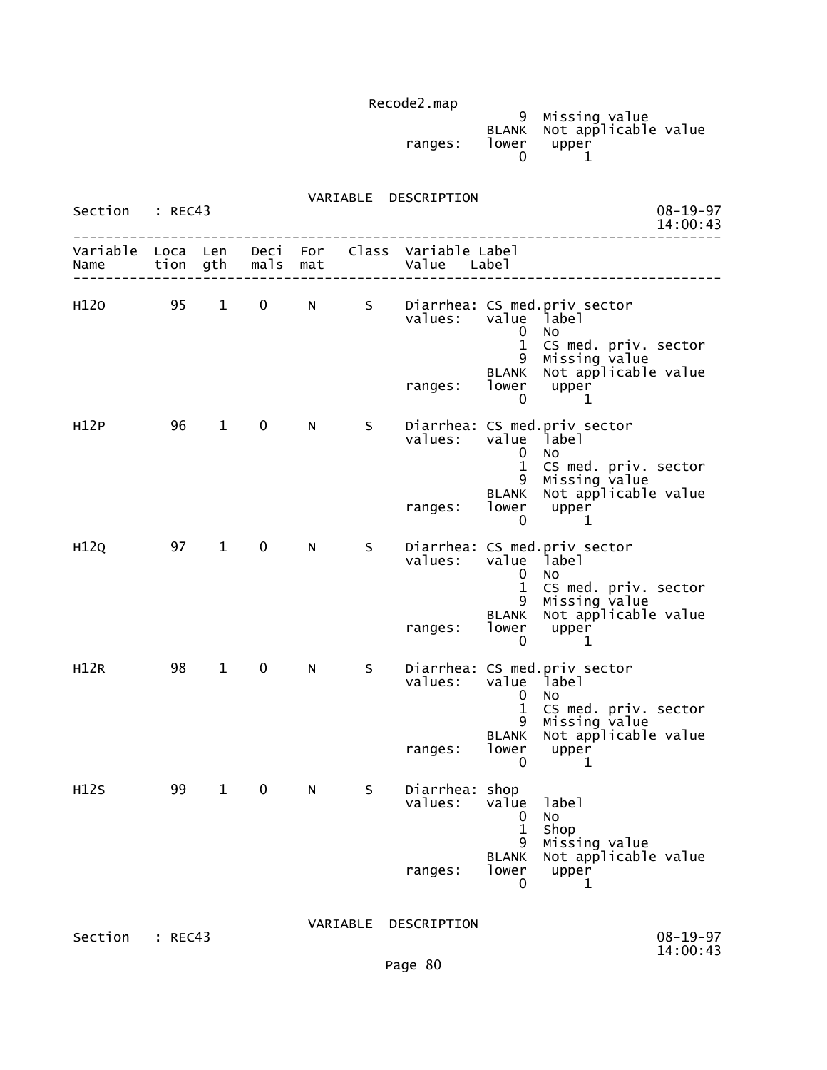```
                                                 9  Missing value
                                             BLANK  Not applicable value
                                   ranges:   lower   upper
                                                 0       1
```

VARIABLE DESCRIPTION

Section : REC43 08-19-97 14:00:43

```
--------------------------------------------------------------------------------
Variable  Loca  Len   Deci  For   Class  Variable Label
Name      tion  gth   mals  mat          Value    Label
--------------------------------------------------------------------------------

H12O        95    1    0     N      S    Diarrhea: CS med.priv sector
                                         values:   value  label
                                                       0  No
                                                       1  CS med. priv. sector
                                                       9  Missing value
                                                   BLANK  Not applicable value
                                         ranges:   lower   upper
                                                       0       1

H12P        96    1    0     N      S    Diarrhea: CS med.priv sector
                                         values:   value  label
                                                       0  No
                                                       1  CS med. priv. sector
                                                       9  Missing value
                                                   BLANK  Not applicable value
                                         ranges:   lower   upper
                                                       0       1

H12Q        97    1    0     N      S    Diarrhea: CS med.priv sector
                                         values:   value  label
                                                       0  No
                                                       1  CS med. priv. sector
                                                       9  Missing value
                                                   BLANK  Not applicable value
                                         ranges:   lower   upper
                                                       0       1

H12R        98    1    0     N      S    Diarrhea: CS med.priv sector
                                         values:   value  label
                                                       0  No
                                                       1  CS med. priv. sector
                                                       9  Missing value
                                                   BLANK  Not applicable value
                                         ranges:   lower   upper
                                                       0       1

H12S        99    1    0     N      S    Diarrhea: shop
                                         values:   value  label
                                                       0  No
                                                       1  Shop
                                                       9  Missing value
                                                   BLANK  Not applicable value
                                         ranges:   lower   upper
                                                       0       1
```

VARIABLE DESCRIPTION

Section : REC43 08-19-97 14:00:43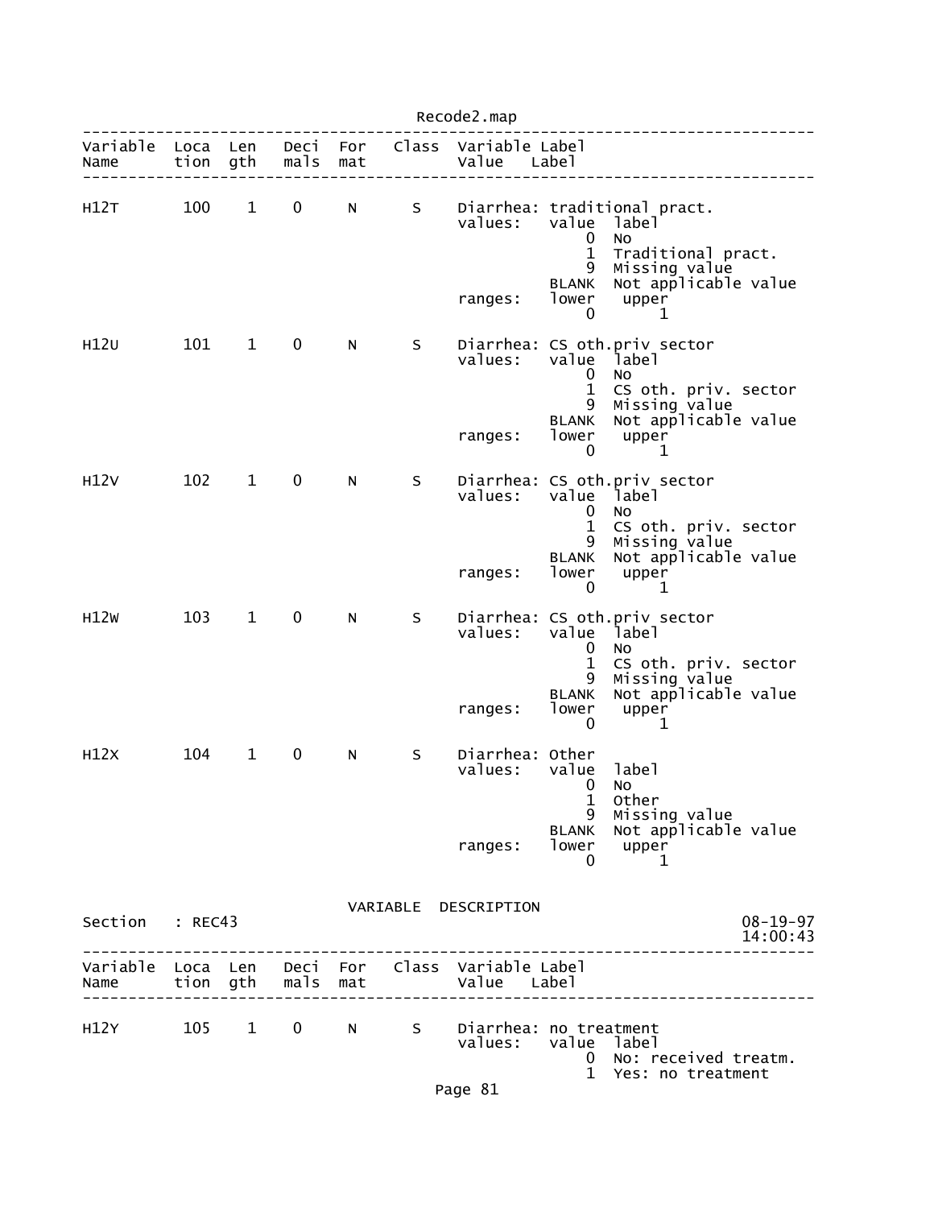| Variable Name | Location | Length | Decimals | Format | Class | Variable Label / Value Label |
|---|---|---|---|---|---|---|
| H12T | 100 | 1 | 0 | N | S | Diarrhea: traditional pract. |
| | | | | | | values: value label |
| | | | | | | 0 No |
| | | | | | | 1 Traditional pract. |
| | | | | | | 9 Missing value |
| | | | | | | BLANK Not applicable value |
| | | | | | | ranges: lower upper |
| | | | | | | 0 1 |
| H12U | 101 | 1 | 0 | N | S | Diarrhea: CS oth.priv sector |
| | | | | | | values: value label |
| | | | | | | 0 No |
| | | | | | | 1 CS oth. priv. sector |
| | | | | | | 9 Missing value |
| | | | | | | BLANK Not applicable value |
| | | | | | | ranges: lower upper |
| | | | | | | 0 1 |
| H12V | 102 | 1 | 0 | N | S | Diarrhea: CS oth.priv sector |
| | | | | | | values: value label |
| | | | | | | 0 No |
| | | | | | | 1 CS oth. priv. sector |
| | | | | | | 9 Missing value |
| | | | | | | BLANK Not applicable value |
| | | | | | | ranges: lower upper |
| | | | | | | 0 1 |
| H12W | 103 | 1 | 0 | N | S | Diarrhea: CS oth.priv sector |
| | | | | | | values: value label |
| | | | | | | 0 No |
| | | | | | | 1 CS oth. priv. sector |
| | | | | | | 9 Missing value |
| | | | | | | BLANK Not applicable value |
| | | | | | | ranges: lower upper |
| | | | | | | 0 1 |
| H12X | 104 | 1 | 0 | N | S | Diarrhea: Other |
| | | | | | | values: value label |
| | | | | | | 0 No |
| | | | | | | 1 Other |
| | | | | | | 9 Missing value |
| | | | | | | BLANK Not applicable value |
| | | | | | | ranges: lower upper |
| | | | | | | 0 1 |

VARIABLE DESCRIPTION

Section : REC43 08-19-97 14:00:43

| Variable Name | Location | Length | Decimals | Format | Class | Variable Label / Value Label |
|---|---|---|---|---|---|---|
| H12Y | 105 | 1 | 0 | N | S | Diarrhea: no treatment |
| | | | | | | values: value label |
| | | | | | | 0 No: received treatm. |
| | | | | | | 1 Yes: no treatment |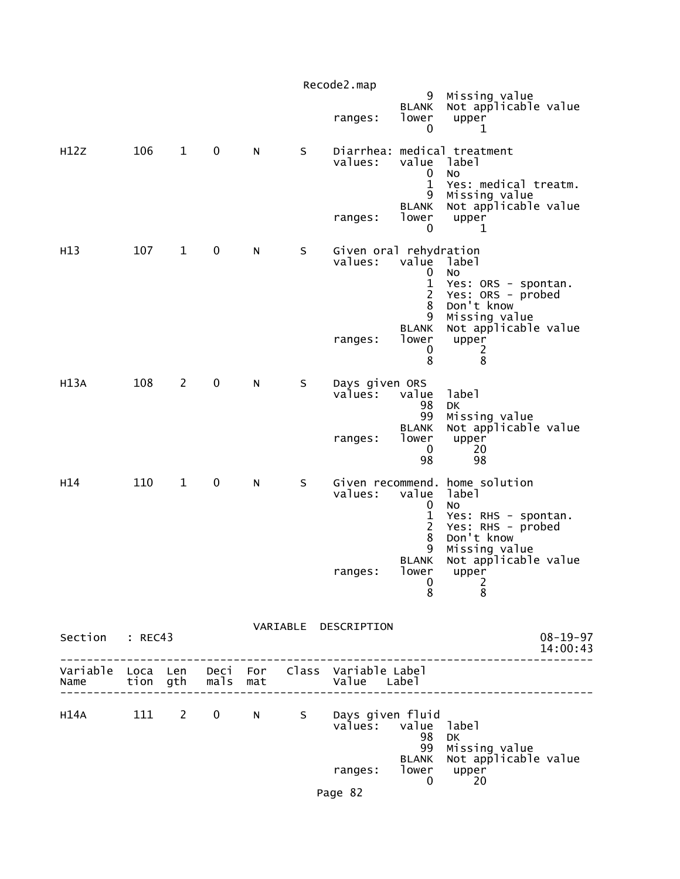```
                                                       9  Missing value
                                                   BLANK  Not applicable value
                                         ranges:   lower   upper
                                                       0       1

H12Z       106    1    0     N      S    Diarrhea: medical treatment
                                         values:   value  label
                                                       0  No
                                                       1  Yes: medical treatm.
                                                       9  Missing value
                                                   BLANK  Not applicable value
                                         ranges:   lower   upper
                                                       0       1

H13        107    1    0     N      S    Given oral rehydration
                                         values:   value  label
                                                       0  No
                                                       1  Yes: ORS - spontan.
                                                       2  Yes: ORS - probed
                                                       8  Don't know
                                                       9  Missing value
                                                   BLANK  Not applicable value
                                         ranges:   lower   upper
                                                       0       2
                                                       8       8

H13A       108    2    0     N      S    Days given ORS
                                         values:   value  label
                                                      98  DK
                                                      99  Missing value
                                                   BLANK  Not applicable value
                                         ranges:   lower   upper
                                                       0      20
                                                      98      98

H14        110    1    0     N      S    Given recommend. home solution
                                         values:   value  label
                                                       0  No
                                                       1  Yes: RHS - spontan.
                                                       2  Yes: RHS - probed
                                                       8  Don't know
                                                       9  Missing value
                                                   BLANK  Not applicable value
                                         ranges:   lower   upper
                                                       0       2
                                                       8       8
```

VARIABLE DESCRIPTION

```
Section   : REC43                                                     08-19-97
                                                                      14:00:43
------------------------------------------------------------------------------
Variable  Loca  Len   Deci  For   Class  Variable Label
Name      tion  gth   mals  mat          Value    Label
------------------------------------------------------------------------------

H14A       111    2    0     N      S    Days given fluid
                                         values:   value  label
                                                      98  DK
                                                      99  Missing value
                                                   BLANK  Not applicable value
                                         ranges:   lower   upper
                                                       0      20
```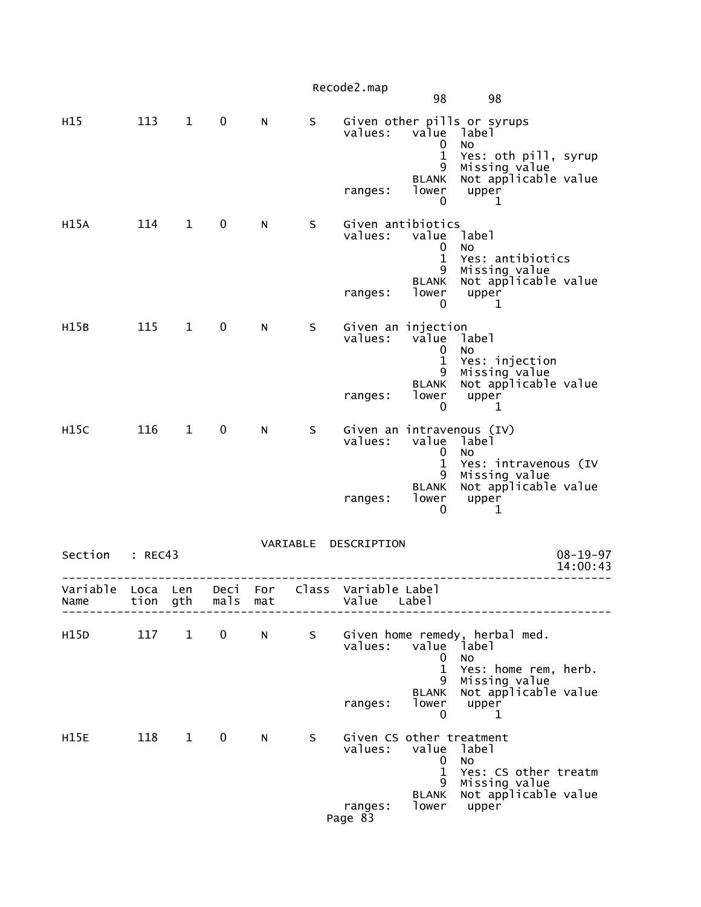```
                                                   98      98

H15        113    1    0     N      S    Given other pills or syrups
                                         values:   value  label
                                                       0  No
                                                       1  Yes: oth pill, syrup
                                                       9  Missing value
                                                   BLANK  Not applicable value
                                         ranges:   lower   upper
                                                       0       1

H15A       114    1    0     N      S    Given antibiotics
                                         values:   value  label
                                                       0  No
                                                       1  Yes: antibiotics
                                                       9  Missing value
                                                   BLANK  Not applicable value
                                         ranges:   lower   upper
                                                       0       1

H15B       115    1    0     N      S    Given an injection
                                         values:   value  label
                                                       0  No
                                                       1  Yes: injection
                                                       9  Missing value
                                                   BLANK  Not applicable value
                                         ranges:   lower   upper
                                                       0       1

H15C       116    1    0     N      S    Given an intravenous (IV)
                                         values:   value  label
                                                       0  No
                                                       1  Yes: intravenous (IV
                                                       9  Missing value
                                                   BLANK  Not applicable value
                                         ranges:   lower   upper
                                                       0       1

                                 VARIABLE  DESCRIPTION
Section   : REC43                                                          08-19-97
                                                                           14:00:43
---------------------------------------------------------------------------------
Variable  Loca  Len    Deci  For    Class  Variable Label
Name      tion  gth    mals  mat           Value   Label
---------------------------------------------------------------------------------

H15D       117    1    0     N      S    Given home remedy, herbal med.
                                         values:   value  label
                                                       0  No
                                                       1  Yes: home rem, herb.
                                                       9  Missing value
                                                   BLANK  Not applicable value
                                         ranges:   lower   upper
                                                       0       1

H15E       118    1    0     N      S    Given CS other treatment
                                         values:   value  label
                                                       0  No
                                                       1  Yes: CS other treatm
                                                       9  Missing value
                                                   BLANK  Not applicable value
                                         ranges:   lower   upper
```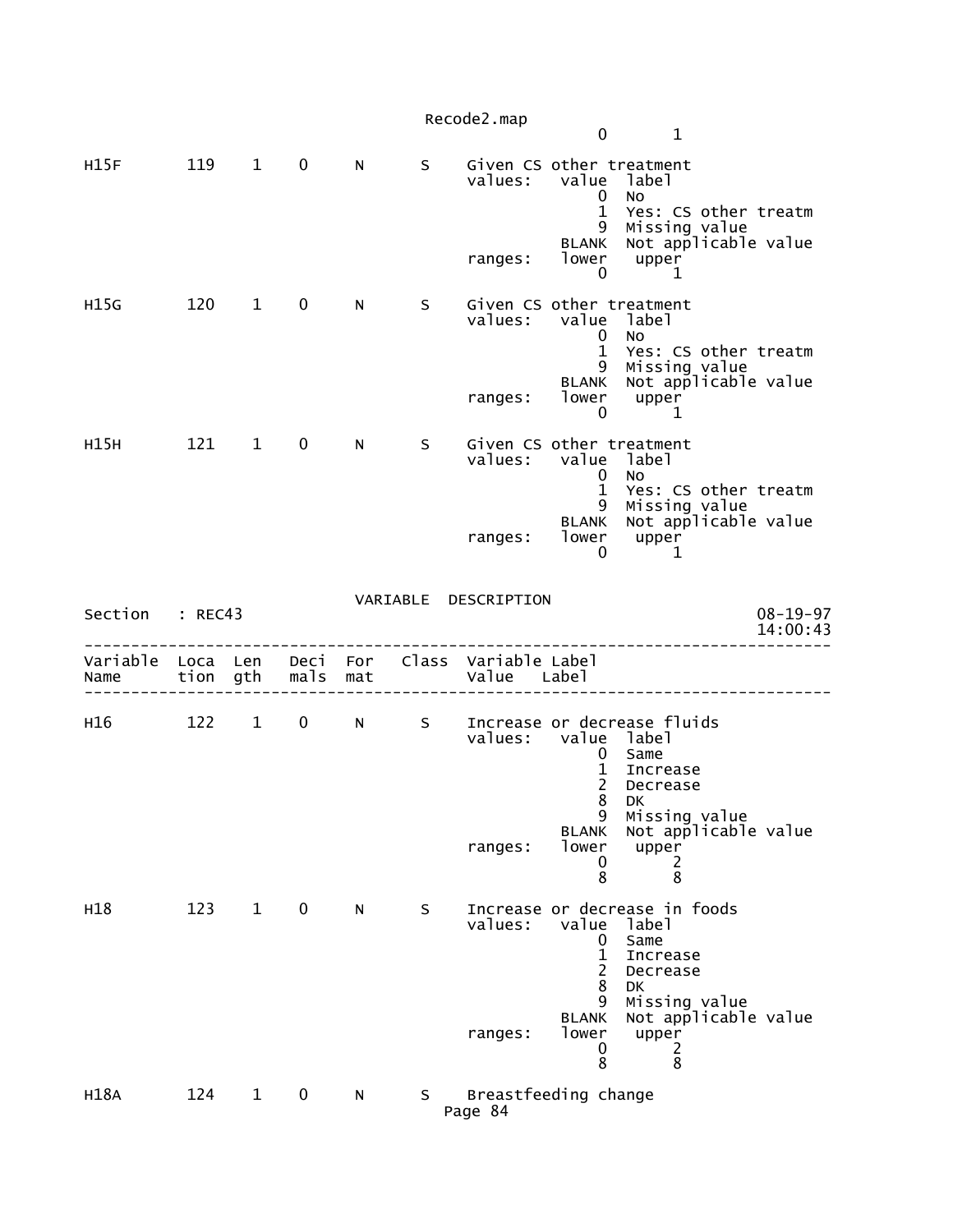```
                                                 0       1

H15F       119    1    0     N      S    Given CS other treatment
                                         values:   value  label
                                                       0  No
                                                       1  Yes: CS other treatm
                                                       9  Missing value
                                                   BLANK  Not applicable value
                                         ranges:   lower   upper
                                                       0       1

H15G       120    1    0     N      S    Given CS other treatment
                                         values:   value  label
                                                       0  No
                                                       1  Yes: CS other treatm
                                                       9  Missing value
                                                   BLANK  Not applicable value
                                         ranges:   lower   upper
                                                       0       1

H15H       121    1    0     N      S    Given CS other treatment
                                         values:   value  label
                                                       0  No
                                                       1  Yes: CS other treatm
                                                       9  Missing value
                                                   BLANK  Not applicable value
                                         ranges:   lower   upper
                                                       0       1


                                VARIABLE  DESCRIPTION
Section   : REC43                                                         08-19-97
                                                                          14:00:43
----------------------------------------------------------------------------------
Variable  Loca  Len   Deci  For   Class  Variable Label
Name      tion  gth   mals  mat          Value    Label
----------------------------------------------------------------------------------

H16        122    1    0     N      S    Increase or decrease fluids
                                         values:   value  label
                                                       0  Same
                                                       1  Increase
                                                       2  Decrease
                                                       8  DK
                                                       9  Missing value
                                                   BLANK  Not applicable value
                                         ranges:   lower   upper
                                                       0       2
                                                       8       8

H18        123    1    0     N      S    Increase or decrease in foods
                                         values:   value  label
                                                       0  Same
                                                       1  Increase
                                                       2  Decrease
                                                       8  DK
                                                       9  Missing value
                                                   BLANK  Not applicable value
                                         ranges:   lower   upper
                                                       0       2
                                                       8       8

H18A       124    1    0     N      S    Breastfeeding change
```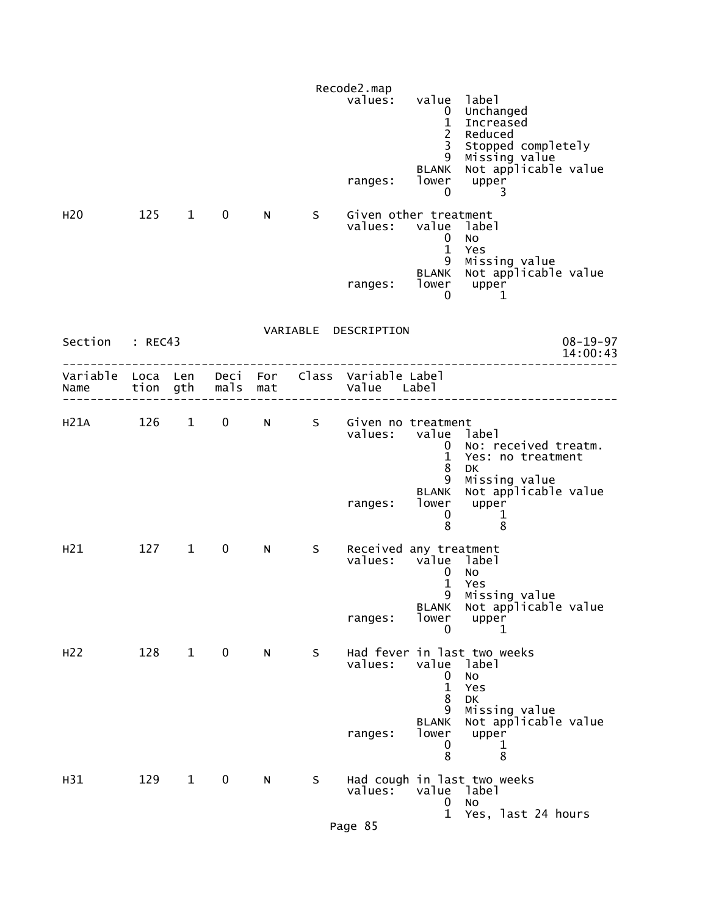Recode2.map

```
                                              values:   value  label
                                                            0  Unchanged
                                                            1  Increased
                                                            2  Reduced
                                                            3  Stopped completely
                                                            9  Missing value
                                                        BLANK  Not applicable value
                                              ranges:   lower   upper
                                                            0       3

H20         125    1    0     N      S    Given other treatment
                                              values:   value  label
                                                            0  No
                                                            1  Yes
                                                            9  Missing value
                                                        BLANK  Not applicable value
                                              ranges:   lower   upper
                                                            0       1
```

VARIABLE DESCRIPTION

Section : REC43 — 08-19-97 14:00:43

```
--------------------------------------------------------------------------------
Variable  Loca  Len   Deci  For    Class  Variable Label
Name      tion  gth   mals  mat           Value    Label
--------------------------------------------------------------------------------

H21A        126    1    0     N      S    Given no treatment
                                              values:   value  label
                                                            0  No: received treatm.
                                                            1  Yes: no treatment
                                                            8  DK
                                                            9  Missing value
                                                        BLANK  Not applicable value
                                              ranges:   lower   upper
                                                            0       1
                                                            8       8

H21         127    1    0     N      S    Received any treatment
                                              values:   value  label
                                                            0  No
                                                            1  Yes
                                                            9  Missing value
                                                        BLANK  Not applicable value
                                              ranges:   lower   upper
                                                            0       1

H22         128    1    0     N      S    Had fever in last two weeks
                                              values:   value  label
                                                            0  No
                                                            1  Yes
                                                            8  DK
                                                            9  Missing value
                                                        BLANK  Not applicable value
                                              ranges:   lower   upper
                                                            0       1
                                                            8       8

H31         129    1    0     N      S    Had cough in last two weeks
                                              values:   value  label
                                                            0  No
                                                            1  Yes, last 24 hours
```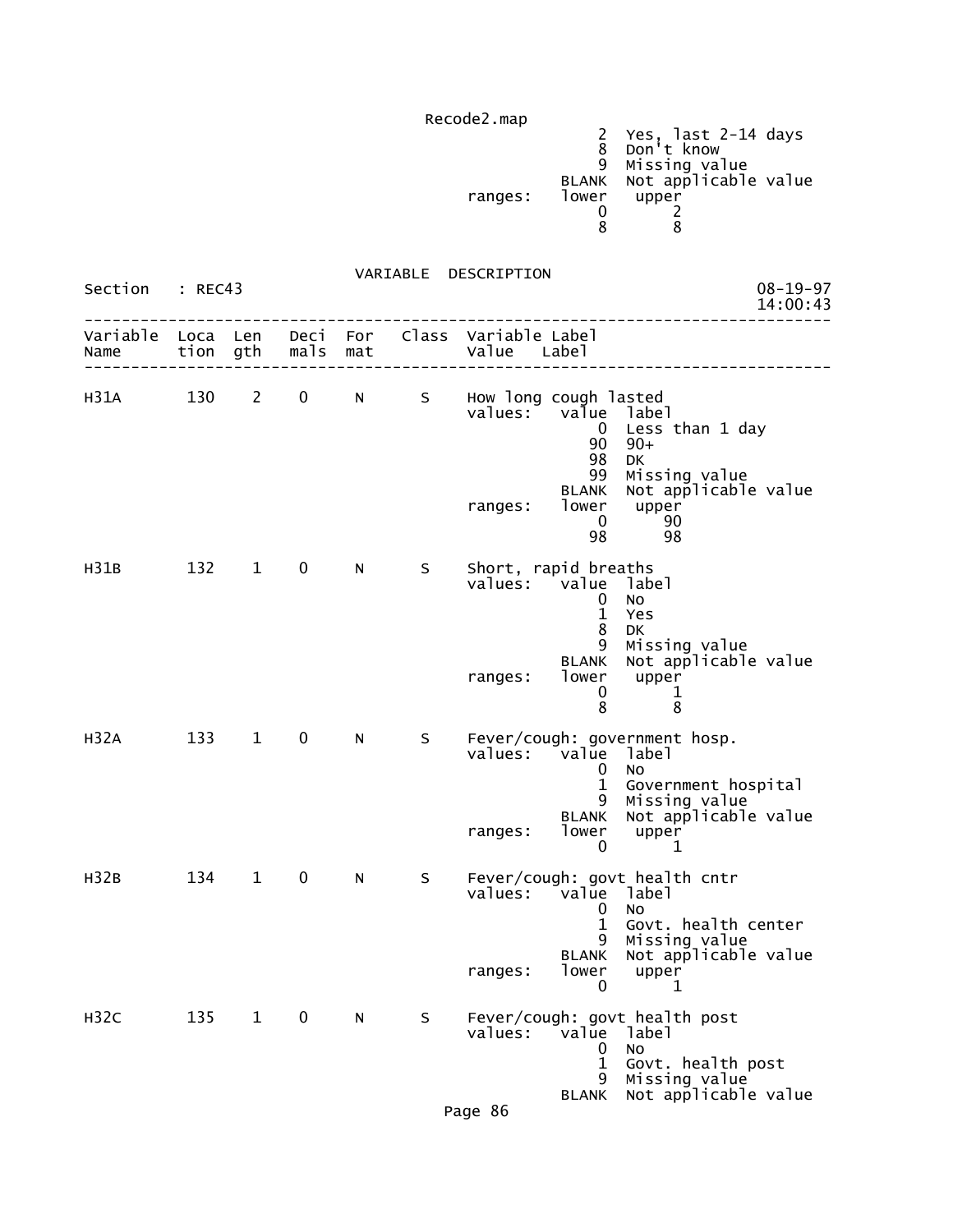```
                                                2  Yes, last 2-14 days
                                                8  Don't know
                                                9  Missing value
                                            BLANK  Not applicable value
                                   ranges:  lower   upper
                                                0       2
                                                8       8
```

VARIABLE DESCRIPTION

Section : REC43 08-19-97 14:00:43

```
--------------------------------------------------------------------------------
Variable  Loca  Len   Deci  For    Class  Variable Label
Name      tion  gth   mals  mat           Value   Label
--------------------------------------------------------------------------------

H31A       130    2    0     N      S     How long cough lasted
                                          values:   value  label
                                                        0  Less than 1 day
                                                       90  90+
                                                       98  DK
                                                       99  Missing value
                                                    BLANK  Not applicable value
                                          ranges:   lower   upper
                                                        0      90
                                                       98      98

H31B       132    1    0     N      S     Short, rapid breaths
                                          values:   value  label
                                                        0  No
                                                        1  Yes
                                                        8  DK
                                                        9  Missing value
                                                    BLANK  Not applicable value
                                          ranges:   lower   upper
                                                        0       1
                                                        8       8

H32A       133    1    0     N      S     Fever/cough: government hosp.
                                          values:   value  label
                                                        0  No
                                                        1  Government hospital
                                                        9  Missing value
                                                    BLANK  Not applicable value
                                          ranges:   lower   upper
                                                        0       1

H32B       134    1    0     N      S     Fever/cough: govt health cntr
                                          values:   value  label
                                                        0  No
                                                        1  Govt. health center
                                                        9  Missing value
                                                    BLANK  Not applicable value
                                          ranges:   lower   upper
                                                        0       1

H32C       135    1    0     N      S     Fever/cough: govt health post
                                          values:   value  label
                                                        0  No
                                                        1  Govt. health post
                                                        9  Missing value
                                                    BLANK  Not applicable value
```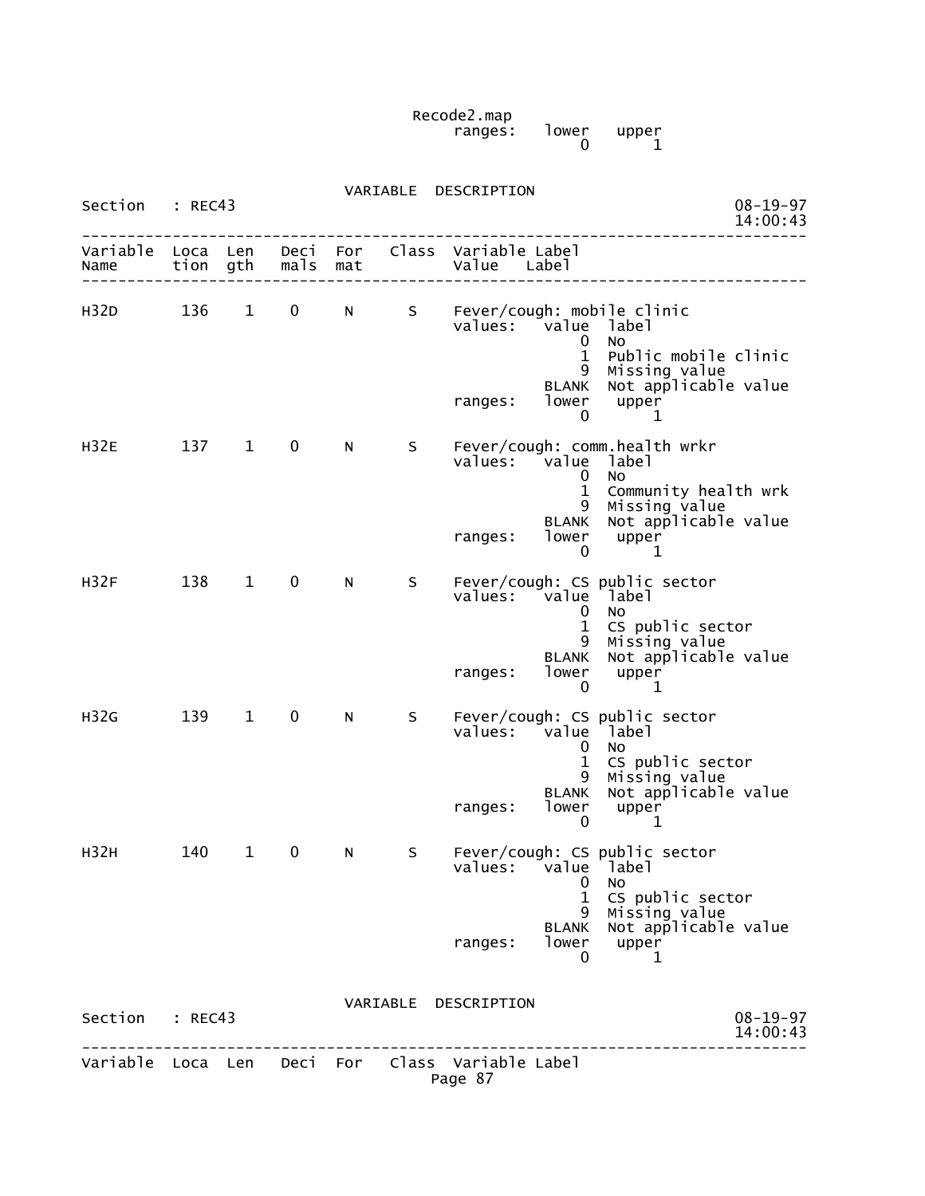Recode2.map
ranges: lower upper
0 1

VARIABLE DESCRIPTION

Section : REC43 08-19-97
14:00:43

```
------------------------------------------------------------------------------
Variable  Loca  Len   Deci  For   Class  Variable Label
Name      tion  gth   mals  mat          Value   Label
------------------------------------------------------------------------------

H32D       136    1    0     N      S    Fever/cough: mobile clinic
                                         values:   value  label
                                                       0  No
                                                       1  Public mobile clinic
                                                       9  Missing value
                                                   BLANK  Not applicable value
                                         ranges:   lower   upper
                                                       0       1

H32E       137    1    0     N      S    Fever/cough: comm.health wrkr
                                         values:   value  label
                                                       0  No
                                                       1  Community health wrk
                                                       9  Missing value
                                                   BLANK  Not applicable value
                                         ranges:   lower   upper
                                                       0       1

H32F       138    1    0     N      S    Fever/cough: CS public sector
                                         values:   value  label
                                                       0  No
                                                       1  CS public sector
                                                       9  Missing value
                                                   BLANK  Not applicable value
                                         ranges:   lower   upper
                                                       0       1

H32G       139    1    0     N      S    Fever/cough: CS public sector
                                         values:   value  label
                                                       0  No
                                                       1  CS public sector
                                                       9  Missing value
                                                   BLANK  Not applicable value
                                         ranges:   lower   upper
                                                       0       1

H32H       140    1    0     N      S    Fever/cough: CS public sector
                                         values:   value  label
                                                       0  No
                                                       1  CS public sector
                                                       9  Missing value
                                                   BLANK  Not applicable value
                                         ranges:   lower   upper
                                                       0       1
```

VARIABLE DESCRIPTION

Section : REC43 08-19-97
14:00:43

```
------------------------------------------------------------------------------
Variable  Loca  Len   Deci  For   Class  Variable Label
```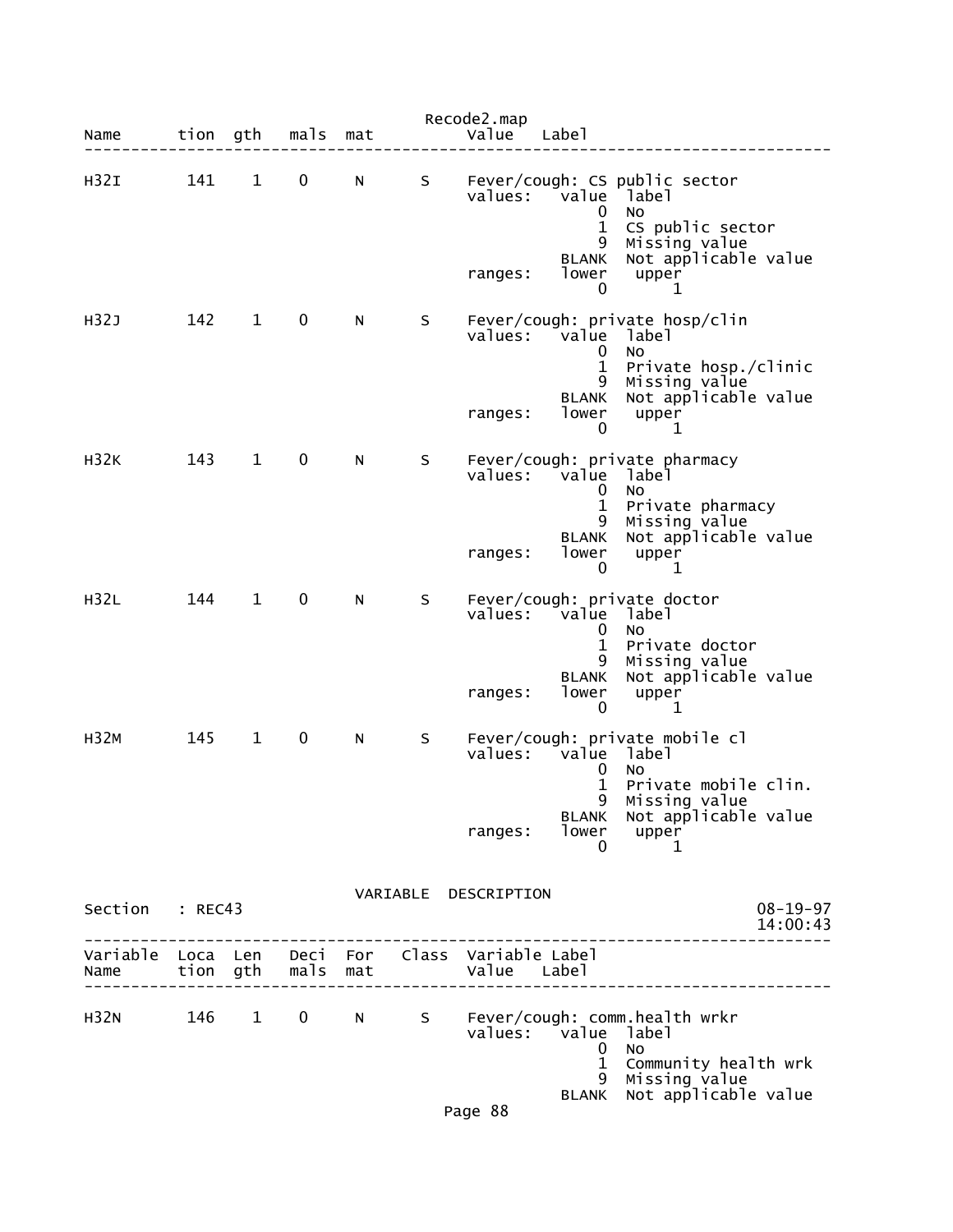```
Name       tion  gth   mals  mat          Value   Label
-----------------------------------------------------------------------------

H32I        141    1    0     N      S    Fever/cough: CS public sector
                                          values:   value  label
                                                        0  No
                                                        1  CS public sector
                                                        9  Missing value
                                                    BLANK  Not applicable value
                                          ranges:   lower   upper
                                                        0       1

H32J        142    1    0     N      S    Fever/cough: private hosp/clin
                                          values:   value  label
                                                        0  No
                                                        1  Private hosp./clinic
                                                        9  Missing value
                                                    BLANK  Not applicable value
                                          ranges:   lower   upper
                                                        0       1

H32K        143    1    0     N      S    Fever/cough: private pharmacy
                                          values:   value  label
                                                        0  No
                                                        1  Private pharmacy
                                                        9  Missing value
                                                    BLANK  Not applicable value
                                          ranges:   lower   upper
                                                        0       1

H32L        144    1    0     N      S    Fever/cough: private doctor
                                          values:   value  label
                                                        0  No
                                                        1  Private doctor
                                                        9  Missing value
                                                    BLANK  Not applicable value
                                          ranges:   lower   upper
                                                        0       1

H32M        145    1    0     N      S    Fever/cough: private mobile cl
                                          values:   value  label
                                                        0  No
                                                        1  Private mobile clin.
                                                        9  Missing value
                                                    BLANK  Not applicable value
                                          ranges:   lower   upper
                                                        0       1

                                VARIABLE  DESCRIPTION
Section    : REC43                                                     08-19-97
                                                                       14:00:43
-----------------------------------------------------------------------------
Variable  Loca  Len   Deci  For   Class  Variable Label
Name      tion  gth   mals  mat          Value   Label
-----------------------------------------------------------------------------

H32N        146    1    0     N      S    Fever/cough: comm.health wrkr
                                          values:   value  label
                                                        0  No
                                                        1  Community health wrk
                                                        9  Missing value
                                                    BLANK  Not applicable value
```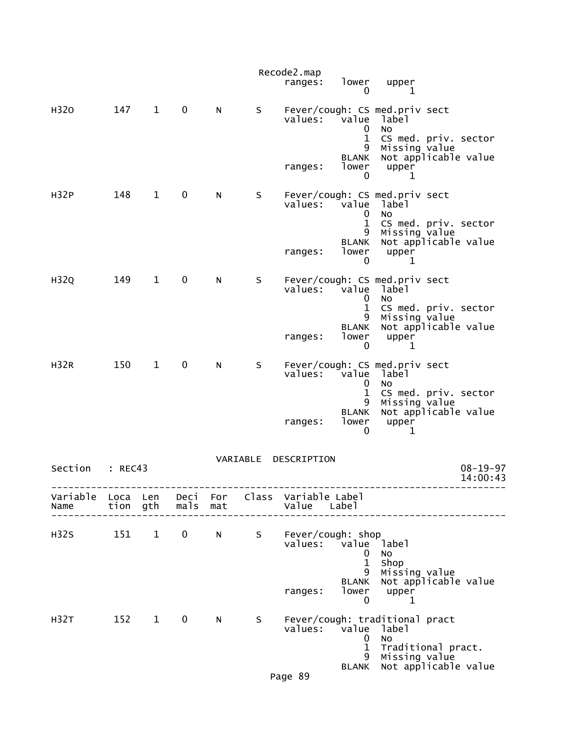```
                                            ranges:   lower   upper
                                                          0       1

H32O        147    1    0     N      S     Fever/cough: CS med.priv sect
                                            values:   value  label
                                                          0  No
                                                          1  CS med. priv. sector
                                                          9  Missing value
                                                      BLANK  Not applicable value
                                            ranges:   lower   upper
                                                          0       1

H32P        148    1    0     N      S     Fever/cough: CS med.priv sect
                                            values:   value  label
                                                          0  No
                                                          1  CS med. priv. sector
                                                          9  Missing value
                                                      BLANK  Not applicable value
                                            ranges:   lower   upper
                                                          0       1

H32Q        149    1    0     N      S     Fever/cough: CS med.priv sect
                                            values:   value  label
                                                          0  No
                                                          1  CS med. priv. sector
                                                          9  Missing value
                                                      BLANK  Not applicable value
                                            ranges:   lower   upper
                                                          0       1

H32R        150    1    0     N      S     Fever/cough: CS med.priv sect
                                            values:   value  label
                                                          0  No
                                                          1  CS med. priv. sector
                                                          9  Missing value
                                                      BLANK  Not applicable value
                                            ranges:   lower   upper
                                                          0       1

                                   VARIABLE  DESCRIPTION
Section   : REC43                                                          08-19-97
                                                                           14:00:43
-----------------------------------------------------------------------------------
Variable  Loca  Len   Deci  For   Class  Variable Label
Name      tion  gth   mals  mat          Value    Label
-----------------------------------------------------------------------------------

H32S        151    1    0     N      S     Fever/cough: shop
                                            values:   value  label
                                                          0  No
                                                          1  Shop
                                                          9  Missing value
                                                      BLANK  Not applicable value
                                            ranges:   lower   upper
                                                          0       1

H32T        152    1    0     N      S     Fever/cough: traditional pract
                                            values:   value  label
                                                          0  No
                                                          1  Traditional pract.
                                                          9  Missing value
                                                      BLANK  Not applicable value
```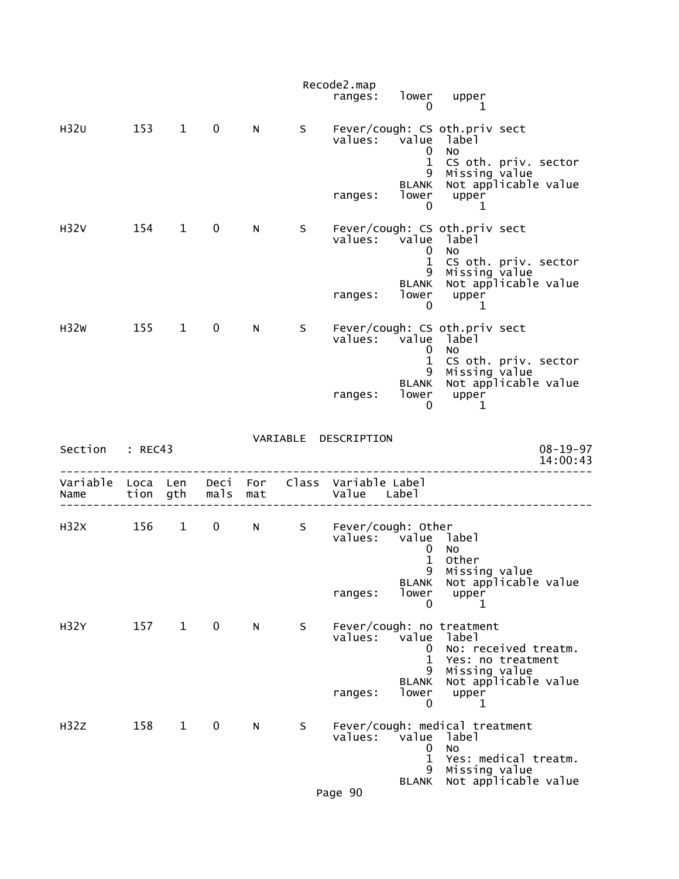```
                                        ranges:   lower   upper
                                                      0       1

H32U       153    1    0     N      S     Fever/cough: CS oth.priv sect
                                          values:   value  label
                                                      0  No
                                                      1  CS oth. priv. sector
                                                      9  Missing value
                                                  BLANK  Not applicable value
                                          ranges:   lower   upper
                                                      0       1

H32V       154    1    0     N      S     Fever/cough: CS oth.priv sect
                                          values:   value  label
                                                      0  No
                                                      1  CS oth. priv. sector
                                                      9  Missing value
                                                  BLANK  Not applicable value
                                          ranges:   lower   upper
                                                      0       1

H32W       155    1    0     N      S     Fever/cough: CS oth.priv sect
                                          values:   value  label
                                                      0  No
                                                      1  CS oth. priv. sector
                                                      9  Missing value
                                                  BLANK  Not applicable value
                                          ranges:   lower   upper
                                                      0       1
```

VARIABLE DESCRIPTION

Section : REC43 08-19-97 14:00:43

```
--------------------------------------------------------------------------------
Variable  Loca  Len   Deci  For   Class  Variable Label
Name      tion  gth   mals  mat          Value    Label
--------------------------------------------------------------------------------

H32X       156    1    0     N      S     Fever/cough: Other
                                          values:   value  label
                                                      0  No
                                                      1  Other
                                                      9  Missing value
                                                  BLANK  Not applicable value
                                          ranges:   lower   upper
                                                      0       1

H32Y       157    1    0     N      S     Fever/cough: no treatment
                                          values:   value  label
                                                      0  No: received treatm.
                                                      1  Yes: no treatment
                                                      9  Missing value
                                                  BLANK  Not applicable value
                                          ranges:   lower   upper
                                                      0       1

H32Z       158    1    0     N      S     Fever/cough: medical treatment
                                          values:   value  label
                                                      0  No
                                                      1  Yes: medical treatm.
                                                      9  Missing value
                                                  BLANK  Not applicable value
```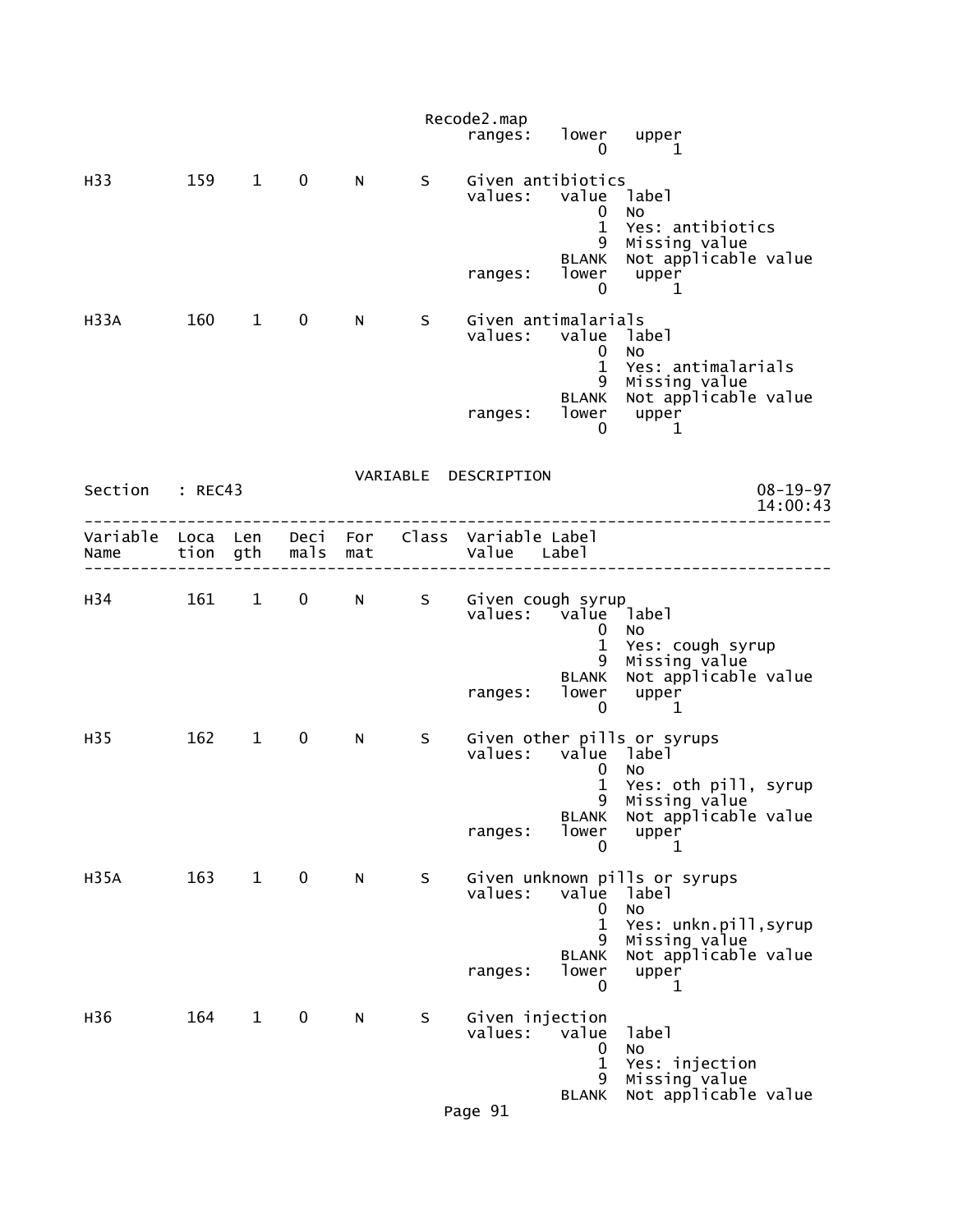```
                                             ranges:   lower   upper
                                                           0       1

H33        159    1    0     N      S    Given antibiotics
                                             values:   value  label
                                                           0  No
                                                           1  Yes: antibiotics
                                                           9  Missing value
                                                       BLANK  Not applicable value
                                             ranges:   lower   upper
                                                           0       1

H33A       160    1    0     N      S    Given antimalarials
                                             values:   value  label
                                                           0  No
                                                           1  Yes: antimalarials
                                                           9  Missing value
                                                       BLANK  Not applicable value
                                             ranges:   lower   upper
                                                           0       1


                                    VARIABLE  DESCRIPTION
Section   : REC43                                                        08-19-97
                                                                         14:00:43
---------------------------------------------------------------------------------
Variable  Loca  Len   Deci  For    Class  Variable Label
Name      tion  gth   mals  mat           Value    Label
---------------------------------------------------------------------------------

H34        161    1    0     N      S    Given cough syrup
                                             values:   value  label
                                                           0  No
                                                           1  Yes: cough syrup
                                                           9  Missing value
                                                       BLANK  Not applicable value
                                             ranges:   lower   upper
                                                           0       1

H35        162    1    0     N      S    Given other pills or syrups
                                             values:   value  label
                                                           0  No
                                                           1  Yes: oth pill, syrup
                                                           9  Missing value
                                                       BLANK  Not applicable value
                                             ranges:   lower   upper
                                                           0       1

H35A       163    1    0     N      S    Given unknown pills or syrups
                                             values:   value  label
                                                           0  No
                                                           1  Yes: unkn.pill,syrup
                                                           9  Missing value
                                                       BLANK  Not applicable value
                                             ranges:   lower   upper
                                                           0       1

H36        164    1    0     N      S    Given injection
                                             values:   value  label
                                                           0  No
                                                           1  Yes: injection
                                                           9  Missing value
                                                       BLANK  Not applicable value
```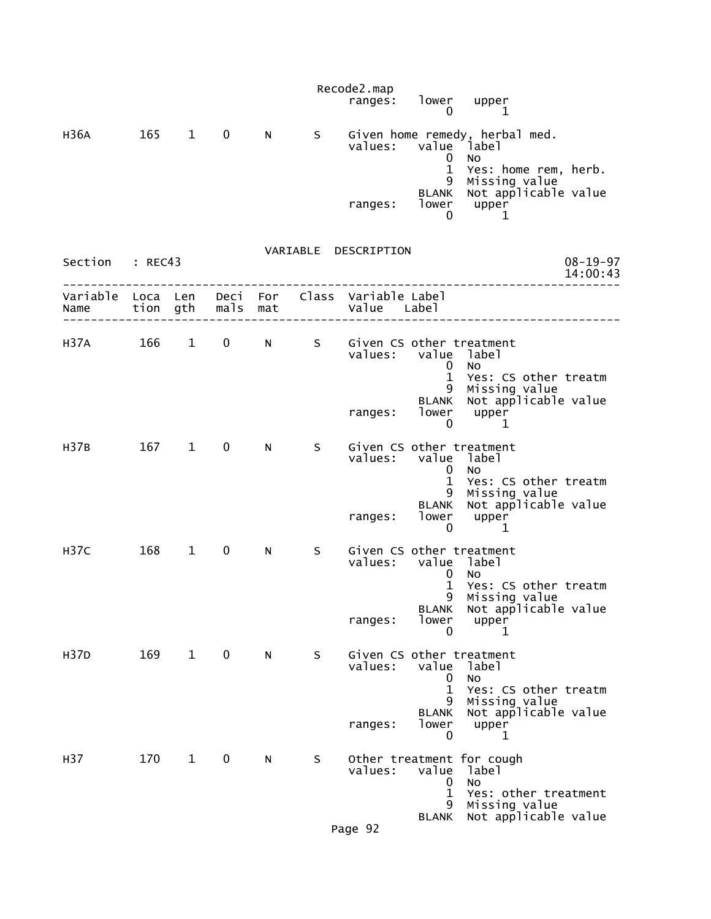```
                                                  ranges:   lower   upper
                                                                0       1

H36A       165    1    0     N      S    Given home remedy, herbal med.
                                         values:   value  label
                                                       0  No
                                                       1  Yes: home rem, herb.
                                                       9  Missing value
                                                   BLANK  Not applicable value
                                         ranges:   lower   upper
                                                       0       1
```

VARIABLE DESCRIPTION

```
Section   : REC43                                                       08-19-97
                                                                        14:00:43
--------------------------------------------------------------------------------
Variable  Loca  Len   Deci  For   Class  Variable Label
Name      tion  gth   mals  mat          Value    Label
--------------------------------------------------------------------------------

H37A       166    1    0     N      S    Given CS other treatment
                                         values:   value  label
                                                       0  No
                                                       1  Yes: CS other treatm
                                                       9  Missing value
                                                   BLANK  Not applicable value
                                         ranges:   lower   upper
                                                       0       1

H37B       167    1    0     N      S    Given CS other treatment
                                         values:   value  label
                                                       0  No
                                                       1  Yes: CS other treatm
                                                       9  Missing value
                                                   BLANK  Not applicable value
                                         ranges:   lower   upper
                                                       0       1

H37C       168    1    0     N      S    Given CS other treatment
                                         values:   value  label
                                                       0  No
                                                       1  Yes: CS other treatm
                                                       9  Missing value
                                                   BLANK  Not applicable value
                                         ranges:   lower   upper
                                                       0       1

H37D       169    1    0     N      S    Given CS other treatment
                                         values:   value  label
                                                       0  No
                                                       1  Yes: CS other treatm
                                                       9  Missing value
                                                   BLANK  Not applicable value
                                         ranges:   lower   upper
                                                       0       1

H37        170    1    0     N      S    Other treatment for cough
                                         values:   value  label
                                                       0  No
                                                       1  Yes: other treatment
                                                       9  Missing value
                                                   BLANK  Not applicable value
```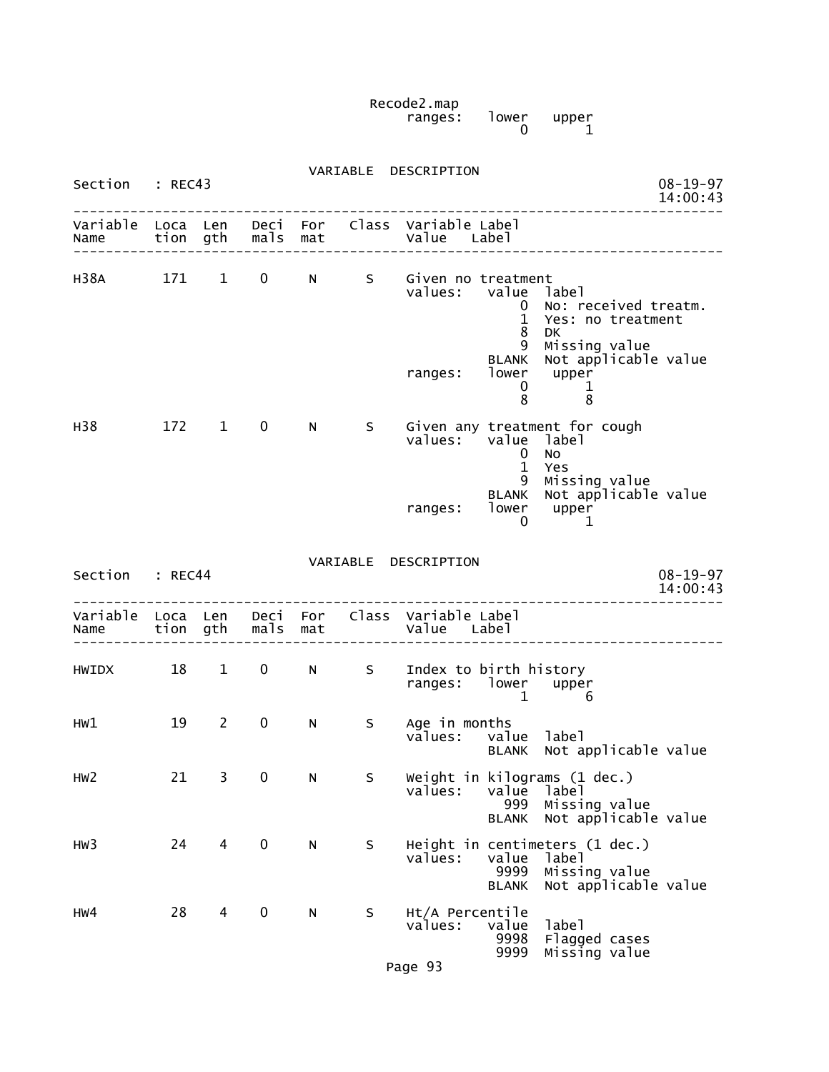Recode2.map
ranges: lower upper
0 1

```
                                VARIABLE  DESCRIPTION
Section   : REC43                                                          08-19-97
                                                                           14:00:43
-----------------------------------------------------------------------------------
Variable  Loca  Len   Deci  For   Class  Variable Label
Name      tion  gth   mals  mat          Value   Label
-----------------------------------------------------------------------------------

H38A       171    1    0     N      S    Given no treatment
                                         values:   value  label
                                                       0  No: received treatm.
                                                       1  Yes: no treatment
                                                       8  DK
                                                       9  Missing value
                                                   BLANK  Not applicable value
                                         ranges:   lower   upper
                                                       0       1
                                                       8       8

H38        172    1    0     N      S    Given any treatment for cough
                                         values:   value  label
                                                       0  No
                                                       1  Yes
                                                       9  Missing value
                                                   BLANK  Not applicable value
                                         ranges:   lower   upper
                                                       0       1


                                VARIABLE  DESCRIPTION
Section   : REC44                                                          08-19-97
                                                                           14:00:43
-----------------------------------------------------------------------------------
Variable  Loca  Len   Deci  For   Class  Variable Label
Name      tion  gth   mals  mat          Value   Label
-----------------------------------------------------------------------------------

HWIDX       18    1    0     N      S    Index to birth history
                                         ranges:   lower   upper
                                                       1       6

HW1         19    2    0     N      S    Age in months
                                         values:   value  label
                                                   BLANK  Not applicable value

HW2         21    3    0     N      S    Weight in kilograms (1 dec.)
                                         values:   value  label
                                                     999  Missing value
                                                   BLANK  Not applicable value

HW3         24    4    0     N      S    Height in centimeters (1 dec.)
                                         values:   value  label
                                                    9999  Missing value
                                                   BLANK  Not applicable value

HW4         28    4    0     N      S    Ht/A Percentile
                                         values:   value  label
                                                    9998  Flagged cases
                                                    9999  Missing value
```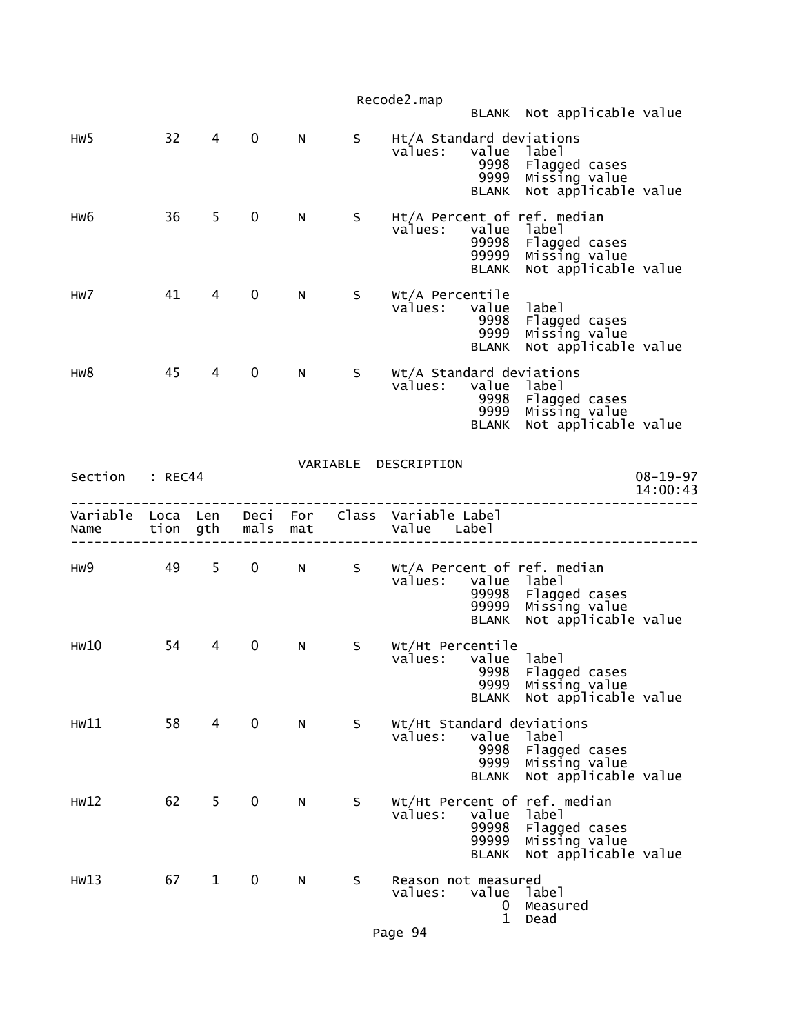```
                                             BLANK  Not applicable value

HW5          32    4    0     N      S    Ht/A Standard deviations
                                          values:   value  label
                                                     9998  Flagged cases
                                                     9999  Missing value
                                                    BLANK  Not applicable value

HW6          36    5    0     N      S    Ht/A Percent of ref. median
                                          values:   value  label
                                                    99998  Flagged cases
                                                    99999  Missing value
                                                    BLANK  Not applicable value

HW7          41    4    0     N      S    Wt/A Percentile
                                          values:   value  label
                                                     9998  Flagged cases
                                                     9999  Missing value
                                                    BLANK  Not applicable value

HW8          45    4    0     N      S    Wt/A Standard deviations
                                          values:   value  label
                                                     9998  Flagged cases
                                                     9999  Missing value
                                                    BLANK  Not applicable value
```

VARIABLE DESCRIPTION

```
Section   : REC44                                                       08-19-97
                                                                        14:00:43
--------------------------------------------------------------------------------
Variable  Loca  Len   Deci  For   Class  Variable Label
Name      tion  gth   mals  mat          Value   Label
--------------------------------------------------------------------------------

HW9          49    5    0     N      S    Wt/A Percent of ref. median
                                          values:   value  label
                                                    99998  Flagged cases
                                                    99999  Missing value
                                                    BLANK  Not applicable value

HW10         54    4    0     N      S    Wt/Ht Percentile
                                          values:   value  label
                                                     9998  Flagged cases
                                                     9999  Missing value
                                                    BLANK  Not applicable value

HW11         58    4    0     N      S    Wt/Ht Standard deviations
                                          values:   value  label
                                                     9998  Flagged cases
                                                     9999  Missing value
                                                    BLANK  Not applicable value

HW12         62    5    0     N      S    Wt/Ht Percent of ref. median
                                          values:   value  label
                                                    99998  Flagged cases
                                                    99999  Missing value
                                                    BLANK  Not applicable value

HW13         67    1    0     N      S    Reason not measured
                                          values:   value  label
                                                        0  Measured
                                                        1  Dead
```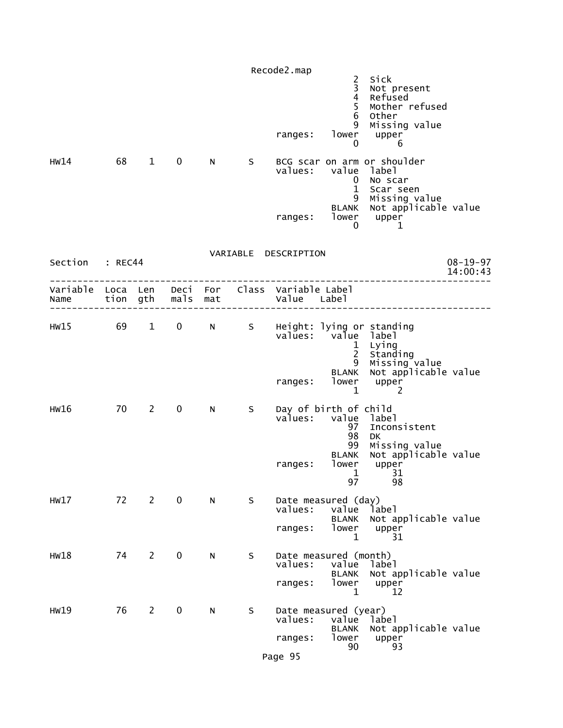```
                                                    2  Sick
                                                    3  Not present
                                                    4  Refused
                                                    5  Mother refused
                                                    6  Other
                                                    9  Missing value
                                        ranges:   lower   upper
                                                    0       6

HW14         68    1    0    N      S    BCG scar on arm or shoulder
                                        values:   value  label
                                                    0  No scar
                                                    1  Scar seen
                                                    9  Missing value
                                                BLANK  Not applicable value
                                        ranges:   lower   upper
                                                    0       1
```

VARIABLE DESCRIPTION

```
Section   : REC44                                                     08-19-97
                                                                      14:00:43
--------------------------------------------------------------------------------
Variable  Loca  Len   Deci  For    Class  Variable Label
Name      tion  gth   mals  mat           Value   Label
--------------------------------------------------------------------------------

HW15         69    1    0    N      S    Height: lying or standing
                                        values:   value  label
                                                    1  Lying
                                                    2  Standing
                                                    9  Missing value
                                                BLANK  Not applicable value
                                        ranges:   lower   upper
                                                    1       2

HW16         70    2    0    N      S    Day of birth of child
                                        values:   value  label
                                                   97  Inconsistent
                                                   98  DK
                                                   99  Missing value
                                                BLANK  Not applicable value
                                        ranges:   lower   upper
                                                    1      31
                                                   97      98

HW17         72    2    0    N      S    Date measured (day)
                                        values:   value  label
                                                BLANK  Not applicable value
                                        ranges:   lower   upper
                                                    1      31

HW18         74    2    0    N      S    Date measured (month)
                                        values:   value  label
                                                BLANK  Not applicable value
                                        ranges:   lower   upper
                                                    1      12

HW19         76    2    0    N      S    Date measured (year)
                                        values:   value  label
                                                BLANK  Not applicable value
                                        ranges:   lower   upper
                                                   90      93
```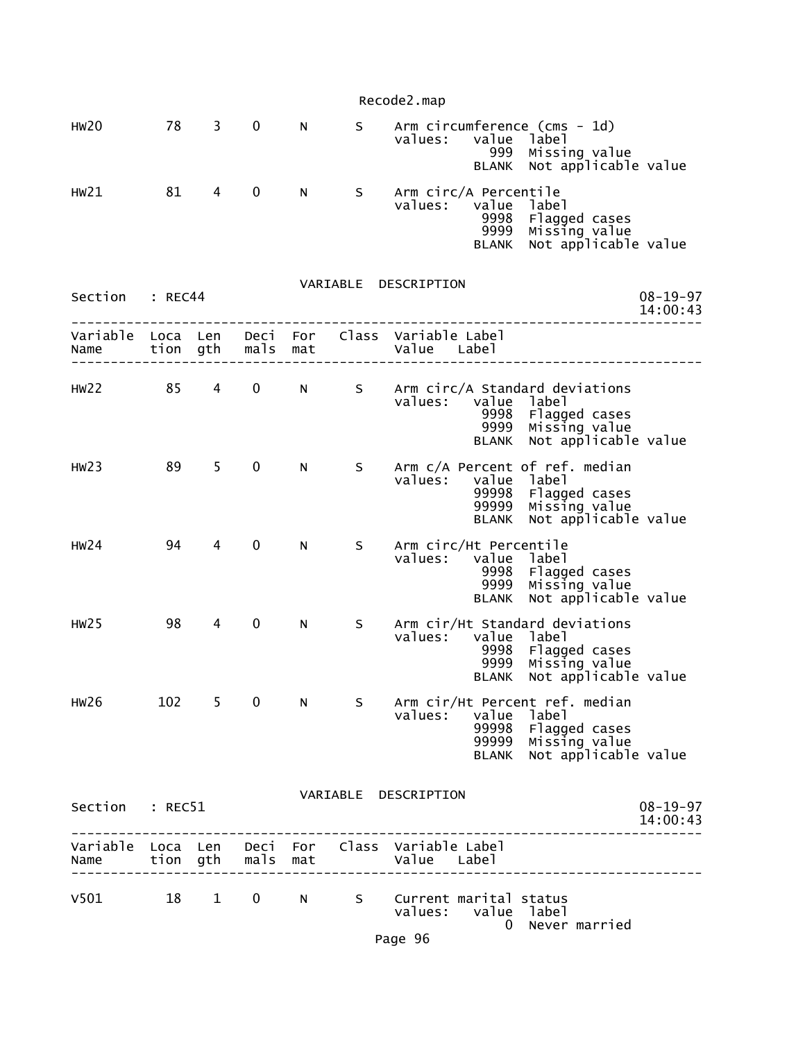| Variable Name | Location | Length | Decimals | Format | Class | Variable Label / Value Label |
|---|---|---|---|---|---|---|
| HW20 | 78 | 3 | 0 | N | S | Arm circumference (cms - 1d) |
| | | | | | | values: value label |
| | | | | | | 999 Missing value |
| | | | | | | BLANK Not applicable value |
| HW21 | 81 | 4 | 0 | N | S | Arm circ/A Percentile |
| | | | | | | values: value label |
| | | | | | | 9998 Flagged cases |
| | | | | | | 9999 Missing value |
| | | | | | | BLANK Not applicable value |

VARIABLE DESCRIPTION

Section : REC44 08-19-97 14:00:43

| Variable Name | Location | Length | Decimals | Format | Class | Variable Label / Value Label |
|---|---|---|---|---|---|---|
| HW22 | 85 | 4 | 0 | N | S | Arm circ/A Standard deviations |
| | | | | | | values: value label |
| | | | | | | 9998 Flagged cases |
| | | | | | | 9999 Missing value |
| | | | | | | BLANK Not applicable value |
| HW23 | 89 | 5 | 0 | N | S | Arm c/A Percent of ref. median |
| | | | | | | values: value label |
| | | | | | | 99998 Flagged cases |
| | | | | | | 99999 Missing value |
| | | | | | | BLANK Not applicable value |
| HW24 | 94 | 4 | 0 | N | S | Arm circ/Ht Percentile |
| | | | | | | values: value label |
| | | | | | | 9998 Flagged cases |
| | | | | | | 9999 Missing value |
| | | | | | | BLANK Not applicable value |
| HW25 | 98 | 4 | 0 | N | S | Arm cir/Ht Standard deviations |
| | | | | | | values: value label |
| | | | | | | 9998 Flagged cases |
| | | | | | | 9999 Missing value |
| | | | | | | BLANK Not applicable value |
| HW26 | 102 | 5 | 0 | N | S | Arm cir/Ht Percent ref. median |
| | | | | | | values: value label |
| | | | | | | 99998 Flagged cases |
| | | | | | | 99999 Missing value |
| | | | | | | BLANK Not applicable value |

VARIABLE DESCRIPTION

Section : REC51 08-19-97 14:00:43

| Variable Name | Location | Length | Decimals | Format | Class | Variable Label / Value Label |
|---|---|---|---|---|---|---|
| V501 | 18 | 1 | 0 | N | S | Current marital status |
| | | | | | | values: value label |
| | | | | | | 0 Never married |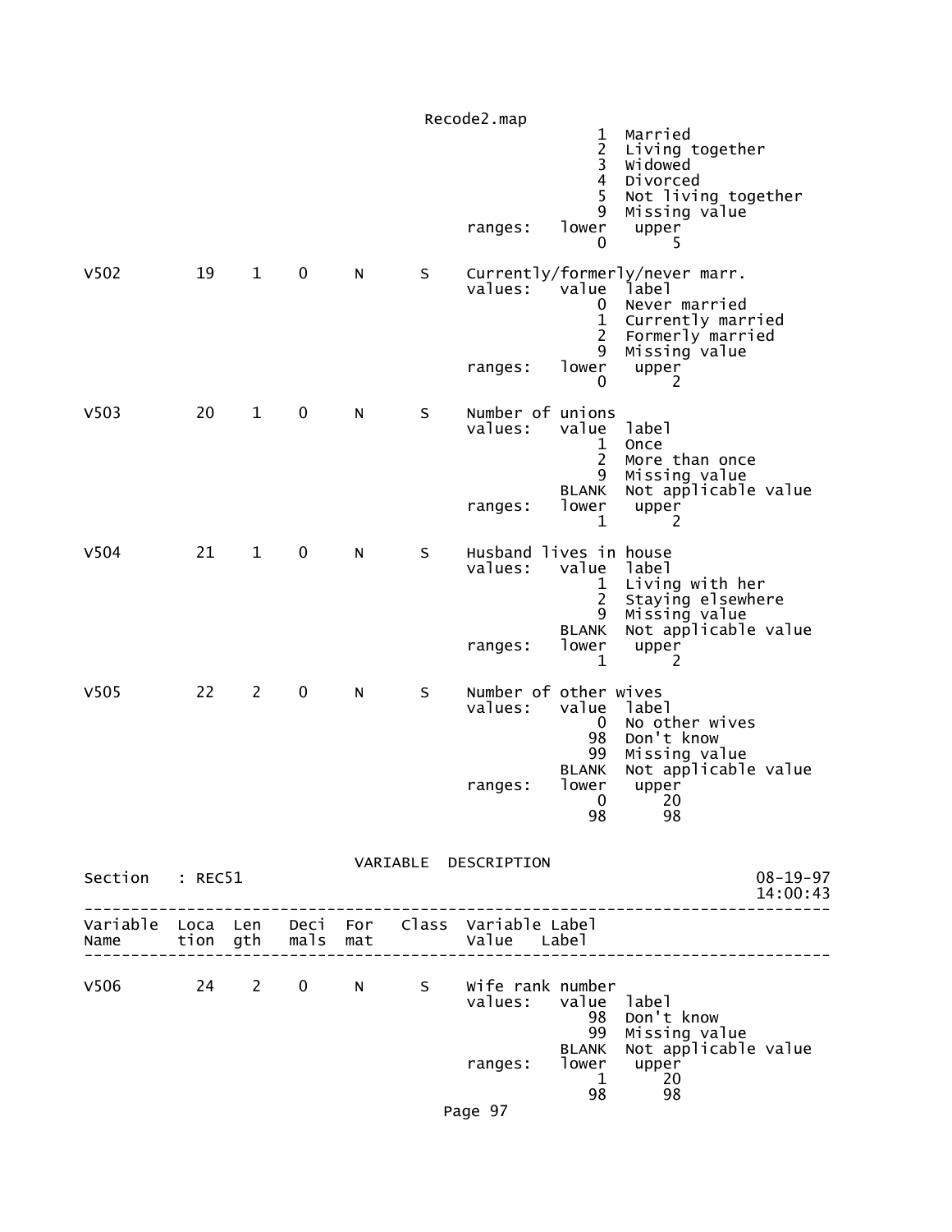```
                                                           1  Married
                                                           2  Living together
                                                           3  Widowed
                                                           4  Divorced
                                                           5  Not living together
                                                           9  Missing value
                                             ranges:   lower   upper
                                                           0       5

V502         19    1    0    N      S    Currently/formerly/never marr.
                                         values:   value  label
                                                       0  Never married
                                                       1  Currently married
                                                       2  Formerly married
                                                       9  Missing value
                                         ranges:   lower   upper
                                                       0       2

V503         20    1    0    N      S    Number of unions
                                         values:   value  label
                                                       1  Once
                                                       2  More than once
                                                       9  Missing value
                                                   BLANK  Not applicable value
                                         ranges:   lower   upper
                                                       1       2

V504         21    1    0    N      S    Husband lives in house
                                         values:   value  label
                                                       1  Living with her
                                                       2  Staying elsewhere
                                                       9  Missing value
                                                   BLANK  Not applicable value
                                         ranges:   lower   upper
                                                       1       2

V505         22    2    0    N      S    Number of other wives
                                         values:   value  label
                                                       0  No other wives
                                                      98  Don't know
                                                      99  Missing value
                                                   BLANK  Not applicable value
                                         ranges:   lower   upper
                                                       0      20
                                                      98      98

                                 VARIABLE  DESCRIPTION
Section   : REC51                                                        08-19-97
                                                                         14:00:43
---------------------------------------------------------------------------------
Variable  Loca  Len   Deci  For   Class  Variable Label
Name      tion  gth   mals  mat          Value   Label
---------------------------------------------------------------------------------

V506         24    2    0    N      S    Wife rank number
                                         values:   value  label
                                                      98  Don't know
                                                      99  Missing value
                                                   BLANK  Not applicable value
                                         ranges:   lower   upper
                                                       1      20
                                                      98      98
```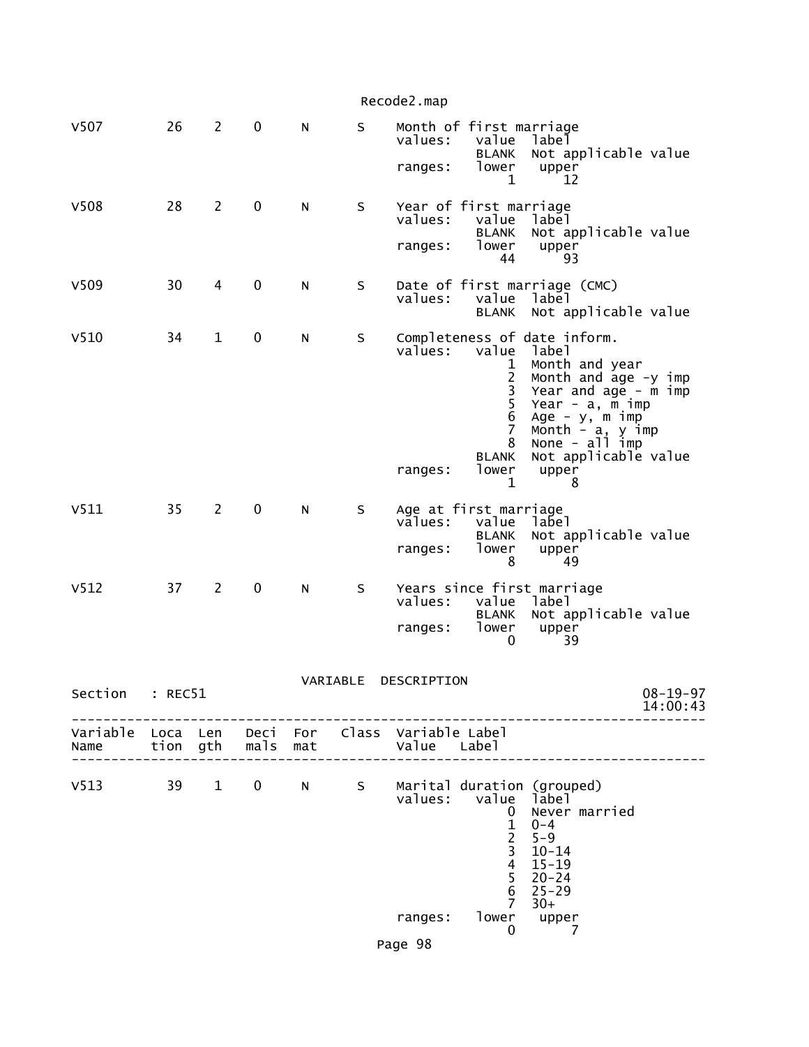| Variable Name | Location | Length | Decimals | Format | Class | Variable Label / Values |
|---|---|---|---|---|---|---|
| V507 | 26 | 2 | 0 | N | S | Month of first marriage |
| | | | | | | values: value label |
| | | | | | | BLANK Not applicable value |
| | | | | | | ranges: lower 1 upper 12 |
| V508 | 28 | 2 | 0 | N | S | Year of first marriage |
| | | | | | | values: value label |
| | | | | | | BLANK Not applicable value |
| | | | | | | ranges: lower 44 upper 93 |
| V509 | 30 | 4 | 0 | N | S | Date of first marriage (CMC) |
| | | | | | | values: value label |
| | | | | | | BLANK Not applicable value |
| V510 | 34 | 1 | 0 | N | S | Completeness of date inform. |
| | | | | | | values: value label |
| | | | | | | 1 Month and year |
| | | | | | | 2 Month and age -y imp |
| | | | | | | 3 Year and age - m imp |
| | | | | | | 5 Year - a, m imp |
| | | | | | | 6 Age - y, m imp |
| | | | | | | 7 Month - a, y imp |
| | | | | | | 8 None - all imp |
| | | | | | | BLANK Not applicable value |
| | | | | | | ranges: lower 1 upper 8 |
| V511 | 35 | 2 | 0 | N | S | Age at first marriage |
| | | | | | | values: value label |
| | | | | | | BLANK Not applicable value |
| | | | | | | ranges: lower 8 upper 49 |
| V512 | 37 | 2 | 0 | N | S | Years since first marriage |
| | | | | | | values: value label |
| | | | | | | BLANK Not applicable value |
| | | | | | | ranges: lower 0 upper 39 |

VARIABLE DESCRIPTION

Section : REC51 08-19-97 14:00:43

| Variable Name | Location | Length | Decimals | Format | Class | Variable Label / Value Label |
|---|---|---|---|---|---|---|
| V513 | 39 | 1 | 0 | N | S | Marital duration (grouped) |
| | | | | | | values: value label |
| | | | | | | 0 Never married |
| | | | | | | 1 0-4 |
| | | | | | | 2 5-9 |
| | | | | | | 3 10-14 |
| | | | | | | 4 15-19 |
| | | | | | | 5 20-24 |
| | | | | | | 6 25-29 |
| | | | | | | 7 30+ |
| | | | | | | ranges: lower 0 upper 7 |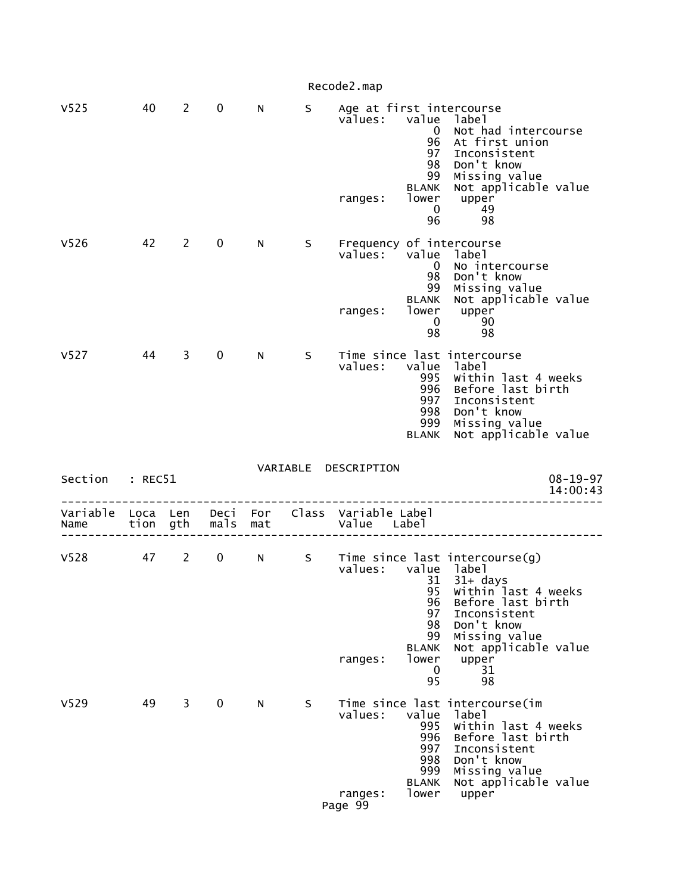```
V525        40    2    0      N       S     Age at first intercourse
                                            values:   value  label
                                                          0  Not had intercourse
                                                         96  At first union
                                                         97  Inconsistent
                                                         98  Don't know
                                                         99  Missing value
                                                      BLANK  Not applicable value
                                            ranges:   lower   upper
                                                          0      49
                                                         96      98

V526        42    2    0      N       S     Frequency of intercourse
                                            values:   value  label
                                                          0  No intercourse
                                                         98  Don't know
                                                         99  Missing value
                                                      BLANK  Not applicable value
                                            ranges:   lower   upper
                                                          0      90
                                                         98      98

V527        44    3    0      N       S     Time since last intercourse
                                            values:   value  label
                                                        995  Within last 4 weeks
                                                        996  Before last birth
                                                        997  Inconsistent
                                                        998  Don't know
                                                        999  Missing value
                                                      BLANK  Not applicable value
```

VARIABLE DESCRIPTION

Section : REC51

```
--------------------------------------------------------------------------------
Variable  Loca  Len   Deci  For   Class  Variable Label
Name      tion  gth   mals  mat          Value   Label
--------------------------------------------------------------------------------

V528        47    2    0      N       S     Time since last intercourse(g)
                                            values:   value  label
                                                         31  31+ days
                                                         95  Within last 4 weeks
                                                         96  Before last birth
                                                         97  Inconsistent
                                                         98  Don't know
                                                         99  Missing value
                                                      BLANK  Not applicable value
                                            ranges:   lower   upper
                                                          0      31
                                                         95      98

V529        49    3    0      N       S     Time since last intercourse(im
                                            values:   value  label
                                                        995  Within last 4 weeks
                                                        996  Before last birth
                                                        997  Inconsistent
                                                        998  Don't know
                                                        999  Missing value
                                                      BLANK  Not applicable value
                                            ranges:   lower   upper
```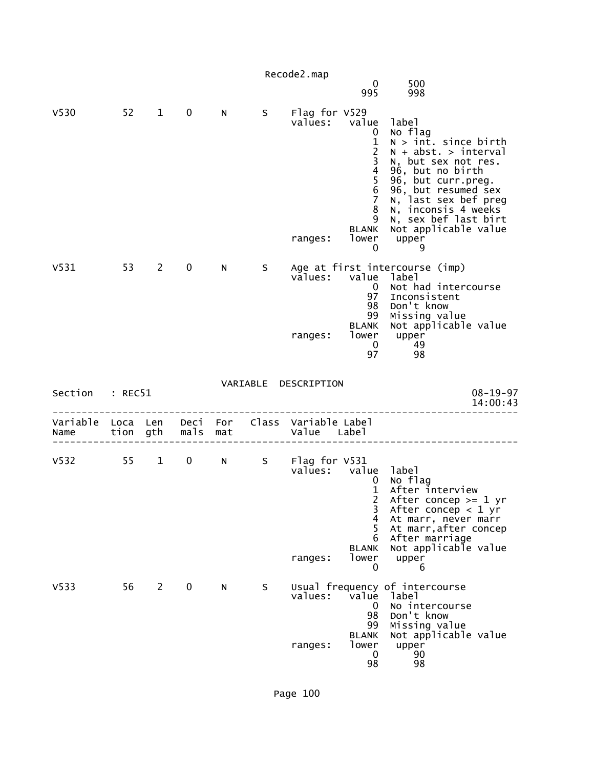```
                 0      500
               995      998

V530         52    1    0     N      S    Flag for V529
                                          values:   value  label
                                                        0  No flag
                                                        1  N > int. since birth
                                                        2  N + abst. > interval
                                                        3  N, but sex not res.
                                                        4  96, but no birth
                                                        5  96, but curr.preg.
                                                        6  96, but resumed sex
                                                        7  N, last sex bef preg
                                                        8  N, inconsis 4 weeks
                                                        9  N, sex bef last birt
                                                    BLANK  Not applicable value
                                          ranges:   lower   upper
                                                        0       9

V531         53    2    0     N      S    Age at first intercourse (imp)
                                          values:   value  label
                                                        0  Not had intercourse
                                                       97  Inconsistent
                                                       98  Don't know
                                                       99  Missing value
                                                    BLANK  Not applicable value
                                          ranges:   lower   upper
                                                        0      49
                                                       97      98
```

VARIABLE DESCRIPTION

Section : REC51 — 08-19-97 14:00:43

```
--------------------------------------------------------------------------------
Variable  Loca  Len   Deci  For   Class  Variable Label
Name      tion  gth   mals  mat          Value    Label
--------------------------------------------------------------------------------

V532         55    1    0     N      S    Flag for V531
                                          values:   value  label
                                                        0  No flag
                                                        1  After interview
                                                        2  After concep >= 1 yr
                                                        3  After concep < 1 yr
                                                        4  At marr, never marr
                                                        5  At marr,after concep
                                                        6  After marriage
                                                    BLANK  Not applicable value
                                          ranges:   lower   upper
                                                        0       6

V533         56    2    0     N      S    Usual frequency of intercourse
                                          values:   value  label
                                                        0  No intercourse
                                                       98  Don't know
                                                       99  Missing value
                                                    BLANK  Not applicable value
                                          ranges:   lower   upper
                                                        0      90
                                                       98      98
```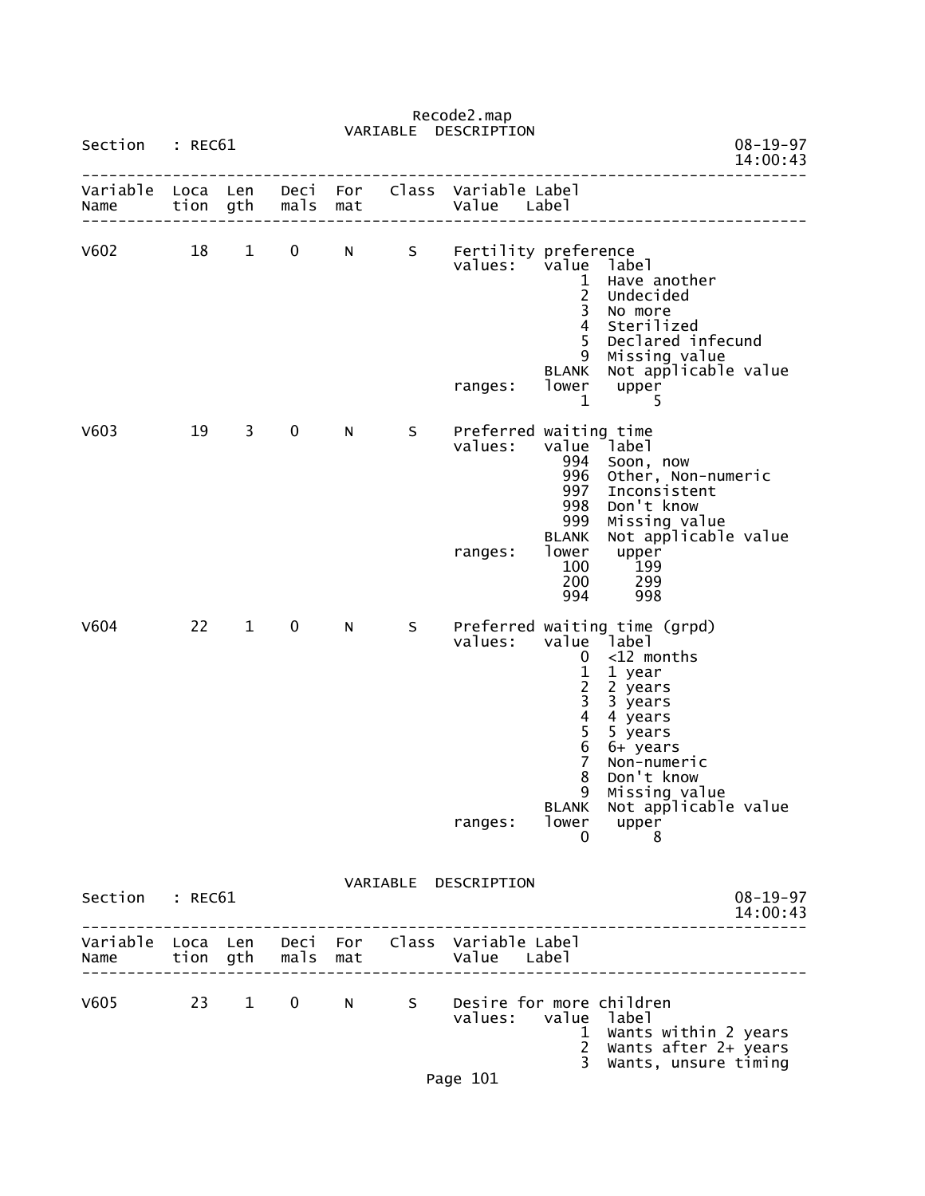Recode2.map

VARIABLE DESCRIPTION

Section : REC61

08-19-97
14:00:43

| Variable Name | Location | Length | Decimals | Format | Class | Variable Label / Value Label |
|---|---|---|---|---|---|---|
| V602 | 18 | 1 | 0 | N | S | Fertility preference |

values:

| value | label |
|---|---|
| 1 | Have another |
| 2 | Undecided |
| 3 | No more |
| 4 | Sterilized |
| 5 | Declared infecund |
| 9 | Missing value |
| BLANK | Not applicable value |

ranges:

| lower | upper |
|---|---|
| 1 | 5 |

| Variable Name | Location | Length | Decimals | Format | Class | Variable Label / Value Label |
|---|---|---|---|---|---|---|
| V603 | 19 | 3 | 0 | N | S | Preferred waiting time |

values:

| value | label |
|---|---|
| 994 | Soon, now |
| 996 | Other, Non-numeric |
| 997 | Inconsistent |
| 998 | Don't know |
| 999 | Missing value |
| BLANK | Not applicable value |

ranges:

| lower | upper |
|---|---|
| 100 | 199 |
| 200 | 299 |
| 994 | 998 |

| Variable Name | Location | Length | Decimals | Format | Class | Variable Label / Value Label |
|---|---|---|---|---|---|---|
| V604 | 22 | 1 | 0 | N | S | Preferred waiting time (grpd) |

values:

| value | label |
|---|---|
| 0 | <12 months |
| 1 | 1 year |
| 2 | 2 years |
| 3 | 3 years |
| 4 | 4 years |
| 5 | 5 years |
| 6 | 6+ years |
| 7 | Non-numeric |
| 8 | Don't know |
| 9 | Missing value |
| BLANK | Not applicable value |

ranges:

| lower | upper |
|---|---|
| 0 | 8 |

VARIABLE DESCRIPTION

Section : REC61

08-19-97
14:00:43

| Variable Name | Location | Length | Decimals | Format | Class | Variable Label / Value Label |
|---|---|---|---|---|---|---|
| V605 | 23 | 1 | 0 | N | S | Desire for more children |

values:

| value | label |
|---|---|
| 1 | Wants within 2 years |
| 2 | Wants after 2+ years |
| 3 | Wants, unsure timing |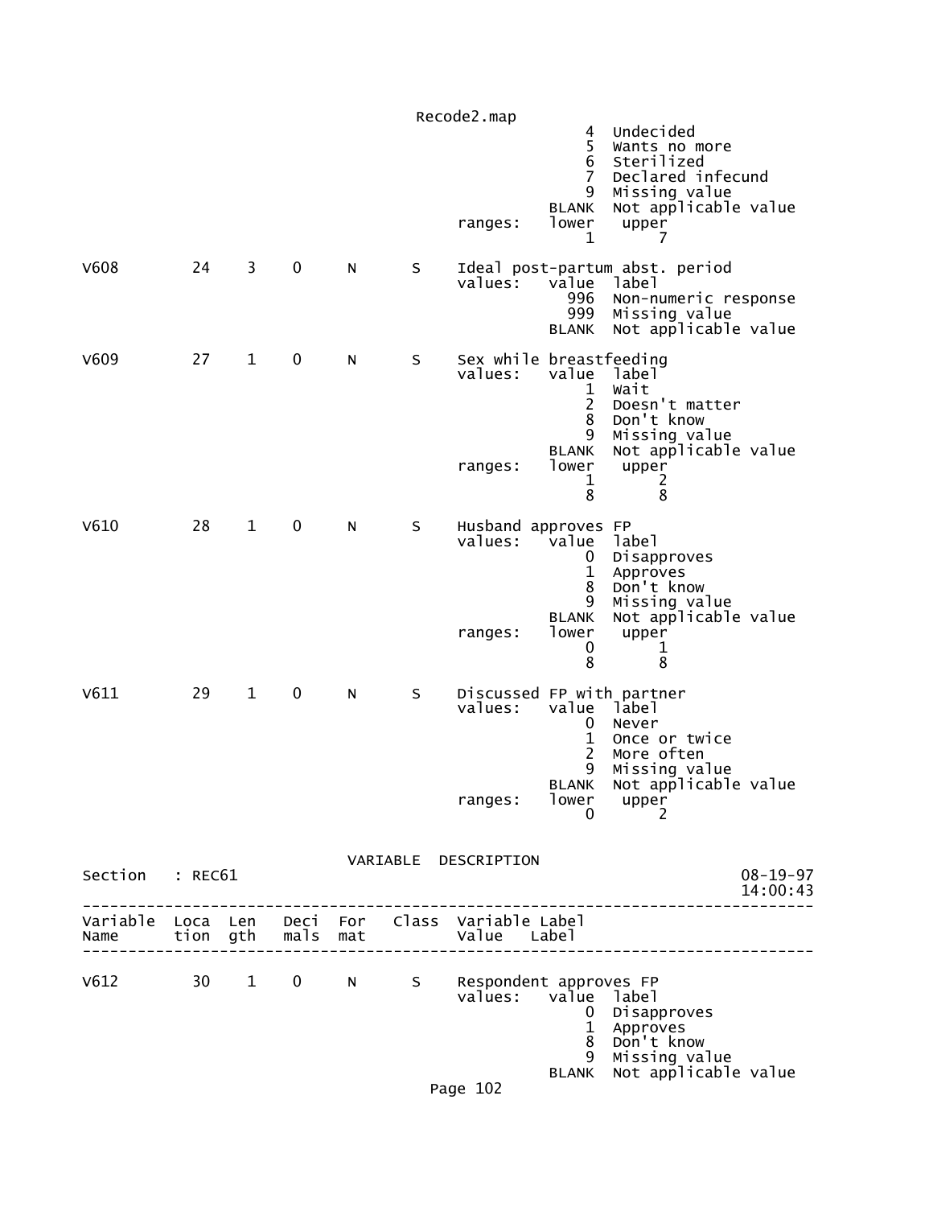```
                                                   4  Undecided
                                                   5  Wants no more
                                                   6  Sterilized
                                                   7  Declared infecund
                                                   9  Missing value
                                               BLANK  Not applicable value
                                     ranges:   lower   upper
                                                   1       7

V608        24   3   0    N     S    Ideal post-partum abst. period
                                     values:   value  label
                                                 996  Non-numeric response
                                                 999  Missing value
                                               BLANK  Not applicable value

V609        27   1   0    N     S    Sex while breastfeeding
                                     values:   value  label
                                                   1  Wait
                                                   2  Doesn't matter
                                                   8  Don't know
                                                   9  Missing value
                                               BLANK  Not applicable value
                                     ranges:   lower   upper
                                                   1       2
                                                   8       8

V610        28   1   0    N     S    Husband approves FP
                                     values:   value  label
                                                   0  Disapproves
                                                   1  Approves
                                                   8  Don't know
                                                   9  Missing value
                                               BLANK  Not applicable value
                                     ranges:   lower   upper
                                                   0       1
                                                   8       8

V611        29   1   0    N     S    Discussed FP with partner
                                     values:   value  label
                                                   0  Never
                                                   1  Once or twice
                                                   2  More often
                                                   9  Missing value
                                               BLANK  Not applicable value
                                     ranges:   lower   upper
                                                   0       2
```

VARIABLE DESCRIPTION

```
Section   : REC61                                                     08-19-97
                                                                      14:00:43
--------------------------------------------------------------------------------
Variable  Loca  Len   Deci  For   Class  Variable Label
Name      tion  gth   mals  mat          Value    Label
--------------------------------------------------------------------------------

V612        30   1   0    N     S    Respondent approves FP
                                     values:   value  label
                                                   0  Disapproves
                                                   1  Approves
                                                   8  Don't know
                                                   9  Missing value
                                               BLANK  Not applicable value
```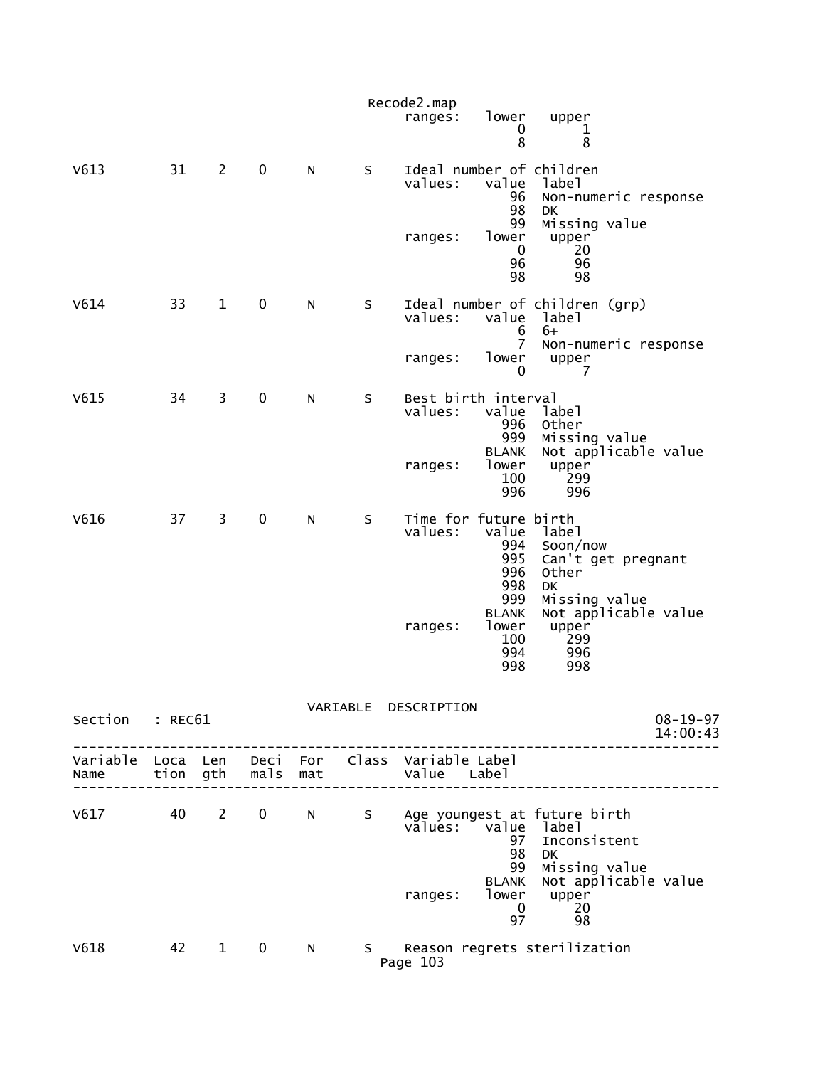```
                                         Recode2.map
                                              ranges:   lower   upper
                                                            0       1
                                                            8       8

V613          31    2    0      N      S     Ideal number of children
                                              values:   value  label
                                                           96  Non-numeric response
                                                           98  DK
                                                           99  Missing value
                                              ranges:   lower   upper
                                                            0      20
                                                           96      96
                                                           98      98

V614          33    1    0      N      S     Ideal number of children (grp)
                                              values:   value  label
                                                            6  6+
                                                            7  Non-numeric response
                                              ranges:   lower   upper
                                                            0       7

V615          34    3    0      N      S     Best birth interval
                                              values:   value  label
                                                          996  Other
                                                          999  Missing value
                                                        BLANK  Not applicable value
                                              ranges:   lower   upper
                                                          100     299
                                                          996     996

V616          37    3    0      N      S     Time for future birth
                                              values:   value  label
                                                          994  Soon/now
                                                          995  Can't get pregnant
                                                          996  Other
                                                          998  DK
                                                          999  Missing value
                                                        BLANK  Not applicable value
                                              ranges:   lower   upper
                                                          100     299
                                                          994     996
                                                          998     998

                                   VARIABLE  DESCRIPTION
Section   : REC61                                                         08-19-97
                                                                          14:00:43
-------------------------------------------------------------------------------------
Variable  Loca  Len   Deci  For   Class  Variable Label
Name      tion  gth   mals  mat          Value   Label
-------------------------------------------------------------------------------------

V617          40    2    0      N      S     Age youngest at future birth
                                              values:   value  label
                                                           97  Inconsistent
                                                           98  DK
                                                           99  Missing value
                                                        BLANK  Not applicable value
                                              ranges:   lower   upper
                                                            0      20
                                                           97      98

V618          42    1    0      N      S     Reason regrets sterilization
```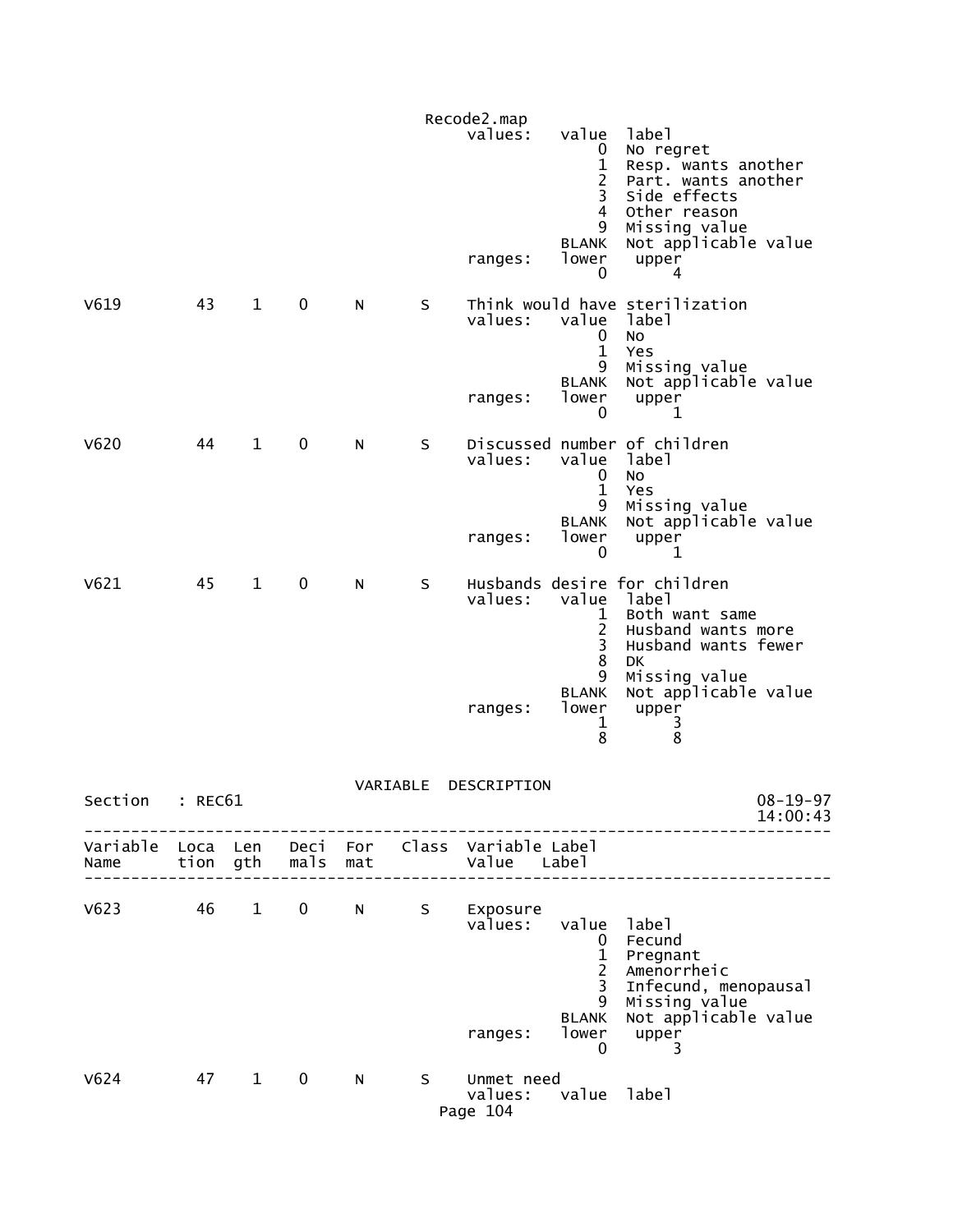```
                                                values:   value  label
                                                              0  No regret
                                                              1  Resp. wants another
                                                              2  Part. wants another
                                                              3  Side effects
                                                              4  Other reason
                                                              9  Missing value
                                                          BLANK  Not applicable value
                                                ranges:   lower   upper
                                                              0       4

V619          43    1    0     N      S    Think would have sterilization
                                                values:   value  label
                                                              0  No
                                                              1  Yes
                                                              9  Missing value
                                                          BLANK  Not applicable value
                                                ranges:   lower   upper
                                                              0       1

V620          44    1    0     N      S    Discussed number of children
                                                values:   value  label
                                                              0  No
                                                              1  Yes
                                                              9  Missing value
                                                          BLANK  Not applicable value
                                                ranges:   lower   upper
                                                              0       1

V621          45    1    0     N      S    Husbands desire for children
                                                values:   value  label
                                                              1  Both want same
                                                              2  Husband wants more
                                                              3  Husband wants fewer
                                                              8  DK
                                                              9  Missing value
                                                          BLANK  Not applicable value
                                                ranges:   lower   upper
                                                              1       3
                                                              8       8


                                    VARIABLE  DESCRIPTION
Section   : REC61                                                                08-19-97
                                                                                 14:00:43
-------------------------------------------------------------------------------------------
Variable  Loca  Len   Deci  For   Class  Variable Label
Name      tion  gth   mals  mat          Value    Label
-------------------------------------------------------------------------------------------

V623          46    1    0     N      S    Exposure
                                                values:   value  label
                                                              0  Fecund
                                                              1  Pregnant
                                                              2  Amenorrheic
                                                              3  Infecund, menopausal
                                                              9  Missing value
                                                          BLANK  Not applicable value
                                                ranges:   lower   upper
                                                              0       3

V624          47    1    0     N      S    Unmet need
                                                values:   value  label
```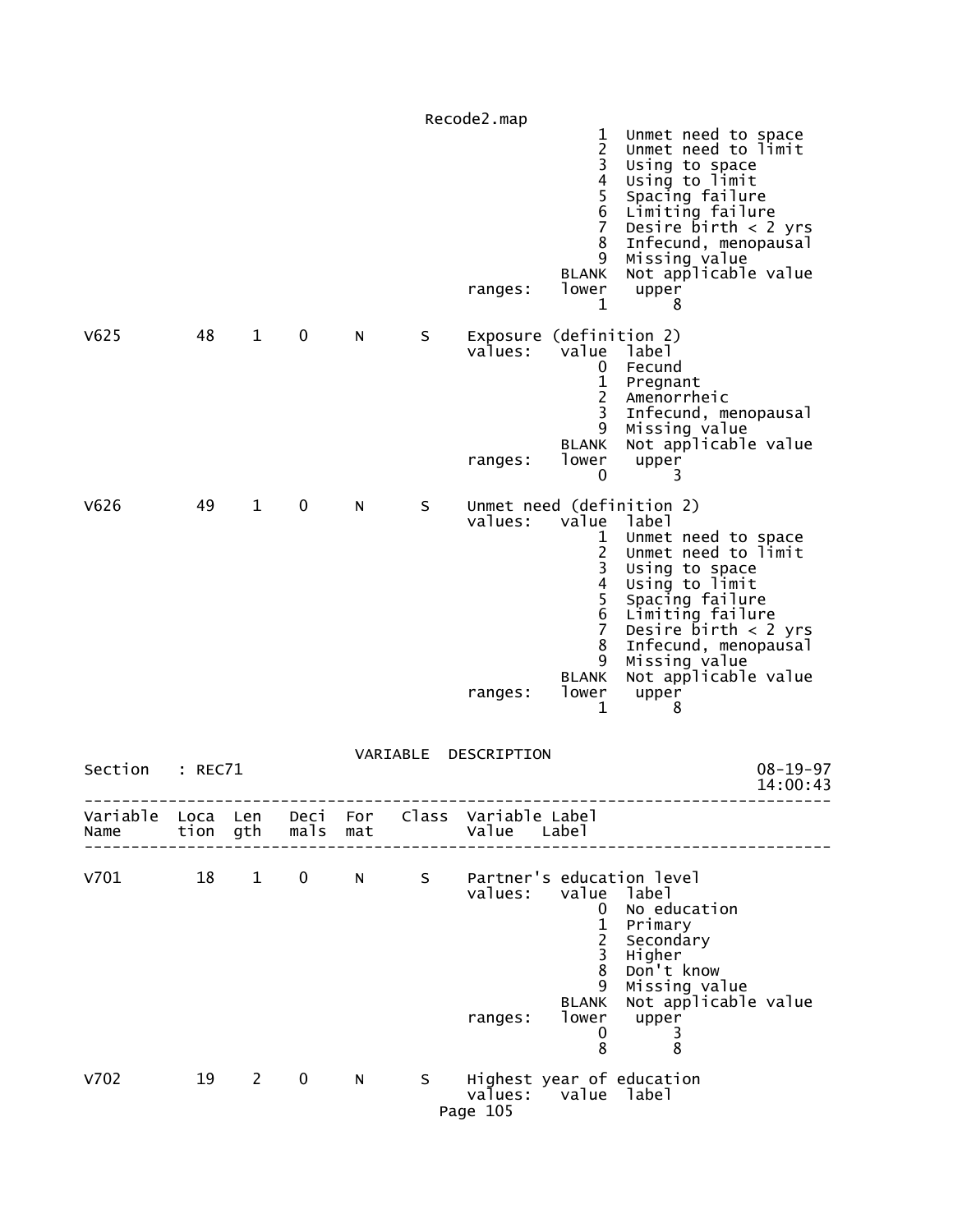```
                                                1  Unmet need to space
                                                2  Unmet need to limit
                                                3  Using to space
                                                4  Using to limit
                                                5  Spacing failure
                                                6  Limiting failure
                                                7  Desire birth < 2 yrs
                                                8  Infecund, menopausal
                                                9  Missing value
                                            BLANK  Not applicable value
                                 ranges:    lower   upper
                                                1       8

V625        48    1    0    N     S    Exposure (definition 2)
                                 values:    value  label
                                                0  Fecund
                                                1  Pregnant
                                                2  Amenorrheic
                                                3  Infecund, menopausal
                                                9  Missing value
                                            BLANK  Not applicable value
                                 ranges:    lower   upper
                                                0       3

V626        49    1    0    N     S    Unmet need (definition 2)
                                 values:    value  label
                                                1  Unmet need to space
                                                2  Unmet need to limit
                                                3  Using to space
                                                4  Using to limit
                                                5  Spacing failure
                                                6  Limiting failure
                                                7  Desire birth < 2 yrs
                                                8  Infecund, menopausal
                                                9  Missing value
                                            BLANK  Not applicable value
                                 ranges:    lower   upper
                                                1       8

                              VARIABLE  DESCRIPTION
Section   : REC71                                                    08-19-97
                                                                     14:00:43
-------------------------------------------------------------------------------
Variable  Loca  Len   Deci  For   Class  Variable Label
Name      tion  gth   mals  mat          Value    Label
-------------------------------------------------------------------------------

V701        18    1    0    N     S    Partner's education level
                                 values:    value  label
                                                0  No education
                                                1  Primary
                                                2  Secondary
                                                3  Higher
                                                8  Don't know
                                                9  Missing value
                                            BLANK  Not applicable value
                                 ranges:    lower   upper
                                                0       3
                                                8       8

V702        19    2    0    N     S    Highest year of education
                                 values:    value  label
```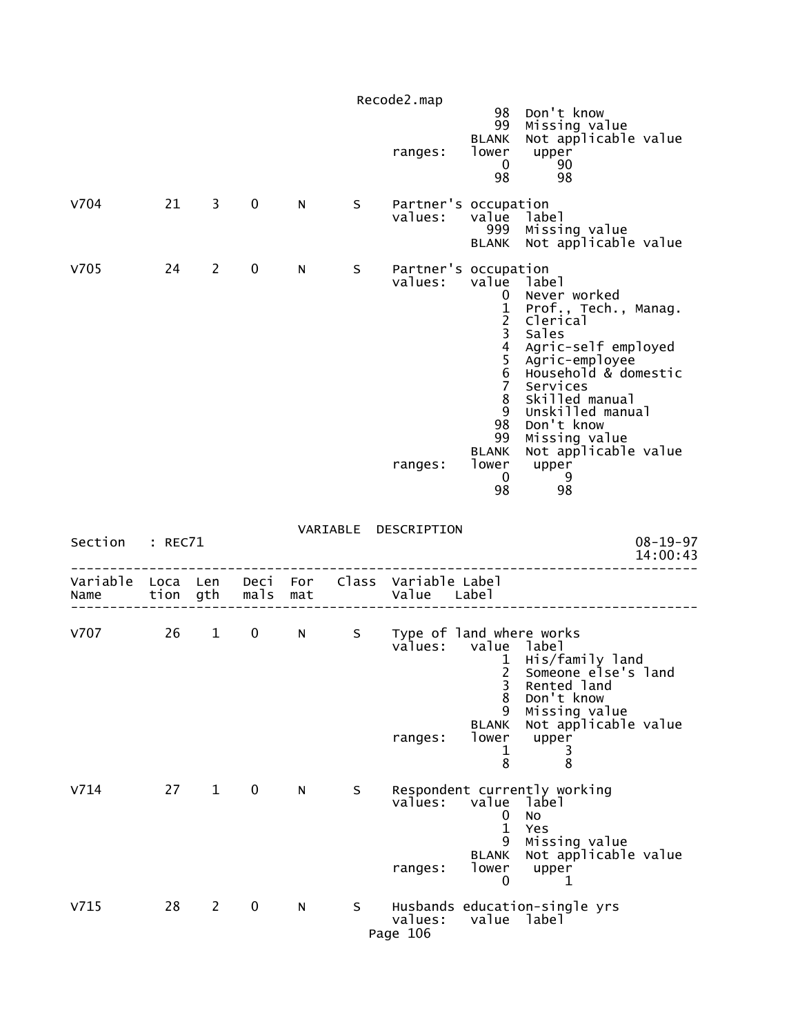```
                                                      98  Don't know
                                                      99  Missing value
                                                   BLANK  Not applicable value
                                      ranges:      lower   upper
                                                       0      90
                                                      98      98

V704        21    3    0     N     S    Partner's occupation
                                        values:    value  label
                                                     999  Missing value
                                                   BLANK  Not applicable value

V705        24    2    0     N     S    Partner's occupation
                                        values:    value  label
                                                       0  Never worked
                                                       1  Prof., Tech., Manag.
                                                       2  Clerical
                                                       3  Sales
                                                       4  Agric-self employed
                                                       5  Agric-employee
                                                       6  Household & domestic
                                                       7  Services
                                                       8  Skilled manual
                                                       9  Unskilled manual
                                                      98  Don't know
                                                      99  Missing value
                                                   BLANK  Not applicable value
                                        ranges:    lower   upper
                                                       0       9
                                                      98      98

                              VARIABLE  DESCRIPTION
Section    : REC71                                                      08-19-97
                                                                        14:00:43
--------------------------------------------------------------------------------
Variable  Loca  Len   Deci  For   Class  Variable Label
Name      tion  gth   mals  mat          Value   Label
--------------------------------------------------------------------------------

V707        26    1    0     N     S    Type of land where works
                                        values:    value  label
                                                       1  His/family land
                                                       2  Someone else's land
                                                       3  Rented land
                                                       8  Don't know
                                                       9  Missing value
                                                   BLANK  Not applicable value
                                        ranges:    lower   upper
                                                       1       3
                                                       8       8

V714        27    1    0     N     S    Respondent currently working
                                        values:    value  label
                                                       0  No
                                                       1  Yes
                                                       9  Missing value
                                                   BLANK  Not applicable value
                                        ranges:    lower   upper
                                                       0       1

V715        28    2    0     N     S    Husbands education-single yrs
                                        values:    value  label
```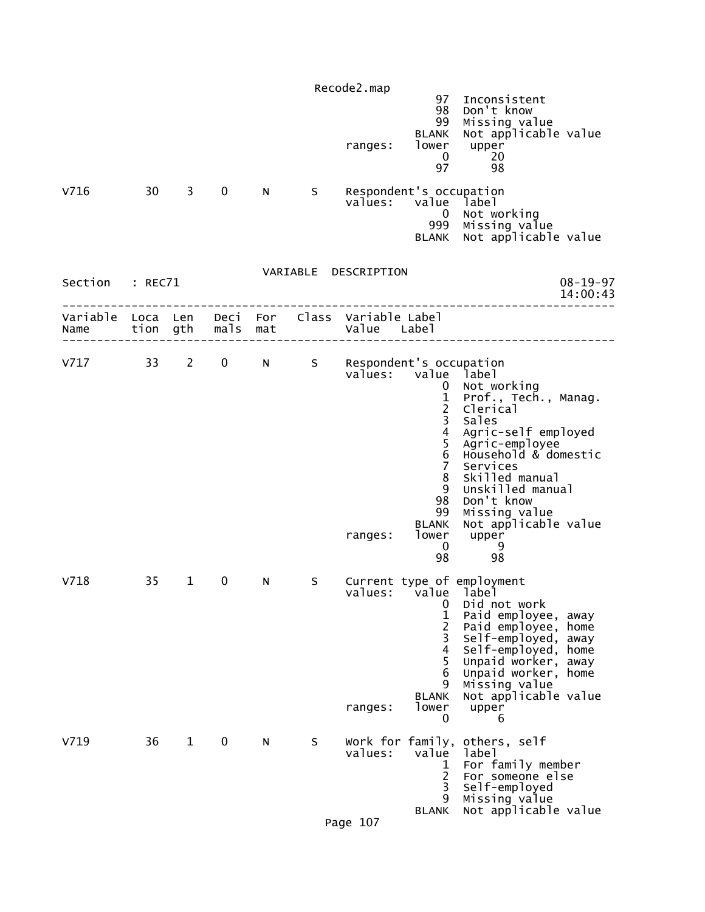```
                                                  97  Inconsistent
                                                  98  Don't know
                                                  99  Missing value
                                               BLANK  Not applicable value
                                   ranges:     lower   upper
                                                   0      20
                                                  97      98

V716        30    3    0     N      S     Respondent's occupation
                                          values:   value  label
                                                       0  Not working
                                                     999  Missing value
                                                   BLANK  Not applicable value


                             VARIABLE  DESCRIPTION
Section   : REC71                                                        08-19-97
                                                                         14:00:43
---------------------------------------------------------------------------------
Variable  Loca  Len   Deci  For    Class  Variable Label
Name      tion  gth   mals  mat           Value   Label
---------------------------------------------------------------------------------

V717        33    2    0     N      S     Respondent's occupation
                                          values:   value  label
                                                       0  Not working
                                                       1  Prof., Tech., Manag.
                                                       2  Clerical
                                                       3  Sales
                                                       4  Agric-self employed
                                                       5  Agric-employee
                                                       6  Household & domestic
                                                       7  Services
                                                       8  Skilled manual
                                                       9  Unskilled manual
                                                      98  Don't know
                                                      99  Missing value
                                                   BLANK  Not applicable value
                                          ranges:   lower   upper
                                                       0       9
                                                      98      98

V718        35    1    0     N      S     Current type of employment
                                          values:   value  label
                                                       0  Did not work
                                                       1  Paid employee, away
                                                       2  Paid employee, home
                                                       3  Self-employed, away
                                                       4  Self-employed, home
                                                       5  Unpaid worker, away
                                                       6  Unpaid worker, home
                                                       9  Missing value
                                                   BLANK  Not applicable value
                                          ranges:   lower   upper
                                                       0       6

V719        36    1    0     N      S     Work for family, others, self
                                          values:   value  label
                                                       1  For family member
                                                       2  For someone else
                                                       3  Self-employed
                                                       9  Missing value
                                                   BLANK  Not applicable value
```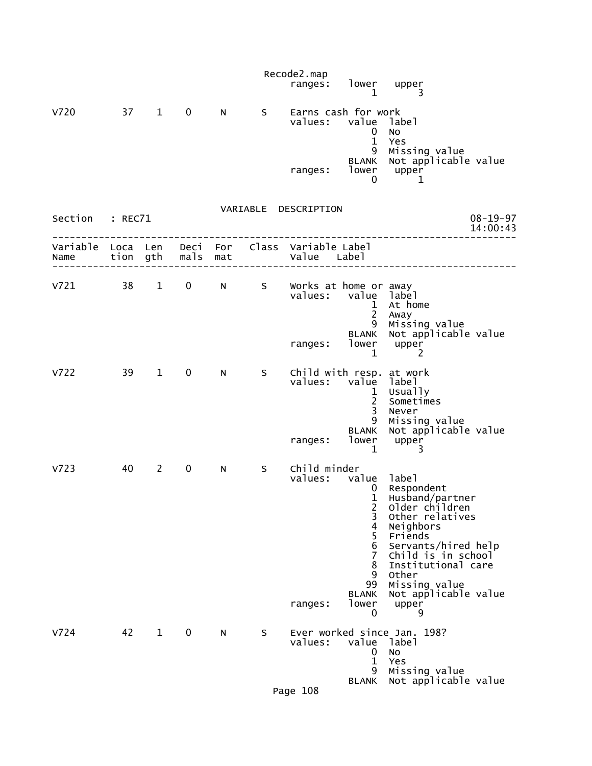```
                                             Recode2.map
                                                  ranges:    lower    upper
                                                                 1        3

V720          37    1    0     N       S      Earns cash for work
                                              values:    value  label
                                                             0  No
                                                             1  Yes
                                                             9  Missing value
                                                         BLANK  Not applicable value
                                              ranges:    lower    upper
                                                             0        1
```

VARIABLE DESCRIPTION

```
Section    : REC71                                                              08-19-97
                                                                                14:00:43
-----------------------------------------------------------------------------------------
Variable  Loca  Len   Deci  For    Class  Variable Label
Name      tion  gth   mals  mat           Value    Label
-----------------------------------------------------------------------------------------

V721          38    1    0     N       S      Works at home or away
                                              values:    value  label
                                                             1  At home
                                                             2  Away
                                                             9  Missing value
                                                         BLANK  Not applicable value
                                              ranges:    lower    upper
                                                             1        2

V722          39    1    0     N       S      Child with resp. at work
                                              values:    value  label
                                                             1  Usually
                                                             2  Sometimes
                                                             3  Never
                                                             9  Missing value
                                                         BLANK  Not applicable value
                                              ranges:    lower    upper
                                                             1        3

V723          40    2    0     N       S      Child minder
                                              values:    value  label
                                                             0  Respondent
                                                             1  Husband/partner
                                                             2  Older children
                                                             3  Other relatives
                                                             4  Neighbors
                                                             5  Friends
                                                             6  Servants/hired help
                                                             7  Child is in school
                                                             8  Institutional care
                                                             9  Other
                                                            99  Missing value
                                                         BLANK  Not applicable value
                                              ranges:    lower    upper
                                                             0        9

V724          42    1    0     N       S      Ever worked since Jan. 198?
                                              values:    value  label
                                                             0  No
                                                             1  Yes
                                                             9  Missing value
                                                         BLANK  Not applicable value
```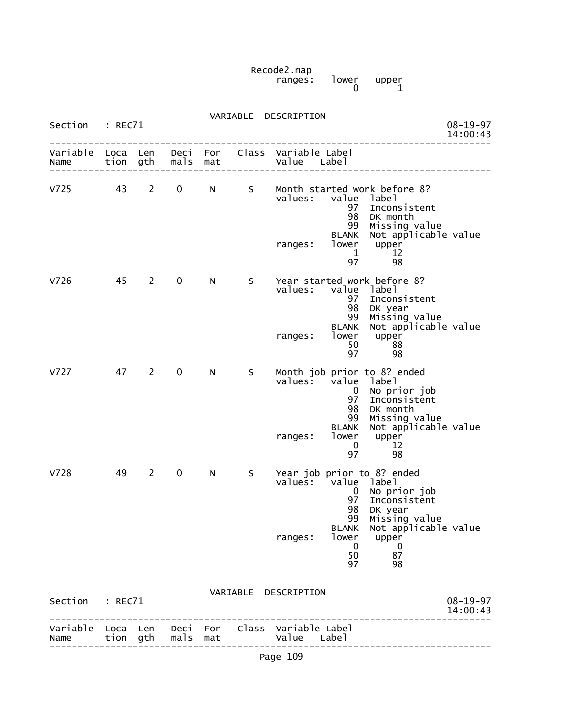Recode2.map
ranges: lower upper
0 1

VARIABLE DESCRIPTION

Section : REC71 08-19-97 14:00:43

```
--------------------------------------------------------------------------------
Variable  Loca  Len   Deci  For   Class  Variable Label
Name      tion  gth   mals  mat          Value    Label
--------------------------------------------------------------------------------

V725        43    2    0     N      S    Month started work before 8?
                                         values:   value  label
                                                      97  Inconsistent
                                                      98  DK month
                                                      99  Missing value
                                                   BLANK  Not applicable value
                                         ranges:   lower   upper
                                                       1      12
                                                      97      98

V726        45    2    0     N      S    Year started work before 8?
                                         values:   value  label
                                                      97  Inconsistent
                                                      98  DK year
                                                      99  Missing value
                                                   BLANK  Not applicable value
                                         ranges:   lower   upper
                                                      50      88
                                                      97      98

V727        47    2    0     N      S    Month job prior to 8? ended
                                         values:   value  label
                                                       0  No prior job
                                                      97  Inconsistent
                                                      98  DK month
                                                      99  Missing value
                                                   BLANK  Not applicable value
                                         ranges:   lower   upper
                                                       0      12
                                                      97      98

V728        49    2    0     N      S    Year job prior to 8? ended
                                         values:   value  label
                                                       0  No prior job
                                                      97  Inconsistent
                                                      98  DK year
                                                      99  Missing value
                                                   BLANK  Not applicable value
                                         ranges:   lower   upper
                                                       0       0
                                                      50      87
                                                      97      98
```

VARIABLE DESCRIPTION

Section : REC71 08-19-97 14:00:43

```
--------------------------------------------------------------------------------
Variable  Loca  Len   Deci  For   Class  Variable Label
Name      tion  gth   mals  mat          Value    Label
--------------------------------------------------------------------------------
```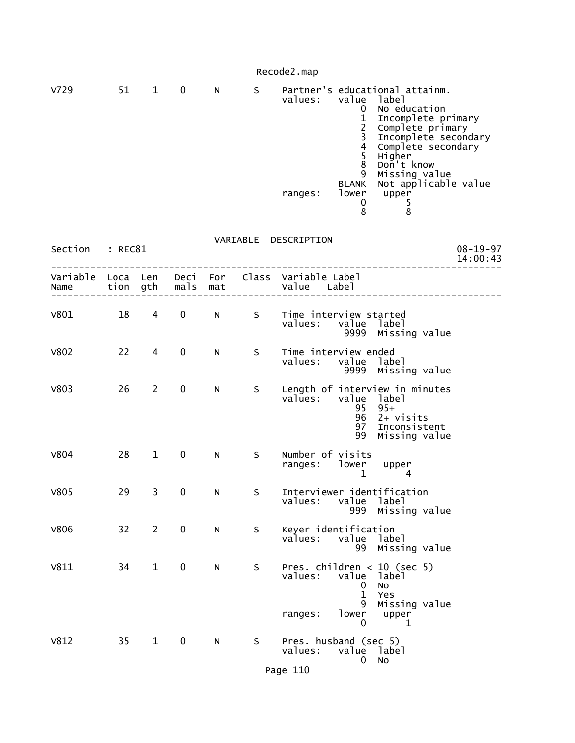```
V729          51    1    0      N       S     Partner's educational attainm.
                                              values:   value  label
                                                            0  No education
                                                            1  Incomplete primary
                                                            2  Complete primary
                                                            3  Incomplete secondary
                                                            4  Complete secondary
                                                            5  Higher
                                                            8  Don't know
                                                            9  Missing value
                                                        BLANK  Not applicable value
                                              ranges:   lower   upper
                                                            0       5
                                                            8       8
```

VARIABLE DESCRIPTION

```
Section   : REC81                                                              08-19-97
                                                                               14:00:43
-------------------------------------------------------------------------------------
Variable  Loca  Len   Deci  For    Class  Variable Label
Name      tion  gth   mals  mat           Value   Label
-------------------------------------------------------------------------------------

V801          18    4    0      N       S     Time interview started
                                              values:   value  label
                                                         9999  Missing value

V802          22    4    0      N       S     Time interview ended
                                              values:   value  label
                                                         9999  Missing value

V803          26    2    0      N       S     Length of interview in minutes
                                              values:   value  label
                                                           95  95+
                                                           96  2+ visits
                                                           97  Inconsistent
                                                           99  Missing value

V804          28    1    0      N       S     Number of visits
                                              ranges:   lower   upper
                                                            1       4

V805          29    3    0      N       S     Interviewer identification
                                              values:   value  label
                                                          999  Missing value

V806          32    2    0      N       S     Keyer identification
                                              values:   value  label
                                                           99  Missing value

V811          34    1    0      N       S     Pres. children < 10 (sec 5)
                                              values:   value  label
                                                            0  No
                                                            1  Yes
                                                            9  Missing value
                                              ranges:   lower   upper
                                                            0       1

V812          35    1    0      N       S     Pres. husband (sec 5)
                                              values:   value  label
                                                            0  No
```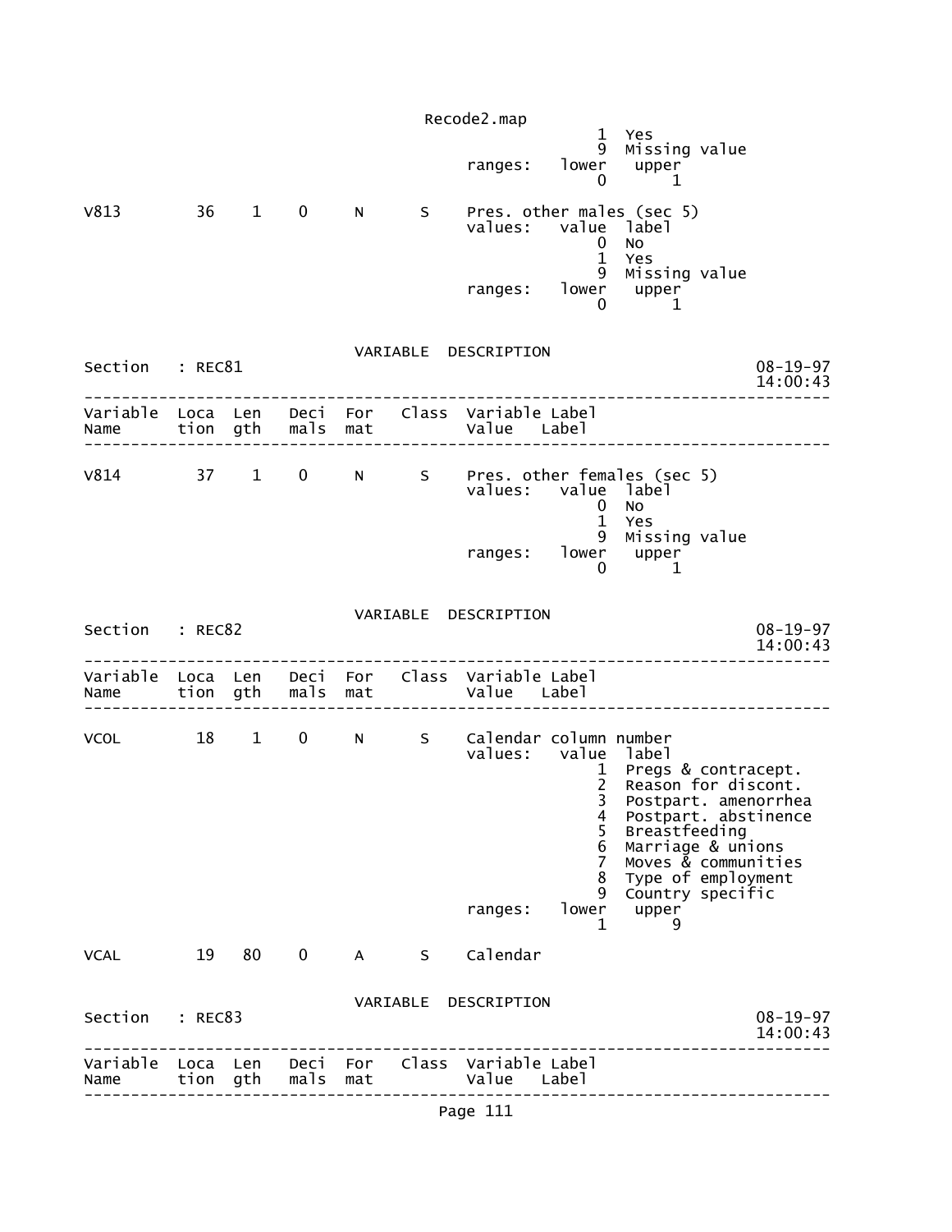```
                                                  1  Yes
                                                  9  Missing value
                                        ranges:   lower   upper
                                                  0       1

V813        36    1    0     N      S    Pres. other males (sec 5)
                                        values:   value  label
                                                  0  No
                                                  1  Yes
                                                  9  Missing value
                                        ranges:   lower   upper
                                                  0       1
```

```
                              VARIABLE  DESCRIPTION
Section   : REC81                                                    08-19-97
                                                                     14:00:43
--------------------------------------------------------------------------------
Variable  Loca  Len   Deci  For   Class  Variable Label
Name      tion  gth   mals  mat          Value   Label
--------------------------------------------------------------------------------

V814        37    1    0     N      S    Pres. other females (sec 5)
                                        values:   value  label
                                                  0  No
                                                  1  Yes
                                                  9  Missing value
                                        ranges:   lower   upper
                                                  0       1
```

```
                              VARIABLE  DESCRIPTION
Section   : REC82                                                    08-19-97
                                                                     14:00:43
--------------------------------------------------------------------------------
Variable  Loca  Len   Deci  For   Class  Variable Label
Name      tion  gth   mals  mat          Value   Label
--------------------------------------------------------------------------------

VCOL        18    1    0     N      S    Calendar column number
                                        values:   value  label
                                                  1  Pregs & contracept.
                                                  2  Reason for discont.
                                                  3  Postpart. amenorrhea
                                                  4  Postpart. abstinence
                                                  5  Breastfeeding
                                                  6  Marriage & unions
                                                  7  Moves & communities
                                                  8  Type of employment
                                                  9  Country specific
                                        ranges:   lower   upper
                                                  1       9

VCAL        19   80    0     A      S    Calendar
```

```
                              VARIABLE  DESCRIPTION
Section   : REC83                                                    08-19-97
                                                                     14:00:43
--------------------------------------------------------------------------------
Variable  Loca  Len   Deci  For   Class  Variable Label
Name      tion  gth   mals  mat          Value   Label
--------------------------------------------------------------------------------
```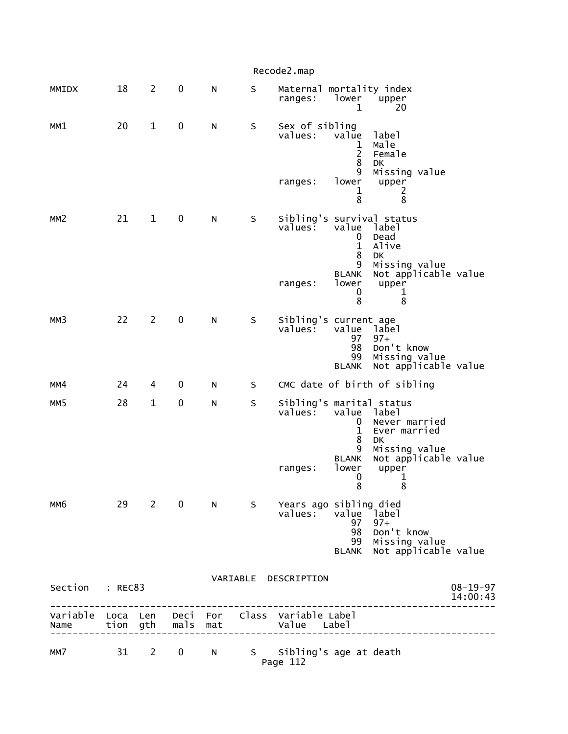```
MMIDX        18    2    0     N      S    Maternal mortality index
                                          ranges:   lower   upper
                                                        1      20

MM1          20    1    0     N      S    Sex of sibling
                                          values:   value  label
                                                        1  Male
                                                        2  Female
                                                        8  DK
                                                        9  Missing value
                                          ranges:   lower   upper
                                                        1       2
                                                        8       8

MM2          21    1    0     N      S    Sibling's survival status
                                          values:   value  label
                                                        0  Dead
                                                        1  Alive
                                                        8  DK
                                                        9  Missing value
                                                    BLANK  Not applicable value
                                          ranges:   lower   upper
                                                        0       1
                                                        8       8

MM3          22    2    0     N      S    Sibling's current age
                                          values:   value  label
                                                       97  97+
                                                       98  Don't know
                                                       99  Missing value
                                                    BLANK  Not applicable value

MM4          24    4    0     N      S    CMC date of birth of sibling

MM5          28    1    0     N      S    Sibling's marital status
                                          values:   value  label
                                                        0  Never married
                                                        1  Ever married
                                                        8  DK
                                                        9  Missing value
                                                    BLANK  Not applicable value
                                          ranges:   lower   upper
                                                        0       1
                                                        8       8

MM6          29    2    0     N      S    Years ago sibling died
                                          values:   value  label
                                                       97  97+
                                                       98  Don't know
                                                       99  Missing value
                                                    BLANK  Not applicable value

                                 VARIABLE  DESCRIPTION
Section    : REC83                                                         08-19-97
                                                                           14:00:43
-----------------------------------------------------------------------------------
Variable  Loca  Len   Deci  For   Class  Variable Label
Name      tion  gth   mals  mat          Value    Label
-----------------------------------------------------------------------------------

MM7          31    2    0     N      S    Sibling's age at death
```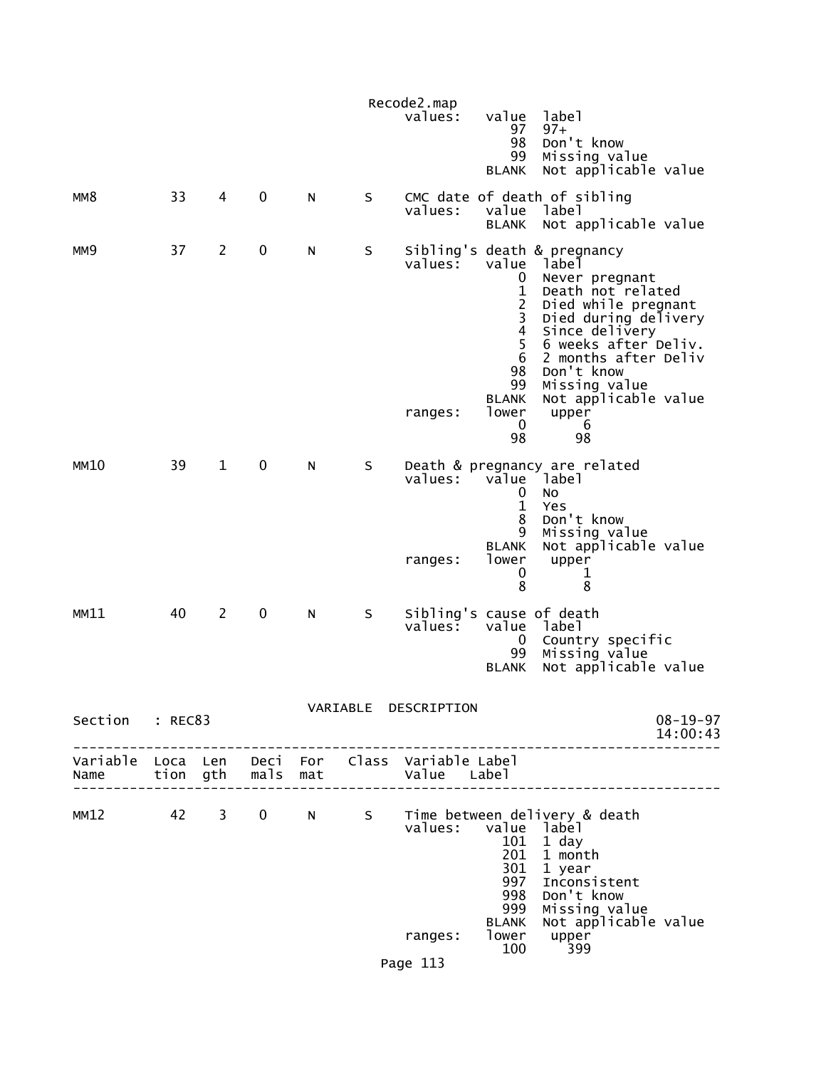values: value label

| value | label |
|---|---|
| 97 | 97+ |
| 98 | Don't know |
| 99 | Missing value |
| BLANK | Not applicable value |

| Variable Name | Location | Length | Decimals | Format | Class | Variable Label |
|---|---|---|---|---|---|---|
| MM8 | 33 | 4 | 0 | N | S | CMC date of death of sibling |

values:

| value | label |
|---|---|
| BLANK | Not applicable value |

| Variable Name | Location | Length | Decimals | Format | Class | Variable Label |
|---|---|---|---|---|---|---|
| MM9 | 37 | 2 | 0 | N | S | Sibling's death & pregnancy |

values:

| value | label |
|---|---|
| 0 | Never pregnant |
| 1 | Death not related |
| 2 | Died while pregnant |
| 3 | Died during delivery |
| 4 | Since delivery |
| 5 | 6 weeks after Deliv. |
| 6 | 2 months after Deliv |
| 98 | Don't know |
| 99 | Missing value |
| BLANK | Not applicable value |

ranges:

| lower | upper |
|---|---|
| 0 | 6 |
| 98 | 98 |

| Variable Name | Location | Length | Decimals | Format | Class | Variable Label |
|---|---|---|---|---|---|---|
| MM10 | 39 | 1 | 0 | N | S | Death & pregnancy are related |

values:

| value | label |
|---|---|
| 0 | No |
| 1 | Yes |
| 8 | Don't know |
| 9 | Missing value |
| BLANK | Not applicable value |

ranges:

| lower | upper |
|---|---|
| 0 | 1 |
| 8 | 8 |

| Variable Name | Location | Length | Decimals | Format | Class | Variable Label |
|---|---|---|---|---|---|---|
| MM11 | 40 | 2 | 0 | N | S | Sibling's cause of death |

values:

| value | label |
|---|---|
| 0 | Country specific |
| 99 | Missing value |
| BLANK | Not applicable value |

## VARIABLE DESCRIPTION

Section : REC83 — 08-19-97 14:00:43

| Variable Name | Location | Length | Decimals | Format | Class | Variable Label |
|---|---|---|---|---|---|---|
| MM12 | 42 | 3 | 0 | N | S | Time between delivery & death |

values:

| value | label |
|---|---|
| 101 | 1 day |
| 201 | 1 month |
| 301 | 1 year |
| 997 | Inconsistent |
| 998 | Don't know |
| 999 | Missing value |
| BLANK | Not applicable value |

ranges:

| lower | upper |
|---|---|
| 100 | 399 |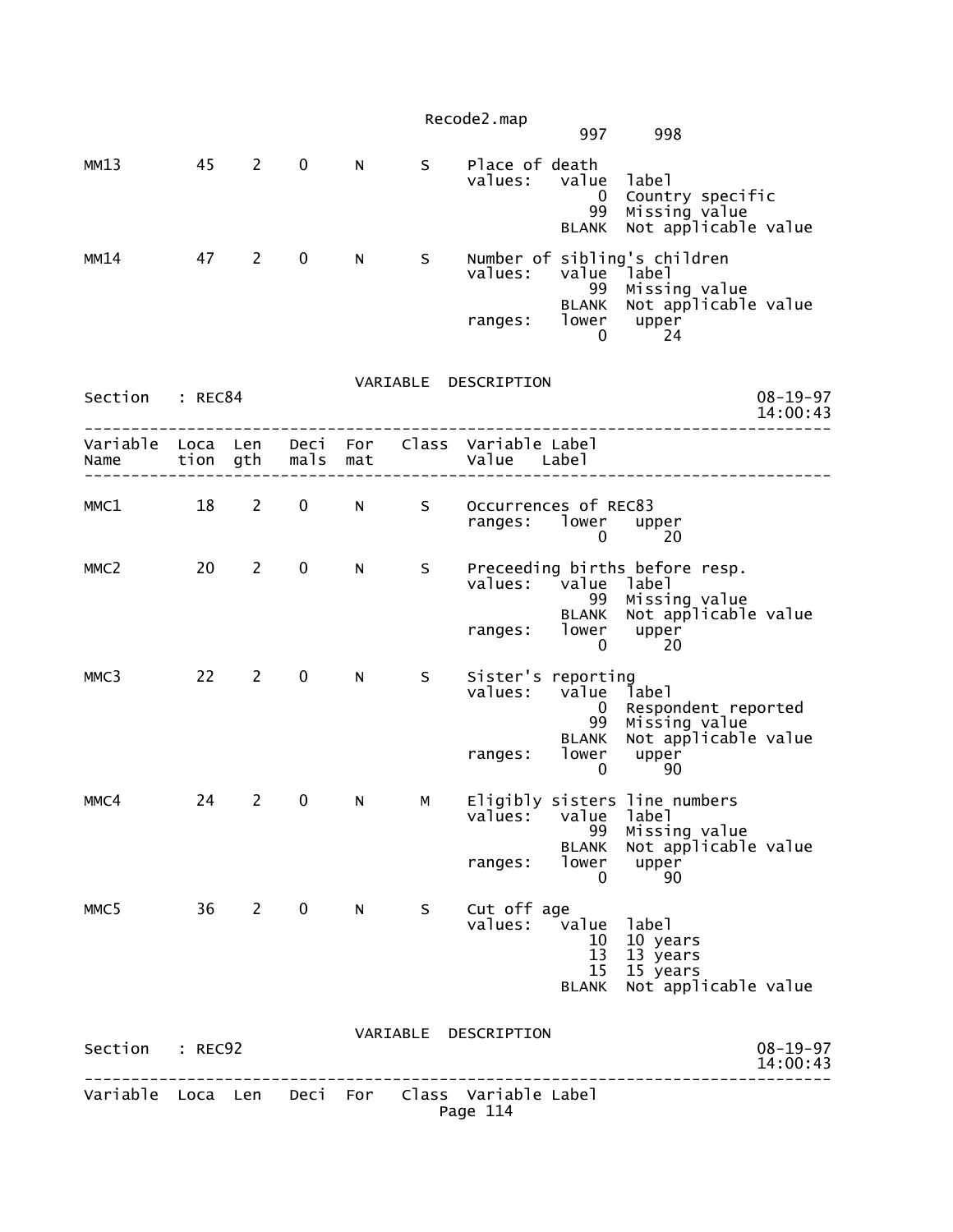997 998

| Variable Name | Location | Length | Decimals | Format | Class | Variable Label |
|---|---|---|---|---|---|---|
| MM13 | 45 | 2 | 0 | N | S | Place of death |
| MM14 | 47 | 2 | 0 | N | S | Number of sibling's children |

MM13 — Place of death

values:

| value | label |
|---|---|
| 0 | Country specific |
| 99 | Missing value |
| BLANK | Not applicable value |

MM14 — Number of sibling's children

values:

| value | label |
|---|---|
| 99 | Missing value |
| BLANK | Not applicable value |

ranges:

| lower | upper |
|---|---|
| 0 | 24 |

## VARIABLE DESCRIPTION

Section : REC84

08-19-97
14:00:43

| Variable Name | Location | Length | Decimals | Format | Class | Variable Label |
|---|---|---|---|---|---|---|
| MMC1 | 18 | 2 | 0 | N | S | Occurrences of REC83 |
| MMC2 | 20 | 2 | 0 | N | S | Preceeding births before resp. |
| MMC3 | 22 | 2 | 0 | N | S | Sister's reporting |
| MMC4 | 24 | 2 | 0 | N | M | Eligibly sisters line numbers |
| MMC5 | 36 | 2 | 0 | N | S | Cut off age |

MMC1 — Occurrences of REC83

ranges:

| lower | upper |
|---|---|
| 0 | 20 |

MMC2 — Preceeding births before resp.

values:

| value | label |
|---|---|
| 99 | Missing value |
| BLANK | Not applicable value |

ranges:

| lower | upper |
|---|---|
| 0 | 20 |

MMC3 — Sister's reporting

values:

| value | label |
|---|---|
| 0 | Respondent reported |
| 99 | Missing value |
| BLANK | Not applicable value |

ranges:

| lower | upper |
|---|---|
| 0 | 90 |

MMC4 — Eligibly sisters line numbers

values:

| value | label |
|---|---|
| 99 | Missing value |
| BLANK | Not applicable value |

ranges:

| lower | upper |
|---|---|
| 0 | 90 |

MMC5 — Cut off age

values:

| value | label |
|---|---|
| 10 | 10 years |
| 13 | 13 years |
| 15 | 15 years |
| BLANK | Not applicable value |

## VARIABLE DESCRIPTION

Section : REC92

08-19-97
14:00:43

| Variable | Loca | Len | Deci | For | Class | Variable Label |
|---|---|---|---|---|---|---|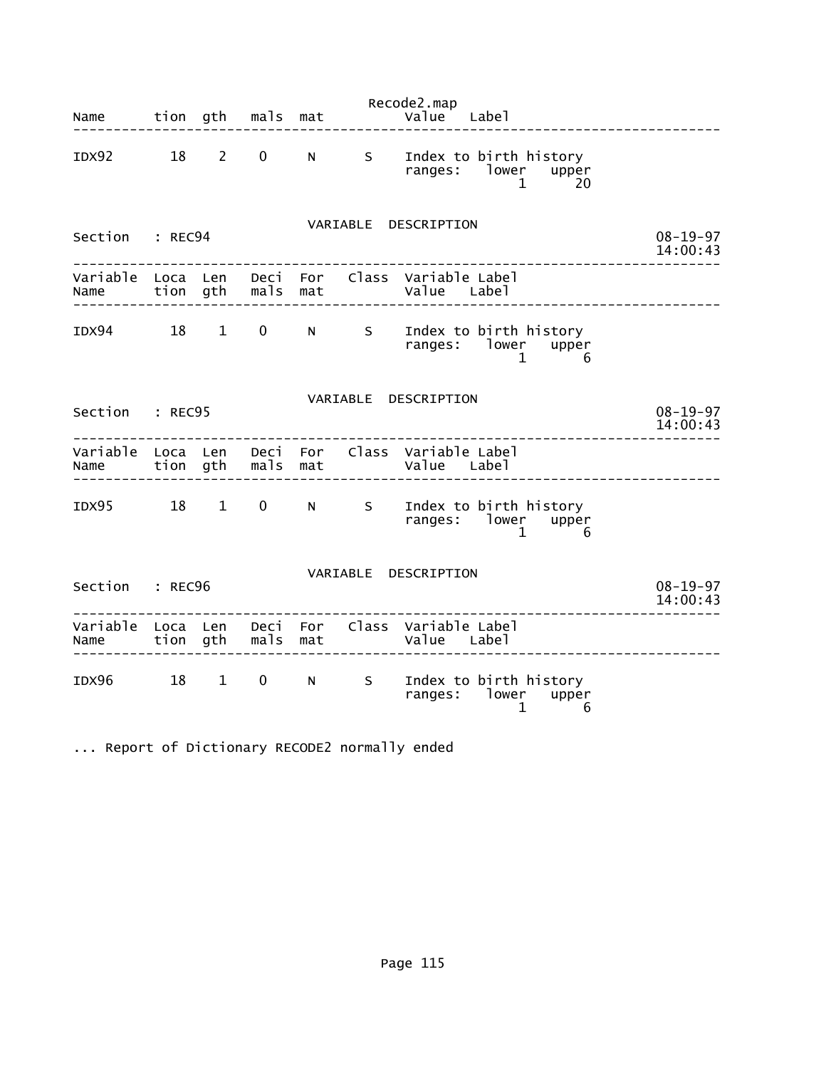Recode2.map

| Name | tion | gth | mals | mat | | Value Label |
|---|---|---|---|---|---|---|
| IDX92 | 18 | 2 | 0 | N | S | Index to birth history<br>ranges: lower upper<br>1 20 |

VARIABLE DESCRIPTION

Section : REC94 08-19-97 14:00:43

| Variable Name | Location | Length | Decimals | Format | Class | Variable Label<br>Value Label |
|---|---|---|---|---|---|---|
| IDX94 | 18 | 1 | 0 | N | S | Index to birth history<br>ranges: lower upper<br>1 6 |

VARIABLE DESCRIPTION

Section : REC95 08-19-97 14:00:43

| Variable Name | Location | Length | Decimals | Format | Class | Variable Label<br>Value Label |
|---|---|---|---|---|---|---|
| IDX95 | 18 | 1 | 0 | N | S | Index to birth history<br>ranges: lower upper<br>1 6 |

VARIABLE DESCRIPTION

Section : REC96 08-19-97 14:00:43

| Variable Name | Location | Length | Decimals | Format | Class | Variable Label<br>Value Label |
|---|---|---|---|---|---|---|
| IDX96 | 18 | 1 | 0 | N | S | Index to birth history<br>ranges: lower upper<br>1 6 |

... Report of Dictionary RECODE2 normally ended